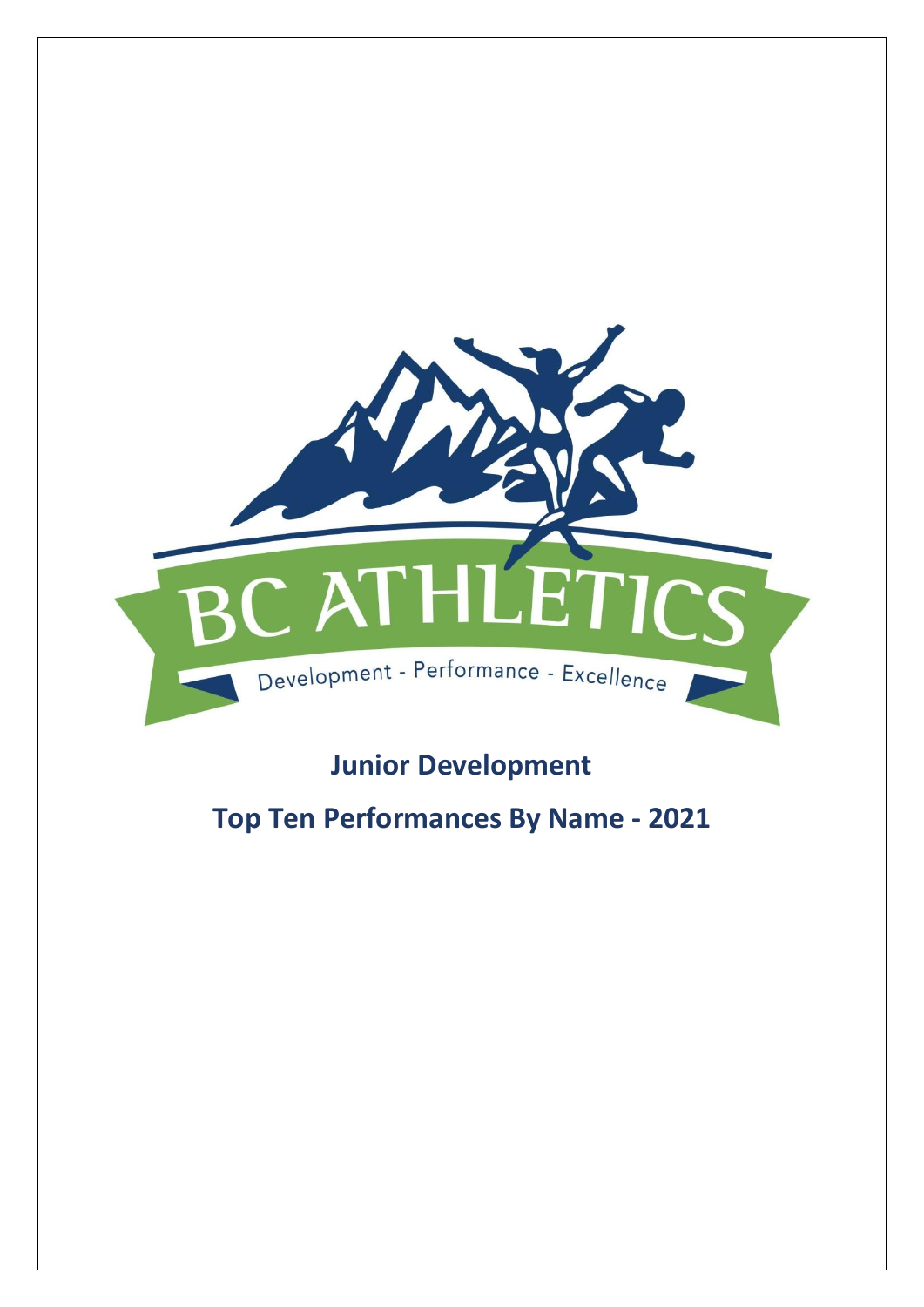BC ATHLETICS

Development - Performance - Excellence

## Junior Development

## Top Ten Performances By Name - 2021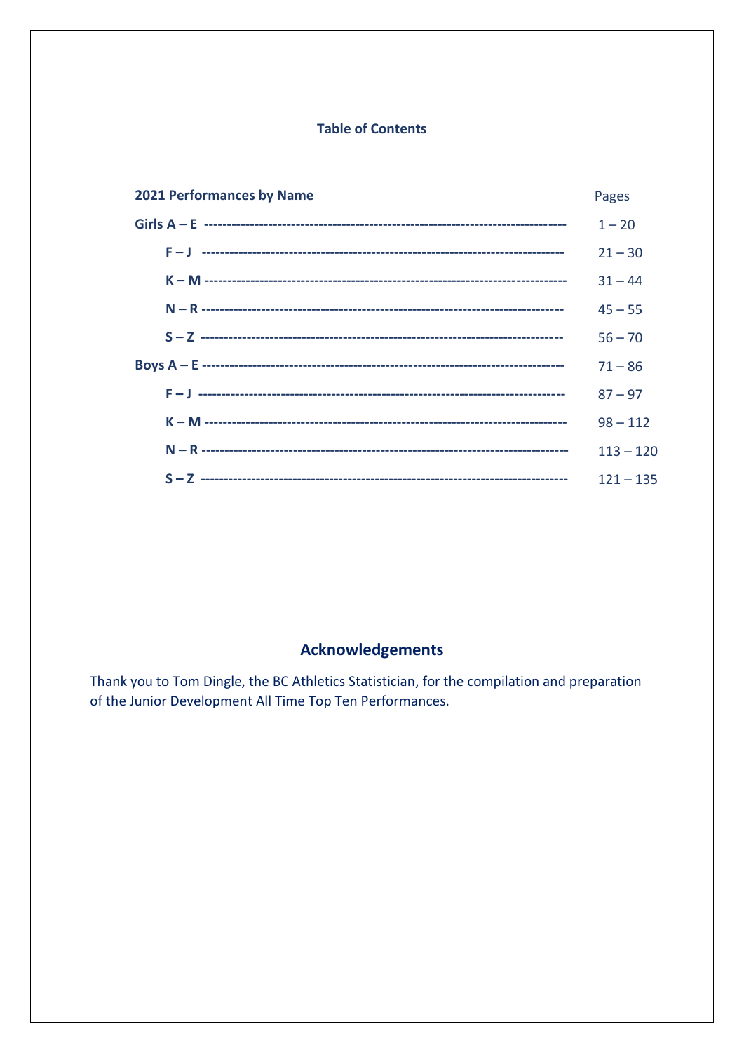### Table of Contents

| **2021 Performances by Name** | Pages |
|---|---|
| **Girls A – E** | 1 – 20 |
| **F – J** | 21 – 30 |
| **K – M** | 31 – 44 |
| **N – R** | 45 – 55 |
| **S – Z** | 56 – 70 |
| **Boys A – E** | 71 – 86 |
| **F – J** | 87 – 97 |
| **K – M** | 98 – 112 |
| **N – R** | 113 – 120 |
| **S – Z** | 121 – 135 |

## Acknowledgements

Thank you to Tom Dingle, the BC Athletics Statistician, for the compilation and preparation of the Junior Development All Time Top Ten Performances.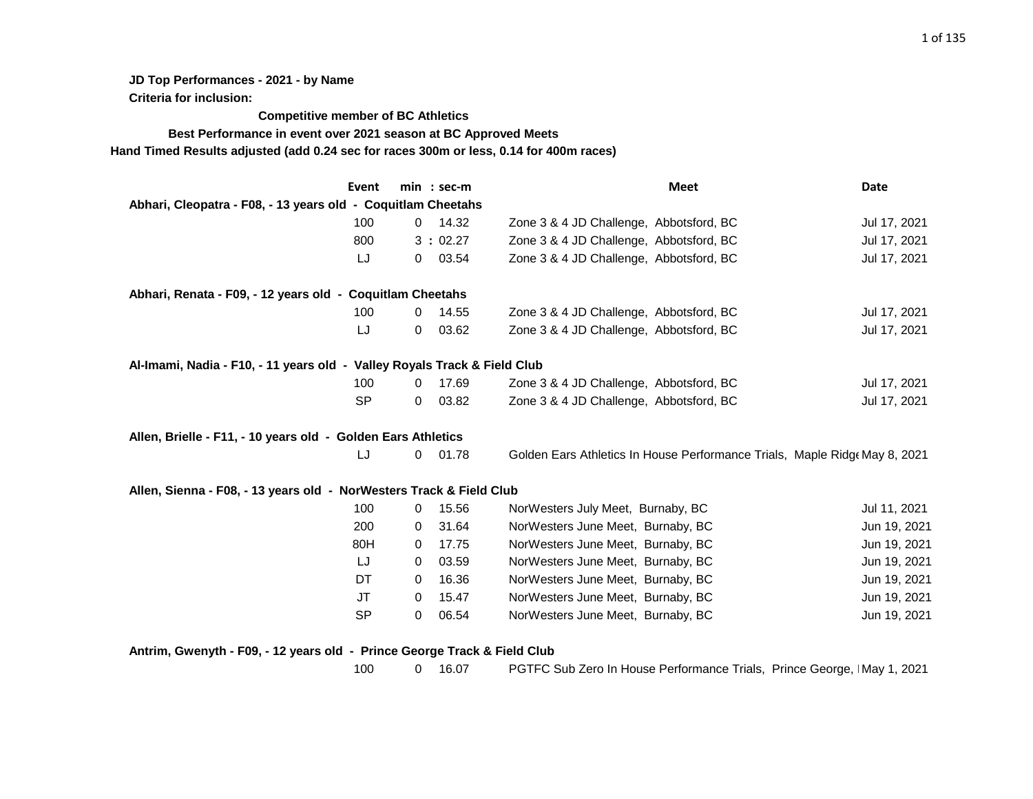**JD Top Performances - 2021 - by Name**

**Criteria for inclusion:**

**Competitive member of BC Athletics**

**Best Performance in event over 2021 season at BC Approved Meets**

**Hand Timed Results adjusted (add 0.24 sec for races 300m or less, 0.14 for 400m races)**

| | Event | min | : sec-m | Meet | Date |
|---|---|---|---|---|---|
| **Abhari, Cleopatra - F08, - 13 years old - Coquitlam Cheetahs** | | | | | |
| | 100 | 0 | 14.32 | Zone 3 & 4 JD Challenge, Abbotsford, BC | Jul 17, 2021 |
| | 800 | 3 | : 02.27 | Zone 3 & 4 JD Challenge, Abbotsford, BC | Jul 17, 2021 |
| | LJ | 0 | 03.54 | Zone 3 & 4 JD Challenge, Abbotsford, BC | Jul 17, 2021 |
| **Abhari, Renata - F09, - 12 years old - Coquitlam Cheetahs** | | | | | |
| | 100 | 0 | 14.55 | Zone 3 & 4 JD Challenge, Abbotsford, BC | Jul 17, 2021 |
| | LJ | 0 | 03.62 | Zone 3 & 4 JD Challenge, Abbotsford, BC | Jul 17, 2021 |
| **Al-Imami, Nadia - F10, - 11 years old - Valley Royals Track & Field Club** | | | | | |
| | 100 | 0 | 17.69 | Zone 3 & 4 JD Challenge, Abbotsford, BC | Jul 17, 2021 |
| | SP | 0 | 03.82 | Zone 3 & 4 JD Challenge, Abbotsford, BC | Jul 17, 2021 |
| **Allen, Brielle - F11, - 10 years old - Golden Ears Athletics** | | | | | |
| | LJ | 0 | 01.78 | Golden Ears Athletics In House Performance Trials, Maple Ridge | May 8, 2021 |
| **Allen, Sienna - F08, - 13 years old - NorWesters Track & Field Club** | | | | | |
| | 100 | 0 | 15.56 | NorWesters July Meet, Burnaby, BC | Jul 11, 2021 |
| | 200 | 0 | 31.64 | NorWesters June Meet, Burnaby, BC | Jun 19, 2021 |
| | 80H | 0 | 17.75 | NorWesters June Meet, Burnaby, BC | Jun 19, 2021 |
| | LJ | 0 | 03.59 | NorWesters June Meet, Burnaby, BC | Jun 19, 2021 |
| | DT | 0 | 16.36 | NorWesters June Meet, Burnaby, BC | Jun 19, 2021 |
| | JT | 0 | 15.47 | NorWesters June Meet, Burnaby, BC | Jun 19, 2021 |
| | SP | 0 | 06.54 | NorWesters June Meet, Burnaby, BC | Jun 19, 2021 |
| **Antrim, Gwenyth - F09, - 12 years old - Prince George Track & Field Club** | | | | | |
| | 100 | 0 | 16.07 | PGTFC Sub Zero In House Performance Trials, Prince George, I | May 1, 2021 |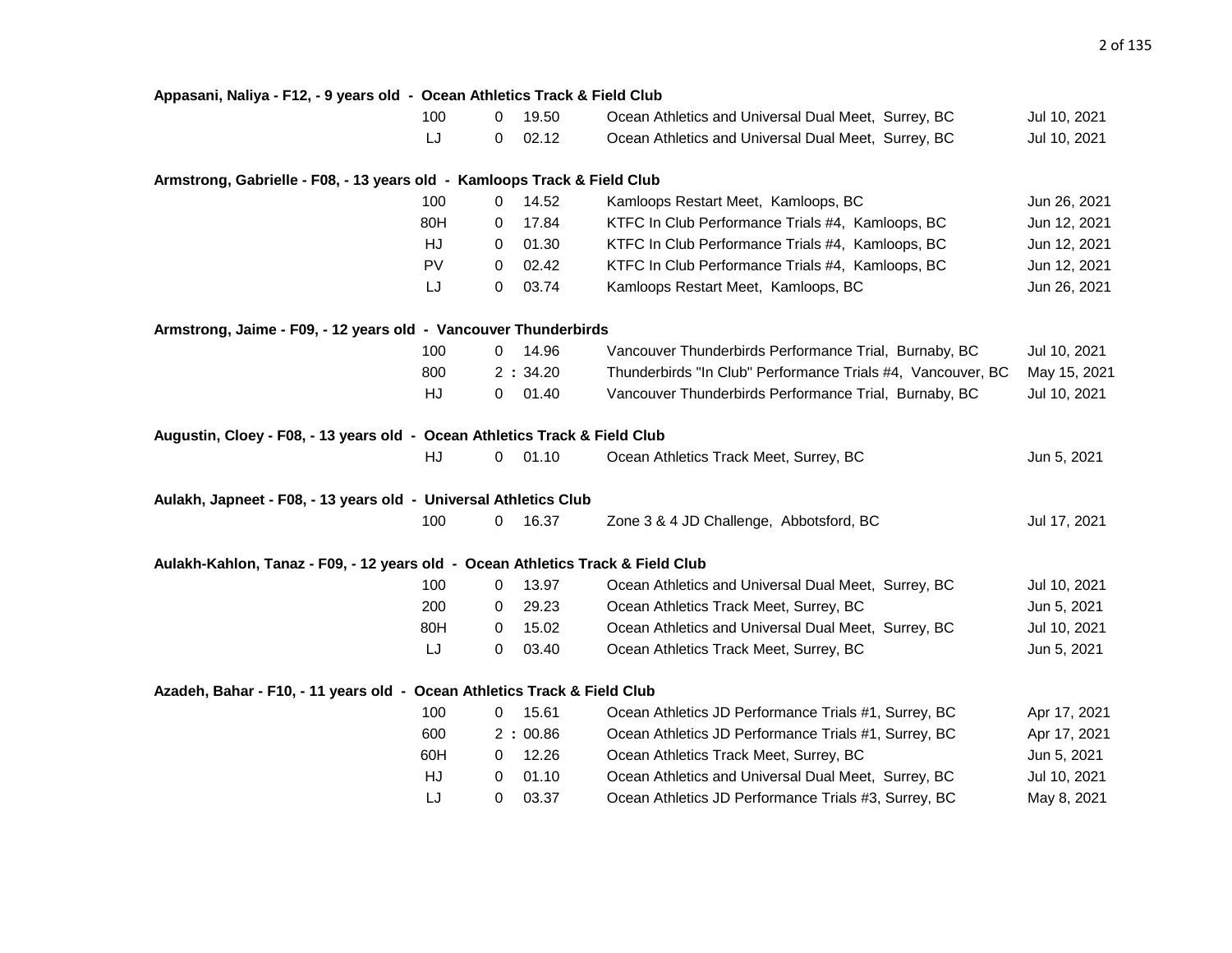**Appasani, Naliya - F12, - 9 years old - Ocean Athletics Track & Field Club**

| Event | | Mark | Meet | Date |
|---|---|---|---|---|
| 100 | 0 | 19.50 | Ocean Athletics and Universal Dual Meet, Surrey, BC | Jul 10, 2021 |
| LJ | 0 | 02.12 | Ocean Athletics and Universal Dual Meet, Surrey, BC | Jul 10, 2021 |

**Armstrong, Gabrielle - F08, - 13 years old - Kamloops Track & Field Club**

| Event | | Mark | Meet | Date |
|---|---|---|---|---|
| 100 | 0 | 14.52 | Kamloops Restart Meet, Kamloops, BC | Jun 26, 2021 |
| 80H | 0 | 17.84 | KTFC In Club Performance Trials #4, Kamloops, BC | Jun 12, 2021 |
| HJ | 0 | 01.30 | KTFC In Club Performance Trials #4, Kamloops, BC | Jun 12, 2021 |
| PV | 0 | 02.42 | KTFC In Club Performance Trials #4, Kamloops, BC | Jun 12, 2021 |
| LJ | 0 | 03.74 | Kamloops Restart Meet, Kamloops, BC | Jun 26, 2021 |

**Armstrong, Jaime - F09, - 12 years old - Vancouver Thunderbirds**

| Event | | Mark | Meet | Date |
|---|---|---|---|---|
| 100 | 0 | 14.96 | Vancouver Thunderbirds Performance Trial, Burnaby, BC | Jul 10, 2021 |
| 800 | 2 : | 34.20 | Thunderbirds "In Club" Performance Trials #4, Vancouver, BC | May 15, 2021 |
| HJ | 0 | 01.40 | Vancouver Thunderbirds Performance Trial, Burnaby, BC | Jul 10, 2021 |

**Augustin, Cloey - F08, - 13 years old - Ocean Athletics Track & Field Club**

| Event | | Mark | Meet | Date |
|---|---|---|---|---|
| HJ | 0 | 01.10 | Ocean Athletics Track Meet, Surrey, BC | Jun 5, 2021 |

**Aulakh, Japneet - F08, - 13 years old - Universal Athletics Club**

| Event | | Mark | Meet | Date |
|---|---|---|---|---|
| 100 | 0 | 16.37 | Zone 3 & 4 JD Challenge, Abbotsford, BC | Jul 17, 2021 |

**Aulakh-Kahlon, Tanaz - F09, - 12 years old - Ocean Athletics Track & Field Club**

| Event | | Mark | Meet | Date |
|---|---|---|---|---|
| 100 | 0 | 13.97 | Ocean Athletics and Universal Dual Meet, Surrey, BC | Jul 10, 2021 |
| 200 | 0 | 29.23 | Ocean Athletics Track Meet, Surrey, BC | Jun 5, 2021 |
| 80H | 0 | 15.02 | Ocean Athletics and Universal Dual Meet, Surrey, BC | Jul 10, 2021 |
| LJ | 0 | 03.40 | Ocean Athletics Track Meet, Surrey, BC | Jun 5, 2021 |

**Azadeh, Bahar - F10, - 11 years old - Ocean Athletics Track & Field Club**

| Event | | Mark | Meet | Date |
|---|---|---|---|---|
| 100 | 0 | 15.61 | Ocean Athletics JD Performance Trials #1, Surrey, BC | Apr 17, 2021 |
| 600 | 2 : | 00.86 | Ocean Athletics JD Performance Trials #1, Surrey, BC | Apr 17, 2021 |
| 60H | 0 | 12.26 | Ocean Athletics Track Meet, Surrey, BC | Jun 5, 2021 |
| HJ | 0 | 01.10 | Ocean Athletics and Universal Dual Meet, Surrey, BC | Jul 10, 2021 |
| LJ | 0 | 03.37 | Ocean Athletics JD Performance Trials #3, Surrey, BC | May 8, 2021 |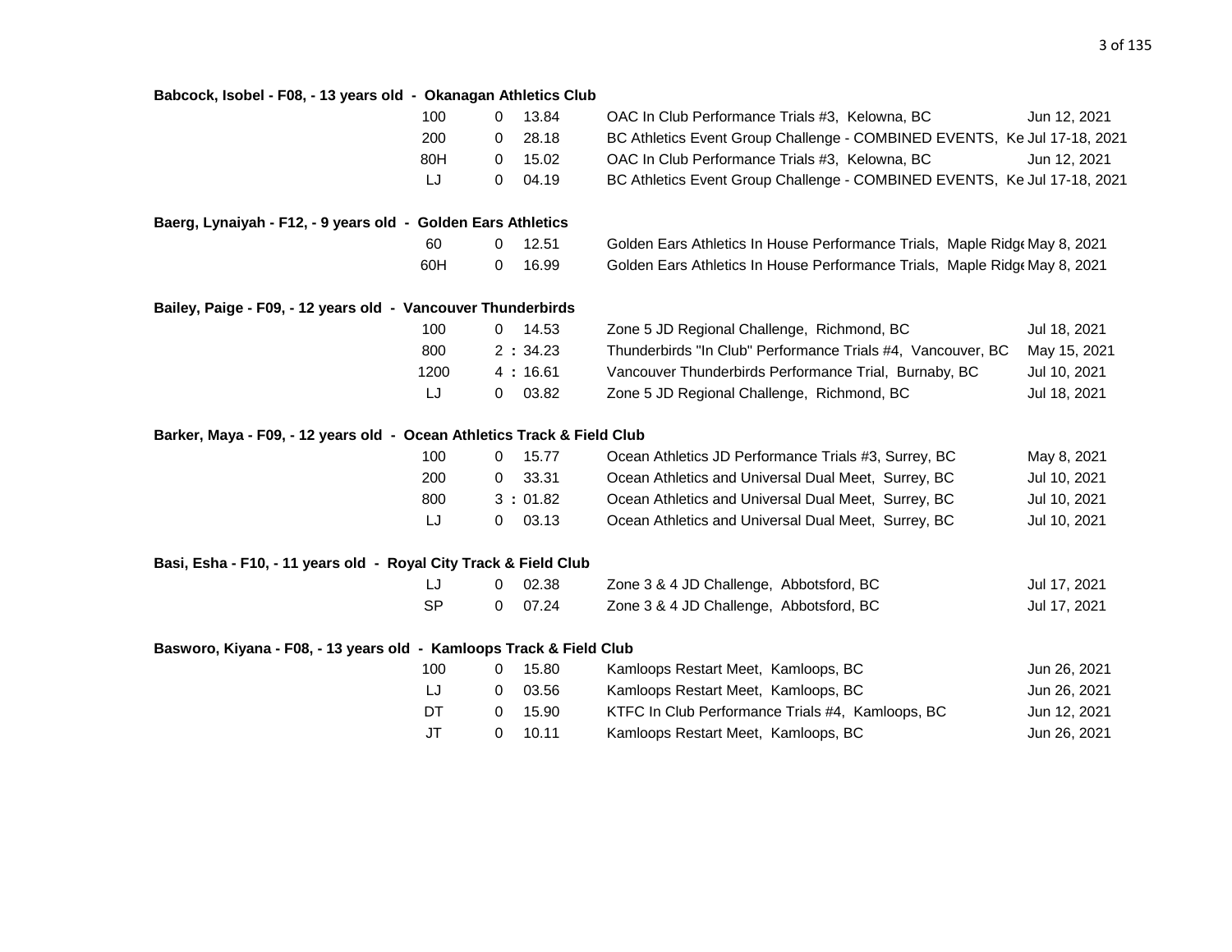**Babcock, Isobel - F08, - 13 years old - Okanagan Athletics Club**

| Event | | Mark | Meet | Date |
|---|---|---|---|---|
| 100 | 0 | 13.84 | OAC In Club Performance Trials #3, Kelowna, BC | Jun 12, 2021 |
| 200 | 0 | 28.18 | BC Athletics Event Group Challenge - COMBINED EVENTS, Ke | Jul 17-18, 2021 |
| 80H | 0 | 15.02 | OAC In Club Performance Trials #3, Kelowna, BC | Jun 12, 2021 |
| LJ | 0 | 04.19 | BC Athletics Event Group Challenge - COMBINED EVENTS, Ke | Jul 17-18, 2021 |

**Baerg, Lynaiyah - F12, - 9 years old - Golden Ears Athletics**

| Event | | Mark | Meet | Date |
|---|---|---|---|---|
| 60 | 0 | 12.51 | Golden Ears Athletics In House Performance Trials, Maple Ridg | May 8, 2021 |
| 60H | 0 | 16.99 | Golden Ears Athletics In House Performance Trials, Maple Ridg | May 8, 2021 |

**Bailey, Paige - F09, - 12 years old - Vancouver Thunderbirds**

| Event | | Mark | Meet | Date |
|---|---|---|---|---|
| 100 | 0 | 14.53 | Zone 5 JD Regional Challenge, Richmond, BC | Jul 18, 2021 |
| 800 | 2 : | 34.23 | Thunderbirds "In Club" Performance Trials #4, Vancouver, BC | May 15, 2021 |
| 1200 | 4 : | 16.61 | Vancouver Thunderbirds Performance Trial, Burnaby, BC | Jul 10, 2021 |
| LJ | 0 | 03.82 | Zone 5 JD Regional Challenge, Richmond, BC | Jul 18, 2021 |

**Barker, Maya - F09, - 12 years old - Ocean Athletics Track & Field Club**

| Event | | Mark | Meet | Date |
|---|---|---|---|---|
| 100 | 0 | 15.77 | Ocean Athletics JD Performance Trials #3, Surrey, BC | May 8, 2021 |
| 200 | 0 | 33.31 | Ocean Athletics and Universal Dual Meet, Surrey, BC | Jul 10, 2021 |
| 800 | 3 : | 01.82 | Ocean Athletics and Universal Dual Meet, Surrey, BC | Jul 10, 2021 |
| LJ | 0 | 03.13 | Ocean Athletics and Universal Dual Meet, Surrey, BC | Jul 10, 2021 |

**Basi, Esha - F10, - 11 years old - Royal City Track & Field Club**

| Event | | Mark | Meet | Date |
|---|---|---|---|---|
| LJ | 0 | 02.38 | Zone 3 & 4 JD Challenge, Abbotsford, BC | Jul 17, 2021 |
| SP | 0 | 07.24 | Zone 3 & 4 JD Challenge, Abbotsford, BC | Jul 17, 2021 |

**Basworo, Kiyana - F08, - 13 years old - Kamloops Track & Field Club**

| Event | | Mark | Meet | Date |
|---|---|---|---|---|
| 100 | 0 | 15.80 | Kamloops Restart Meet, Kamloops, BC | Jun 26, 2021 |
| LJ | 0 | 03.56 | Kamloops Restart Meet, Kamloops, BC | Jun 26, 2021 |
| DT | 0 | 15.90 | KTFC In Club Performance Trials #4, Kamloops, BC | Jun 12, 2021 |
| JT | 0 | 10.11 | Kamloops Restart Meet, Kamloops, BC | Jun 26, 2021 |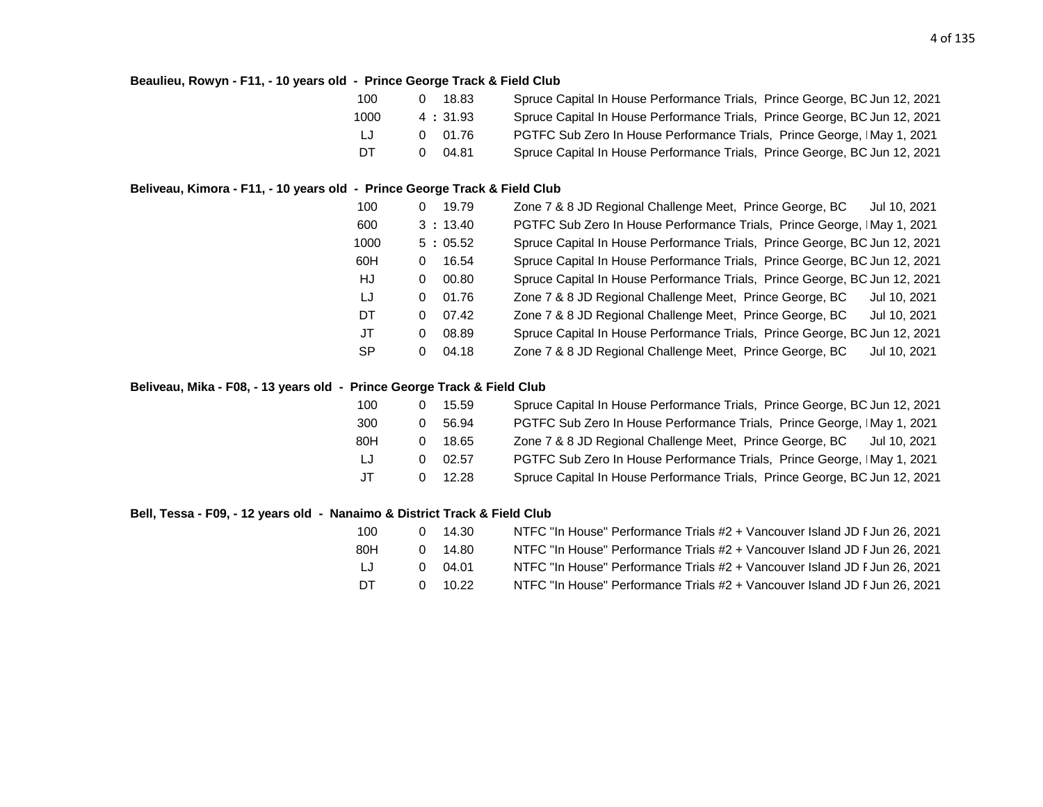**Beaulieu, Rowyn - F11, - 10 years old - Prince George Track & Field Club**

| Event | Result | Meet | Date |
|---|---|---|---|
| 100 | 0 18.83 | Spruce Capital In House Performance Trials, Prince George, BC | Jun 12, 2021 |
| 1000 | 4 : 31.93 | Spruce Capital In House Performance Trials, Prince George, BC | Jun 12, 2021 |
| LJ | 0 01.76 | PGTFC Sub Zero In House Performance Trials, Prince George, I | May 1, 2021 |
| DT | 0 04.81 | Spruce Capital In House Performance Trials, Prince George, BC | Jun 12, 2021 |

**Beliveau, Kimora - F11, - 10 years old - Prince George Track & Field Club**

| Event | Result | Meet | Date |
|---|---|---|---|
| 100 | 0 19.79 | Zone 7 & 8 JD Regional Challenge Meet, Prince George, BC | Jul 10, 2021 |
| 600 | 3 : 13.40 | PGTFC Sub Zero In House Performance Trials, Prince George, I | May 1, 2021 |
| 1000 | 5 : 05.52 | Spruce Capital In House Performance Trials, Prince George, BC | Jun 12, 2021 |
| 60H | 0 16.54 | Spruce Capital In House Performance Trials, Prince George, BC | Jun 12, 2021 |
| HJ | 0 00.80 | Spruce Capital In House Performance Trials, Prince George, BC | Jun 12, 2021 |
| LJ | 0 01.76 | Zone 7 & 8 JD Regional Challenge Meet, Prince George, BC | Jul 10, 2021 |
| DT | 0 07.42 | Zone 7 & 8 JD Regional Challenge Meet, Prince George, BC | Jul 10, 2021 |
| JT | 0 08.89 | Spruce Capital In House Performance Trials, Prince George, BC | Jun 12, 2021 |
| SP | 0 04.18 | Zone 7 & 8 JD Regional Challenge Meet, Prince George, BC | Jul 10, 2021 |

**Beliveau, Mika - F08, - 13 years old - Prince George Track & Field Club**

| Event | Result | Meet | Date |
|---|---|---|---|
| 100 | 0 15.59 | Spruce Capital In House Performance Trials, Prince George, BC | Jun 12, 2021 |
| 300 | 0 56.94 | PGTFC Sub Zero In House Performance Trials, Prince George, I | May 1, 2021 |
| 80H | 0 18.65 | Zone 7 & 8 JD Regional Challenge Meet, Prince George, BC | Jul 10, 2021 |
| LJ | 0 02.57 | PGTFC Sub Zero In House Performance Trials, Prince George, I | May 1, 2021 |
| JT | 0 12.28 | Spruce Capital In House Performance Trials, Prince George, BC | Jun 12, 2021 |

**Bell, Tessa - F09, - 12 years old - Nanaimo & District Track & Field Club**

| Event | Result | Meet | Date |
|---|---|---|---|
| 100 | 0 14.30 | NTFC "In House" Performance Trials #2 + Vancouver Island JD F | Jun 26, 2021 |
| 80H | 0 14.80 | NTFC "In House" Performance Trials #2 + Vancouver Island JD F | Jun 26, 2021 |
| LJ | 0 04.01 | NTFC "In House" Performance Trials #2 + Vancouver Island JD F | Jun 26, 2021 |
| DT | 0 10.22 | NTFC "In House" Performance Trials #2 + Vancouver Island JD F | Jun 26, 2021 |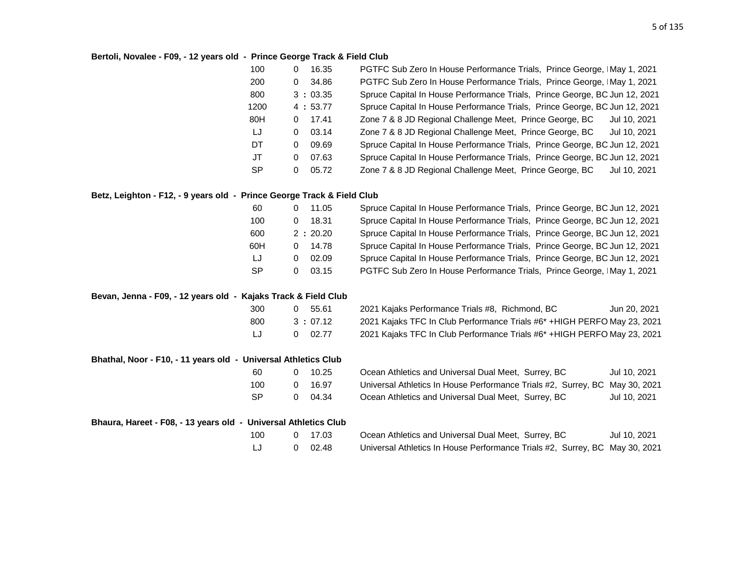**Bertoli, Novalee - F09, - 12 years old - Prince George Track & Field Club**

| Event | | Mark | Meet | Date |
|---|---|---|---|---|
| 100 | 0 | 16.35 | PGTFC Sub Zero In House Performance Trials, Prince George, I | May 1, 2021 |
| 200 | 0 | 34.86 | PGTFC Sub Zero In House Performance Trials, Prince George, I | May 1, 2021 |
| 800 | 3 : | 03.35 | Spruce Capital In House Performance Trials, Prince George, BC | Jun 12, 2021 |
| 1200 | 4 : | 53.77 | Spruce Capital In House Performance Trials, Prince George, BC | Jun 12, 2021 |
| 80H | 0 | 17.41 | Zone 7 & 8 JD Regional Challenge Meet, Prince George, BC | Jul 10, 2021 |
| LJ | 0 | 03.14 | Zone 7 & 8 JD Regional Challenge Meet, Prince George, BC | Jul 10, 2021 |
| DT | 0 | 09.69 | Spruce Capital In House Performance Trials, Prince George, BC | Jun 12, 2021 |
| JT | 0 | 07.63 | Spruce Capital In House Performance Trials, Prince George, BC | Jun 12, 2021 |
| SP | 0 | 05.72 | Zone 7 & 8 JD Regional Challenge Meet, Prince George, BC | Jul 10, 2021 |

**Betz, Leighton - F12, - 9 years old - Prince George Track & Field Club**

| Event | | Mark | Meet | Date |
|---|---|---|---|---|
| 60 | 0 | 11.05 | Spruce Capital In House Performance Trials, Prince George, BC | Jun 12, 2021 |
| 100 | 0 | 18.31 | Spruce Capital In House Performance Trials, Prince George, BC | Jun 12, 2021 |
| 600 | 2 : | 20.20 | Spruce Capital In House Performance Trials, Prince George, BC | Jun 12, 2021 |
| 60H | 0 | 14.78 | Spruce Capital In House Performance Trials, Prince George, BC | Jun 12, 2021 |
| LJ | 0 | 02.09 | Spruce Capital In House Performance Trials, Prince George, BC | Jun 12, 2021 |
| SP | 0 | 03.15 | PGTFC Sub Zero In House Performance Trials, Prince George, I | May 1, 2021 |

**Bevan, Jenna - F09, - 12 years old - Kajaks Track & Field Club**

| Event | | Mark | Meet | Date |
|---|---|---|---|---|
| 300 | 0 | 55.61 | 2021 Kajaks Performance Trials #8, Richmond, BC | Jun 20, 2021 |
| 800 | 3 : | 07.12 | 2021 Kajaks TFC In Club Performance Trials #6* +HIGH PERFO | May 23, 2021 |
| LJ | 0 | 02.77 | 2021 Kajaks TFC In Club Performance Trials #6* +HIGH PERFO | May 23, 2021 |

**Bhathal, Noor - F10, - 11 years old - Universal Athletics Club**

| Event | | Mark | Meet | Date |
|---|---|---|---|---|
| 60 | 0 | 10.25 | Ocean Athletics and Universal Dual Meet, Surrey, BC | Jul 10, 2021 |
| 100 | 0 | 16.97 | Universal Athletics In House Performance Trials #2, Surrey, BC | May 30, 2021 |
| SP | 0 | 04.34 | Ocean Athletics and Universal Dual Meet, Surrey, BC | Jul 10, 2021 |

**Bhaura, Hareet - F08, - 13 years old - Universal Athletics Club**

| Event | | Mark | Meet | Date |
|---|---|---|---|---|
| 100 | 0 | 17.03 | Ocean Athletics and Universal Dual Meet, Surrey, BC | Jul 10, 2021 |
| LJ | 0 | 02.48 | Universal Athletics In House Performance Trials #2, Surrey, BC | May 30, 2021 |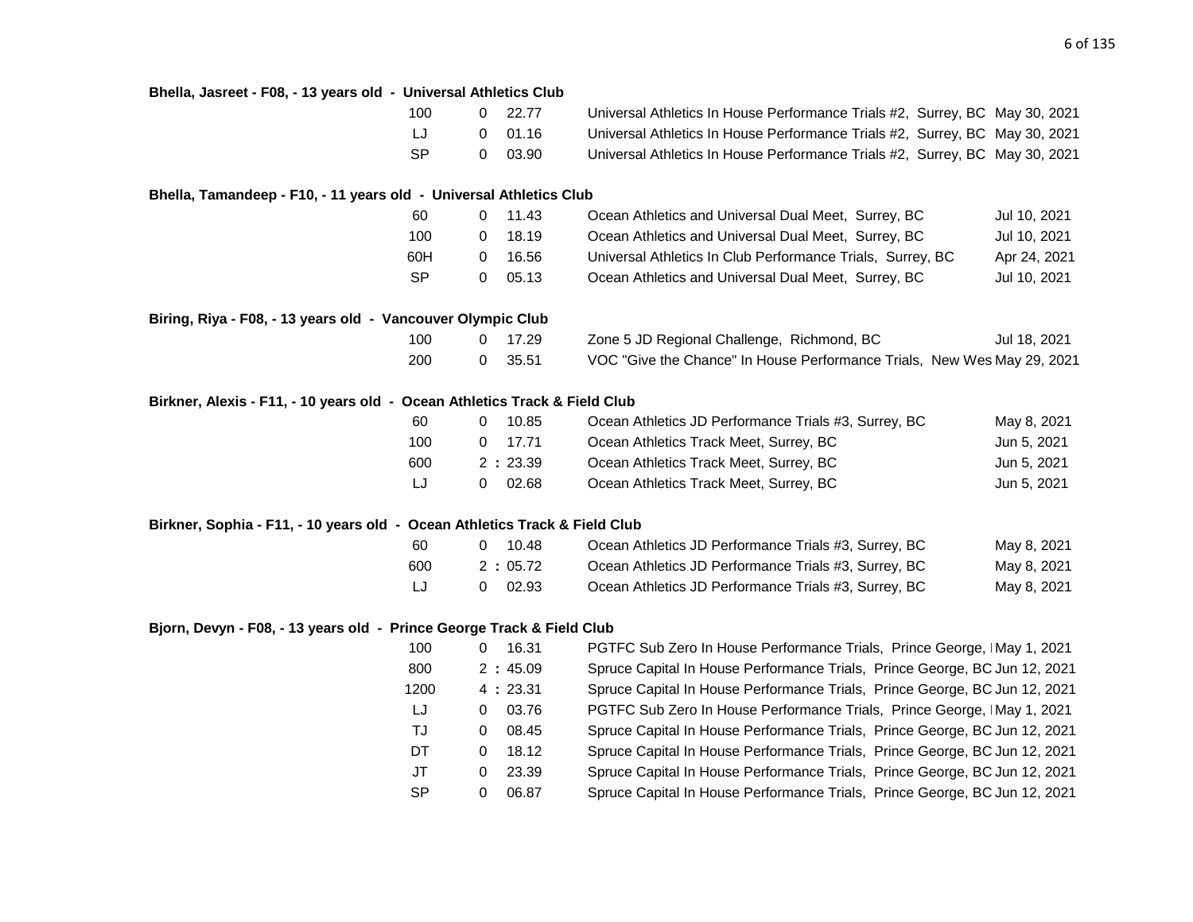**Bhella, Jasreet - F08, - 13 years old - Universal Athletics Club**

| Event | | Mark | Meet | Date |
|---|---|---|---|---|
| 100 | 0 | 22.77 | Universal Athletics In House Performance Trials #2, Surrey, BC | May 30, 2021 |
| LJ | 0 | 01.16 | Universal Athletics In House Performance Trials #2, Surrey, BC | May 30, 2021 |
| SP | 0 | 03.90 | Universal Athletics In House Performance Trials #2, Surrey, BC | May 30, 2021 |

**Bhella, Tamandeep - F10, - 11 years old - Universal Athletics Club**

| Event | | Mark | Meet | Date |
|---|---|---|---|---|
| 60 | 0 | 11.43 | Ocean Athletics and Universal Dual Meet, Surrey, BC | Jul 10, 2021 |
| 100 | 0 | 18.19 | Ocean Athletics and Universal Dual Meet, Surrey, BC | Jul 10, 2021 |
| 60H | 0 | 16.56 | Universal Athletics In Club Performance Trials, Surrey, BC | Apr 24, 2021 |
| SP | 0 | 05.13 | Ocean Athletics and Universal Dual Meet, Surrey, BC | Jul 10, 2021 |

**Biring, Riya - F08, - 13 years old - Vancouver Olympic Club**

| Event | | Mark | Meet | Date |
|---|---|---|---|---|
| 100 | 0 | 17.29 | Zone 5 JD Regional Challenge, Richmond, BC | Jul 18, 2021 |
| 200 | 0 | 35.51 | VOC "Give the Chance" In House Performance Trials, New Wes | May 29, 2021 |

**Birkner, Alexis - F11, - 10 years old - Ocean Athletics Track & Field Club**

| Event | | Mark | Meet | Date |
|---|---|---|---|---|
| 60 | 0 | 10.85 | Ocean Athletics JD Performance Trials #3, Surrey, BC | May 8, 2021 |
| 100 | 0 | 17.71 | Ocean Athletics Track Meet, Surrey, BC | Jun 5, 2021 |
| 600 | 2 : | 23.39 | Ocean Athletics Track Meet, Surrey, BC | Jun 5, 2021 |
| LJ | 0 | 02.68 | Ocean Athletics Track Meet, Surrey, BC | Jun 5, 2021 |

**Birkner, Sophia - F11, - 10 years old - Ocean Athletics Track & Field Club**

| Event | | Mark | Meet | Date |
|---|---|---|---|---|
| 60 | 0 | 10.48 | Ocean Athletics JD Performance Trials #3, Surrey, BC | May 8, 2021 |
| 600 | 2 : | 05.72 | Ocean Athletics JD Performance Trials #3, Surrey, BC | May 8, 2021 |
| LJ | 0 | 02.93 | Ocean Athletics JD Performance Trials #3, Surrey, BC | May 8, 2021 |

**Bjorn, Devyn - F08, - 13 years old - Prince George Track & Field Club**

| Event | | Mark | Meet | Date |
|---|---|---|---|---|
| 100 | 0 | 16.31 | PGTFC Sub Zero In House Performance Trials, Prince George, I | May 1, 2021 |
| 800 | 2 : | 45.09 | Spruce Capital In House Performance Trials, Prince George, BC | Jun 12, 2021 |
| 1200 | 4 : | 23.31 | Spruce Capital In House Performance Trials, Prince George, BC | Jun 12, 2021 |
| LJ | 0 | 03.76 | PGTFC Sub Zero In House Performance Trials, Prince George, I | May 1, 2021 |
| TJ | 0 | 08.45 | Spruce Capital In House Performance Trials, Prince George, BC | Jun 12, 2021 |
| DT | 0 | 18.12 | Spruce Capital In House Performance Trials, Prince George, BC | Jun 12, 2021 |
| JT | 0 | 23.39 | Spruce Capital In House Performance Trials, Prince George, BC | Jun 12, 2021 |
| SP | 0 | 06.87 | Spruce Capital In House Performance Trials, Prince George, BC | Jun 12, 2021 |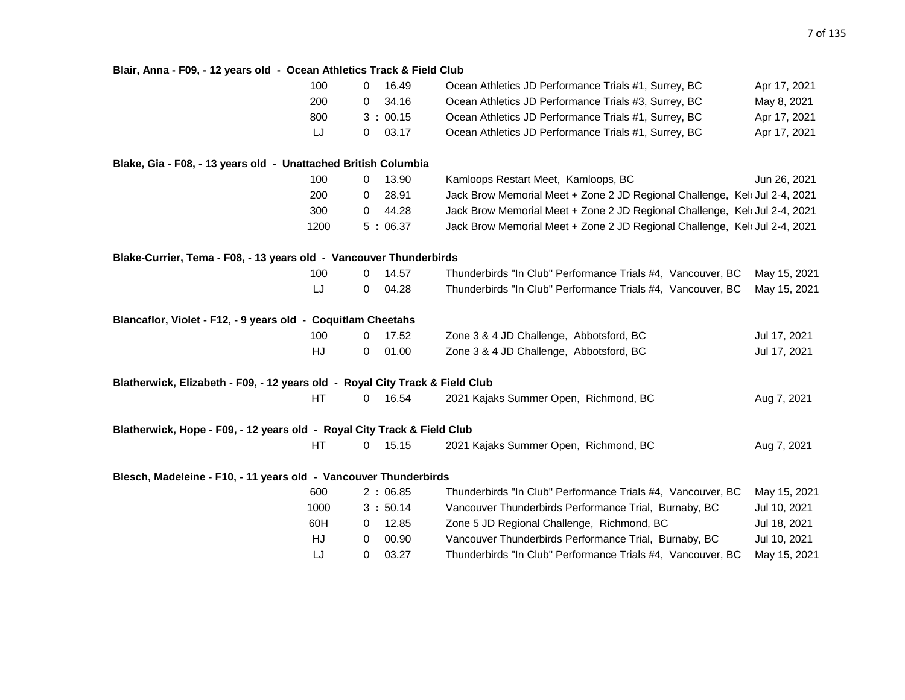**Blair, Anna - F09, - 12 years old - Ocean Athletics Track & Field Club**

| Event | Result | Competition | Date |
|---|---|---|---|
| 100 | 0 16.49 | Ocean Athletics JD Performance Trials #1, Surrey, BC | Apr 17, 2021 |
| 200 | 0 34.16 | Ocean Athletics JD Performance Trials #3, Surrey, BC | May 8, 2021 |
| 800 | 3 : 00.15 | Ocean Athletics JD Performance Trials #1, Surrey, BC | Apr 17, 2021 |
| LJ | 0 03.17 | Ocean Athletics JD Performance Trials #1, Surrey, BC | Apr 17, 2021 |

**Blake, Gia - F08, - 13 years old - Unattached British Columbia**

| Event | Result | Competition | Date |
|---|---|---|---|
| 100 | 0 13.90 | Kamloops Restart Meet, Kamloops, BC | Jun 26, 2021 |
| 200 | 0 28.91 | Jack Brow Memorial Meet + Zone 2 JD Regional Challenge, Kel | Jul 2-4, 2021 |
| 300 | 0 44.28 | Jack Brow Memorial Meet + Zone 2 JD Regional Challenge, Kel | Jul 2-4, 2021 |
| 1200 | 5 : 06.37 | Jack Brow Memorial Meet + Zone 2 JD Regional Challenge, Kel | Jul 2-4, 2021 |

**Blake-Currier, Tema - F08, - 13 years old - Vancouver Thunderbirds**

| Event | Result | Competition | Date |
|---|---|---|---|
| 100 | 0 14.57 | Thunderbirds "In Club" Performance Trials #4, Vancouver, BC | May 15, 2021 |
| LJ | 0 04.28 | Thunderbirds "In Club" Performance Trials #4, Vancouver, BC | May 15, 2021 |

**Blancaflor, Violet - F12, - 9 years old - Coquitlam Cheetahs**

| Event | Result | Competition | Date |
|---|---|---|---|
| 100 | 0 17.52 | Zone 3 & 4 JD Challenge, Abbotsford, BC | Jul 17, 2021 |
| HJ | 0 01.00 | Zone 3 & 4 JD Challenge, Abbotsford, BC | Jul 17, 2021 |

**Blatherwick, Elizabeth - F09, - 12 years old - Royal City Track & Field Club**

| Event | Result | Competition | Date |
|---|---|---|---|
| HT | 0 16.54 | 2021 Kajaks Summer Open, Richmond, BC | Aug 7, 2021 |

**Blatherwick, Hope - F09, - 12 years old - Royal City Track & Field Club**

| Event | Result | Competition | Date |
|---|---|---|---|
| HT | 0 15.15 | 2021 Kajaks Summer Open, Richmond, BC | Aug 7, 2021 |

**Blesch, Madeleine - F10, - 11 years old - Vancouver Thunderbirds**

| Event | Result | Competition | Date |
|---|---|---|---|
| 600 | 2 : 06.85 | Thunderbirds "In Club" Performance Trials #4, Vancouver, BC | May 15, 2021 |
| 1000 | 3 : 50.14 | Vancouver Thunderbirds Performance Trial, Burnaby, BC | Jul 10, 2021 |
| 60H | 0 12.85 | Zone 5 JD Regional Challenge, Richmond, BC | Jul 18, 2021 |
| HJ | 0 00.90 | Vancouver Thunderbirds Performance Trial, Burnaby, BC | Jul 10, 2021 |
| LJ | 0 03.27 | Thunderbirds "In Club" Performance Trials #4, Vancouver, BC | May 15, 2021 |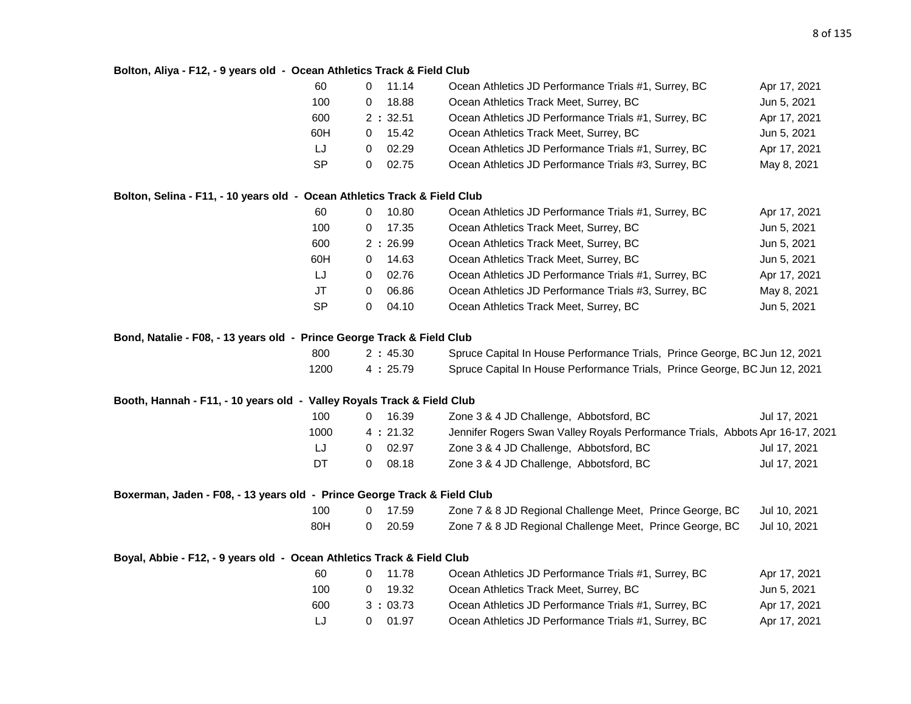**Bolton, Aliya - F12, - 9 years old - Ocean Athletics Track & Field Club**

| Event | Result | Meet | Date |
|---|---|---|---|
| 60 | 0 11.14 | Ocean Athletics JD Performance Trials #1, Surrey, BC | Apr 17, 2021 |
| 100 | 0 18.88 | Ocean Athletics Track Meet, Surrey, BC | Jun 5, 2021 |
| 600 | 2 : 32.51 | Ocean Athletics JD Performance Trials #1, Surrey, BC | Apr 17, 2021 |
| 60H | 0 15.42 | Ocean Athletics Track Meet, Surrey, BC | Jun 5, 2021 |
| LJ | 0 02.29 | Ocean Athletics JD Performance Trials #1, Surrey, BC | Apr 17, 2021 |
| SP | 0 02.75 | Ocean Athletics JD Performance Trials #3, Surrey, BC | May 8, 2021 |

**Bolton, Selina - F11, - 10 years old - Ocean Athletics Track & Field Club**

| Event | Result | Meet | Date |
|---|---|---|---|
| 60 | 0 10.80 | Ocean Athletics JD Performance Trials #1, Surrey, BC | Apr 17, 2021 |
| 100 | 0 17.35 | Ocean Athletics Track Meet, Surrey, BC | Jun 5, 2021 |
| 600 | 2 : 26.99 | Ocean Athletics Track Meet, Surrey, BC | Jun 5, 2021 |
| 60H | 0 14.63 | Ocean Athletics Track Meet, Surrey, BC | Jun 5, 2021 |
| LJ | 0 02.76 | Ocean Athletics JD Performance Trials #1, Surrey, BC | Apr 17, 2021 |
| JT | 0 06.86 | Ocean Athletics JD Performance Trials #3, Surrey, BC | May 8, 2021 |
| SP | 0 04.10 | Ocean Athletics Track Meet, Surrey, BC | Jun 5, 2021 |

**Bond, Natalie - F08, - 13 years old - Prince George Track & Field Club**

| Event | Result | Meet | Date |
|---|---|---|---|
| 800 | 2 : 45.30 | Spruce Capital In House Performance Trials, Prince George, BC | Jun 12, 2021 |
| 1200 | 4 : 25.79 | Spruce Capital In House Performance Trials, Prince George, BC | Jun 12, 2021 |

**Booth, Hannah - F11, - 10 years old - Valley Royals Track & Field Club**

| Event | Result | Meet | Date |
|---|---|---|---|
| 100 | 0 16.39 | Zone 3 & 4 JD Challenge, Abbotsford, BC | Jul 17, 2021 |
| 1000 | 4 : 21.32 | Jennifer Rogers Swan Valley Royals Performance Trials, Abbots | Apr 16-17, 2021 |
| LJ | 0 02.97 | Zone 3 & 4 JD Challenge, Abbotsford, BC | Jul 17, 2021 |
| DT | 0 08.18 | Zone 3 & 4 JD Challenge, Abbotsford, BC | Jul 17, 2021 |

**Boxerman, Jaden - F08, - 13 years old - Prince George Track & Field Club**

| Event | Result | Meet | Date |
|---|---|---|---|
| 100 | 0 17.59 | Zone 7 & 8 JD Regional Challenge Meet, Prince George, BC | Jul 10, 2021 |
| 80H | 0 20.59 | Zone 7 & 8 JD Regional Challenge Meet, Prince George, BC | Jul 10, 2021 |

**Boyal, Abbie - F12, - 9 years old - Ocean Athletics Track & Field Club**

| Event | Result | Meet | Date |
|---|---|---|---|
| 60 | 0 11.78 | Ocean Athletics JD Performance Trials #1, Surrey, BC | Apr 17, 2021 |
| 100 | 0 19.32 | Ocean Athletics Track Meet, Surrey, BC | Jun 5, 2021 |
| 600 | 3 : 03.73 | Ocean Athletics JD Performance Trials #1, Surrey, BC | Apr 17, 2021 |
| LJ | 0 01.97 | Ocean Athletics JD Performance Trials #1, Surrey, BC | Apr 17, 2021 |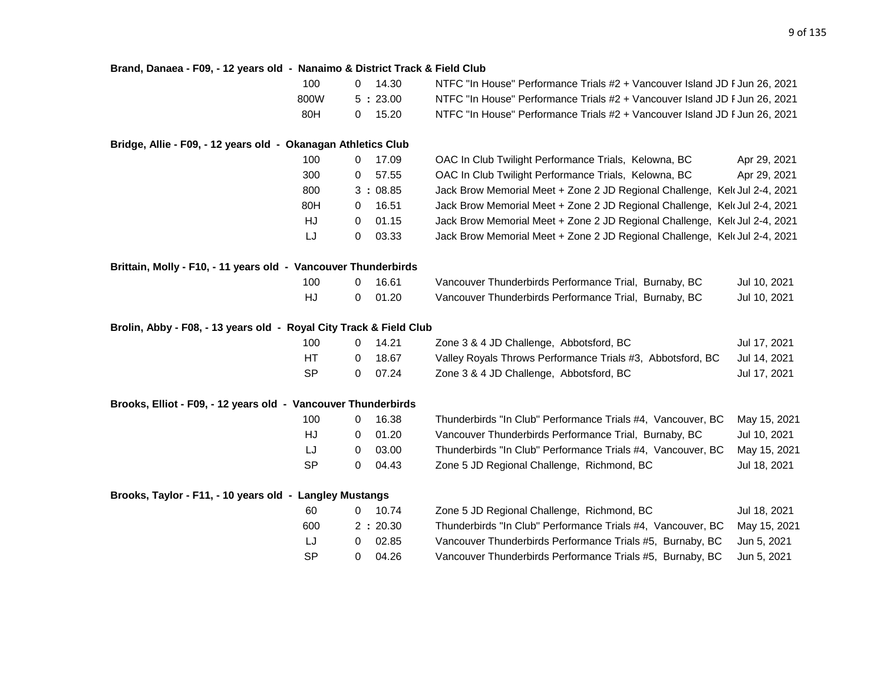**Brand, Danaea - F09, - 12 years old - Nanaimo & District Track & Field Club**

| Event | Mark | | Meet | Date |
|---|---|---|---|---|
| 100 | 0 | 14.30 | NTFC "In House" Performance Trials #2 + Vancouver Island JD F | Jun 26, 2021 |
| 800W | 5 : | 23.00 | NTFC "In House" Performance Trials #2 + Vancouver Island JD F | Jun 26, 2021 |
| 80H | 0 | 15.20 | NTFC "In House" Performance Trials #2 + Vancouver Island JD F | Jun 26, 2021 |

**Bridge, Allie - F09, - 12 years old - Okanagan Athletics Club**

| Event | Mark | | Meet | Date |
|---|---|---|---|---|
| 100 | 0 | 17.09 | OAC In Club Twilight Performance Trials, Kelowna, BC | Apr 29, 2021 |
| 300 | 0 | 57.55 | OAC In Club Twilight Performance Trials, Kelowna, BC | Apr 29, 2021 |
| 800 | 3 : | 08.85 | Jack Brow Memorial Meet + Zone 2 JD Regional Challenge, Kel | Jul 2-4, 2021 |
| 80H | 0 | 16.51 | Jack Brow Memorial Meet + Zone 2 JD Regional Challenge, Kel | Jul 2-4, 2021 |
| HJ | 0 | 01.15 | Jack Brow Memorial Meet + Zone 2 JD Regional Challenge, Kel | Jul 2-4, 2021 |
| LJ | 0 | 03.33 | Jack Brow Memorial Meet + Zone 2 JD Regional Challenge, Kel | Jul 2-4, 2021 |

**Brittain, Molly - F10, - 11 years old - Vancouver Thunderbirds**

| Event | Mark | | Meet | Date |
|---|---|---|---|---|
| 100 | 0 | 16.61 | Vancouver Thunderbirds Performance Trial, Burnaby, BC | Jul 10, 2021 |
| HJ | 0 | 01.20 | Vancouver Thunderbirds Performance Trial, Burnaby, BC | Jul 10, 2021 |

**Brolin, Abby - F08, - 13 years old - Royal City Track & Field Club**

| Event | Mark | | Meet | Date |
|---|---|---|---|---|
| 100 | 0 | 14.21 | Zone 3 & 4 JD Challenge, Abbotsford, BC | Jul 17, 2021 |
| HT | 0 | 18.67 | Valley Royals Throws Performance Trials #3, Abbotsford, BC | Jul 14, 2021 |
| SP | 0 | 07.24 | Zone 3 & 4 JD Challenge, Abbotsford, BC | Jul 17, 2021 |

**Brooks, Elliot - F09, - 12 years old - Vancouver Thunderbirds**

| Event | Mark | | Meet | Date |
|---|---|---|---|---|
| 100 | 0 | 16.38 | Thunderbirds "In Club" Performance Trials #4, Vancouver, BC | May 15, 2021 |
| HJ | 0 | 01.20 | Vancouver Thunderbirds Performance Trial, Burnaby, BC | Jul 10, 2021 |
| LJ | 0 | 03.00 | Thunderbirds "In Club" Performance Trials #4, Vancouver, BC | May 15, 2021 |
| SP | 0 | 04.43 | Zone 5 JD Regional Challenge, Richmond, BC | Jul 18, 2021 |

**Brooks, Taylor - F11, - 10 years old - Langley Mustangs**

| Event | Mark | | Meet | Date |
|---|---|---|---|---|
| 60 | 0 | 10.74 | Zone 5 JD Regional Challenge, Richmond, BC | Jul 18, 2021 |
| 600 | 2 : | 20.30 | Thunderbirds "In Club" Performance Trials #4, Vancouver, BC | May 15, 2021 |
| LJ | 0 | 02.85 | Vancouver Thunderbirds Performance Trials #5, Burnaby, BC | Jun 5, 2021 |
| SP | 0 | 04.26 | Vancouver Thunderbirds Performance Trials #5, Burnaby, BC | Jun 5, 2021 |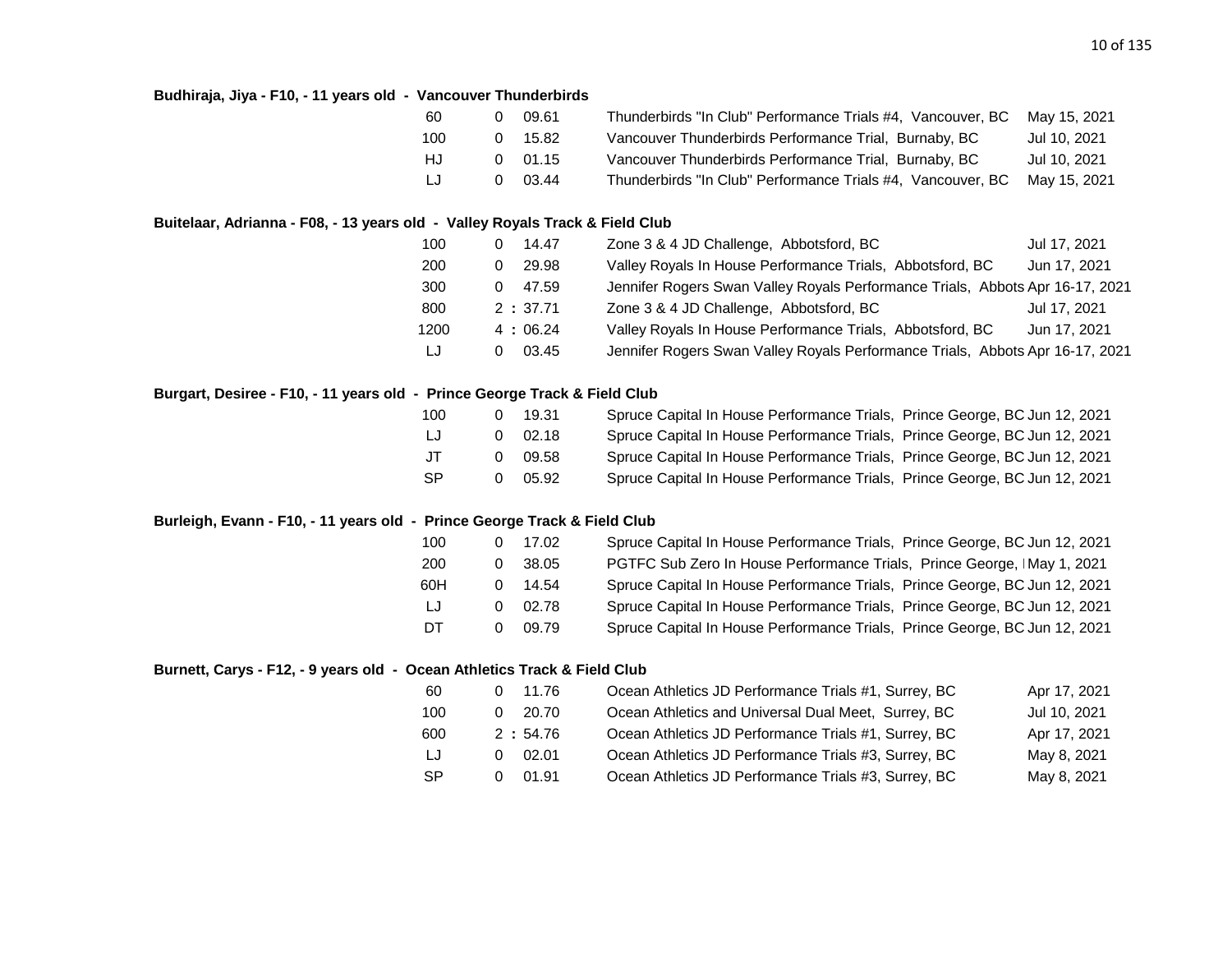**Budhiraja, Jiya - F10, - 11 years old - Vancouver Thunderbirds**

| Event | Result | Meet | Date |
|---|---|---|---|
| 60 | 0 09.61 | Thunderbirds "In Club" Performance Trials #4, Vancouver, BC | May 15, 2021 |
| 100 | 0 15.82 | Vancouver Thunderbirds Performance Trial, Burnaby, BC | Jul 10, 2021 |
| HJ | 0 01.15 | Vancouver Thunderbirds Performance Trial, Burnaby, BC | Jul 10, 2021 |
| LJ | 0 03.44 | Thunderbirds "In Club" Performance Trials #4, Vancouver, BC | May 15, 2021 |

**Buitelaar, Adrianna - F08, - 13 years old - Valley Royals Track & Field Club**

| Event | Result | Meet | Date |
|---|---|---|---|
| 100 | 0 14.47 | Zone 3 & 4 JD Challenge, Abbotsford, BC | Jul 17, 2021 |
| 200 | 0 29.98 | Valley Royals In House Performance Trials, Abbotsford, BC | Jun 17, 2021 |
| 300 | 0 47.59 | Jennifer Rogers Swan Valley Royals Performance Trials, Abbots | Apr 16-17, 2021 |
| 800 | 2 : 37.71 | Zone 3 & 4 JD Challenge, Abbotsford, BC | Jul 17, 2021 |
| 1200 | 4 : 06.24 | Valley Royals In House Performance Trials, Abbotsford, BC | Jun 17, 2021 |
| LJ | 0 03.45 | Jennifer Rogers Swan Valley Royals Performance Trials, Abbots | Apr 16-17, 2021 |

**Burgart, Desiree - F10, - 11 years old - Prince George Track & Field Club**

| Event | Result | Meet | Date |
|---|---|---|---|
| 100 | 0 19.31 | Spruce Capital In House Performance Trials, Prince George, BC | Jun 12, 2021 |
| LJ | 0 02.18 | Spruce Capital In House Performance Trials, Prince George, BC | Jun 12, 2021 |
| JT | 0 09.58 | Spruce Capital In House Performance Trials, Prince George, BC | Jun 12, 2021 |
| SP | 0 05.92 | Spruce Capital In House Performance Trials, Prince George, BC | Jun 12, 2021 |

**Burleigh, Evann - F10, - 11 years old - Prince George Track & Field Club**

| Event | Result | Meet | Date |
|---|---|---|---|
| 100 | 0 17.02 | Spruce Capital In House Performance Trials, Prince George, BC | Jun 12, 2021 |
| 200 | 0 38.05 | PGTFC Sub Zero In House Performance Trials, Prince George, I | May 1, 2021 |
| 60H | 0 14.54 | Spruce Capital In House Performance Trials, Prince George, BC | Jun 12, 2021 |
| LJ | 0 02.78 | Spruce Capital In House Performance Trials, Prince George, BC | Jun 12, 2021 |
| DT | 0 09.79 | Spruce Capital In House Performance Trials, Prince George, BC | Jun 12, 2021 |

**Burnett, Carys - F12, - 9 years old - Ocean Athletics Track & Field Club**

| Event | Result | Meet | Date |
|---|---|---|---|
| 60 | 0 11.76 | Ocean Athletics JD Performance Trials #1, Surrey, BC | Apr 17, 2021 |
| 100 | 0 20.70 | Ocean Athletics and Universal Dual Meet, Surrey, BC | Jul 10, 2021 |
| 600 | 2 : 54.76 | Ocean Athletics JD Performance Trials #1, Surrey, BC | Apr 17, 2021 |
| LJ | 0 02.01 | Ocean Athletics JD Performance Trials #3, Surrey, BC | May 8, 2021 |
| SP | 0 01.91 | Ocean Athletics JD Performance Trials #3, Surrey, BC | May 8, 2021 |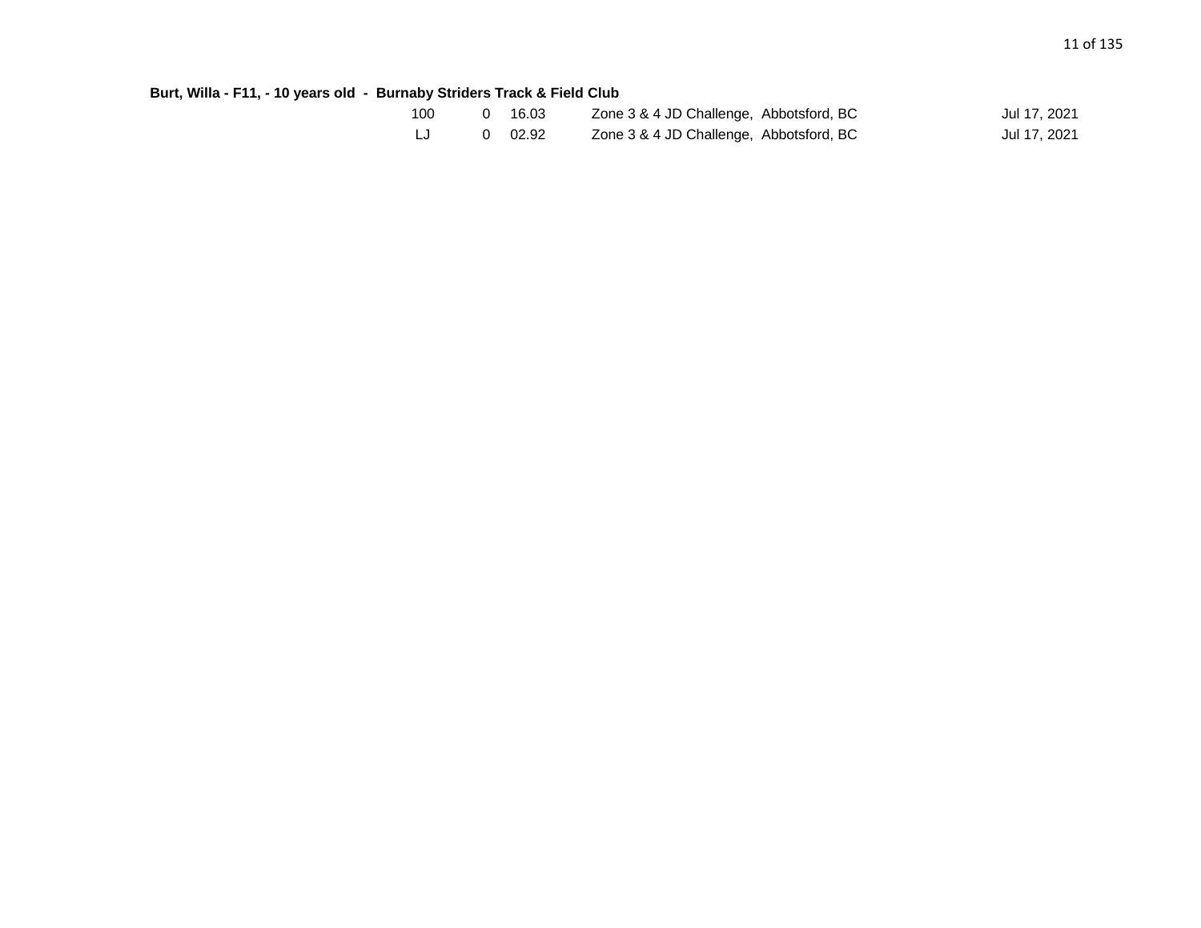**Burt, Willa - F11, - 10 years old - Burnaby Striders Track & Field Club**

| Event | | Result | Competition | Date |
|---|---|---|---|---|
| 100 | 0 | 16.03 | Zone 3 & 4 JD Challenge, Abbotsford, BC | Jul 17, 2021 |
| LJ | 0 | 02.92 | Zone 3 & 4 JD Challenge, Abbotsford, BC | Jul 17, 2021 |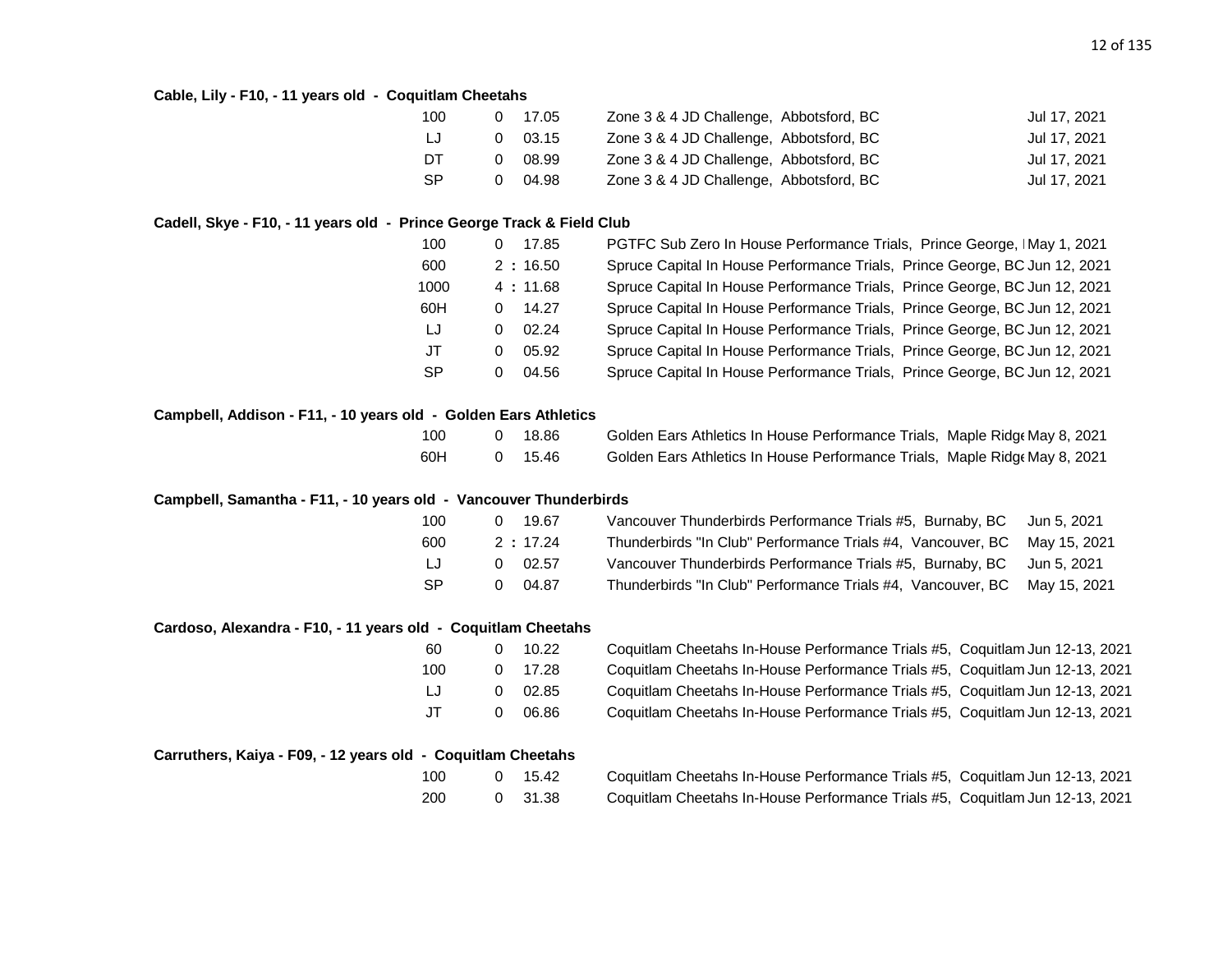**Cable, Lily - F10, - 11 years old - Coquitlam Cheetahs**

| Event | | Mark | Meet | Date |
|---|---|---|---|---|
| 100 | 0 | 17.05 | Zone 3 & 4 JD Challenge, Abbotsford, BC | Jul 17, 2021 |
| LJ | 0 | 03.15 | Zone 3 & 4 JD Challenge, Abbotsford, BC | Jul 17, 2021 |
| DT | 0 | 08.99 | Zone 3 & 4 JD Challenge, Abbotsford, BC | Jul 17, 2021 |
| SP | 0 | 04.98 | Zone 3 & 4 JD Challenge, Abbotsford, BC | Jul 17, 2021 |

**Cadell, Skye - F10, - 11 years old - Prince George Track & Field Club**

| Event | | Mark | Meet | Date |
|---|---|---|---|---|
| 100 | 0 | 17.85 | PGTFC Sub Zero In House Performance Trials, Prince George, I | May 1, 2021 |
| 600 | 2 | : 16.50 | Spruce Capital In House Performance Trials, Prince George, BC | Jun 12, 2021 |
| 1000 | 4 | : 11.68 | Spruce Capital In House Performance Trials, Prince George, BC | Jun 12, 2021 |
| 60H | 0 | 14.27 | Spruce Capital In House Performance Trials, Prince George, BC | Jun 12, 2021 |
| LJ | 0 | 02.24 | Spruce Capital In House Performance Trials, Prince George, BC | Jun 12, 2021 |
| JT | 0 | 05.92 | Spruce Capital In House Performance Trials, Prince George, BC | Jun 12, 2021 |
| SP | 0 | 04.56 | Spruce Capital In House Performance Trials, Prince George, BC | Jun 12, 2021 |

**Campbell, Addison - F11, - 10 years old - Golden Ears Athletics**

| Event | | Mark | Meet | Date |
|---|---|---|---|---|
| 100 | 0 | 18.86 | Golden Ears Athletics In House Performance Trials, Maple Ridge | May 8, 2021 |
| 60H | 0 | 15.46 | Golden Ears Athletics In House Performance Trials, Maple Ridge | May 8, 2021 |

**Campbell, Samantha - F11, - 10 years old - Vancouver Thunderbirds**

| Event | | Mark | Meet | Date |
|---|---|---|---|---|
| 100 | 0 | 19.67 | Vancouver Thunderbirds Performance Trials #5, Burnaby, BC | Jun 5, 2021 |
| 600 | 2 | : 17.24 | Thunderbirds "In Club" Performance Trials #4, Vancouver, BC | May 15, 2021 |
| LJ | 0 | 02.57 | Vancouver Thunderbirds Performance Trials #5, Burnaby, BC | Jun 5, 2021 |
| SP | 0 | 04.87 | Thunderbirds "In Club" Performance Trials #4, Vancouver, BC | May 15, 2021 |

**Cardoso, Alexandra - F10, - 11 years old - Coquitlam Cheetahs**

| Event | | Mark | Meet | Date |
|---|---|---|---|---|
| 60 | 0 | 10.22 | Coquitlam Cheetahs In-House Performance Trials #5, Coquitlam | Jun 12-13, 2021 |
| 100 | 0 | 17.28 | Coquitlam Cheetahs In-House Performance Trials #5, Coquitlam | Jun 12-13, 2021 |
| LJ | 0 | 02.85 | Coquitlam Cheetahs In-House Performance Trials #5, Coquitlam | Jun 12-13, 2021 |
| JT | 0 | 06.86 | Coquitlam Cheetahs In-House Performance Trials #5, Coquitlam | Jun 12-13, 2021 |

**Carruthers, Kaiya - F09, - 12 years old - Coquitlam Cheetahs**

| Event | | Mark | Meet | Date |
|---|---|---|---|---|
| 100 | 0 | 15.42 | Coquitlam Cheetahs In-House Performance Trials #5, Coquitlam | Jun 12-13, 2021 |
| 200 | 0 | 31.38 | Coquitlam Cheetahs In-House Performance Trials #5, Coquitlam | Jun 12-13, 2021 |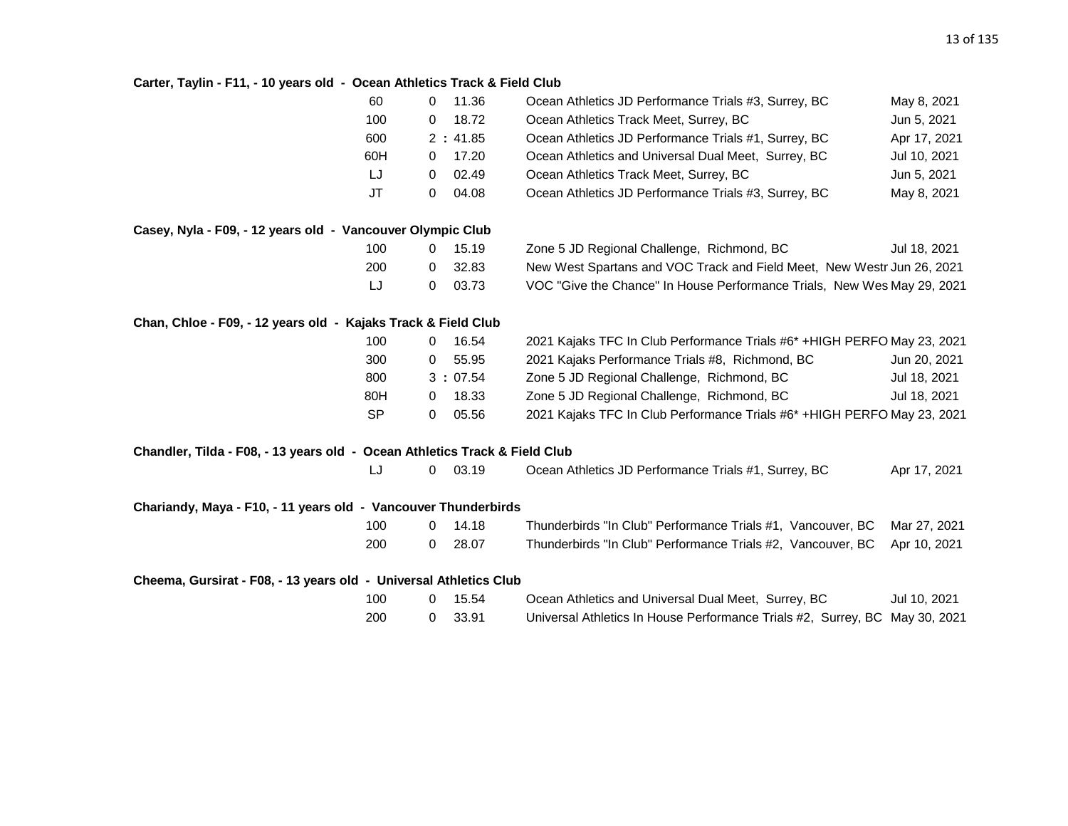**Carter, Taylin - F11, - 10 years old - Ocean Athletics Track & Field Club**

| Event | | Mark | Meet | Date |
|---|---|---|---|---|
| 60 | 0 | 11.36 | Ocean Athletics JD Performance Trials #3, Surrey, BC | May 8, 2021 |
| 100 | 0 | 18.72 | Ocean Athletics Track Meet, Surrey, BC | Jun 5, 2021 |
| 600 | 2 | : 41.85 | Ocean Athletics JD Performance Trials #1, Surrey, BC | Apr 17, 2021 |
| 60H | 0 | 17.20 | Ocean Athletics and Universal Dual Meet, Surrey, BC | Jul 10, 2021 |
| LJ | 0 | 02.49 | Ocean Athletics Track Meet, Surrey, BC | Jun 5, 2021 |
| JT | 0 | 04.08 | Ocean Athletics JD Performance Trials #3, Surrey, BC | May 8, 2021 |

**Casey, Nyla - F09, - 12 years old - Vancouver Olympic Club**

| Event | | Mark | Meet | Date |
|---|---|---|---|---|
| 100 | 0 | 15.19 | Zone 5 JD Regional Challenge, Richmond, BC | Jul 18, 2021 |
| 200 | 0 | 32.83 | New West Spartans and VOC Track and Field Meet, New Westr | Jun 26, 2021 |
| LJ | 0 | 03.73 | VOC "Give the Chance" In House Performance Trials, New Wes | May 29, 2021 |

**Chan, Chloe - F09, - 12 years old - Kajaks Track & Field Club**

| Event | | Mark | Meet | Date |
|---|---|---|---|---|
| 100 | 0 | 16.54 | 2021 Kajaks TFC In Club Performance Trials #6* +HIGH PERFO | May 23, 2021 |
| 300 | 0 | 55.95 | 2021 Kajaks Performance Trials #8, Richmond, BC | Jun 20, 2021 |
| 800 | 3 | : 07.54 | Zone 5 JD Regional Challenge, Richmond, BC | Jul 18, 2021 |
| 80H | 0 | 18.33 | Zone 5 JD Regional Challenge, Richmond, BC | Jul 18, 2021 |
| SP | 0 | 05.56 | 2021 Kajaks TFC In Club Performance Trials #6* +HIGH PERFO | May 23, 2021 |

**Chandler, Tilda - F08, - 13 years old - Ocean Athletics Track & Field Club**

| Event | | Mark | Meet | Date |
|---|---|---|---|---|
| LJ | 0 | 03.19 | Ocean Athletics JD Performance Trials #1, Surrey, BC | Apr 17, 2021 |

**Chariandy, Maya - F10, - 11 years old - Vancouver Thunderbirds**

| Event | | Mark | Meet | Date |
|---|---|---|---|---|
| 100 | 0 | 14.18 | Thunderbirds "In Club" Performance Trials #1, Vancouver, BC | Mar 27, 2021 |
| 200 | 0 | 28.07 | Thunderbirds "In Club" Performance Trials #2, Vancouver, BC | Apr 10, 2021 |

**Cheema, Gursirat - F08, - 13 years old - Universal Athletics Club**

| Event | | Mark | Meet | Date |
|---|---|---|---|---|
| 100 | 0 | 15.54 | Ocean Athletics and Universal Dual Meet, Surrey, BC | Jul 10, 2021 |
| 200 | 0 | 33.91 | Universal Athletics In House Performance Trials #2, Surrey, BC | May 30, 2021 |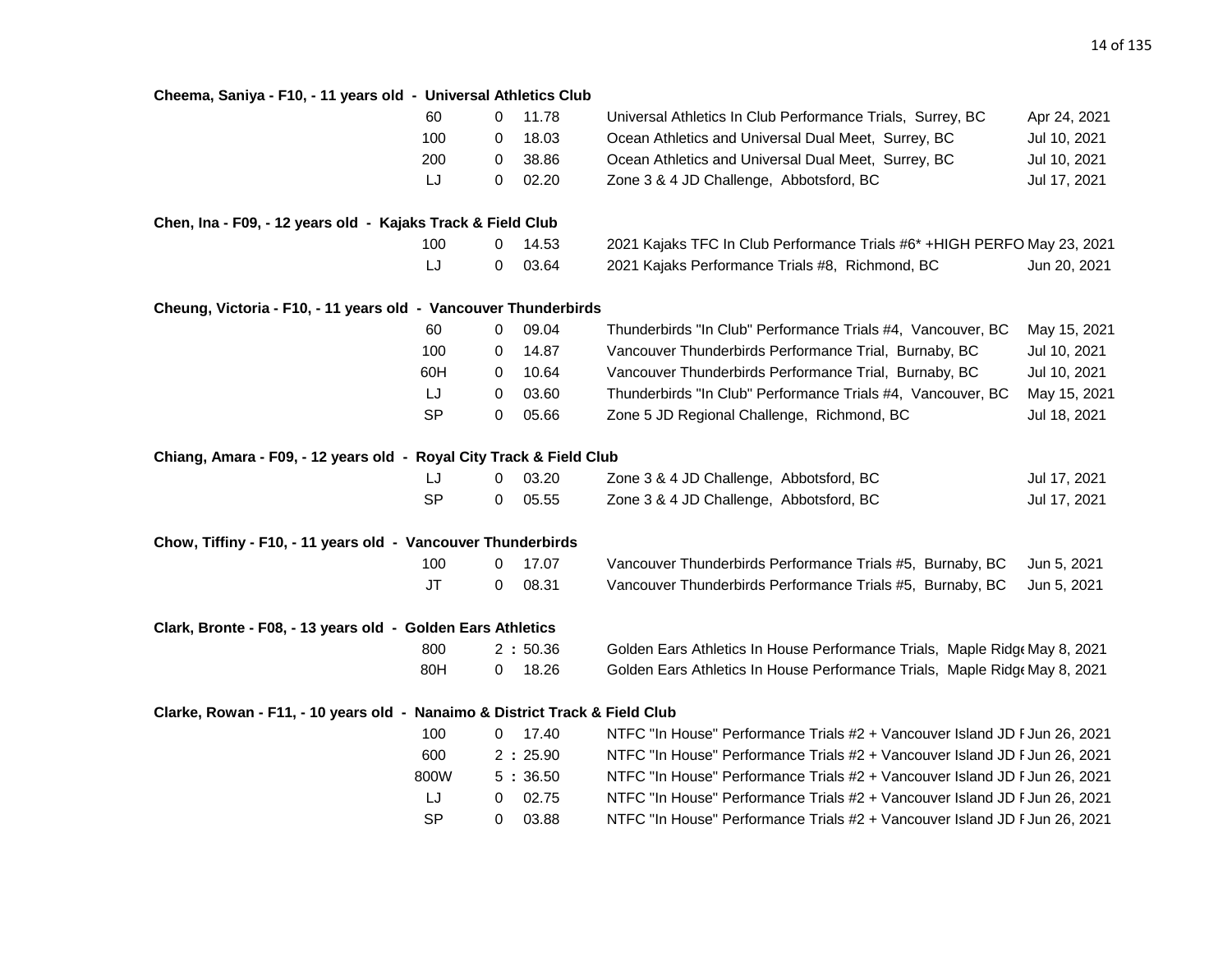**Cheema, Saniya - F10, - 11 years old - Universal Athletics Club**

| Event | | Mark | Meet | Date |
|---|---|---|---|---|
| 60 | 0 | 11.78 | Universal Athletics In Club Performance Trials, Surrey, BC | Apr 24, 2021 |
| 100 | 0 | 18.03 | Ocean Athletics and Universal Dual Meet, Surrey, BC | Jul 10, 2021 |
| 200 | 0 | 38.86 | Ocean Athletics and Universal Dual Meet, Surrey, BC | Jul 10, 2021 |
| LJ | 0 | 02.20 | Zone 3 & 4 JD Challenge, Abbotsford, BC | Jul 17, 2021 |

**Chen, Ina - F09, - 12 years old - Kajaks Track & Field Club**

| Event | | Mark | Meet | Date |
|---|---|---|---|---|
| 100 | 0 | 14.53 | 2021 Kajaks TFC In Club Performance Trials #6* +HIGH PERFO | May 23, 2021 |
| LJ | 0 | 03.64 | 2021 Kajaks Performance Trials #8, Richmond, BC | Jun 20, 2021 |

**Cheung, Victoria - F10, - 11 years old - Vancouver Thunderbirds**

| Event | | Mark | Meet | Date |
|---|---|---|---|---|
| 60 | 0 | 09.04 | Thunderbirds "In Club" Performance Trials #4, Vancouver, BC | May 15, 2021 |
| 100 | 0 | 14.87 | Vancouver Thunderbirds Performance Trial, Burnaby, BC | Jul 10, 2021 |
| 60H | 0 | 10.64 | Vancouver Thunderbirds Performance Trial, Burnaby, BC | Jul 10, 2021 |
| LJ | 0 | 03.60 | Thunderbirds "In Club" Performance Trials #4, Vancouver, BC | May 15, 2021 |
| SP | 0 | 05.66 | Zone 5 JD Regional Challenge, Richmond, BC | Jul 18, 2021 |

**Chiang, Amara - F09, - 12 years old - Royal City Track & Field Club**

| Event | | Mark | Meet | Date |
|---|---|---|---|---|
| LJ | 0 | 03.20 | Zone 3 & 4 JD Challenge, Abbotsford, BC | Jul 17, 2021 |
| SP | 0 | 05.55 | Zone 3 & 4 JD Challenge, Abbotsford, BC | Jul 17, 2021 |

**Chow, Tiffiny - F10, - 11 years old - Vancouver Thunderbirds**

| Event | | Mark | Meet | Date |
|---|---|---|---|---|
| 100 | 0 | 17.07 | Vancouver Thunderbirds Performance Trials #5, Burnaby, BC | Jun 5, 2021 |
| JT | 0 | 08.31 | Vancouver Thunderbirds Performance Trials #5, Burnaby, BC | Jun 5, 2021 |

**Clark, Bronte - F08, - 13 years old - Golden Ears Athletics**

| Event | | Mark | Meet | Date |
|---|---|---|---|---|
| 800 | 2 : | 50.36 | Golden Ears Athletics In House Performance Trials, Maple Ridge | May 8, 2021 |
| 80H | 0 | 18.26 | Golden Ears Athletics In House Performance Trials, Maple Ridge | May 8, 2021 |

**Clarke, Rowan - F11, - 10 years old - Nanaimo & District Track & Field Club**

| Event | | Mark | Meet | Date |
|---|---|---|---|---|
| 100 | 0 | 17.40 | NTFC "In House" Performance Trials #2 + Vancouver Island JD F | Jun 26, 2021 |
| 600 | 2 : | 25.90 | NTFC "In House" Performance Trials #2 + Vancouver Island JD F | Jun 26, 2021 |
| 800W | 5 : | 36.50 | NTFC "In House" Performance Trials #2 + Vancouver Island JD F | Jun 26, 2021 |
| LJ | 0 | 02.75 | NTFC "In House" Performance Trials #2 + Vancouver Island JD F | Jun 26, 2021 |
| SP | 0 | 03.88 | NTFC "In House" Performance Trials #2 + Vancouver Island JD F | Jun 26, 2021 |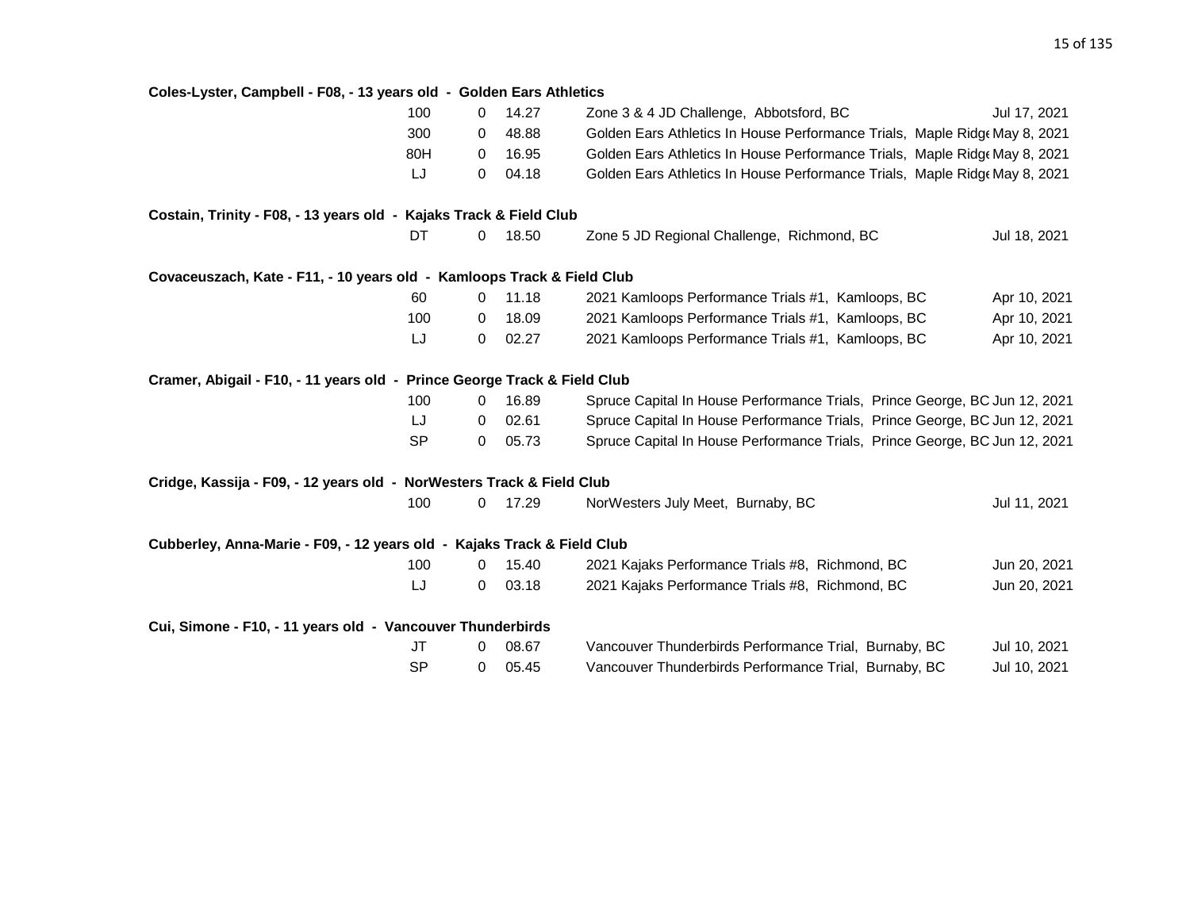**Coles-Lyster, Campbell - F08, - 13 years old - Golden Ears Athletics**

| Event | | Result | Meet | Date |
|---|---|---|---|---|
| 100 | 0 | 14.27 | Zone 3 & 4 JD Challenge, Abbotsford, BC | Jul 17, 2021 |
| 300 | 0 | 48.88 | Golden Ears Athletics In House Performance Trials, Maple Ridge | May 8, 2021 |
| 80H | 0 | 16.95 | Golden Ears Athletics In House Performance Trials, Maple Ridge | May 8, 2021 |
| LJ | 0 | 04.18 | Golden Ears Athletics In House Performance Trials, Maple Ridge | May 8, 2021 |

**Costain, Trinity - F08, - 13 years old - Kajaks Track & Field Club**

| Event | | Result | Meet | Date |
|---|---|---|---|---|
| DT | 0 | 18.50 | Zone 5 JD Regional Challenge, Richmond, BC | Jul 18, 2021 |

**Covaceuszach, Kate - F11, - 10 years old - Kamloops Track & Field Club**

| Event | | Result | Meet | Date |
|---|---|---|---|---|
| 60 | 0 | 11.18 | 2021 Kamloops Performance Trials #1, Kamloops, BC | Apr 10, 2021 |
| 100 | 0 | 18.09 | 2021 Kamloops Performance Trials #1, Kamloops, BC | Apr 10, 2021 |
| LJ | 0 | 02.27 | 2021 Kamloops Performance Trials #1, Kamloops, BC | Apr 10, 2021 |

**Cramer, Abigail - F10, - 11 years old - Prince George Track & Field Club**

| Event | | Result | Meet | Date |
|---|---|---|---|---|
| 100 | 0 | 16.89 | Spruce Capital In House Performance Trials, Prince George, BC | Jun 12, 2021 |
| LJ | 0 | 02.61 | Spruce Capital In House Performance Trials, Prince George, BC | Jun 12, 2021 |
| SP | 0 | 05.73 | Spruce Capital In House Performance Trials, Prince George, BC | Jun 12, 2021 |

**Cridge, Kassija - F09, - 12 years old - NorWesters Track & Field Club**

| Event | | Result | Meet | Date |
|---|---|---|---|---|
| 100 | 0 | 17.29 | NorWesters July Meet, Burnaby, BC | Jul 11, 2021 |

**Cubberley, Anna-Marie - F09, - 12 years old - Kajaks Track & Field Club**

| Event | | Result | Meet | Date |
|---|---|---|---|---|
| 100 | 0 | 15.40 | 2021 Kajaks Performance Trials #8, Richmond, BC | Jun 20, 2021 |
| LJ | 0 | 03.18 | 2021 Kajaks Performance Trials #8, Richmond, BC | Jun 20, 2021 |

**Cui, Simone - F10, - 11 years old - Vancouver Thunderbirds**

| Event | | Result | Meet | Date |
|---|---|---|---|---|
| JT | 0 | 08.67 | Vancouver Thunderbirds Performance Trial, Burnaby, BC | Jul 10, 2021 |
| SP | 0 | 05.45 | Vancouver Thunderbirds Performance Trial, Burnaby, BC | Jul 10, 2021 |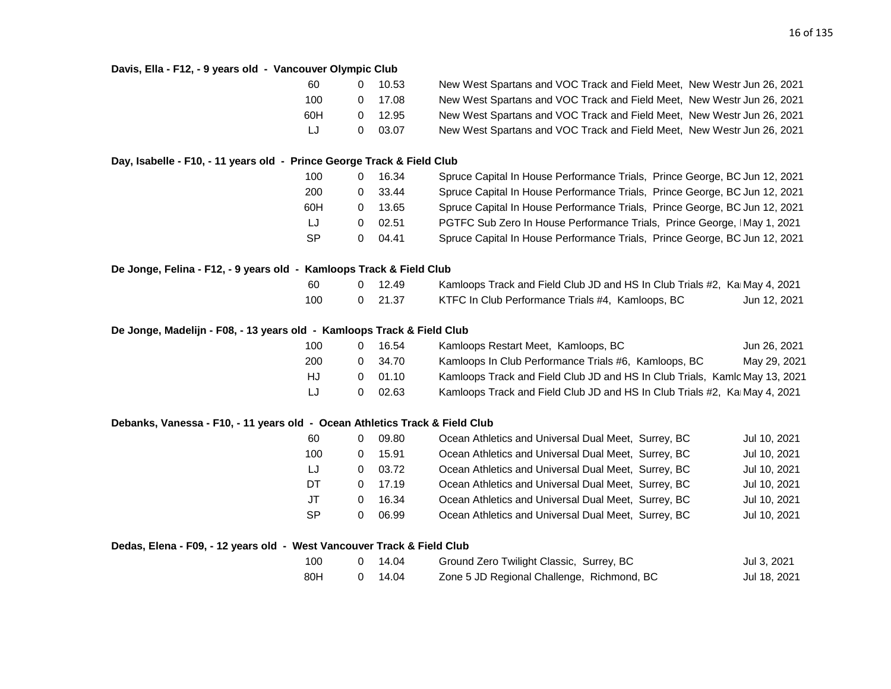**Davis, Ella - F12, - 9 years old - Vancouver Olympic Club**

| | | | | |
|---|---|---|---|---|
| 60 | 0 | 10.53 | New West Spartans and VOC Track and Field Meet, New Westr | Jun 26, 2021 |
| 100 | 0 | 17.08 | New West Spartans and VOC Track and Field Meet, New Westr | Jun 26, 2021 |
| 60H | 0 | 12.95 | New West Spartans and VOC Track and Field Meet, New Westr | Jun 26, 2021 |
| LJ | 0 | 03.07 | New West Spartans and VOC Track and Field Meet, New Westr | Jun 26, 2021 |

**Day, Isabelle - F10, - 11 years old - Prince George Track & Field Club**

| | | | | |
|---|---|---|---|---|
| 100 | 0 | 16.34 | Spruce Capital In House Performance Trials, Prince George, BC | Jun 12, 2021 |
| 200 | 0 | 33.44 | Spruce Capital In House Performance Trials, Prince George, BC | Jun 12, 2021 |
| 60H | 0 | 13.65 | Spruce Capital In House Performance Trials, Prince George, BC | Jun 12, 2021 |
| LJ | 0 | 02.51 | PGTFC Sub Zero In House Performance Trials, Prince George, I | May 1, 2021 |
| SP | 0 | 04.41 | Spruce Capital In House Performance Trials, Prince George, BC | Jun 12, 2021 |

**De Jonge, Felina - F12, - 9 years old - Kamloops Track & Field Club**

| | | | | |
|---|---|---|---|---|
| 60 | 0 | 12.49 | Kamloops Track and Field Club JD and HS In Club Trials #2, Ka | May 4, 2021 |
| 100 | 0 | 21.37 | KTFC In Club Performance Trials #4, Kamloops, BC | Jun 12, 2021 |

**De Jonge, Madelijn - F08, - 13 years old - Kamloops Track & Field Club**

| | | | | |
|---|---|---|---|---|
| 100 | 0 | 16.54 | Kamloops Restart Meet, Kamloops, BC | Jun 26, 2021 |
| 200 | 0 | 34.70 | Kamloops In Club Performance Trials #6, Kamloops, BC | May 29, 2021 |
| HJ | 0 | 01.10 | Kamloops Track and Field Club JD and HS In Club Trials, Kamlo | May 13, 2021 |
| LJ | 0 | 02.63 | Kamloops Track and Field Club JD and HS In Club Trials #2, Ka | May 4, 2021 |

**Debanks, Vanessa - F10, - 11 years old - Ocean Athletics Track & Field Club**

| | | | | |
|---|---|---|---|---|
| 60 | 0 | 09.80 | Ocean Athletics and Universal Dual Meet, Surrey, BC | Jul 10, 2021 |
| 100 | 0 | 15.91 | Ocean Athletics and Universal Dual Meet, Surrey, BC | Jul 10, 2021 |
| LJ | 0 | 03.72 | Ocean Athletics and Universal Dual Meet, Surrey, BC | Jul 10, 2021 |
| DT | 0 | 17.19 | Ocean Athletics and Universal Dual Meet, Surrey, BC | Jul 10, 2021 |
| JT | 0 | 16.34 | Ocean Athletics and Universal Dual Meet, Surrey, BC | Jul 10, 2021 |
| SP | 0 | 06.99 | Ocean Athletics and Universal Dual Meet, Surrey, BC | Jul 10, 2021 |

**Dedas, Elena - F09, - 12 years old - West Vancouver Track & Field Club**

| | | | | |
|---|---|---|---|---|
| 100 | 0 | 14.04 | Ground Zero Twilight Classic, Surrey, BC | Jul 3, 2021 |
| 80H | 0 | 14.04 | Zone 5 JD Regional Challenge, Richmond, BC | Jul 18, 2021 |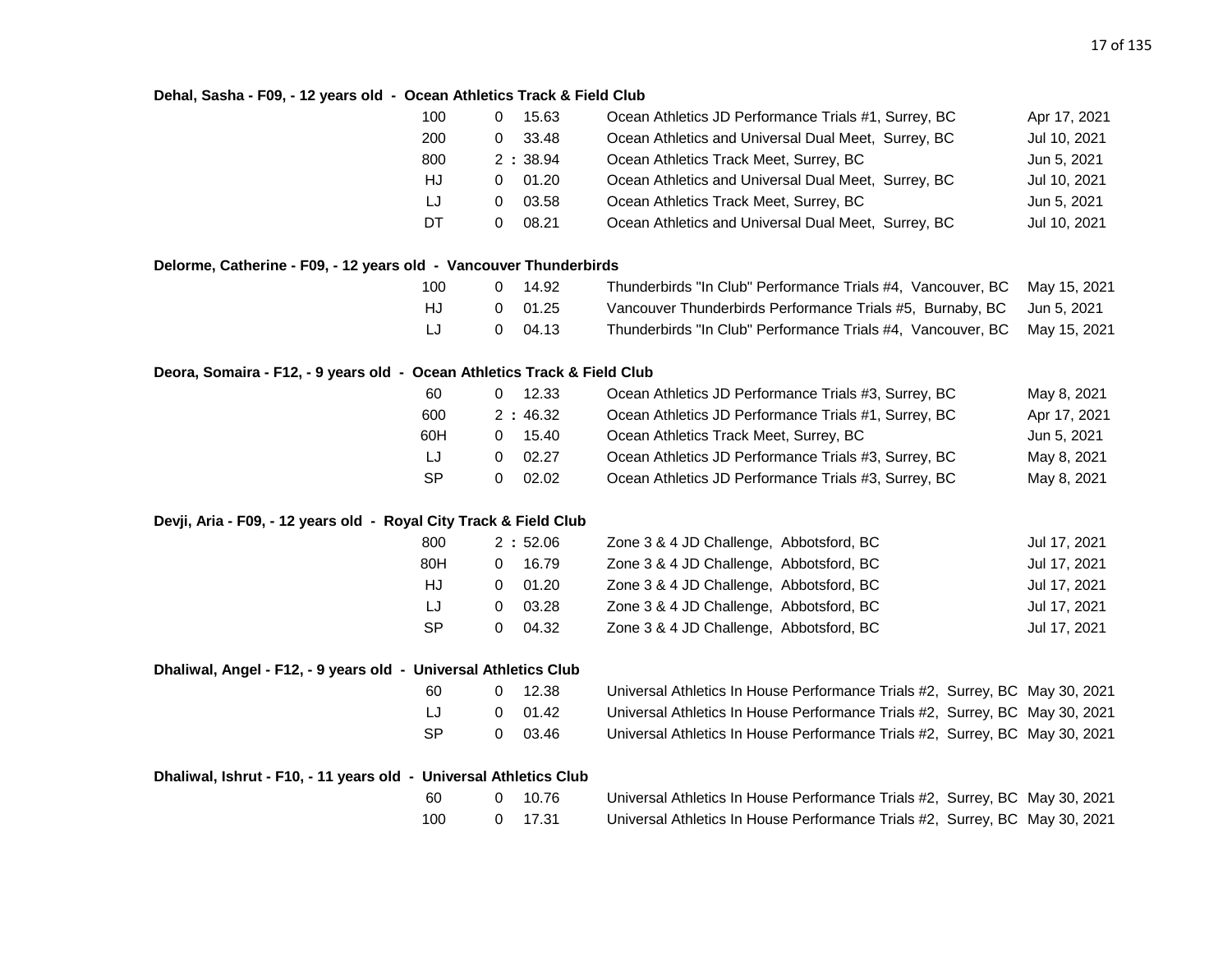**Dehal, Sasha - F09, - 12 years old - Ocean Athletics Track & Field Club**

| Event | Result | Meet | Date |
|---|---|---|---|
| 100 | 0 15.63 | Ocean Athletics JD Performance Trials #1, Surrey, BC | Apr 17, 2021 |
| 200 | 0 33.48 | Ocean Athletics and Universal Dual Meet, Surrey, BC | Jul 10, 2021 |
| 800 | 2 : 38.94 | Ocean Athletics Track Meet, Surrey, BC | Jun 5, 2021 |
| HJ | 0 01.20 | Ocean Athletics and Universal Dual Meet, Surrey, BC | Jul 10, 2021 |
| LJ | 0 03.58 | Ocean Athletics Track Meet, Surrey, BC | Jun 5, 2021 |
| DT | 0 08.21 | Ocean Athletics and Universal Dual Meet, Surrey, BC | Jul 10, 2021 |

**Delorme, Catherine - F09, - 12 years old - Vancouver Thunderbirds**

| Event | Result | Meet | Date |
|---|---|---|---|
| 100 | 0 14.92 | Thunderbirds "In Club" Performance Trials #4, Vancouver, BC | May 15, 2021 |
| HJ | 0 01.25 | Vancouver Thunderbirds Performance Trials #5, Burnaby, BC | Jun 5, 2021 |
| LJ | 0 04.13 | Thunderbirds "In Club" Performance Trials #4, Vancouver, BC | May 15, 2021 |

**Deora, Somaira - F12, - 9 years old - Ocean Athletics Track & Field Club**

| Event | Result | Meet | Date |
|---|---|---|---|
| 60 | 0 12.33 | Ocean Athletics JD Performance Trials #3, Surrey, BC | May 8, 2021 |
| 600 | 2 : 46.32 | Ocean Athletics JD Performance Trials #1, Surrey, BC | Apr 17, 2021 |
| 60H | 0 15.40 | Ocean Athletics Track Meet, Surrey, BC | Jun 5, 2021 |
| LJ | 0 02.27 | Ocean Athletics JD Performance Trials #3, Surrey, BC | May 8, 2021 |
| SP | 0 02.02 | Ocean Athletics JD Performance Trials #3, Surrey, BC | May 8, 2021 |

**Devji, Aria - F09, - 12 years old - Royal City Track & Field Club**

| Event | Result | Meet | Date |
|---|---|---|---|
| 800 | 2 : 52.06 | Zone 3 & 4 JD Challenge, Abbotsford, BC | Jul 17, 2021 |
| 80H | 0 16.79 | Zone 3 & 4 JD Challenge, Abbotsford, BC | Jul 17, 2021 |
| HJ | 0 01.20 | Zone 3 & 4 JD Challenge, Abbotsford, BC | Jul 17, 2021 |
| LJ | 0 03.28 | Zone 3 & 4 JD Challenge, Abbotsford, BC | Jul 17, 2021 |
| SP | 0 04.32 | Zone 3 & 4 JD Challenge, Abbotsford, BC | Jul 17, 2021 |

**Dhaliwal, Angel - F12, - 9 years old - Universal Athletics Club**

| Event | Result | Meet | Date |
|---|---|---|---|
| 60 | 0 12.38 | Universal Athletics In House Performance Trials #2, Surrey, BC | May 30, 2021 |
| LJ | 0 01.42 | Universal Athletics In House Performance Trials #2, Surrey, BC | May 30, 2021 |
| SP | 0 03.46 | Universal Athletics In House Performance Trials #2, Surrey, BC | May 30, 2021 |

**Dhaliwal, Ishrut - F10, - 11 years old - Universal Athletics Club**

| Event | Result | Meet | Date |
|---|---|---|---|
| 60 | 0 10.76 | Universal Athletics In House Performance Trials #2, Surrey, BC | May 30, 2021 |
| 100 | 0 17.31 | Universal Athletics In House Performance Trials #2, Surrey, BC | May 30, 2021 |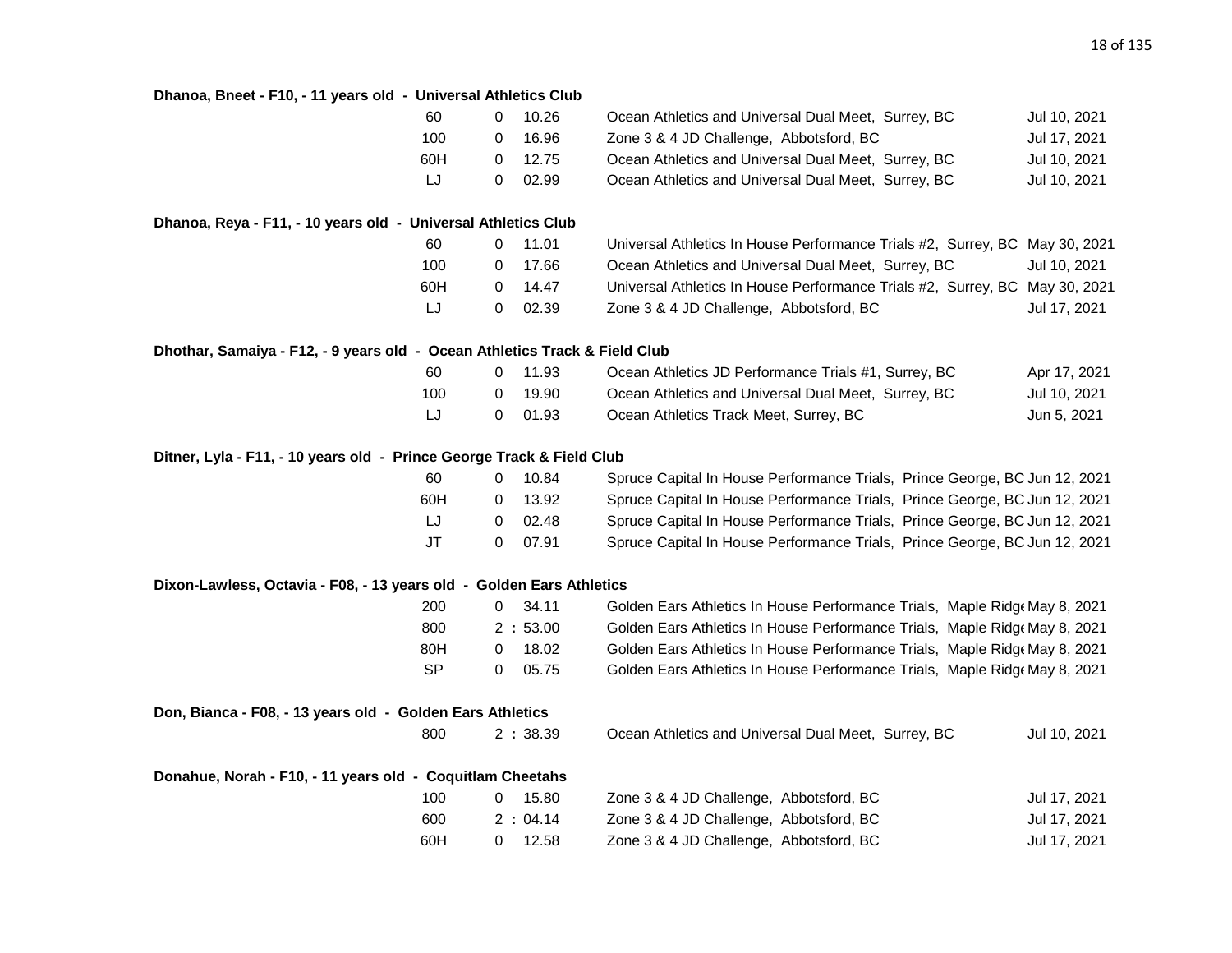**Dhanoa, Bneet - F10, - 11 years old - Universal Athletics Club**

| Event | | Mark | Meet | Date |
|---|---|---|---|---|
| 60 | 0 | 10.26 | Ocean Athletics and Universal Dual Meet, Surrey, BC | Jul 10, 2021 |
| 100 | 0 | 16.96 | Zone 3 & 4 JD Challenge, Abbotsford, BC | Jul 17, 2021 |
| 60H | 0 | 12.75 | Ocean Athletics and Universal Dual Meet, Surrey, BC | Jul 10, 2021 |
| LJ | 0 | 02.99 | Ocean Athletics and Universal Dual Meet, Surrey, BC | Jul 10, 2021 |

**Dhanoa, Reya - F11, - 10 years old - Universal Athletics Club**

| Event | | Mark | Meet | Date |
|---|---|---|---|---|
| 60 | 0 | 11.01 | Universal Athletics In House Performance Trials #2, Surrey, BC | May 30, 2021 |
| 100 | 0 | 17.66 | Ocean Athletics and Universal Dual Meet, Surrey, BC | Jul 10, 2021 |
| 60H | 0 | 14.47 | Universal Athletics In House Performance Trials #2, Surrey, BC | May 30, 2021 |
| LJ | 0 | 02.39 | Zone 3 & 4 JD Challenge, Abbotsford, BC | Jul 17, 2021 |

**Dhothar, Samaiya - F12, - 9 years old - Ocean Athletics Track & Field Club**

| Event | | Mark | Meet | Date |
|---|---|---|---|---|
| 60 | 0 | 11.93 | Ocean Athletics JD Performance Trials #1, Surrey, BC | Apr 17, 2021 |
| 100 | 0 | 19.90 | Ocean Athletics and Universal Dual Meet, Surrey, BC | Jul 10, 2021 |
| LJ | 0 | 01.93 | Ocean Athletics Track Meet, Surrey, BC | Jun 5, 2021 |

**Ditner, Lyla - F11, - 10 years old - Prince George Track & Field Club**

| Event | | Mark | Meet | Date |
|---|---|---|---|---|
| 60 | 0 | 10.84 | Spruce Capital In House Performance Trials, Prince George, BC | Jun 12, 2021 |
| 60H | 0 | 13.92 | Spruce Capital In House Performance Trials, Prince George, BC | Jun 12, 2021 |
| LJ | 0 | 02.48 | Spruce Capital In House Performance Trials, Prince George, BC | Jun 12, 2021 |
| JT | 0 | 07.91 | Spruce Capital In House Performance Trials, Prince George, BC | Jun 12, 2021 |

**Dixon-Lawless, Octavia - F08, - 13 years old - Golden Ears Athletics**

| Event | | Mark | Meet | Date |
|---|---|---|---|---|
| 200 | 0 | 34.11 | Golden Ears Athletics In House Performance Trials, Maple Ridge | May 8, 2021 |
| 800 | 2 : | 53.00 | Golden Ears Athletics In House Performance Trials, Maple Ridge | May 8, 2021 |
| 80H | 0 | 18.02 | Golden Ears Athletics In House Performance Trials, Maple Ridge | May 8, 2021 |
| SP | 0 | 05.75 | Golden Ears Athletics In House Performance Trials, Maple Ridge | May 8, 2021 |

**Don, Bianca - F08, - 13 years old - Golden Ears Athletics**

| Event | | Mark | Meet | Date |
|---|---|---|---|---|
| 800 | 2 : | 38.39 | Ocean Athletics and Universal Dual Meet, Surrey, BC | Jul 10, 2021 |

**Donahue, Norah - F10, - 11 years old - Coquitlam Cheetahs**

| Event | | Mark | Meet | Date |
|---|---|---|---|---|
| 100 | 0 | 15.80 | Zone 3 & 4 JD Challenge, Abbotsford, BC | Jul 17, 2021 |
| 600 | 2 : | 04.14 | Zone 3 & 4 JD Challenge, Abbotsford, BC | Jul 17, 2021 |
| 60H | 0 | 12.58 | Zone 3 & 4 JD Challenge, Abbotsford, BC | Jul 17, 2021 |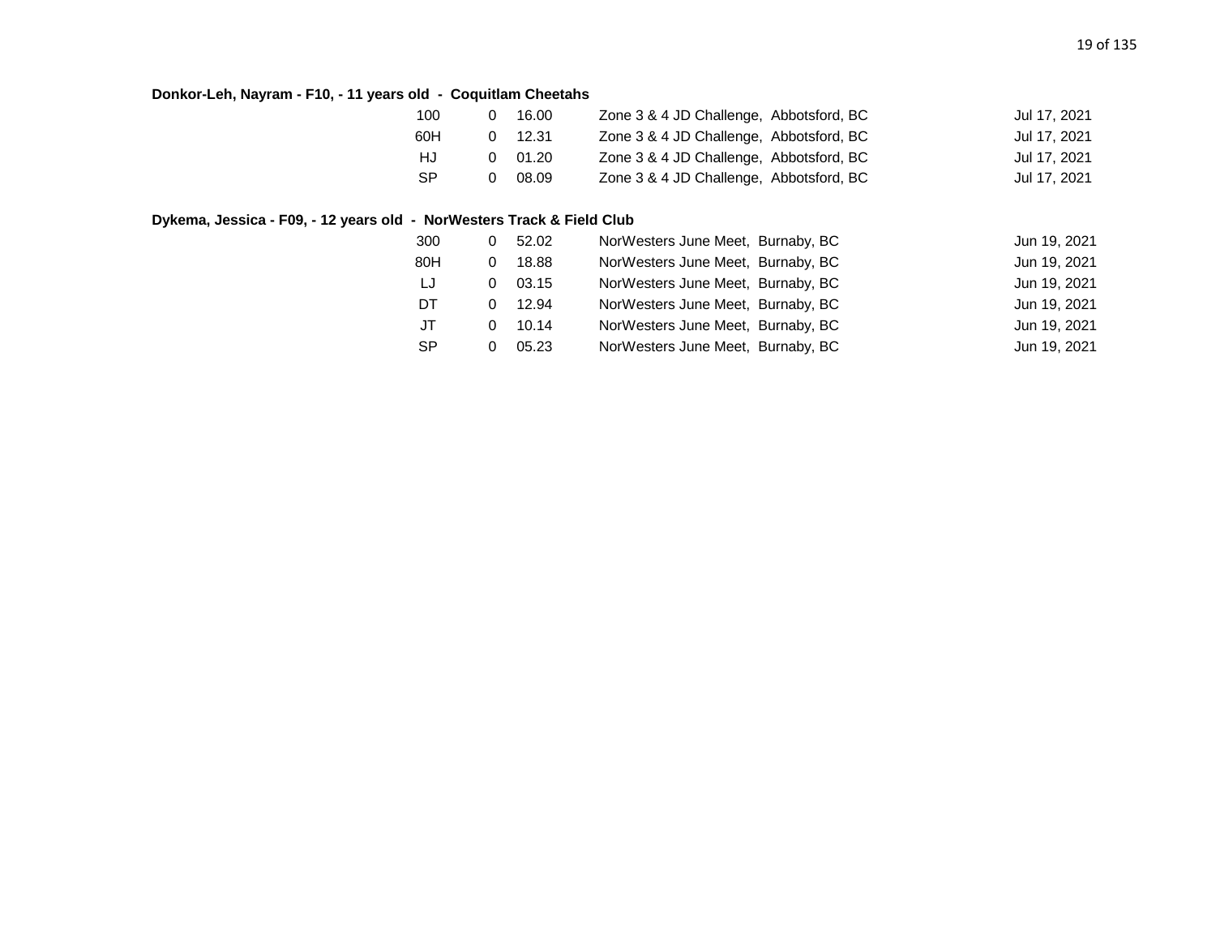**Donkor-Leh, Nayram - F10, - 11 years old - Coquitlam Cheetahs**

| Event | Wind | Mark | Meet | Date |
|---|---|---|---|---|
| 100 | 0 | 16.00 | Zone 3 & 4 JD Challenge, Abbotsford, BC | Jul 17, 2021 |
| 60H | 0 | 12.31 | Zone 3 & 4 JD Challenge, Abbotsford, BC | Jul 17, 2021 |
| HJ | 0 | 01.20 | Zone 3 & 4 JD Challenge, Abbotsford, BC | Jul 17, 2021 |
| SP | 0 | 08.09 | Zone 3 & 4 JD Challenge, Abbotsford, BC | Jul 17, 2021 |

**Dykema, Jessica - F09, - 12 years old - NorWesters Track & Field Club**

| Event | Wind | Mark | Meet | Date |
|---|---|---|---|---|
| 300 | 0 | 52.02 | NorWesters June Meet, Burnaby, BC | Jun 19, 2021 |
| 80H | 0 | 18.88 | NorWesters June Meet, Burnaby, BC | Jun 19, 2021 |
| LJ | 0 | 03.15 | NorWesters June Meet, Burnaby, BC | Jun 19, 2021 |
| DT | 0 | 12.94 | NorWesters June Meet, Burnaby, BC | Jun 19, 2021 |
| JT | 0 | 10.14 | NorWesters June Meet, Burnaby, BC | Jun 19, 2021 |
| SP | 0 | 05.23 | NorWesters June Meet, Burnaby, BC | Jun 19, 2021 |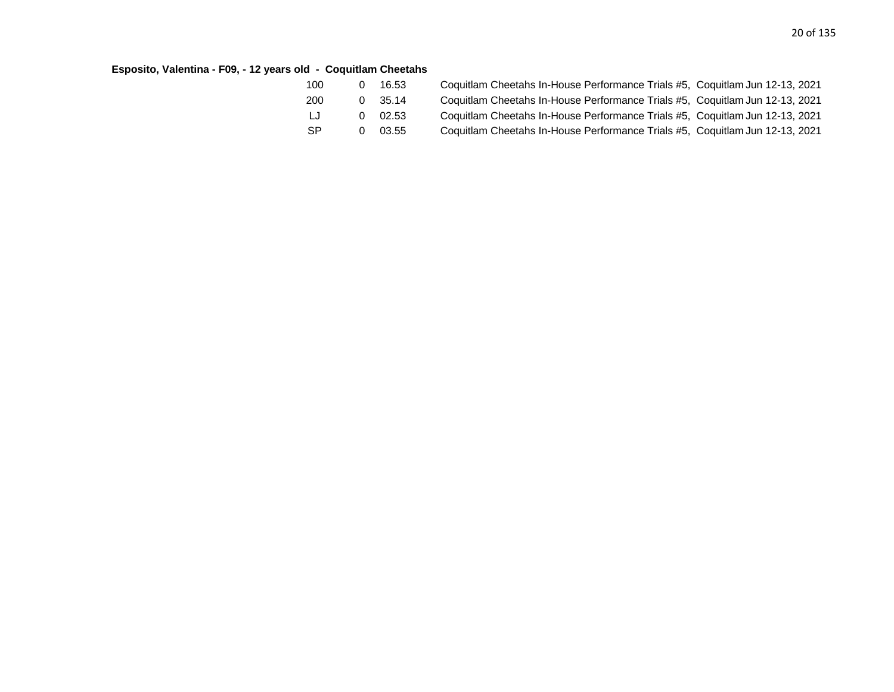**Esposito, Valentina - F09, - 12 years old - Coquitlam Cheetahs**

| Event | | Mark | Competition | Date |
|---|---|---|---|---|
| 100 | 0 | 16.53 | Coquitlam Cheetahs In-House Performance Trials #5, Coquitlam | Jun 12-13, 2021 |
| 200 | 0 | 35.14 | Coquitlam Cheetahs In-House Performance Trials #5, Coquitlam | Jun 12-13, 2021 |
| LJ | 0 | 02.53 | Coquitlam Cheetahs In-House Performance Trials #5, Coquitlam | Jun 12-13, 2021 |
| SP | 0 | 03.55 | Coquitlam Cheetahs In-House Performance Trials #5, Coquitlam | Jun 12-13, 2021 |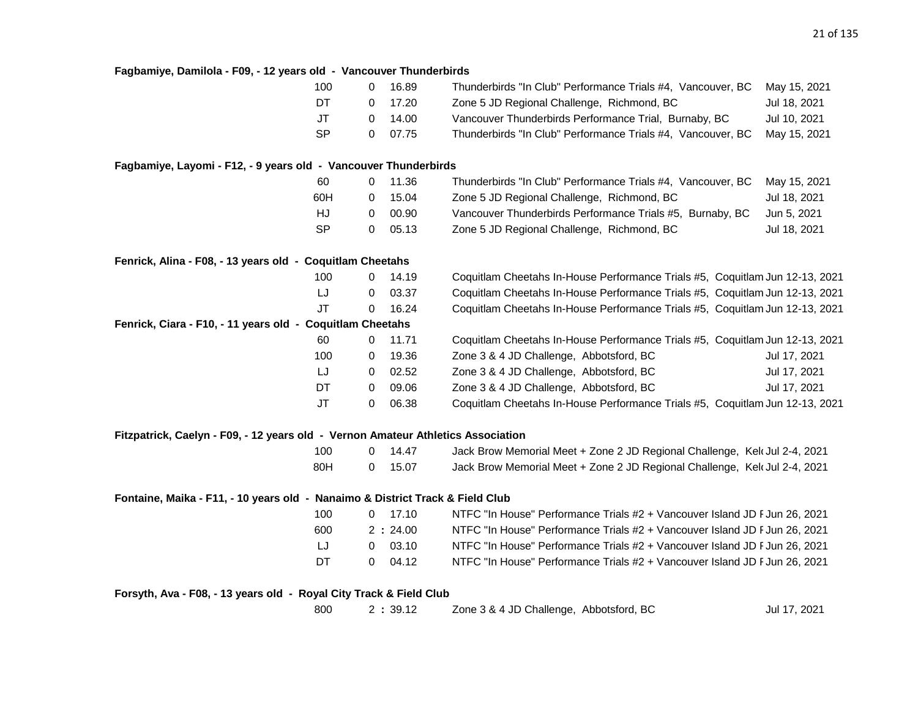**Fagbamiye, Damilola - F09, - 12 years old - Vancouver Thunderbirds**

| Event | | Mark | Meet | Date |
|---|---|---|---|---|
| 100 | 0 | 16.89 | Thunderbirds "In Club" Performance Trials #4, Vancouver, BC | May 15, 2021 |
| DT | 0 | 17.20 | Zone 5 JD Regional Challenge, Richmond, BC | Jul 18, 2021 |
| JT | 0 | 14.00 | Vancouver Thunderbirds Performance Trial, Burnaby, BC | Jul 10, 2021 |
| SP | 0 | 07.75 | Thunderbirds "In Club" Performance Trials #4, Vancouver, BC | May 15, 2021 |

**Fagbamiye, Layomi - F12, - 9 years old - Vancouver Thunderbirds**

| Event | | Mark | Meet | Date |
|---|---|---|---|---|
| 60 | 0 | 11.36 | Thunderbirds "In Club" Performance Trials #4, Vancouver, BC | May 15, 2021 |
| 60H | 0 | 15.04 | Zone 5 JD Regional Challenge, Richmond, BC | Jul 18, 2021 |
| HJ | 0 | 00.90 | Vancouver Thunderbirds Performance Trials #5, Burnaby, BC | Jun 5, 2021 |
| SP | 0 | 05.13 | Zone 5 JD Regional Challenge, Richmond, BC | Jul 18, 2021 |

**Fenrick, Alina - F08, - 13 years old - Coquitlam Cheetahs**

| Event | | Mark | Meet | Date |
|---|---|---|---|---|
| 100 | 0 | 14.19 | Coquitlam Cheetahs In-House Performance Trials #5, Coquitlam | Jun 12-13, 2021 |
| LJ | 0 | 03.37 | Coquitlam Cheetahs In-House Performance Trials #5, Coquitlam | Jun 12-13, 2021 |
| JT | 0 | 16.24 | Coquitlam Cheetahs In-House Performance Trials #5, Coquitlam | Jun 12-13, 2021 |

**Fenrick, Ciara - F10, - 11 years old - Coquitlam Cheetahs**

| Event | | Mark | Meet | Date |
|---|---|---|---|---|
| 60 | 0 | 11.71 | Coquitlam Cheetahs In-House Performance Trials #5, Coquitlam | Jun 12-13, 2021 |
| 100 | 0 | 19.36 | Zone 3 & 4 JD Challenge, Abbotsford, BC | Jul 17, 2021 |
| LJ | 0 | 02.52 | Zone 3 & 4 JD Challenge, Abbotsford, BC | Jul 17, 2021 |
| DT | 0 | 09.06 | Zone 3 & 4 JD Challenge, Abbotsford, BC | Jul 17, 2021 |
| JT | 0 | 06.38 | Coquitlam Cheetahs In-House Performance Trials #5, Coquitlam | Jun 12-13, 2021 |

**Fitzpatrick, Caelyn - F09, - 12 years old - Vernon Amateur Athletics Association**

| Event | | Mark | Meet | Date |
|---|---|---|---|---|
| 100 | 0 | 14.47 | Jack Brow Memorial Meet + Zone 2 JD Regional Challenge, Kel | Jul 2-4, 2021 |
| 80H | 0 | 15.07 | Jack Brow Memorial Meet + Zone 2 JD Regional Challenge, Kel | Jul 2-4, 2021 |

**Fontaine, Maika - F11, - 10 years old - Nanaimo & District Track & Field Club**

| Event | | Mark | Meet | Date |
|---|---|---|---|---|
| 100 | 0 | 17.10 | NTFC "In House" Performance Trials #2 + Vancouver Island JD F | Jun 26, 2021 |
| 600 | 2 : | 24.00 | NTFC "In House" Performance Trials #2 + Vancouver Island JD F | Jun 26, 2021 |
| LJ | 0 | 03.10 | NTFC "In House" Performance Trials #2 + Vancouver Island JD F | Jun 26, 2021 |
| DT | 0 | 04.12 | NTFC "In House" Performance Trials #2 + Vancouver Island JD F | Jun 26, 2021 |

**Forsyth, Ava - F08, - 13 years old - Royal City Track & Field Club**

| Event | | Mark | Meet | Date |
|---|---|---|---|---|
| 800 | 2 : | 39.12 | Zone 3 & 4 JD Challenge, Abbotsford, BC | Jul 17, 2021 |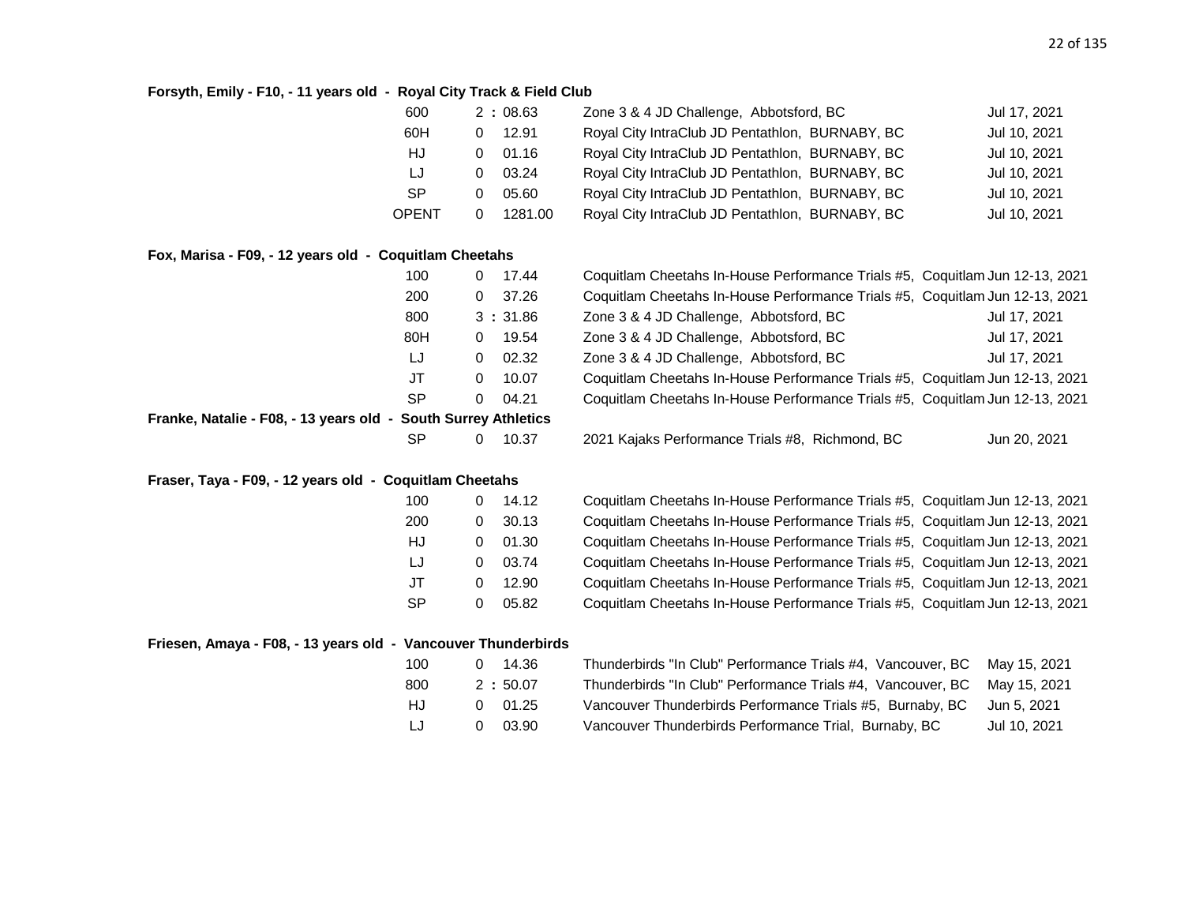**Forsyth, Emily - F10, - 11 years old - Royal City Track & Field Club**

| Event | Result | Meet | Date |
|---|---|---|---|
| 600 | 2 : 08.63 | Zone 3 & 4 JD Challenge, Abbotsford, BC | Jul 17, 2021 |
| 60H | 0 12.91 | Royal City IntraClub JD Pentathlon, BURNABY, BC | Jul 10, 2021 |
| HJ | 0 01.16 | Royal City IntraClub JD Pentathlon, BURNABY, BC | Jul 10, 2021 |
| LJ | 0 03.24 | Royal City IntraClub JD Pentathlon, BURNABY, BC | Jul 10, 2021 |
| SP | 0 05.60 | Royal City IntraClub JD Pentathlon, BURNABY, BC | Jul 10, 2021 |
| OPENT | 0 1281.00 | Royal City IntraClub JD Pentathlon, BURNABY, BC | Jul 10, 2021 |

**Fox, Marisa - F09, - 12 years old - Coquitlam Cheetahs**

| Event | Result | Meet | Date |
|---|---|---|---|
| 100 | 0 17.44 | Coquitlam Cheetahs In-House Performance Trials #5, Coquitlam | Jun 12-13, 2021 |
| 200 | 0 37.26 | Coquitlam Cheetahs In-House Performance Trials #5, Coquitlam | Jun 12-13, 2021 |
| 800 | 3 : 31.86 | Zone 3 & 4 JD Challenge, Abbotsford, BC | Jul 17, 2021 |
| 80H | 0 19.54 | Zone 3 & 4 JD Challenge, Abbotsford, BC | Jul 17, 2021 |
| LJ | 0 02.32 | Zone 3 & 4 JD Challenge, Abbotsford, BC | Jul 17, 2021 |
| JT | 0 10.07 | Coquitlam Cheetahs In-House Performance Trials #5, Coquitlam | Jun 12-13, 2021 |
| SP | 0 04.21 | Coquitlam Cheetahs In-House Performance Trials #5, Coquitlam | Jun 12-13, 2021 |

**Franke, Natalie - F08, - 13 years old - South Surrey Athletics**

| Event | Result | Meet | Date |
|---|---|---|---|
| SP | 0 10.37 | 2021 Kajaks Performance Trials #8, Richmond, BC | Jun 20, 2021 |

**Fraser, Taya - F09, - 12 years old - Coquitlam Cheetahs**

| Event | Result | Meet | Date |
|---|---|---|---|
| 100 | 0 14.12 | Coquitlam Cheetahs In-House Performance Trials #5, Coquitlam | Jun 12-13, 2021 |
| 200 | 0 30.13 | Coquitlam Cheetahs In-House Performance Trials #5, Coquitlam | Jun 12-13, 2021 |
| HJ | 0 01.30 | Coquitlam Cheetahs In-House Performance Trials #5, Coquitlam | Jun 12-13, 2021 |
| LJ | 0 03.74 | Coquitlam Cheetahs In-House Performance Trials #5, Coquitlam | Jun 12-13, 2021 |
| JT | 0 12.90 | Coquitlam Cheetahs In-House Performance Trials #5, Coquitlam | Jun 12-13, 2021 |
| SP | 0 05.82 | Coquitlam Cheetahs In-House Performance Trials #5, Coquitlam | Jun 12-13, 2021 |

**Friesen, Amaya - F08, - 13 years old - Vancouver Thunderbirds**

| Event | Result | Meet | Date |
|---|---|---|---|
| 100 | 0 14.36 | Thunderbirds "In Club" Performance Trials #4, Vancouver, BC | May 15, 2021 |
| 800 | 2 : 50.07 | Thunderbirds "In Club" Performance Trials #4, Vancouver, BC | May 15, 2021 |
| HJ | 0 01.25 | Vancouver Thunderbirds Performance Trials #5, Burnaby, BC | Jun 5, 2021 |
| LJ | 0 03.90 | Vancouver Thunderbirds Performance Trial, Burnaby, BC | Jul 10, 2021 |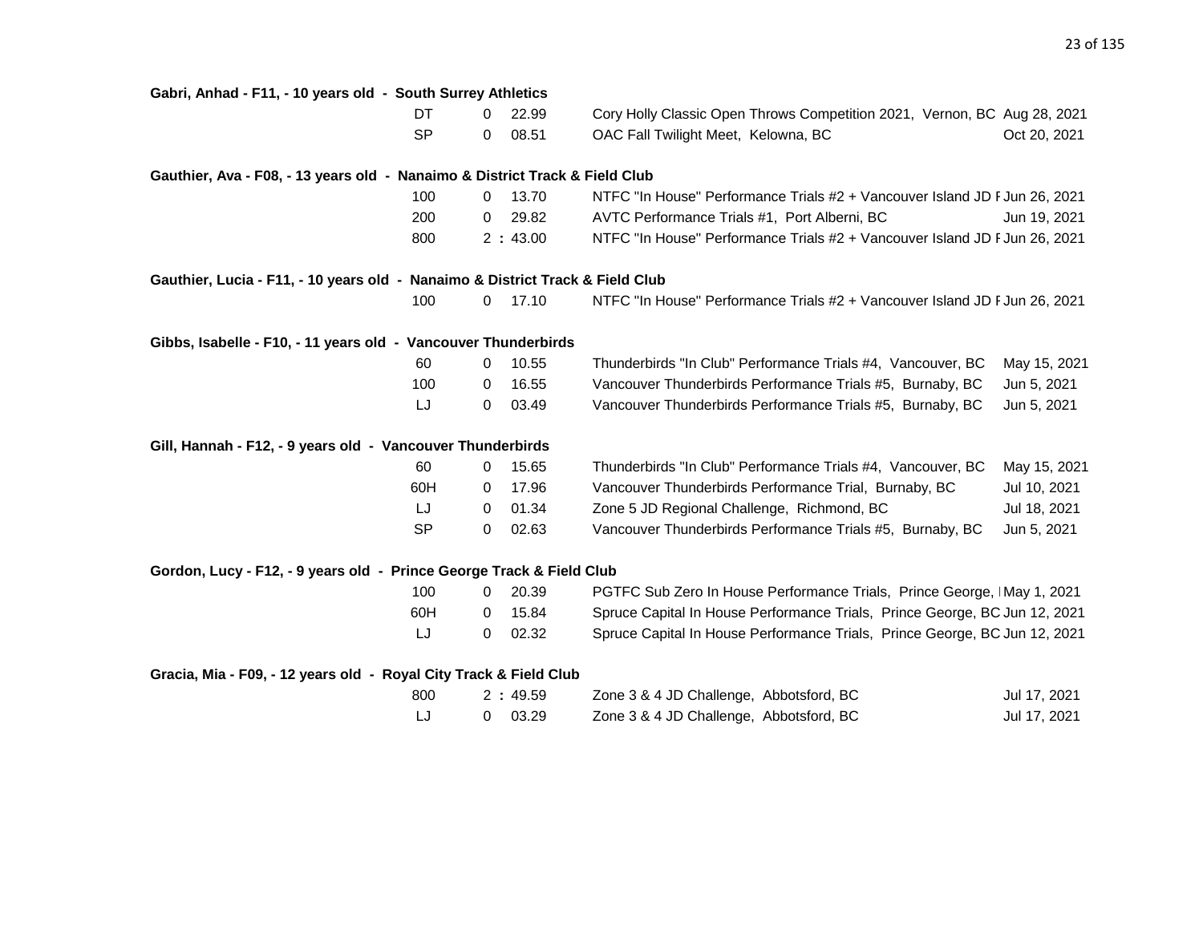**Gabri, Anhad - F11, - 10 years old - South Surrey Athletics**

| Event | | Mark | Competition | Date |
|---|---|---|---|---|
| DT | 0 | 22.99 | Cory Holly Classic Open Throws Competition 2021, Vernon, BC | Aug 28, 2021 |
| SP | 0 | 08.51 | OAC Fall Twilight Meet, Kelowna, BC | Oct 20, 2021 |

**Gauthier, Ava - F08, - 13 years old - Nanaimo & District Track & Field Club**

| Event | | Mark | Competition | Date |
|---|---|---|---|---|
| 100 | 0 | 13.70 | NTFC "In House" Performance Trials #2 + Vancouver Island JD F | Jun 26, 2021 |
| 200 | 0 | 29.82 | AVTC Performance Trials #1, Port Alberni, BC | Jun 19, 2021 |
| 800 | 2 : | 43.00 | NTFC "In House" Performance Trials #2 + Vancouver Island JD F | Jun 26, 2021 |

**Gauthier, Lucia - F11, - 10 years old - Nanaimo & District Track & Field Club**

| Event | | Mark | Competition | Date |
|---|---|---|---|---|
| 100 | 0 | 17.10 | NTFC "In House" Performance Trials #2 + Vancouver Island JD F | Jun 26, 2021 |

**Gibbs, Isabelle - F10, - 11 years old - Vancouver Thunderbirds**

| Event | | Mark | Competition | Date |
|---|---|---|---|---|
| 60 | 0 | 10.55 | Thunderbirds "In Club" Performance Trials #4, Vancouver, BC | May 15, 2021 |
| 100 | 0 | 16.55 | Vancouver Thunderbirds Performance Trials #5, Burnaby, BC | Jun 5, 2021 |
| LJ | 0 | 03.49 | Vancouver Thunderbirds Performance Trials #5, Burnaby, BC | Jun 5, 2021 |

**Gill, Hannah - F12, - 9 years old - Vancouver Thunderbirds**

| Event | | Mark | Competition | Date |
|---|---|---|---|---|
| 60 | 0 | 15.65 | Thunderbirds "In Club" Performance Trials #4, Vancouver, BC | May 15, 2021 |
| 60H | 0 | 17.96 | Vancouver Thunderbirds Performance Trial, Burnaby, BC | Jul 10, 2021 |
| LJ | 0 | 01.34 | Zone 5 JD Regional Challenge, Richmond, BC | Jul 18, 2021 |
| SP | 0 | 02.63 | Vancouver Thunderbirds Performance Trials #5, Burnaby, BC | Jun 5, 2021 |

**Gordon, Lucy - F12, - 9 years old - Prince George Track & Field Club**

| Event | | Mark | Competition | Date |
|---|---|---|---|---|
| 100 | 0 | 20.39 | PGTFC Sub Zero In House Performance Trials, Prince George, I | May 1, 2021 |
| 60H | 0 | 15.84 | Spruce Capital In House Performance Trials, Prince George, BC | Jun 12, 2021 |
| LJ | 0 | 02.32 | Spruce Capital In House Performance Trials, Prince George, BC | Jun 12, 2021 |

**Gracia, Mia - F09, - 12 years old - Royal City Track & Field Club**

| Event | | Mark | Competition | Date |
|---|---|---|---|---|
| 800 | 2 : | 49.59 | Zone 3 & 4 JD Challenge, Abbotsford, BC | Jul 17, 2021 |
| LJ | 0 | 03.29 | Zone 3 & 4 JD Challenge, Abbotsford, BC | Jul 17, 2021 |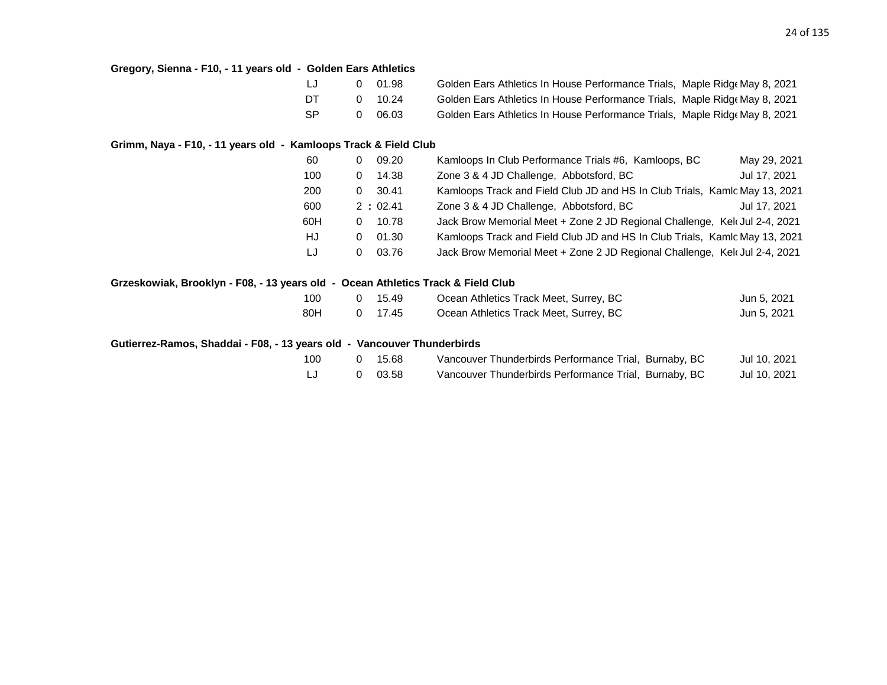**Gregory, Sienna - F10, - 11 years old - Golden Ears Athletics**

| Event | | Mark | Meet | Date |
|---|---|---|---|---|
| LJ | 0 | 01.98 | Golden Ears Athletics In House Performance Trials, Maple Ridge | May 8, 2021 |
| DT | 0 | 10.24 | Golden Ears Athletics In House Performance Trials, Maple Ridge | May 8, 2021 |
| SP | 0 | 06.03 | Golden Ears Athletics In House Performance Trials, Maple Ridge | May 8, 2021 |

**Grimm, Naya - F10, - 11 years old - Kamloops Track & Field Club**

| Event | | Mark | Meet | Date |
|---|---|---|---|---|
| 60 | 0 | 09.20 | Kamloops In Club Performance Trials #6, Kamloops, BC | May 29, 2021 |
| 100 | 0 | 14.38 | Zone 3 & 4 JD Challenge, Abbotsford, BC | Jul 17, 2021 |
| 200 | 0 | 30.41 | Kamloops Track and Field Club JD and HS In Club Trials, Kamlo | May 13, 2021 |
| 600 | 2 : | 02.41 | Zone 3 & 4 JD Challenge, Abbotsford, BC | Jul 17, 2021 |
| 60H | 0 | 10.78 | Jack Brow Memorial Meet + Zone 2 JD Regional Challenge, Kel | Jul 2-4, 2021 |
| HJ | 0 | 01.30 | Kamloops Track and Field Club JD and HS In Club Trials, Kamlo | May 13, 2021 |
| LJ | 0 | 03.76 | Jack Brow Memorial Meet + Zone 2 JD Regional Challenge, Kel | Jul 2-4, 2021 |

**Grzeskowiak, Brooklyn - F08, - 13 years old - Ocean Athletics Track & Field Club**

| Event | | Mark | Meet | Date |
|---|---|---|---|---|
| 100 | 0 | 15.49 | Ocean Athletics Track Meet, Surrey, BC | Jun 5, 2021 |
| 80H | 0 | 17.45 | Ocean Athletics Track Meet, Surrey, BC | Jun 5, 2021 |

**Gutierrez-Ramos, Shaddai - F08, - 13 years old - Vancouver Thunderbirds**

| Event | | Mark | Meet | Date |
|---|---|---|---|---|
| 100 | 0 | 15.68 | Vancouver Thunderbirds Performance Trial, Burnaby, BC | Jul 10, 2021 |
| LJ | 0 | 03.58 | Vancouver Thunderbirds Performance Trial, Burnaby, BC | Jul 10, 2021 |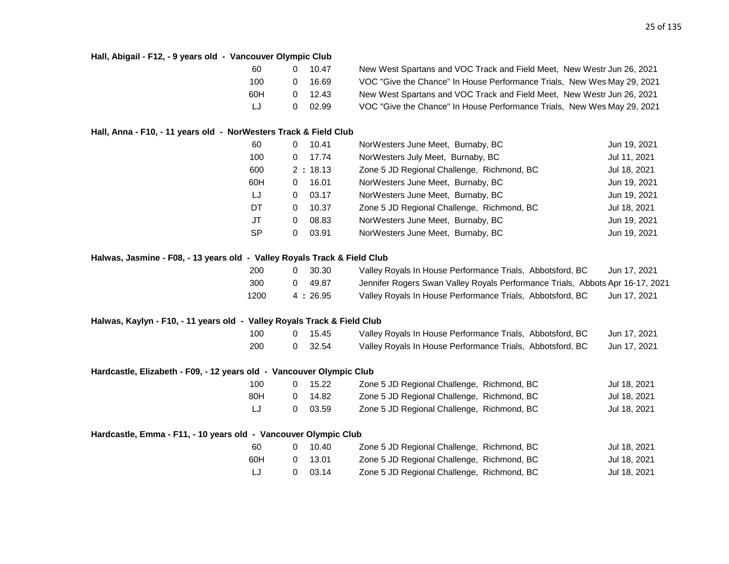**Hall, Abigail - F12, - 9 years old - Vancouver Olympic Club**

| Event | | Result | Meet | Date |
|---|---|---|---|---|
| 60 | 0 | 10.47 | New West Spartans and VOC Track and Field Meet, New Westr | Jun 26, 2021 |
| 100 | 0 | 16.69 | VOC "Give the Chance" In House Performance Trials, New Wes | May 29, 2021 |
| 60H | 0 | 12.43 | New West Spartans and VOC Track and Field Meet, New Westr | Jun 26, 2021 |
| LJ | 0 | 02.99 | VOC "Give the Chance" In House Performance Trials, New Wes | May 29, 2021 |

**Hall, Anna - F10, - 11 years old - NorWesters Track & Field Club**

| Event | | Result | Meet | Date |
|---|---|---|---|---|
| 60 | 0 | 10.41 | NorWesters June Meet, Burnaby, BC | Jun 19, 2021 |
| 100 | 0 | 17.74 | NorWesters July Meet, Burnaby, BC | Jul 11, 2021 |
| 600 | 2 : | 18.13 | Zone 5 JD Regional Challenge, Richmond, BC | Jul 18, 2021 |
| 60H | 0 | 16.01 | NorWesters June Meet, Burnaby, BC | Jun 19, 2021 |
| LJ | 0 | 03.17 | NorWesters June Meet, Burnaby, BC | Jun 19, 2021 |
| DT | 0 | 10.37 | Zone 5 JD Regional Challenge, Richmond, BC | Jul 18, 2021 |
| JT | 0 | 08.83 | NorWesters June Meet, Burnaby, BC | Jun 19, 2021 |
| SP | 0 | 03.91 | NorWesters June Meet, Burnaby, BC | Jun 19, 2021 |

**Halwas, Jasmine - F08, - 13 years old - Valley Royals Track & Field Club**

| Event | | Result | Meet | Date |
|---|---|---|---|---|
| 200 | 0 | 30.30 | Valley Royals In House Performance Trials, Abbotsford, BC | Jun 17, 2021 |
| 300 | 0 | 49.87 | Jennifer Rogers Swan Valley Royals Performance Trials, Abbots | Apr 16-17, 2021 |
| 1200 | 4 : | 26.95 | Valley Royals In House Performance Trials, Abbotsford, BC | Jun 17, 2021 |

**Halwas, Kaylyn - F10, - 11 years old - Valley Royals Track & Field Club**

| Event | | Result | Meet | Date |
|---|---|---|---|---|
| 100 | 0 | 15.45 | Valley Royals In House Performance Trials, Abbotsford, BC | Jun 17, 2021 |
| 200 | 0 | 32.54 | Valley Royals In House Performance Trials, Abbotsford, BC | Jun 17, 2021 |

**Hardcastle, Elizabeth - F09, - 12 years old - Vancouver Olympic Club**

| Event | | Result | Meet | Date |
|---|---|---|---|---|
| 100 | 0 | 15.22 | Zone 5 JD Regional Challenge, Richmond, BC | Jul 18, 2021 |
| 80H | 0 | 14.82 | Zone 5 JD Regional Challenge, Richmond, BC | Jul 18, 2021 |
| LJ | 0 | 03.59 | Zone 5 JD Regional Challenge, Richmond, BC | Jul 18, 2021 |

**Hardcastle, Emma - F11, - 10 years old - Vancouver Olympic Club**

| Event | | Result | Meet | Date |
|---|---|---|---|---|
| 60 | 0 | 10.40 | Zone 5 JD Regional Challenge, Richmond, BC | Jul 18, 2021 |
| 60H | 0 | 13.01 | Zone 5 JD Regional Challenge, Richmond, BC | Jul 18, 2021 |
| LJ | 0 | 03.14 | Zone 5 JD Regional Challenge, Richmond, BC | Jul 18, 2021 |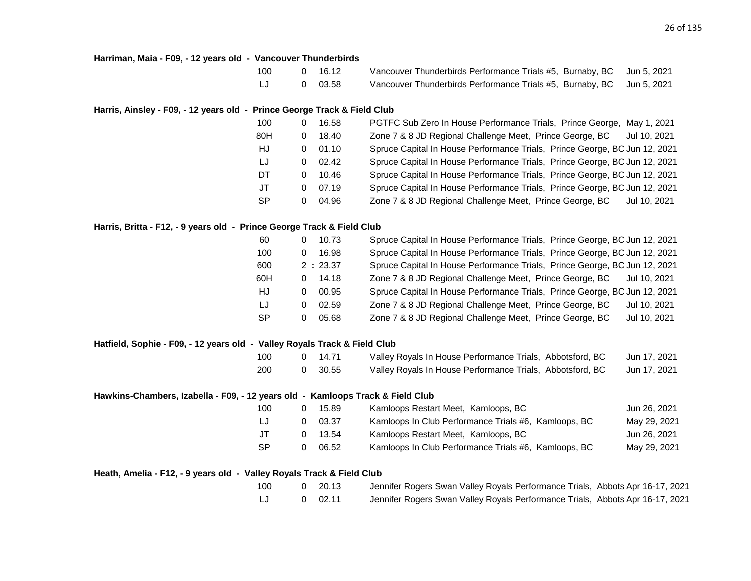**Harriman, Maia - F09, - 12 years old - Vancouver Thunderbirds**

| Event | | Mark | Meet | Date |
|---|---|---|---|---|
| 100 | 0 | 16.12 | Vancouver Thunderbirds Performance Trials #5, Burnaby, BC | Jun 5, 2021 |
| LJ | 0 | 03.58 | Vancouver Thunderbirds Performance Trials #5, Burnaby, BC | Jun 5, 2021 |

**Harris, Ainsley - F09, - 12 years old - Prince George Track & Field Club**

| Event | | Mark | Meet | Date |
|---|---|---|---|---|
| 100 | 0 | 16.58 | PGTFC Sub Zero In House Performance Trials, Prince George, I | May 1, 2021 |
| 80H | 0 | 18.40 | Zone 7 & 8 JD Regional Challenge Meet, Prince George, BC | Jul 10, 2021 |
| HJ | 0 | 01.10 | Spruce Capital In House Performance Trials, Prince George, BC | Jun 12, 2021 |
| LJ | 0 | 02.42 | Spruce Capital In House Performance Trials, Prince George, BC | Jun 12, 2021 |
| DT | 0 | 10.46 | Spruce Capital In House Performance Trials, Prince George, BC | Jun 12, 2021 |
| JT | 0 | 07.19 | Spruce Capital In House Performance Trials, Prince George, BC | Jun 12, 2021 |
| SP | 0 | 04.96 | Zone 7 & 8 JD Regional Challenge Meet, Prince George, BC | Jul 10, 2021 |

**Harris, Britta - F12, - 9 years old - Prince George Track & Field Club**

| Event | | Mark | Meet | Date |
|---|---|---|---|---|
| 60 | 0 | 10.73 | Spruce Capital In House Performance Trials, Prince George, BC | Jun 12, 2021 |
| 100 | 0 | 16.98 | Spruce Capital In House Performance Trials, Prince George, BC | Jun 12, 2021 |
| 600 | 2 : | 23.37 | Spruce Capital In House Performance Trials, Prince George, BC | Jun 12, 2021 |
| 60H | 0 | 14.18 | Zone 7 & 8 JD Regional Challenge Meet, Prince George, BC | Jul 10, 2021 |
| HJ | 0 | 00.95 | Spruce Capital In House Performance Trials, Prince George, BC | Jun 12, 2021 |
| LJ | 0 | 02.59 | Zone 7 & 8 JD Regional Challenge Meet, Prince George, BC | Jul 10, 2021 |
| SP | 0 | 05.68 | Zone 7 & 8 JD Regional Challenge Meet, Prince George, BC | Jul 10, 2021 |

**Hatfield, Sophie - F09, - 12 years old - Valley Royals Track & Field Club**

| Event | | Mark | Meet | Date |
|---|---|---|---|---|
| 100 | 0 | 14.71 | Valley Royals In House Performance Trials, Abbotsford, BC | Jun 17, 2021 |
| 200 | 0 | 30.55 | Valley Royals In House Performance Trials, Abbotsford, BC | Jun 17, 2021 |

**Hawkins-Chambers, Izabella - F09, - 12 years old - Kamloops Track & Field Club**

| Event | | Mark | Meet | Date |
|---|---|---|---|---|
| 100 | 0 | 15.89 | Kamloops Restart Meet, Kamloops, BC | Jun 26, 2021 |
| LJ | 0 | 03.37 | Kamloops In Club Performance Trials #6, Kamloops, BC | May 29, 2021 |
| JT | 0 | 13.54 | Kamloops Restart Meet, Kamloops, BC | Jun 26, 2021 |
| SP | 0 | 06.52 | Kamloops In Club Performance Trials #6, Kamloops, BC | May 29, 2021 |

**Heath, Amelia - F12, - 9 years old - Valley Royals Track & Field Club**

| Event | | Mark | Meet | Date |
|---|---|---|---|---|
| 100 | 0 | 20.13 | Jennifer Rogers Swan Valley Royals Performance Trials, Abbots | Apr 16-17, 2021 |
| LJ | 0 | 02.11 | Jennifer Rogers Swan Valley Royals Performance Trials, Abbots | Apr 16-17, 2021 |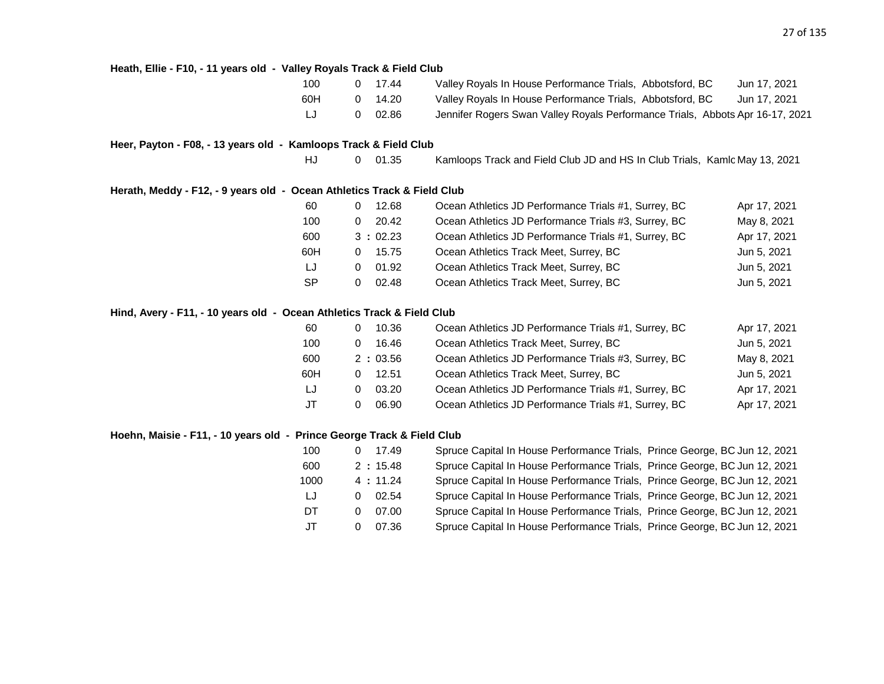**Heath, Ellie - F10, - 11 years old - Valley Royals Track & Field Club**

| Event | Mark | | Competition | Date |
|---|---|---|---|---|
| 100 | 0 | 17.44 | Valley Royals In House Performance Trials, Abbotsford, BC | Jun 17, 2021 |
| 60H | 0 | 14.20 | Valley Royals In House Performance Trials, Abbotsford, BC | Jun 17, 2021 |
| LJ | 0 | 02.86 | Jennifer Rogers Swan Valley Royals Performance Trials, Abbots | Apr 16-17, 2021 |

**Heer, Payton - F08, - 13 years old - Kamloops Track & Field Club**

| Event | Mark | | Competition | Date |
|---|---|---|---|---|
| HJ | 0 | 01.35 | Kamloops Track and Field Club JD and HS In Club Trials, Kamlo | May 13, 2021 |

**Herath, Meddy - F12, - 9 years old - Ocean Athletics Track & Field Club**

| Event | Mark | | Competition | Date |
|---|---|---|---|---|
| 60 | 0 | 12.68 | Ocean Athletics JD Performance Trials #1, Surrey, BC | Apr 17, 2021 |
| 100 | 0 | 20.42 | Ocean Athletics JD Performance Trials #3, Surrey, BC | May 8, 2021 |
| 600 | 3 : | 02.23 | Ocean Athletics JD Performance Trials #1, Surrey, BC | Apr 17, 2021 |
| 60H | 0 | 15.75 | Ocean Athletics Track Meet, Surrey, BC | Jun 5, 2021 |
| LJ | 0 | 01.92 | Ocean Athletics Track Meet, Surrey, BC | Jun 5, 2021 |
| SP | 0 | 02.48 | Ocean Athletics Track Meet, Surrey, BC | Jun 5, 2021 |

**Hind, Avery - F11, - 10 years old - Ocean Athletics Track & Field Club**

| Event | Mark | | Competition | Date |
|---|---|---|---|---|
| 60 | 0 | 10.36 | Ocean Athletics JD Performance Trials #1, Surrey, BC | Apr 17, 2021 |
| 100 | 0 | 16.46 | Ocean Athletics Track Meet, Surrey, BC | Jun 5, 2021 |
| 600 | 2 : | 03.56 | Ocean Athletics JD Performance Trials #3, Surrey, BC | May 8, 2021 |
| 60H | 0 | 12.51 | Ocean Athletics Track Meet, Surrey, BC | Jun 5, 2021 |
| LJ | 0 | 03.20 | Ocean Athletics JD Performance Trials #1, Surrey, BC | Apr 17, 2021 |
| JT | 0 | 06.90 | Ocean Athletics JD Performance Trials #1, Surrey, BC | Apr 17, 2021 |

**Hoehn, Maisie - F11, - 10 years old - Prince George Track & Field Club**

| Event | Mark | | Competition | Date |
|---|---|---|---|---|
| 100 | 0 | 17.49 | Spruce Capital In House Performance Trials, Prince George, BC | Jun 12, 2021 |
| 600 | 2 : | 15.48 | Spruce Capital In House Performance Trials, Prince George, BC | Jun 12, 2021 |
| 1000 | 4 : | 11.24 | Spruce Capital In House Performance Trials, Prince George, BC | Jun 12, 2021 |
| LJ | 0 | 02.54 | Spruce Capital In House Performance Trials, Prince George, BC | Jun 12, 2021 |
| DT | 0 | 07.00 | Spruce Capital In House Performance Trials, Prince George, BC | Jun 12, 2021 |
| JT | 0 | 07.36 | Spruce Capital In House Performance Trials, Prince George, BC | Jun 12, 2021 |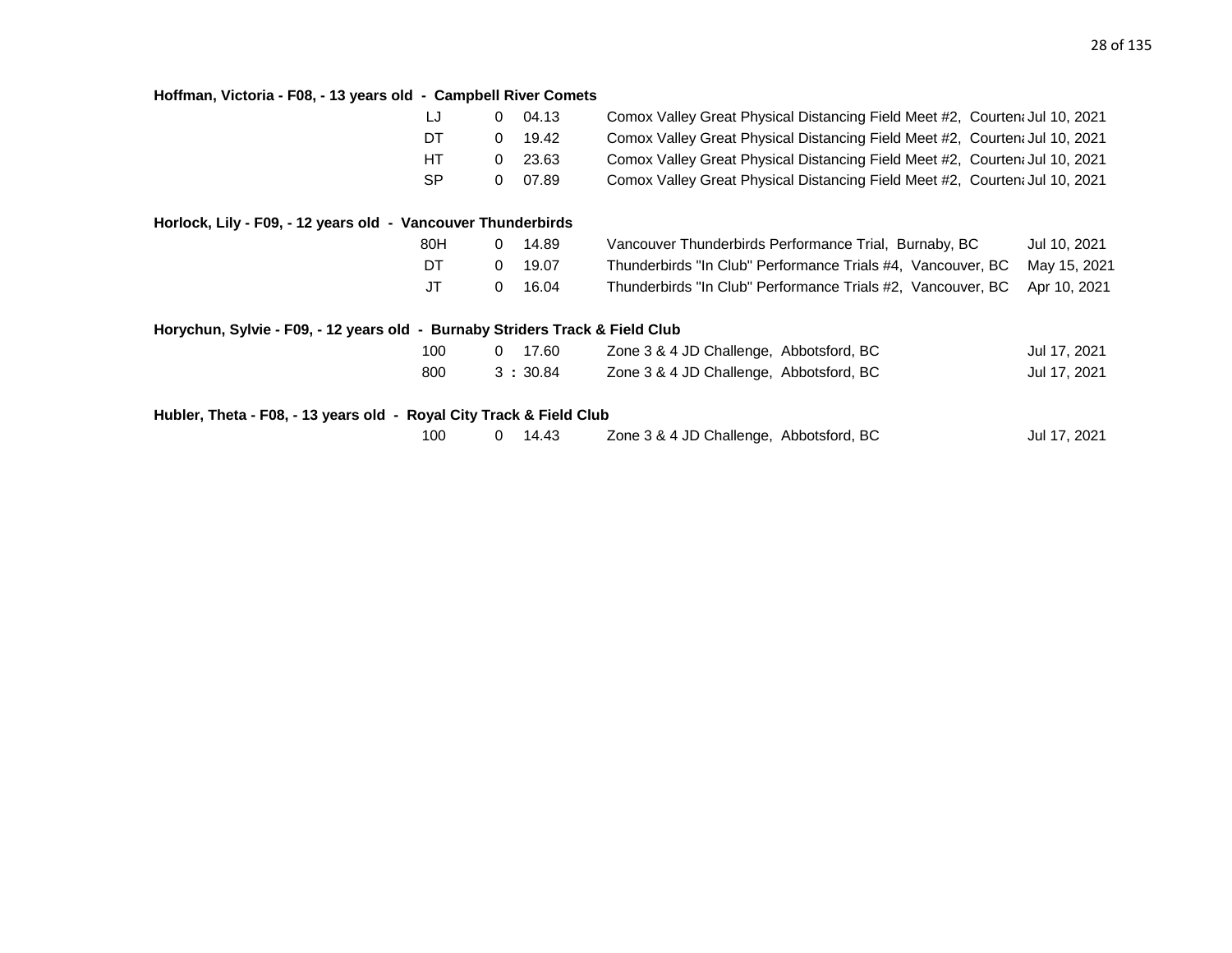**Hoffman, Victoria - F08, - 13 years old - Campbell River Comets**

| Event | Result | | Meet | Date |
|---|---|---|---|---|
| LJ | 0 | 04.13 | Comox Valley Great Physical Distancing Field Meet #2, Courtena | Jul 10, 2021 |
| DT | 0 | 19.42 | Comox Valley Great Physical Distancing Field Meet #2, Courtena | Jul 10, 2021 |
| HT | 0 | 23.63 | Comox Valley Great Physical Distancing Field Meet #2, Courtena | Jul 10, 2021 |
| SP | 0 | 07.89 | Comox Valley Great Physical Distancing Field Meet #2, Courtena | Jul 10, 2021 |

**Horlock, Lily - F09, - 12 years old - Vancouver Thunderbirds**

| Event | Result | | Meet | Date |
|---|---|---|---|---|
| 80H | 0 | 14.89 | Vancouver Thunderbirds Performance Trial, Burnaby, BC | Jul 10, 2021 |
| DT | 0 | 19.07 | Thunderbirds "In Club" Performance Trials #4, Vancouver, BC | May 15, 2021 |
| JT | 0 | 16.04 | Thunderbirds "In Club" Performance Trials #2, Vancouver, BC | Apr 10, 2021 |

**Horychun, Sylvie - F09, - 12 years old - Burnaby Striders Track & Field Club**

| Event | Result | | Meet | Date |
|---|---|---|---|---|
| 100 | 0 | 17.60 | Zone 3 & 4 JD Challenge, Abbotsford, BC | Jul 17, 2021 |
| 800 | 3 : | 30.84 | Zone 3 & 4 JD Challenge, Abbotsford, BC | Jul 17, 2021 |

**Hubler, Theta - F08, - 13 years old - Royal City Track & Field Club**

| Event | Result | | Meet | Date |
|---|---|---|---|---|
| 100 | 0 | 14.43 | Zone 3 & 4 JD Challenge, Abbotsford, BC | Jul 17, 2021 |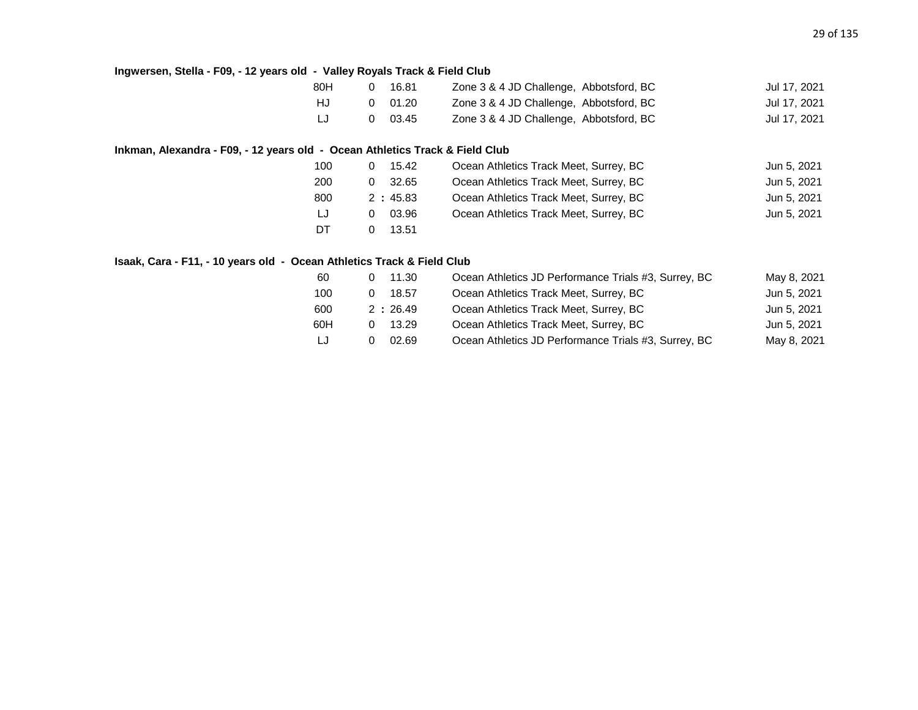**Ingwersen, Stella - F09, - 12 years old - Valley Royals Track & Field Club**

| Event | | Result | Meet | Date |
|---|---|---|---|---|
| 80H | 0 | 16.81 | Zone 3 & 4 JD Challenge, Abbotsford, BC | Jul 17, 2021 |
| HJ | 0 | 01.20 | Zone 3 & 4 JD Challenge, Abbotsford, BC | Jul 17, 2021 |
| LJ | 0 | 03.45 | Zone 3 & 4 JD Challenge, Abbotsford, BC | Jul 17, 2021 |

**Inkman, Alexandra - F09, - 12 years old - Ocean Athletics Track & Field Club**

| Event | | Result | Meet | Date |
|---|---|---|---|---|
| 100 | 0 | 15.42 | Ocean Athletics Track Meet, Surrey, BC | Jun 5, 2021 |
| 200 | 0 | 32.65 | Ocean Athletics Track Meet, Surrey, BC | Jun 5, 2021 |
| 800 | 2 : | 45.83 | Ocean Athletics Track Meet, Surrey, BC | Jun 5, 2021 |
| LJ | 0 | 03.96 | Ocean Athletics Track Meet, Surrey, BC | Jun 5, 2021 |
| DT | 0 | 13.51 | | |

**Isaak, Cara - F11, - 10 years old - Ocean Athletics Track & Field Club**

| Event | | Result | Meet | Date |
|---|---|---|---|---|
| 60 | 0 | 11.30 | Ocean Athletics JD Performance Trials #3, Surrey, BC | May 8, 2021 |
| 100 | 0 | 18.57 | Ocean Athletics Track Meet, Surrey, BC | Jun 5, 2021 |
| 600 | 2 : | 26.49 | Ocean Athletics Track Meet, Surrey, BC | Jun 5, 2021 |
| 60H | 0 | 13.29 | Ocean Athletics Track Meet, Surrey, BC | Jun 5, 2021 |
| LJ | 0 | 02.69 | Ocean Athletics JD Performance Trials #3, Surrey, BC | May 8, 2021 |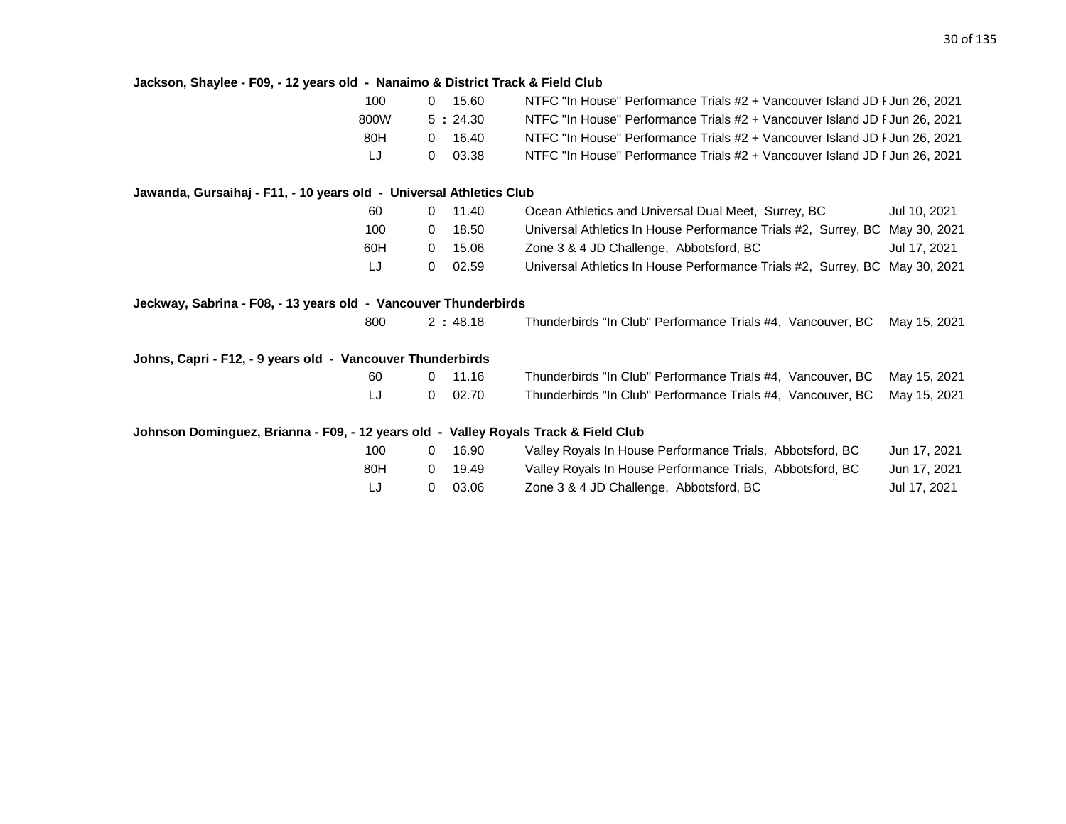**Jackson, Shaylee - F09, - 12 years old - Nanaimo & District Track & Field Club**

| Event | | Mark | Meet | Date |
|---|---|---|---|---|
| 100 | 0 | 15.60 | NTFC "In House" Performance Trials #2 + Vancouver Island JD F | Jun 26, 2021 |
| 800W | 5 : | 24.30 | NTFC "In House" Performance Trials #2 + Vancouver Island JD F | Jun 26, 2021 |
| 80H | 0 | 16.40 | NTFC "In House" Performance Trials #2 + Vancouver Island JD F | Jun 26, 2021 |
| LJ | 0 | 03.38 | NTFC "In House" Performance Trials #2 + Vancouver Island JD F | Jun 26, 2021 |

**Jawanda, Gursaihaj - F11, - 10 years old - Universal Athletics Club**

| Event | | Mark | Meet | Date |
|---|---|---|---|---|
| 60 | 0 | 11.40 | Ocean Athletics and Universal Dual Meet, Surrey, BC | Jul 10, 2021 |
| 100 | 0 | 18.50 | Universal Athletics In House Performance Trials #2, Surrey, BC | May 30, 2021 |
| 60H | 0 | 15.06 | Zone 3 & 4 JD Challenge, Abbotsford, BC | Jul 17, 2021 |
| LJ | 0 | 02.59 | Universal Athletics In House Performance Trials #2, Surrey, BC | May 30, 2021 |

**Jeckway, Sabrina - F08, - 13 years old - Vancouver Thunderbirds**

| Event | | Mark | Meet | Date |
|---|---|---|---|---|
| 800 | 2 : | 48.18 | Thunderbirds "In Club" Performance Trials #4, Vancouver, BC | May 15, 2021 |

**Johns, Capri - F12, - 9 years old - Vancouver Thunderbirds**

| Event | | Mark | Meet | Date |
|---|---|---|---|---|
| 60 | 0 | 11.16 | Thunderbirds "In Club" Performance Trials #4, Vancouver, BC | May 15, 2021 |
| LJ | 0 | 02.70 | Thunderbirds "In Club" Performance Trials #4, Vancouver, BC | May 15, 2021 |

**Johnson Dominguez, Brianna - F09, - 12 years old - Valley Royals Track & Field Club**

| Event | | Mark | Meet | Date |
|---|---|---|---|---|
| 100 | 0 | 16.90 | Valley Royals In House Performance Trials, Abbotsford, BC | Jun 17, 2021 |
| 80H | 0 | 19.49 | Valley Royals In House Performance Trials, Abbotsford, BC | Jun 17, 2021 |
| LJ | 0 | 03.06 | Zone 3 & 4 JD Challenge, Abbotsford, BC | Jul 17, 2021 |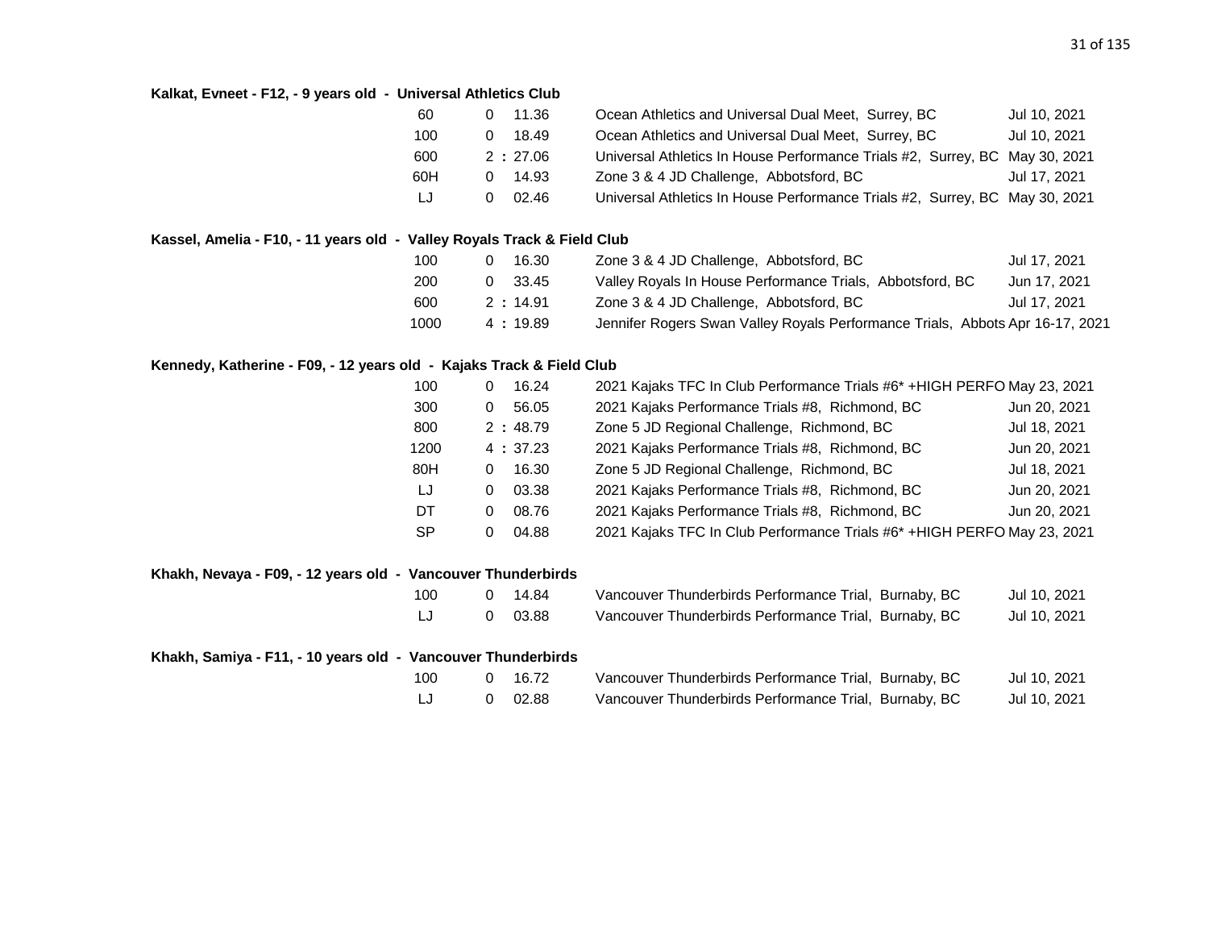**Kalkat, Evneet - F12, - 9 years old - Universal Athletics Club**

| Event | Min | Time/Mark | Meet | Date |
|---|---|---|---|---|
| 60 | 0 | 11.36 | Ocean Athletics and Universal Dual Meet, Surrey, BC | Jul 10, 2021 |
| 100 | 0 | 18.49 | Ocean Athletics and Universal Dual Meet, Surrey, BC | Jul 10, 2021 |
| 600 | 2 : | 27.06 | Universal Athletics In House Performance Trials #2, Surrey, BC | May 30, 2021 |
| 60H | 0 | 14.93 | Zone 3 & 4 JD Challenge, Abbotsford, BC | Jul 17, 2021 |
| LJ | 0 | 02.46 | Universal Athletics In House Performance Trials #2, Surrey, BC | May 30, 2021 |

**Kassel, Amelia - F10, - 11 years old - Valley Royals Track & Field Club**

| Event | Min | Time/Mark | Meet | Date |
|---|---|---|---|---|
| 100 | 0 | 16.30 | Zone 3 & 4 JD Challenge, Abbotsford, BC | Jul 17, 2021 |
| 200 | 0 | 33.45 | Valley Royals In House Performance Trials, Abbotsford, BC | Jun 17, 2021 |
| 600 | 2 : | 14.91 | Zone 3 & 4 JD Challenge, Abbotsford, BC | Jul 17, 2021 |
| 1000 | 4 : | 19.89 | Jennifer Rogers Swan Valley Royals Performance Trials, Abbots | Apr 16-17, 2021 |

**Kennedy, Katherine - F09, - 12 years old - Kajaks Track & Field Club**

| Event | Min | Time/Mark | Meet | Date |
|---|---|---|---|---|
| 100 | 0 | 16.24 | 2021 Kajaks TFC In Club Performance Trials #6* +HIGH PERFO | May 23, 2021 |
| 300 | 0 | 56.05 | 2021 Kajaks Performance Trials #8, Richmond, BC | Jun 20, 2021 |
| 800 | 2 : | 48.79 | Zone 5 JD Regional Challenge, Richmond, BC | Jul 18, 2021 |
| 1200 | 4 : | 37.23 | 2021 Kajaks Performance Trials #8, Richmond, BC | Jun 20, 2021 |
| 80H | 0 | 16.30 | Zone 5 JD Regional Challenge, Richmond, BC | Jul 18, 2021 |
| LJ | 0 | 03.38 | 2021 Kajaks Performance Trials #8, Richmond, BC | Jun 20, 2021 |
| DT | 0 | 08.76 | 2021 Kajaks Performance Trials #8, Richmond, BC | Jun 20, 2021 |
| SP | 0 | 04.88 | 2021 Kajaks TFC In Club Performance Trials #6* +HIGH PERFO | May 23, 2021 |

**Khakh, Nevaya - F09, - 12 years old - Vancouver Thunderbirds**

| Event | Min | Time/Mark | Meet | Date |
|---|---|---|---|---|
| 100 | 0 | 14.84 | Vancouver Thunderbirds Performance Trial, Burnaby, BC | Jul 10, 2021 |
| LJ | 0 | 03.88 | Vancouver Thunderbirds Performance Trial, Burnaby, BC | Jul 10, 2021 |

**Khakh, Samiya - F11, - 10 years old - Vancouver Thunderbirds**

| Event | Min | Time/Mark | Meet | Date |
|---|---|---|---|---|
| 100 | 0 | 16.72 | Vancouver Thunderbirds Performance Trial, Burnaby, BC | Jul 10, 2021 |
| LJ | 0 | 02.88 | Vancouver Thunderbirds Performance Trial, Burnaby, BC | Jul 10, 2021 |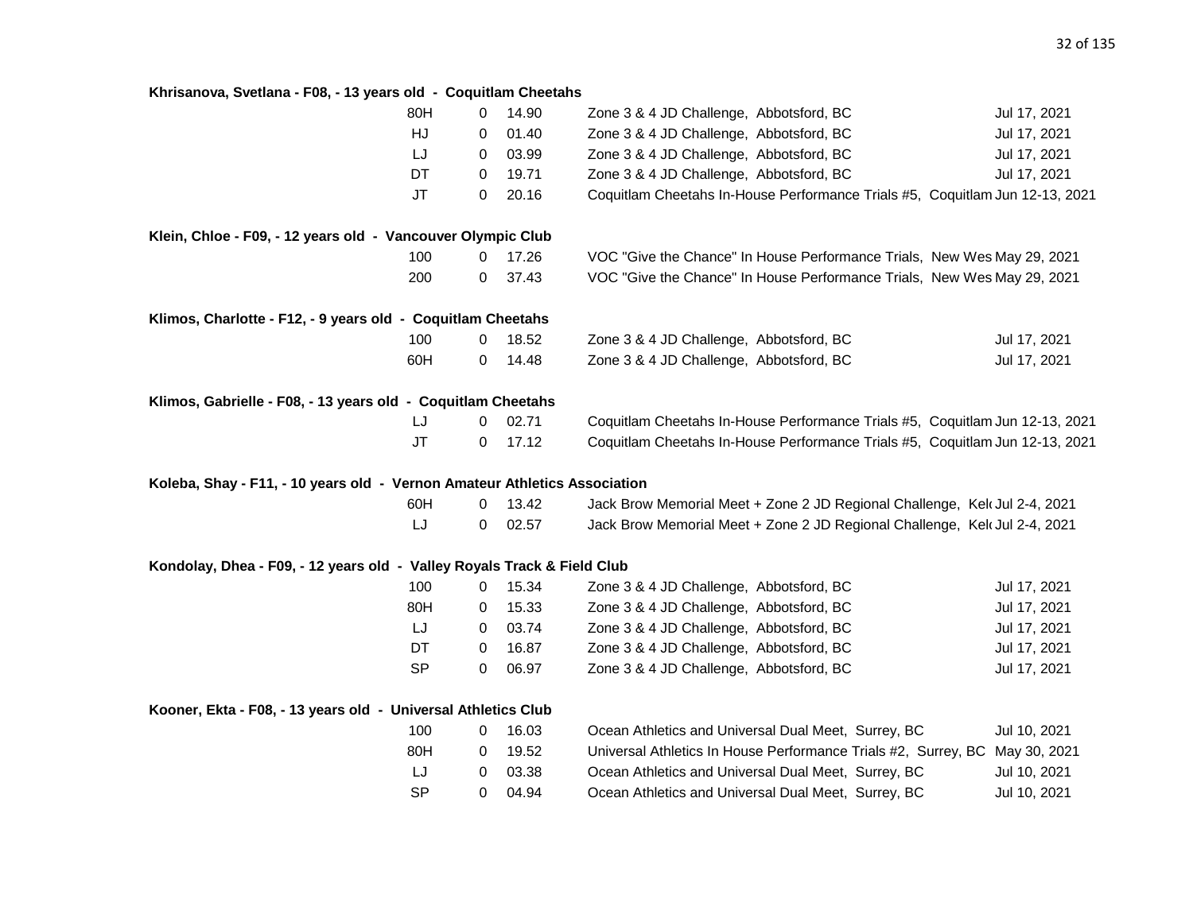**Khrisanova, Svetlana - F08, - 13 years old - Coquitlam Cheetahs**

| Event | Wind | Result | Meet | Date |
|---|---|---|---|---|
| 80H | 0 | 14.90 | Zone 3 & 4 JD Challenge, Abbotsford, BC | Jul 17, 2021 |
| HJ | 0 | 01.40 | Zone 3 & 4 JD Challenge, Abbotsford, BC | Jul 17, 2021 |
| LJ | 0 | 03.99 | Zone 3 & 4 JD Challenge, Abbotsford, BC | Jul 17, 2021 |
| DT | 0 | 19.71 | Zone 3 & 4 JD Challenge, Abbotsford, BC | Jul 17, 2021 |
| JT | 0 | 20.16 | Coquitlam Cheetahs In-House Performance Trials #5, Coquitlam | Jun 12-13, 2021 |

**Klein, Chloe - F09, - 12 years old - Vancouver Olympic Club**

| Event | Wind | Result | Meet | Date |
|---|---|---|---|---|
| 100 | 0 | 17.26 | VOC "Give the Chance" In House Performance Trials, New Wes | May 29, 2021 |
| 200 | 0 | 37.43 | VOC "Give the Chance" In House Performance Trials, New Wes | May 29, 2021 |

**Klimos, Charlotte - F12, - 9 years old - Coquitlam Cheetahs**

| Event | Wind | Result | Meet | Date |
|---|---|---|---|---|
| 100 | 0 | 18.52 | Zone 3 & 4 JD Challenge, Abbotsford, BC | Jul 17, 2021 |
| 60H | 0 | 14.48 | Zone 3 & 4 JD Challenge, Abbotsford, BC | Jul 17, 2021 |

**Klimos, Gabrielle - F08, - 13 years old - Coquitlam Cheetahs**

| Event | Wind | Result | Meet | Date |
|---|---|---|---|---|
| LJ | 0 | 02.71 | Coquitlam Cheetahs In-House Performance Trials #5, Coquitlam | Jun 12-13, 2021 |
| JT | 0 | 17.12 | Coquitlam Cheetahs In-House Performance Trials #5, Coquitlam | Jun 12-13, 2021 |

**Koleba, Shay - F11, - 10 years old - Vernon Amateur Athletics Association**

| Event | Wind | Result | Meet | Date |
|---|---|---|---|---|
| 60H | 0 | 13.42 | Jack Brow Memorial Meet + Zone 2 JD Regional Challenge, Kel | Jul 2-4, 2021 |
| LJ | 0 | 02.57 | Jack Brow Memorial Meet + Zone 2 JD Regional Challenge, Kel | Jul 2-4, 2021 |

**Kondolay, Dhea - F09, - 12 years old - Valley Royals Track & Field Club**

| Event | Wind | Result | Meet | Date |
|---|---|---|---|---|
| 100 | 0 | 15.34 | Zone 3 & 4 JD Challenge, Abbotsford, BC | Jul 17, 2021 |
| 80H | 0 | 15.33 | Zone 3 & 4 JD Challenge, Abbotsford, BC | Jul 17, 2021 |
| LJ | 0 | 03.74 | Zone 3 & 4 JD Challenge, Abbotsford, BC | Jul 17, 2021 |
| DT | 0 | 16.87 | Zone 3 & 4 JD Challenge, Abbotsford, BC | Jul 17, 2021 |
| SP | 0 | 06.97 | Zone 3 & 4 JD Challenge, Abbotsford, BC | Jul 17, 2021 |

**Kooner, Ekta - F08, - 13 years old - Universal Athletics Club**

| Event | Wind | Result | Meet | Date |
|---|---|---|---|---|
| 100 | 0 | 16.03 | Ocean Athletics and Universal Dual Meet, Surrey, BC | Jul 10, 2021 |
| 80H | 0 | 19.52 | Universal Athletics In House Performance Trials #2, Surrey, BC | May 30, 2021 |
| LJ | 0 | 03.38 | Ocean Athletics and Universal Dual Meet, Surrey, BC | Jul 10, 2021 |
| SP | 0 | 04.94 | Ocean Athletics and Universal Dual Meet, Surrey, BC | Jul 10, 2021 |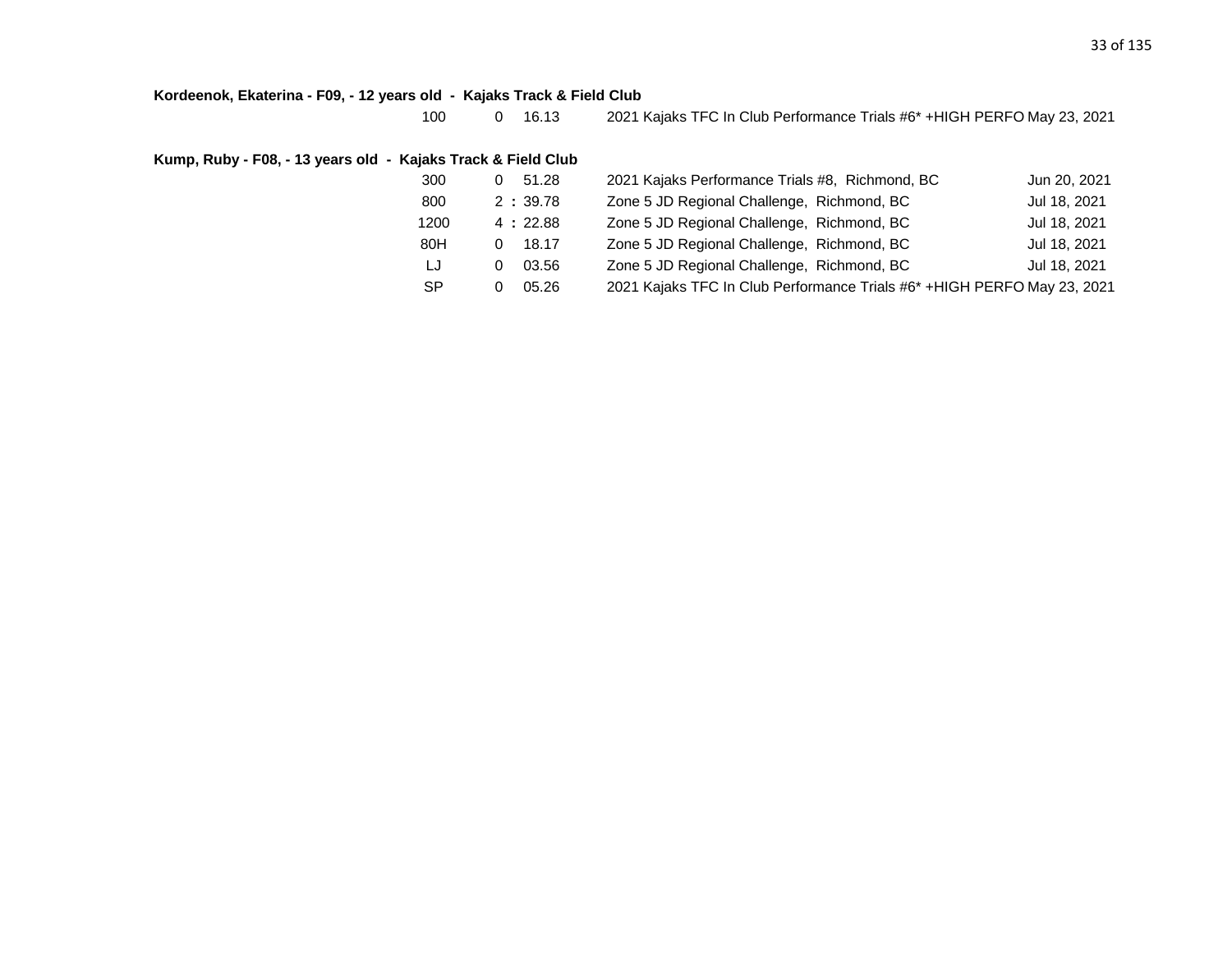**Kordeenok, Ekaterina - F09, - 12 years old - Kajaks Track & Field Club**

| Event | Result | | Competition | Date |
|---|---|---|---|---|
| 100 | 0 | 16.13 | 2021 Kajaks TFC In Club Performance Trials #6* +HIGH PERFO | May 23, 2021 |

**Kump, Ruby - F08, - 13 years old - Kajaks Track & Field Club**

| Event | Result | | Competition | Date |
|---|---|---|---|---|
| 300 | 0 | 51.28 | 2021 Kajaks Performance Trials #8, Richmond, BC | Jun 20, 2021 |
| 800 | 2 : | 39.78 | Zone 5 JD Regional Challenge, Richmond, BC | Jul 18, 2021 |
| 1200 | 4 : | 22.88 | Zone 5 JD Regional Challenge, Richmond, BC | Jul 18, 2021 |
| 80H | 0 | 18.17 | Zone 5 JD Regional Challenge, Richmond, BC | Jul 18, 2021 |
| LJ | 0 | 03.56 | Zone 5 JD Regional Challenge, Richmond, BC | Jul 18, 2021 |
| SP | 0 | 05.26 | 2021 Kajaks TFC In Club Performance Trials #6* +HIGH PERFO | May 23, 2021 |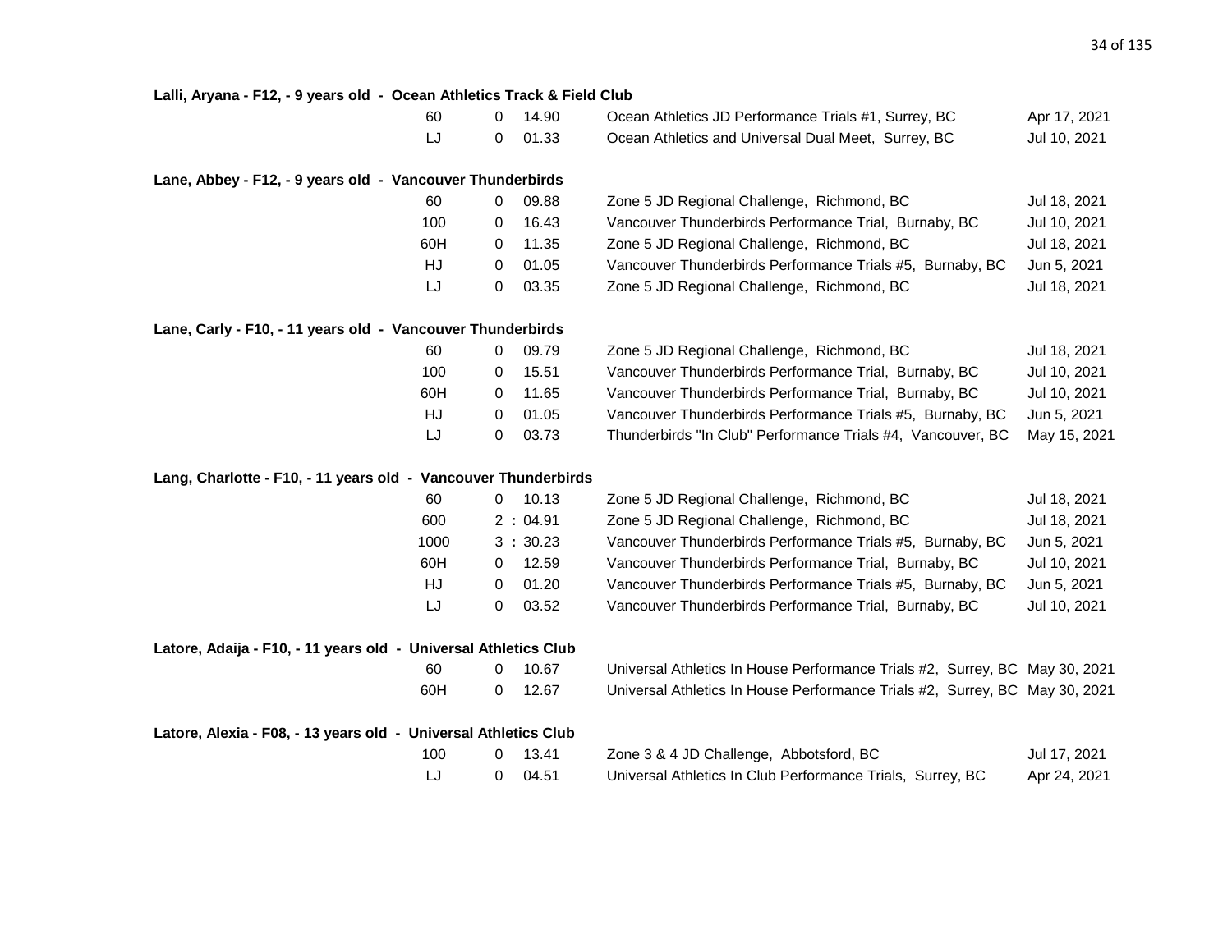**Lalli, Aryana - F12, - 9 years old - Ocean Athletics Track & Field Club**

| Event | | Result | Meet | Date |
|---|---|---|---|---|
| 60 | 0 | 14.90 | Ocean Athletics JD Performance Trials #1, Surrey, BC | Apr 17, 2021 |
| LJ | 0 | 01.33 | Ocean Athletics and Universal Dual Meet, Surrey, BC | Jul 10, 2021 |

**Lane, Abbey - F12, - 9 years old - Vancouver Thunderbirds**

| Event | | Result | Meet | Date |
|---|---|---|---|---|
| 60 | 0 | 09.88 | Zone 5 JD Regional Challenge, Richmond, BC | Jul 18, 2021 |
| 100 | 0 | 16.43 | Vancouver Thunderbirds Performance Trial, Burnaby, BC | Jul 10, 2021 |
| 60H | 0 | 11.35 | Zone 5 JD Regional Challenge, Richmond, BC | Jul 18, 2021 |
| HJ | 0 | 01.05 | Vancouver Thunderbirds Performance Trials #5, Burnaby, BC | Jun 5, 2021 |
| LJ | 0 | 03.35 | Zone 5 JD Regional Challenge, Richmond, BC | Jul 18, 2021 |

**Lane, Carly - F10, - 11 years old - Vancouver Thunderbirds**

| Event | | Result | Meet | Date |
|---|---|---|---|---|
| 60 | 0 | 09.79 | Zone 5 JD Regional Challenge, Richmond, BC | Jul 18, 2021 |
| 100 | 0 | 15.51 | Vancouver Thunderbirds Performance Trial, Burnaby, BC | Jul 10, 2021 |
| 60H | 0 | 11.65 | Vancouver Thunderbirds Performance Trial, Burnaby, BC | Jul 10, 2021 |
| HJ | 0 | 01.05 | Vancouver Thunderbirds Performance Trials #5, Burnaby, BC | Jun 5, 2021 |
| LJ | 0 | 03.73 | Thunderbirds "In Club" Performance Trials #4, Vancouver, BC | May 15, 2021 |

**Lang, Charlotte - F10, - 11 years old - Vancouver Thunderbirds**

| Event | | Result | Meet | Date |
|---|---|---|---|---|
| 60 | 0 | 10.13 | Zone 5 JD Regional Challenge, Richmond, BC | Jul 18, 2021 |
| 600 | 2 : | 04.91 | Zone 5 JD Regional Challenge, Richmond, BC | Jul 18, 2021 |
| 1000 | 3 : | 30.23 | Vancouver Thunderbirds Performance Trials #5, Burnaby, BC | Jun 5, 2021 |
| 60H | 0 | 12.59 | Vancouver Thunderbirds Performance Trial, Burnaby, BC | Jul 10, 2021 |
| HJ | 0 | 01.20 | Vancouver Thunderbirds Performance Trials #5, Burnaby, BC | Jun 5, 2021 |
| LJ | 0 | 03.52 | Vancouver Thunderbirds Performance Trial, Burnaby, BC | Jul 10, 2021 |

**Latore, Adaija - F10, - 11 years old - Universal Athletics Club**

| Event | | Result | Meet | Date |
|---|---|---|---|---|
| 60 | 0 | 10.67 | Universal Athletics In House Performance Trials #2, Surrey, BC | May 30, 2021 |
| 60H | 0 | 12.67 | Universal Athletics In House Performance Trials #2, Surrey, BC | May 30, 2021 |

**Latore, Alexia - F08, - 13 years old - Universal Athletics Club**

| Event | | Result | Meet | Date |
|---|---|---|---|---|
| 100 | 0 | 13.41 | Zone 3 & 4 JD Challenge, Abbotsford, BC | Jul 17, 2021 |
| LJ | 0 | 04.51 | Universal Athletics In Club Performance Trials, Surrey, BC | Apr 24, 2021 |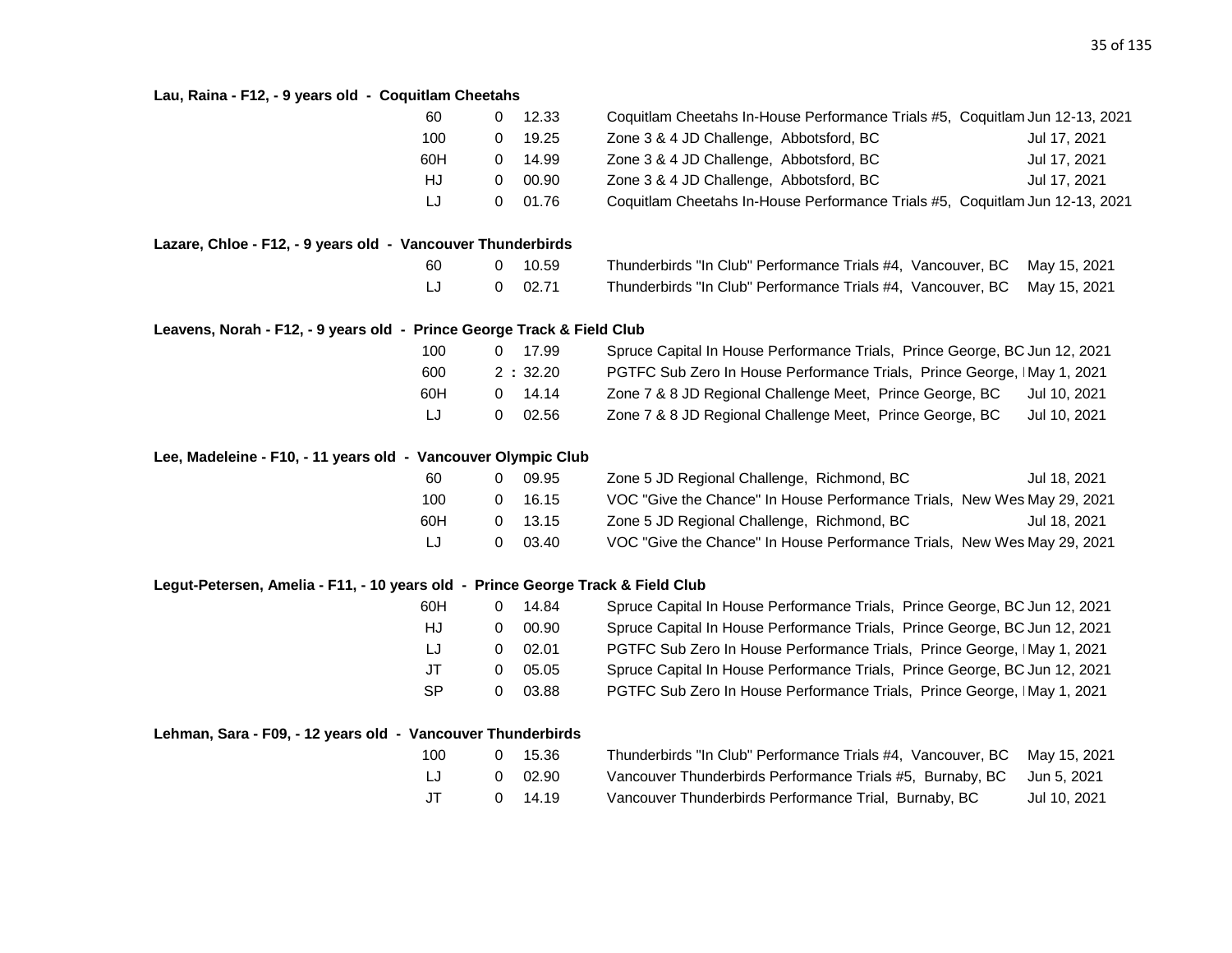**Lau, Raina - F12, - 9 years old - Coquitlam Cheetahs**

| Event | | Mark | Meet | Date |
|---|---|---|---|---|
| 60 | 0 | 12.33 | Coquitlam Cheetahs In-House Performance Trials #5, Coquitlam | Jun 12-13, 2021 |
| 100 | 0 | 19.25 | Zone 3 & 4 JD Challenge, Abbotsford, BC | Jul 17, 2021 |
| 60H | 0 | 14.99 | Zone 3 & 4 JD Challenge, Abbotsford, BC | Jul 17, 2021 |
| HJ | 0 | 00.90 | Zone 3 & 4 JD Challenge, Abbotsford, BC | Jul 17, 2021 |
| LJ | 0 | 01.76 | Coquitlam Cheetahs In-House Performance Trials #5, Coquitlam | Jun 12-13, 2021 |

**Lazare, Chloe - F12, - 9 years old - Vancouver Thunderbirds**

| Event | | Mark | Meet | Date |
|---|---|---|---|---|
| 60 | 0 | 10.59 | Thunderbirds "In Club" Performance Trials #4, Vancouver, BC | May 15, 2021 |
| LJ | 0 | 02.71 | Thunderbirds "In Club" Performance Trials #4, Vancouver, BC | May 15, 2021 |

**Leavens, Norah - F12, - 9 years old - Prince George Track & Field Club**

| Event | | Mark | Meet | Date |
|---|---|---|---|---|
| 100 | 0 | 17.99 | Spruce Capital In House Performance Trials, Prince George, BC | Jun 12, 2021 |
| 600 | 2 : | 32.20 | PGTFC Sub Zero In House Performance Trials, Prince George, I | May 1, 2021 |
| 60H | 0 | 14.14 | Zone 7 & 8 JD Regional Challenge Meet, Prince George, BC | Jul 10, 2021 |
| LJ | 0 | 02.56 | Zone 7 & 8 JD Regional Challenge Meet, Prince George, BC | Jul 10, 2021 |

**Lee, Madeleine - F10, - 11 years old - Vancouver Olympic Club**

| Event | | Mark | Meet | Date |
|---|---|---|---|---|
| 60 | 0 | 09.95 | Zone 5 JD Regional Challenge, Richmond, BC | Jul 18, 2021 |
| 100 | 0 | 16.15 | VOC "Give the Chance" In House Performance Trials, New Wes | May 29, 2021 |
| 60H | 0 | 13.15 | Zone 5 JD Regional Challenge, Richmond, BC | Jul 18, 2021 |
| LJ | 0 | 03.40 | VOC "Give the Chance" In House Performance Trials, New Wes | May 29, 2021 |

**Legut-Petersen, Amelia - F11, - 10 years old - Prince George Track & Field Club**

| Event | | Mark | Meet | Date |
|---|---|---|---|---|
| 60H | 0 | 14.84 | Spruce Capital In House Performance Trials, Prince George, BC | Jun 12, 2021 |
| HJ | 0 | 00.90 | Spruce Capital In House Performance Trials, Prince George, BC | Jun 12, 2021 |
| LJ | 0 | 02.01 | PGTFC Sub Zero In House Performance Trials, Prince George, I | May 1, 2021 |
| JT | 0 | 05.05 | Spruce Capital In House Performance Trials, Prince George, BC | Jun 12, 2021 |
| SP | 0 | 03.88 | PGTFC Sub Zero In House Performance Trials, Prince George, I | May 1, 2021 |

**Lehman, Sara - F09, - 12 years old - Vancouver Thunderbirds**

| Event | | Mark | Meet | Date |
|---|---|---|---|---|
| 100 | 0 | 15.36 | Thunderbirds "In Club" Performance Trials #4, Vancouver, BC | May 15, 2021 |
| LJ | 0 | 02.90 | Vancouver Thunderbirds Performance Trials #5, Burnaby, BC | Jun 5, 2021 |
| JT | 0 | 14.19 | Vancouver Thunderbirds Performance Trial, Burnaby, BC | Jul 10, 2021 |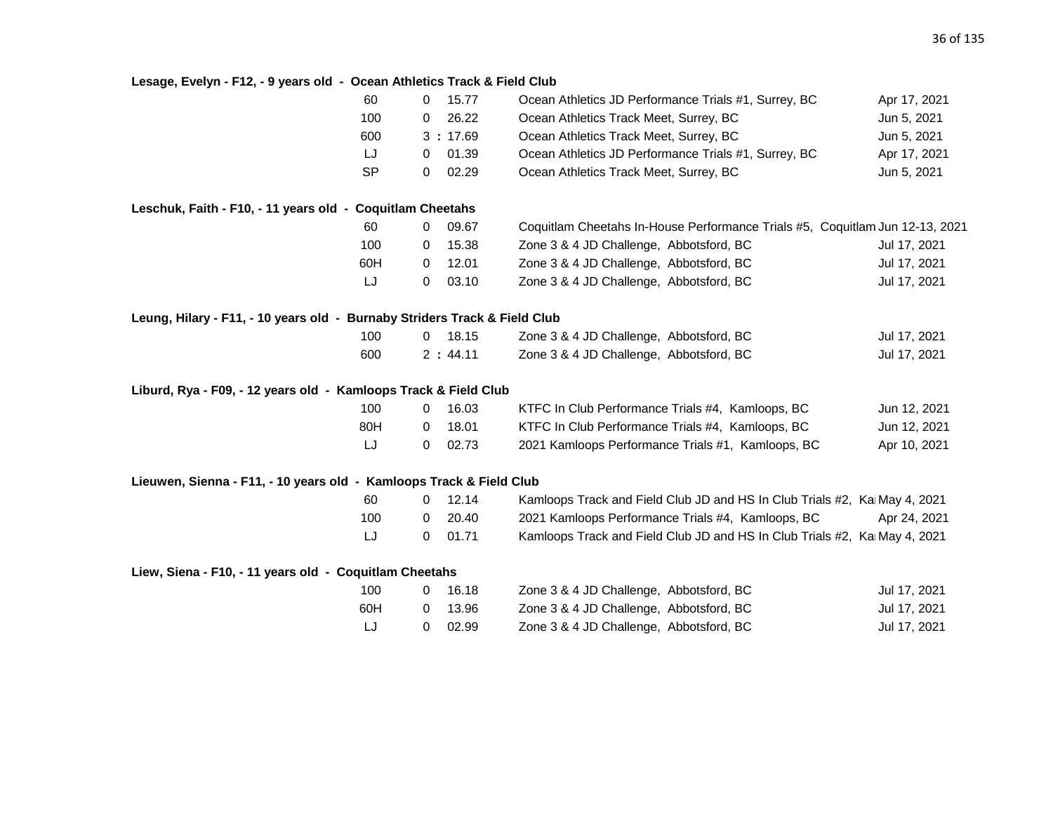**Lesage, Evelyn - F12, - 9 years old - Ocean Athletics Track & Field Club**

| Event | | Result | Meet | Date |
|---|---|---|---|---|
| 60 | 0 | 15.77 | Ocean Athletics JD Performance Trials #1, Surrey, BC | Apr 17, 2021 |
| 100 | 0 | 26.22 | Ocean Athletics Track Meet, Surrey, BC | Jun 5, 2021 |
| 600 | 3 | : 17.69 | Ocean Athletics Track Meet, Surrey, BC | Jun 5, 2021 |
| LJ | 0 | 01.39 | Ocean Athletics JD Performance Trials #1, Surrey, BC | Apr 17, 2021 |
| SP | 0 | 02.29 | Ocean Athletics Track Meet, Surrey, BC | Jun 5, 2021 |

**Leschuk, Faith - F10, - 11 years old - Coquitlam Cheetahs**

| Event | | Result | Meet | Date |
|---|---|---|---|---|
| 60 | 0 | 09.67 | Coquitlam Cheetahs In-House Performance Trials #5, Coquitlam | Jun 12-13, 2021 |
| 100 | 0 | 15.38 | Zone 3 & 4 JD Challenge, Abbotsford, BC | Jul 17, 2021 |
| 60H | 0 | 12.01 | Zone 3 & 4 JD Challenge, Abbotsford, BC | Jul 17, 2021 |
| LJ | 0 | 03.10 | Zone 3 & 4 JD Challenge, Abbotsford, BC | Jul 17, 2021 |

**Leung, Hilary - F11, - 10 years old - Burnaby Striders Track & Field Club**

| Event | | Result | Meet | Date |
|---|---|---|---|---|
| 100 | 0 | 18.15 | Zone 3 & 4 JD Challenge, Abbotsford, BC | Jul 17, 2021 |
| 600 | 2 | : 44.11 | Zone 3 & 4 JD Challenge, Abbotsford, BC | Jul 17, 2021 |

**Liburd, Rya - F09, - 12 years old - Kamloops Track & Field Club**

| Event | | Result | Meet | Date |
|---|---|---|---|---|
| 100 | 0 | 16.03 | KTFC In Club Performance Trials #4, Kamloops, BC | Jun 12, 2021 |
| 80H | 0 | 18.01 | KTFC In Club Performance Trials #4, Kamloops, BC | Jun 12, 2021 |
| LJ | 0 | 02.73 | 2021 Kamloops Performance Trials #1, Kamloops, BC | Apr 10, 2021 |

**Lieuwen, Sienna - F11, - 10 years old - Kamloops Track & Field Club**

| Event | | Result | Meet | Date |
|---|---|---|---|---|
| 60 | 0 | 12.14 | Kamloops Track and Field Club JD and HS In Club Trials #2, Ka | May 4, 2021 |
| 100 | 0 | 20.40 | 2021 Kamloops Performance Trials #4, Kamloops, BC | Apr 24, 2021 |
| LJ | 0 | 01.71 | Kamloops Track and Field Club JD and HS In Club Trials #2, Ka | May 4, 2021 |

**Liew, Siena - F10, - 11 years old - Coquitlam Cheetahs**

| Event | | Result | Meet | Date |
|---|---|---|---|---|
| 100 | 0 | 16.18 | Zone 3 & 4 JD Challenge, Abbotsford, BC | Jul 17, 2021 |
| 60H | 0 | 13.96 | Zone 3 & 4 JD Challenge, Abbotsford, BC | Jul 17, 2021 |
| LJ | 0 | 02.99 | Zone 3 & 4 JD Challenge, Abbotsford, BC | Jul 17, 2021 |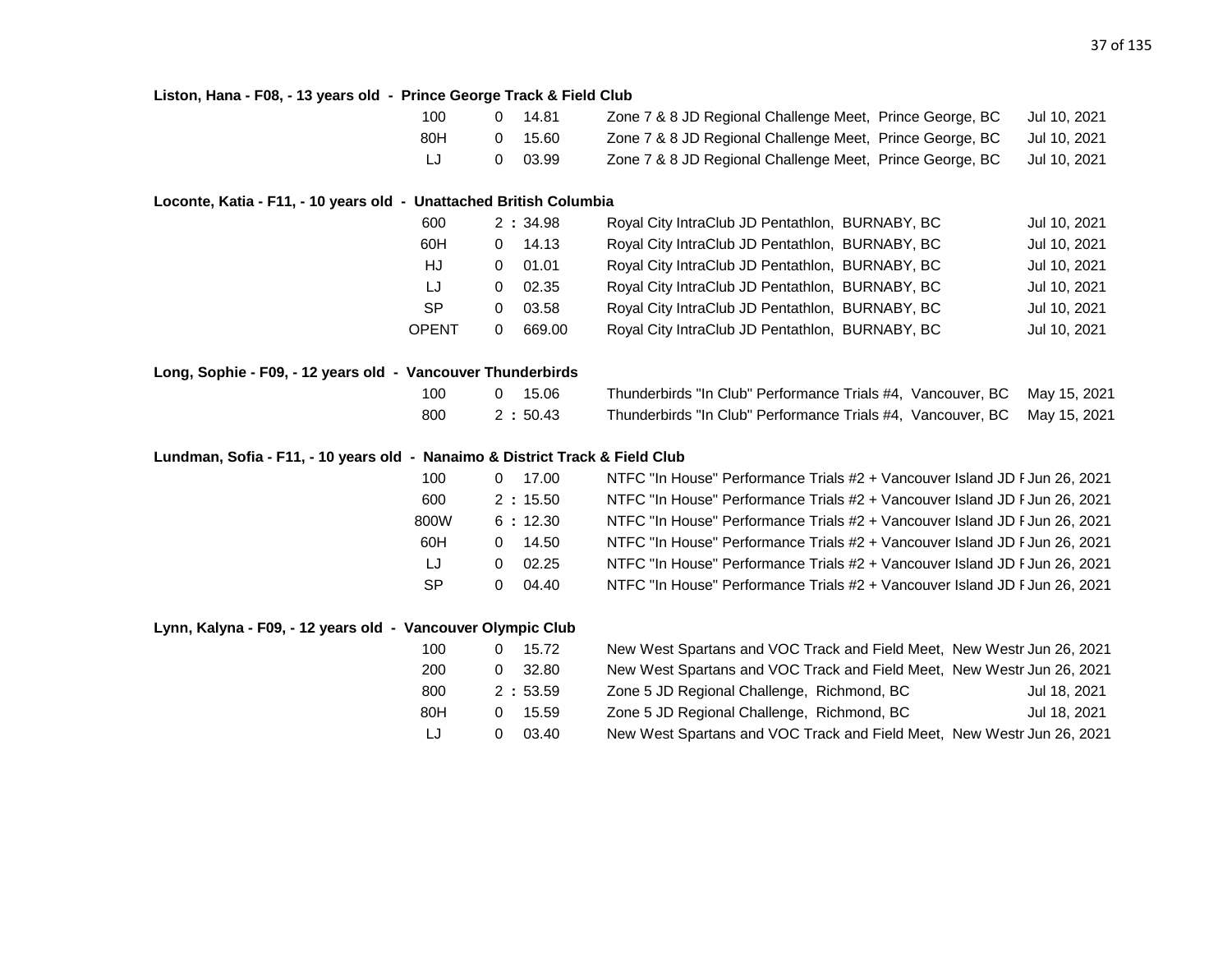**Liston, Hana - F08, - 13 years old - Prince George Track & Field Club**

| Event | | Mark | Meet | Date |
|---|---|---|---|---|
| 100 | 0 | 14.81 | Zone 7 & 8 JD Regional Challenge Meet, Prince George, BC | Jul 10, 2021 |
| 80H | 0 | 15.60 | Zone 7 & 8 JD Regional Challenge Meet, Prince George, BC | Jul 10, 2021 |
| LJ | 0 | 03.99 | Zone 7 & 8 JD Regional Challenge Meet, Prince George, BC | Jul 10, 2021 |

**Loconte, Katia - F11, - 10 years old - Unattached British Columbia**

| Event | | Mark | Meet | Date |
|---|---|---|---|---|
| 600 | 2 | : 34.98 | Royal City IntraClub JD Pentathlon, BURNABY, BC | Jul 10, 2021 |
| 60H | 0 | 14.13 | Royal City IntraClub JD Pentathlon, BURNABY, BC | Jul 10, 2021 |
| HJ | 0 | 01.01 | Royal City IntraClub JD Pentathlon, BURNABY, BC | Jul 10, 2021 |
| LJ | 0 | 02.35 | Royal City IntraClub JD Pentathlon, BURNABY, BC | Jul 10, 2021 |
| SP | 0 | 03.58 | Royal City IntraClub JD Pentathlon, BURNABY, BC | Jul 10, 2021 |
| OPENT | 0 | 669.00 | Royal City IntraClub JD Pentathlon, BURNABY, BC | Jul 10, 2021 |

**Long, Sophie - F09, - 12 years old - Vancouver Thunderbirds**

| Event | | Mark | Meet | Date |
|---|---|---|---|---|
| 100 | 0 | 15.06 | Thunderbirds "In Club" Performance Trials #4, Vancouver, BC | May 15, 2021 |
| 800 | 2 | : 50.43 | Thunderbirds "In Club" Performance Trials #4, Vancouver, BC | May 15, 2021 |

**Lundman, Sofia - F11, - 10 years old - Nanaimo & District Track & Field Club**

| Event | | Mark | Meet | Date |
|---|---|---|---|---|
| 100 | 0 | 17.00 | NTFC "In House" Performance Trials #2 + Vancouver Island JD F | Jun 26, 2021 |
| 600 | 2 | : 15.50 | NTFC "In House" Performance Trials #2 + Vancouver Island JD F | Jun 26, 2021 |
| 800W | 6 | : 12.30 | NTFC "In House" Performance Trials #2 + Vancouver Island JD F | Jun 26, 2021 |
| 60H | 0 | 14.50 | NTFC "In House" Performance Trials #2 + Vancouver Island JD F | Jun 26, 2021 |
| LJ | 0 | 02.25 | NTFC "In House" Performance Trials #2 + Vancouver Island JD F | Jun 26, 2021 |
| SP | 0 | 04.40 | NTFC "In House" Performance Trials #2 + Vancouver Island JD F | Jun 26, 2021 |

**Lynn, Kalyna - F09, - 12 years old - Vancouver Olympic Club**

| Event | | Mark | Meet | Date |
|---|---|---|---|---|
| 100 | 0 | 15.72 | New West Spartans and VOC Track and Field Meet, New Westr | Jun 26, 2021 |
| 200 | 0 | 32.80 | New West Spartans and VOC Track and Field Meet, New Westr | Jun 26, 2021 |
| 800 | 2 | : 53.59 | Zone 5 JD Regional Challenge, Richmond, BC | Jul 18, 2021 |
| 80H | 0 | 15.59 | Zone 5 JD Regional Challenge, Richmond, BC | Jul 18, 2021 |
| LJ | 0 | 03.40 | New West Spartans and VOC Track and Field Meet, New Westr | Jun 26, 2021 |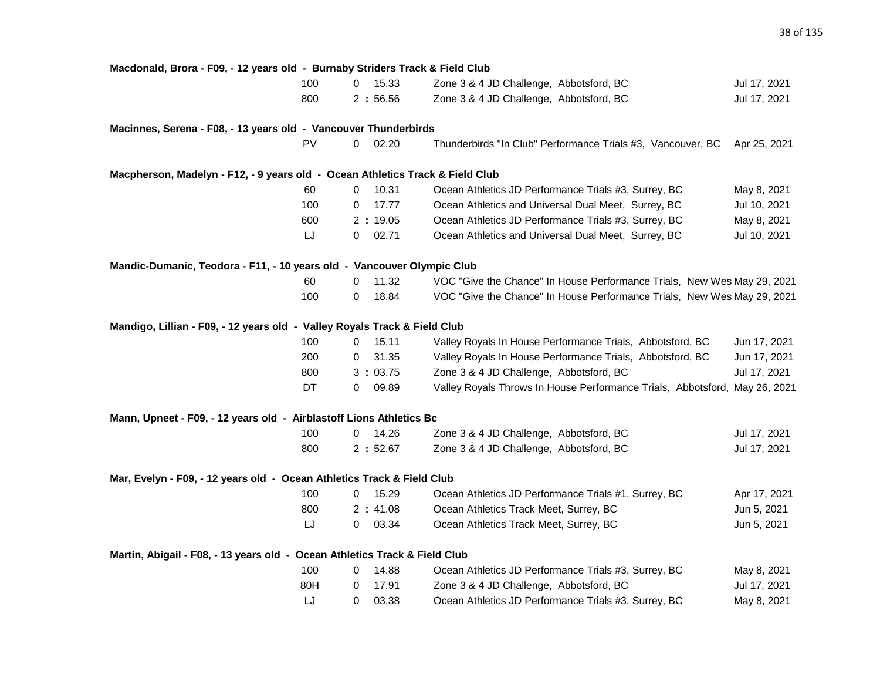**Macdonald, Brora - F09, - 12 years old - Burnaby Striders Track & Field Club**

| Event | Mark | Meet | Date |
|---|---|---|---|
| 100 | 0 15.33 | Zone 3 & 4 JD Challenge, Abbotsford, BC | Jul 17, 2021 |
| 800 | 2 : 56.56 | Zone 3 & 4 JD Challenge, Abbotsford, BC | Jul 17, 2021 |

**Macinnes, Serena - F08, - 13 years old - Vancouver Thunderbirds**

| Event | Mark | Meet | Date |
|---|---|---|---|
| PV | 0 02.20 | Thunderbirds "In Club" Performance Trials #3, Vancouver, BC | Apr 25, 2021 |

**Macpherson, Madelyn - F12, - 9 years old - Ocean Athletics Track & Field Club**

| Event | Mark | Meet | Date |
|---|---|---|---|
| 60 | 0 10.31 | Ocean Athletics JD Performance Trials #3, Surrey, BC | May 8, 2021 |
| 100 | 0 17.77 | Ocean Athletics and Universal Dual Meet, Surrey, BC | Jul 10, 2021 |
| 600 | 2 : 19.05 | Ocean Athletics JD Performance Trials #3, Surrey, BC | May 8, 2021 |
| LJ | 0 02.71 | Ocean Athletics and Universal Dual Meet, Surrey, BC | Jul 10, 2021 |

**Mandic-Dumanic, Teodora - F11, - 10 years old - Vancouver Olympic Club**

| Event | Mark | Meet | Date |
|---|---|---|---|
| 60 | 0 11.32 | VOC "Give the Chance" In House Performance Trials, New Wes | May 29, 2021 |
| 100 | 0 18.84 | VOC "Give the Chance" In House Performance Trials, New Wes | May 29, 2021 |

**Mandigo, Lillian - F09, - 12 years old - Valley Royals Track & Field Club**

| Event | Mark | Meet | Date |
|---|---|---|---|
| 100 | 0 15.11 | Valley Royals In House Performance Trials, Abbotsford, BC | Jun 17, 2021 |
| 200 | 0 31.35 | Valley Royals In House Performance Trials, Abbotsford, BC | Jun 17, 2021 |
| 800 | 3 : 03.75 | Zone 3 & 4 JD Challenge, Abbotsford, BC | Jul 17, 2021 |
| DT | 0 09.89 | Valley Royals Throws In House Performance Trials, Abbotsford, | May 26, 2021 |

**Mann, Upneet - F09, - 12 years old - Airblastoff Lions Athletics Bc**

| Event | Mark | Meet | Date |
|---|---|---|---|
| 100 | 0 14.26 | Zone 3 & 4 JD Challenge, Abbotsford, BC | Jul 17, 2021 |
| 800 | 2 : 52.67 | Zone 3 & 4 JD Challenge, Abbotsford, BC | Jul 17, 2021 |

**Mar, Evelyn - F09, - 12 years old - Ocean Athletics Track & Field Club**

| Event | Mark | Meet | Date |
|---|---|---|---|
| 100 | 0 15.29 | Ocean Athletics JD Performance Trials #1, Surrey, BC | Apr 17, 2021 |
| 800 | 2 : 41.08 | Ocean Athletics Track Meet, Surrey, BC | Jun 5, 2021 |
| LJ | 0 03.34 | Ocean Athletics Track Meet, Surrey, BC | Jun 5, 2021 |

**Martin, Abigail - F08, - 13 years old - Ocean Athletics Track & Field Club**

| Event | Mark | Meet | Date |
|---|---|---|---|
| 100 | 0 14.88 | Ocean Athletics JD Performance Trials #3, Surrey, BC | May 8, 2021 |
| 80H | 0 17.91 | Zone 3 & 4 JD Challenge, Abbotsford, BC | Jul 17, 2021 |
| LJ | 0 03.38 | Ocean Athletics JD Performance Trials #3, Surrey, BC | May 8, 2021 |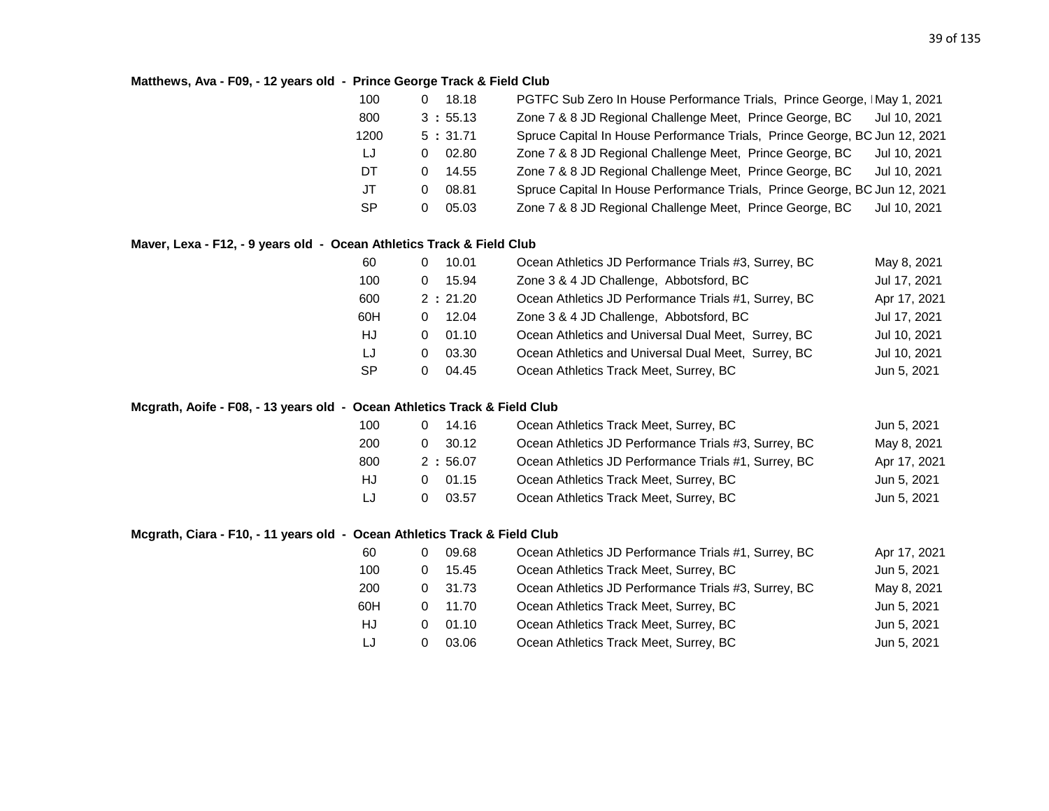**Matthews, Ava - F09, - 12 years old - Prince George Track & Field Club**

| Event | | Mark | Meet | Date |
|---|---|---|---|---|
| 100 | 0 | 18.18 | PGTFC Sub Zero In House Performance Trials, Prince George, I | May 1, 2021 |
| 800 | 3 : | 55.13 | Zone 7 & 8 JD Regional Challenge Meet, Prince George, BC | Jul 10, 2021 |
| 1200 | 5 : | 31.71 | Spruce Capital In House Performance Trials, Prince George, BC | Jun 12, 2021 |
| LJ | 0 | 02.80 | Zone 7 & 8 JD Regional Challenge Meet, Prince George, BC | Jul 10, 2021 |
| DT | 0 | 14.55 | Zone 7 & 8 JD Regional Challenge Meet, Prince George, BC | Jul 10, 2021 |
| JT | 0 | 08.81 | Spruce Capital In House Performance Trials, Prince George, BC | Jun 12, 2021 |
| SP | 0 | 05.03 | Zone 7 & 8 JD Regional Challenge Meet, Prince George, BC | Jul 10, 2021 |

**Maver, Lexa - F12, - 9 years old - Ocean Athletics Track & Field Club**

| Event | | Mark | Meet | Date |
|---|---|---|---|---|
| 60 | 0 | 10.01 | Ocean Athletics JD Performance Trials #3, Surrey, BC | May 8, 2021 |
| 100 | 0 | 15.94 | Zone 3 & 4 JD Challenge, Abbotsford, BC | Jul 17, 2021 |
| 600 | 2 : | 21.20 | Ocean Athletics JD Performance Trials #1, Surrey, BC | Apr 17, 2021 |
| 60H | 0 | 12.04 | Zone 3 & 4 JD Challenge, Abbotsford, BC | Jul 17, 2021 |
| HJ | 0 | 01.10 | Ocean Athletics and Universal Dual Meet, Surrey, BC | Jul 10, 2021 |
| LJ | 0 | 03.30 | Ocean Athletics and Universal Dual Meet, Surrey, BC | Jul 10, 2021 |
| SP | 0 | 04.45 | Ocean Athletics Track Meet, Surrey, BC | Jun 5, 2021 |

**Mcgrath, Aoife - F08, - 13 years old - Ocean Athletics Track & Field Club**

| Event | | Mark | Meet | Date |
|---|---|---|---|---|
| 100 | 0 | 14.16 | Ocean Athletics Track Meet, Surrey, BC | Jun 5, 2021 |
| 200 | 0 | 30.12 | Ocean Athletics JD Performance Trials #3, Surrey, BC | May 8, 2021 |
| 800 | 2 : | 56.07 | Ocean Athletics JD Performance Trials #1, Surrey, BC | Apr 17, 2021 |
| HJ | 0 | 01.15 | Ocean Athletics Track Meet, Surrey, BC | Jun 5, 2021 |
| LJ | 0 | 03.57 | Ocean Athletics Track Meet, Surrey, BC | Jun 5, 2021 |

**Mcgrath, Ciara - F10, - 11 years old - Ocean Athletics Track & Field Club**

| Event | | Mark | Meet | Date |
|---|---|---|---|---|
| 60 | 0 | 09.68 | Ocean Athletics JD Performance Trials #1, Surrey, BC | Apr 17, 2021 |
| 100 | 0 | 15.45 | Ocean Athletics Track Meet, Surrey, BC | Jun 5, 2021 |
| 200 | 0 | 31.73 | Ocean Athletics JD Performance Trials #3, Surrey, BC | May 8, 2021 |
| 60H | 0 | 11.70 | Ocean Athletics Track Meet, Surrey, BC | Jun 5, 2021 |
| HJ | 0 | 01.10 | Ocean Athletics Track Meet, Surrey, BC | Jun 5, 2021 |
| LJ | 0 | 03.06 | Ocean Athletics Track Meet, Surrey, BC | Jun 5, 2021 |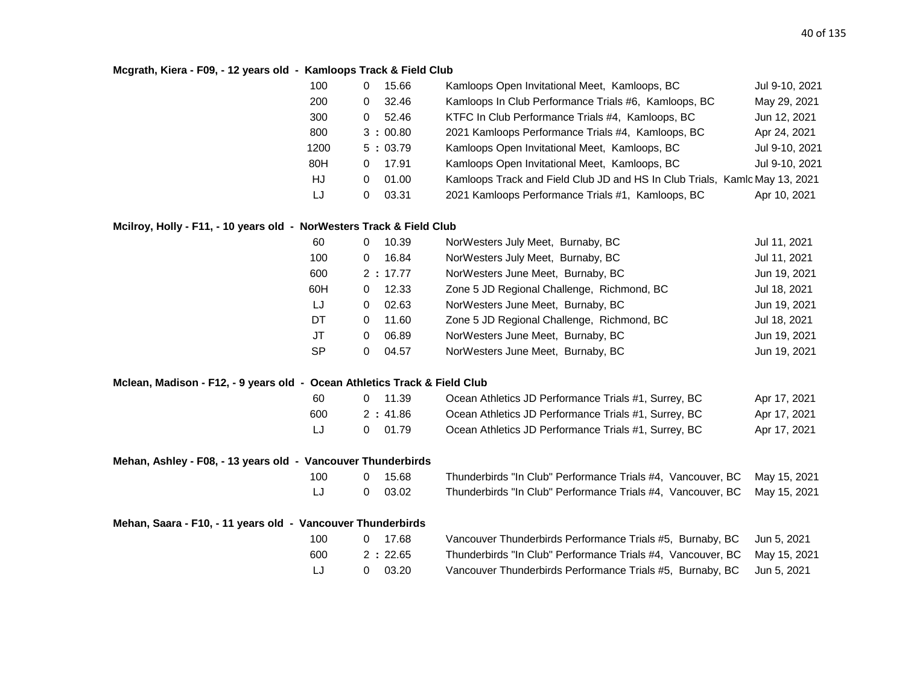**Mcgrath, Kiera - F09, - 12 years old - Kamloops Track & Field Club**

| Event | Mark | Meet | Date |
|---|---|---|---|
| 100 | 0 15.66 | Kamloops Open Invitational Meet, Kamloops, BC | Jul 9-10, 2021 |
| 200 | 0 32.46 | Kamloops In Club Performance Trials #6, Kamloops, BC | May 29, 2021 |
| 300 | 0 52.46 | KTFC In Club Performance Trials #4, Kamloops, BC | Jun 12, 2021 |
| 800 | 3 : 00.80 | 2021 Kamloops Performance Trials #4, Kamloops, BC | Apr 24, 2021 |
| 1200 | 5 : 03.79 | Kamloops Open Invitational Meet, Kamloops, BC | Jul 9-10, 2021 |
| 80H | 0 17.91 | Kamloops Open Invitational Meet, Kamloops, BC | Jul 9-10, 2021 |
| HJ | 0 01.00 | Kamloops Track and Field Club JD and HS In Club Trials, Kamlo | May 13, 2021 |
| LJ | 0 03.31 | 2021 Kamloops Performance Trials #1, Kamloops, BC | Apr 10, 2021 |

**Mcilroy, Holly - F11, - 10 years old - NorWesters Track & Field Club**

| Event | Mark | Meet | Date |
|---|---|---|---|
| 60 | 0 10.39 | NorWesters July Meet, Burnaby, BC | Jul 11, 2021 |
| 100 | 0 16.84 | NorWesters July Meet, Burnaby, BC | Jul 11, 2021 |
| 600 | 2 : 17.77 | NorWesters June Meet, Burnaby, BC | Jun 19, 2021 |
| 60H | 0 12.33 | Zone 5 JD Regional Challenge, Richmond, BC | Jul 18, 2021 |
| LJ | 0 02.63 | NorWesters June Meet, Burnaby, BC | Jun 19, 2021 |
| DT | 0 11.60 | Zone 5 JD Regional Challenge, Richmond, BC | Jul 18, 2021 |
| JT | 0 06.89 | NorWesters June Meet, Burnaby, BC | Jun 19, 2021 |
| SP | 0 04.57 | NorWesters June Meet, Burnaby, BC | Jun 19, 2021 |

**Mclean, Madison - F12, - 9 years old - Ocean Athletics Track & Field Club**

| Event | Mark | Meet | Date |
|---|---|---|---|
| 60 | 0 11.39 | Ocean Athletics JD Performance Trials #1, Surrey, BC | Apr 17, 2021 |
| 600 | 2 : 41.86 | Ocean Athletics JD Performance Trials #1, Surrey, BC | Apr 17, 2021 |
| LJ | 0 01.79 | Ocean Athletics JD Performance Trials #1, Surrey, BC | Apr 17, 2021 |

**Mehan, Ashley - F08, - 13 years old - Vancouver Thunderbirds**

| Event | Mark | Meet | Date |
|---|---|---|---|
| 100 | 0 15.68 | Thunderbirds "In Club" Performance Trials #4, Vancouver, BC | May 15, 2021 |
| LJ | 0 03.02 | Thunderbirds "In Club" Performance Trials #4, Vancouver, BC | May 15, 2021 |

**Mehan, Saara - F10, - 11 years old - Vancouver Thunderbirds**

| Event | Mark | Meet | Date |
|---|---|---|---|
| 100 | 0 17.68 | Vancouver Thunderbirds Performance Trials #5, Burnaby, BC | Jun 5, 2021 |
| 600 | 2 : 22.65 | Thunderbirds "In Club" Performance Trials #4, Vancouver, BC | May 15, 2021 |
| LJ | 0 03.20 | Vancouver Thunderbirds Performance Trials #5, Burnaby, BC | Jun 5, 2021 |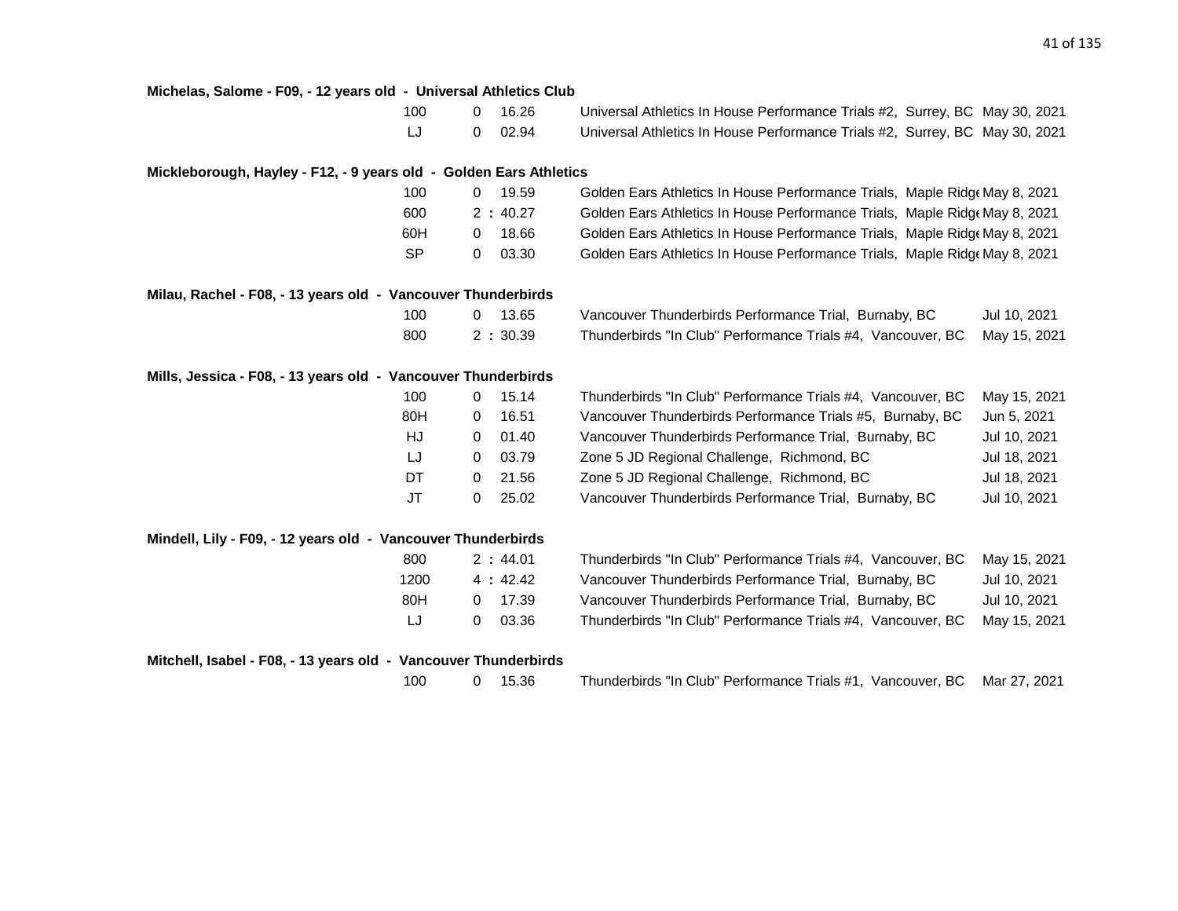**Michelas, Salome - F09, - 12 years old - Universal Athletics Club**

| Event | | Result | Meet | Date |
|---|---|---|---|---|
| 100 | 0 | 16.26 | Universal Athletics In House Performance Trials #2, Surrey, BC | May 30, 2021 |
| LJ | 0 | 02.94 | Universal Athletics In House Performance Trials #2, Surrey, BC | May 30, 2021 |

**Mickleborough, Hayley - F12, - 9 years old - Golden Ears Athletics**

| Event | | Result | Meet | Date |
|---|---|---|---|---|
| 100 | 0 | 19.59 | Golden Ears Athletics In House Performance Trials, Maple Ridge | May 8, 2021 |
| 600 | 2 | : 40.27 | Golden Ears Athletics In House Performance Trials, Maple Ridge | May 8, 2021 |
| 60H | 0 | 18.66 | Golden Ears Athletics In House Performance Trials, Maple Ridge | May 8, 2021 |
| SP | 0 | 03.30 | Golden Ears Athletics In House Performance Trials, Maple Ridge | May 8, 2021 |

**Milau, Rachel - F08, - 13 years old - Vancouver Thunderbirds**

| Event | | Result | Meet | Date |
|---|---|---|---|---|
| 100 | 0 | 13.65 | Vancouver Thunderbirds Performance Trial, Burnaby, BC | Jul 10, 2021 |
| 800 | 2 | : 30.39 | Thunderbirds "In Club" Performance Trials #4, Vancouver, BC | May 15, 2021 |

**Mills, Jessica - F08, - 13 years old - Vancouver Thunderbirds**

| Event | | Result | Meet | Date |
|---|---|---|---|---|
| 100 | 0 | 15.14 | Thunderbirds "In Club" Performance Trials #4, Vancouver, BC | May 15, 2021 |
| 80H | 0 | 16.51 | Vancouver Thunderbirds Performance Trials #5, Burnaby, BC | Jun 5, 2021 |
| HJ | 0 | 01.40 | Vancouver Thunderbirds Performance Trial, Burnaby, BC | Jul 10, 2021 |
| LJ | 0 | 03.79 | Zone 5 JD Regional Challenge, Richmond, BC | Jul 18, 2021 |
| DT | 0 | 21.56 | Zone 5 JD Regional Challenge, Richmond, BC | Jul 18, 2021 |
| JT | 0 | 25.02 | Vancouver Thunderbirds Performance Trial, Burnaby, BC | Jul 10, 2021 |

**Mindell, Lily - F09, - 12 years old - Vancouver Thunderbirds**

| Event | | Result | Meet | Date |
|---|---|---|---|---|
| 800 | 2 | : 44.01 | Thunderbirds "In Club" Performance Trials #4, Vancouver, BC | May 15, 2021 |
| 1200 | 4 | : 42.42 | Vancouver Thunderbirds Performance Trial, Burnaby, BC | Jul 10, 2021 |
| 80H | 0 | 17.39 | Vancouver Thunderbirds Performance Trial, Burnaby, BC | Jul 10, 2021 |
| LJ | 0 | 03.36 | Thunderbirds "In Club" Performance Trials #4, Vancouver, BC | May 15, 2021 |

**Mitchell, Isabel - F08, - 13 years old - Vancouver Thunderbirds**

| Event | | Result | Meet | Date |
|---|---|---|---|---|
| 100 | 0 | 15.36 | Thunderbirds "In Club" Performance Trials #1, Vancouver, BC | Mar 27, 2021 |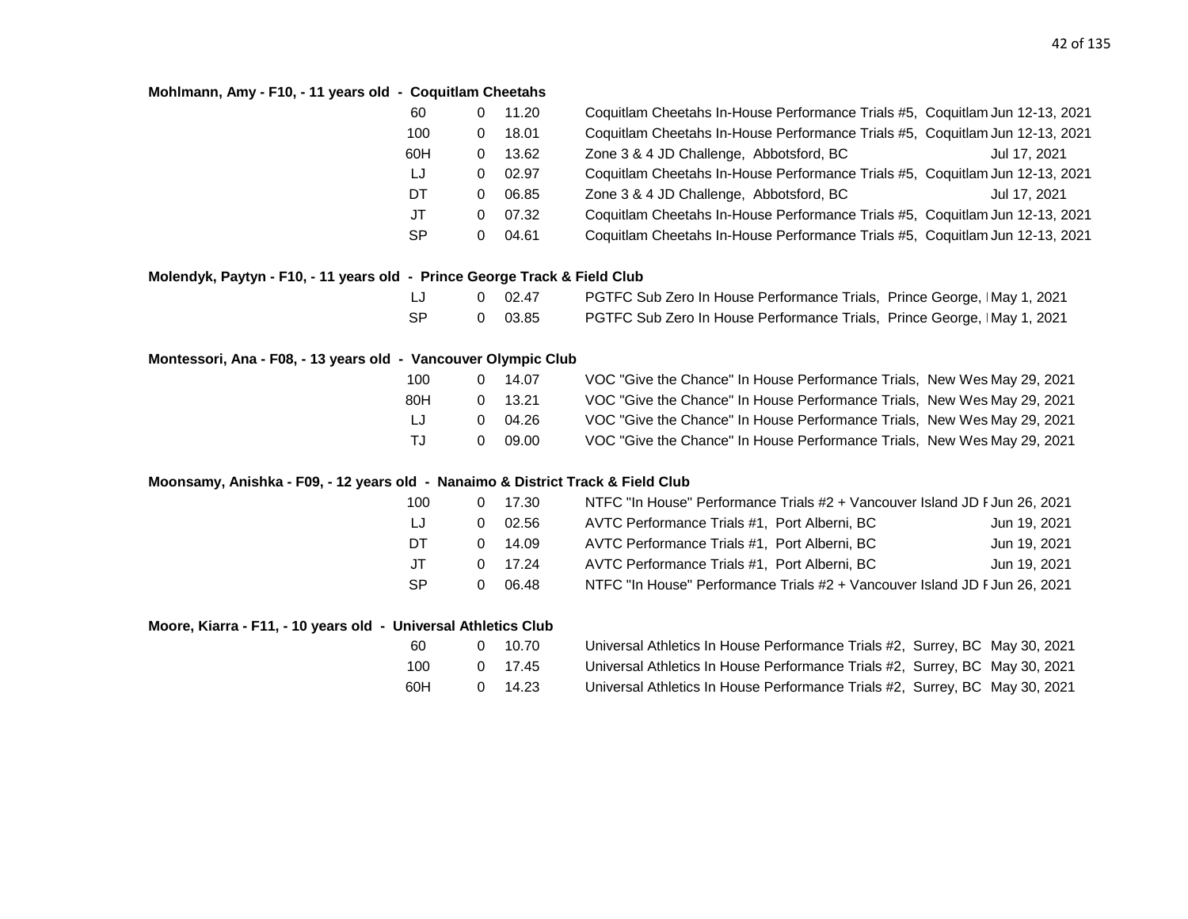**Mohlmann, Amy - F10, - 11 years old - Coquitlam Cheetahs**

| Event | | Mark | Competition | Date |
|---|---|---|---|---|
| 60 | 0 | 11.20 | Coquitlam Cheetahs In-House Performance Trials #5, Coquitlam | Jun 12-13, 2021 |
| 100 | 0 | 18.01 | Coquitlam Cheetahs In-House Performance Trials #5, Coquitlam | Jun 12-13, 2021 |
| 60H | 0 | 13.62 | Zone 3 & 4 JD Challenge, Abbotsford, BC | Jul 17, 2021 |
| LJ | 0 | 02.97 | Coquitlam Cheetahs In-House Performance Trials #5, Coquitlam | Jun 12-13, 2021 |
| DT | 0 | 06.85 | Zone 3 & 4 JD Challenge, Abbotsford, BC | Jul 17, 2021 |
| JT | 0 | 07.32 | Coquitlam Cheetahs In-House Performance Trials #5, Coquitlam | Jun 12-13, 2021 |
| SP | 0 | 04.61 | Coquitlam Cheetahs In-House Performance Trials #5, Coquitlam | Jun 12-13, 2021 |

**Molendyk, Paytyn - F10, - 11 years old - Prince George Track & Field Club**

| Event | | Mark | Competition | Date |
|---|---|---|---|---|
| LJ | 0 | 02.47 | PGTFC Sub Zero In House Performance Trials, Prince George, I | May 1, 2021 |
| SP | 0 | 03.85 | PGTFC Sub Zero In House Performance Trials, Prince George, I | May 1, 2021 |

**Montessori, Ana - F08, - 13 years old - Vancouver Olympic Club**

| Event | | Mark | Competition | Date |
|---|---|---|---|---|
| 100 | 0 | 14.07 | VOC "Give the Chance" In House Performance Trials, New Wes | May 29, 2021 |
| 80H | 0 | 13.21 | VOC "Give the Chance" In House Performance Trials, New Wes | May 29, 2021 |
| LJ | 0 | 04.26 | VOC "Give the Chance" In House Performance Trials, New Wes | May 29, 2021 |
| TJ | 0 | 09.00 | VOC "Give the Chance" In House Performance Trials, New Wes | May 29, 2021 |

**Moonsamy, Anishka - F09, - 12 years old - Nanaimo & District Track & Field Club**

| Event | | Mark | Competition | Date |
|---|---|---|---|---|
| 100 | 0 | 17.30 | NTFC "In House" Performance Trials #2 + Vancouver Island JD F | Jun 26, 2021 |
| LJ | 0 | 02.56 | AVTC Performance Trials #1, Port Alberni, BC | Jun 19, 2021 |
| DT | 0 | 14.09 | AVTC Performance Trials #1, Port Alberni, BC | Jun 19, 2021 |
| JT | 0 | 17.24 | AVTC Performance Trials #1, Port Alberni, BC | Jun 19, 2021 |
| SP | 0 | 06.48 | NTFC "In House" Performance Trials #2 + Vancouver Island JD F | Jun 26, 2021 |

**Moore, Kiarra - F11, - 10 years old - Universal Athletics Club**

| Event | | Mark | Competition | Date |
|---|---|---|---|---|
| 60 | 0 | 10.70 | Universal Athletics In House Performance Trials #2, Surrey, BC | May 30, 2021 |
| 100 | 0 | 17.45 | Universal Athletics In House Performance Trials #2, Surrey, BC | May 30, 2021 |
| 60H | 0 | 14.23 | Universal Athletics In House Performance Trials #2, Surrey, BC | May 30, 2021 |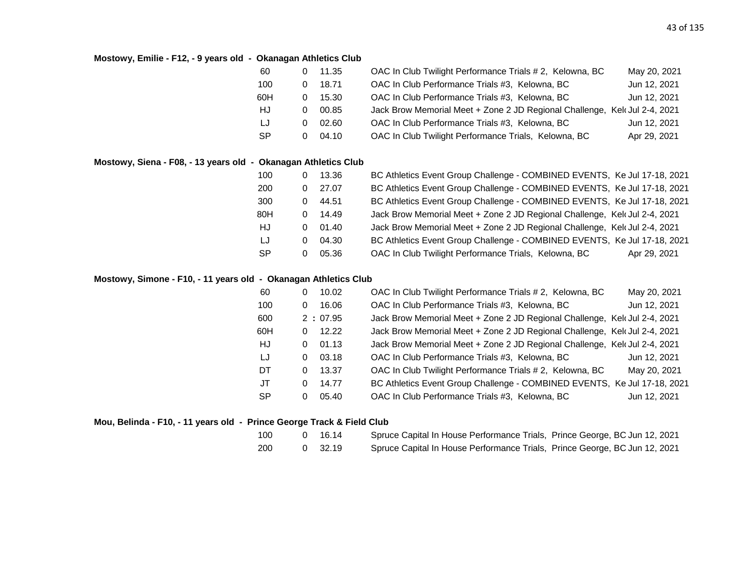**Mostowy, Emilie - F12, - 9 years old - Okanagan Athletics Club**

| Event | | Mark | Meet | Date |
|---|---|---|---|---|
| 60 | 0 | 11.35 | OAC In Club Twilight Performance Trials # 2, Kelowna, BC | May 20, 2021 |
| 100 | 0 | 18.71 | OAC In Club Performance Trials #3, Kelowna, BC | Jun 12, 2021 |
| 60H | 0 | 15.30 | OAC In Club Performance Trials #3, Kelowna, BC | Jun 12, 2021 |
| HJ | 0 | 00.85 | Jack Brow Memorial Meet + Zone 2 JD Regional Challenge, Kel( | Jul 2-4, 2021 |
| LJ | 0 | 02.60 | OAC In Club Performance Trials #3, Kelowna, BC | Jun 12, 2021 |
| SP | 0 | 04.10 | OAC In Club Twilight Performance Trials, Kelowna, BC | Apr 29, 2021 |

**Mostowy, Siena - F08, - 13 years old - Okanagan Athletics Club**

| Event | | Mark | Meet | Date |
|---|---|---|---|---|
| 100 | 0 | 13.36 | BC Athletics Event Group Challenge - COMBINED EVENTS, Ke | Jul 17-18, 2021 |
| 200 | 0 | 27.07 | BC Athletics Event Group Challenge - COMBINED EVENTS, Ke | Jul 17-18, 2021 |
| 300 | 0 | 44.51 | BC Athletics Event Group Challenge - COMBINED EVENTS, Ke | Jul 17-18, 2021 |
| 80H | 0 | 14.49 | Jack Brow Memorial Meet + Zone 2 JD Regional Challenge, Kel( | Jul 2-4, 2021 |
| HJ | 0 | 01.40 | Jack Brow Memorial Meet + Zone 2 JD Regional Challenge, Kel( | Jul 2-4, 2021 |
| LJ | 0 | 04.30 | BC Athletics Event Group Challenge - COMBINED EVENTS, Ke | Jul 17-18, 2021 |
| SP | 0 | 05.36 | OAC In Club Twilight Performance Trials, Kelowna, BC | Apr 29, 2021 |

**Mostowy, Simone - F10, - 11 years old - Okanagan Athletics Club**

| Event | | Mark | Meet | Date |
|---|---|---|---|---|
| 60 | 0 | 10.02 | OAC In Club Twilight Performance Trials # 2, Kelowna, BC | May 20, 2021 |
| 100 | 0 | 16.06 | OAC In Club Performance Trials #3, Kelowna, BC | Jun 12, 2021 |
| 600 | 2 | : 07.95 | Jack Brow Memorial Meet + Zone 2 JD Regional Challenge, Kel( | Jul 2-4, 2021 |
| 60H | 0 | 12.22 | Jack Brow Memorial Meet + Zone 2 JD Regional Challenge, Kel( | Jul 2-4, 2021 |
| HJ | 0 | 01.13 | Jack Brow Memorial Meet + Zone 2 JD Regional Challenge, Kel( | Jul 2-4, 2021 |
| LJ | 0 | 03.18 | OAC In Club Performance Trials #3, Kelowna, BC | Jun 12, 2021 |
| DT | 0 | 13.37 | OAC In Club Twilight Performance Trials # 2, Kelowna, BC | May 20, 2021 |
| JT | 0 | 14.77 | BC Athletics Event Group Challenge - COMBINED EVENTS, Ke | Jul 17-18, 2021 |
| SP | 0 | 05.40 | OAC In Club Performance Trials #3, Kelowna, BC | Jun 12, 2021 |

**Mou, Belinda - F10, - 11 years old - Prince George Track & Field Club**

| Event | | Mark | Meet | Date |
|---|---|---|---|---|
| 100 | 0 | 16.14 | Spruce Capital In House Performance Trials, Prince George, BC | Jun 12, 2021 |
| 200 | 0 | 32.19 | Spruce Capital In House Performance Trials, Prince George, BC | Jun 12, 2021 |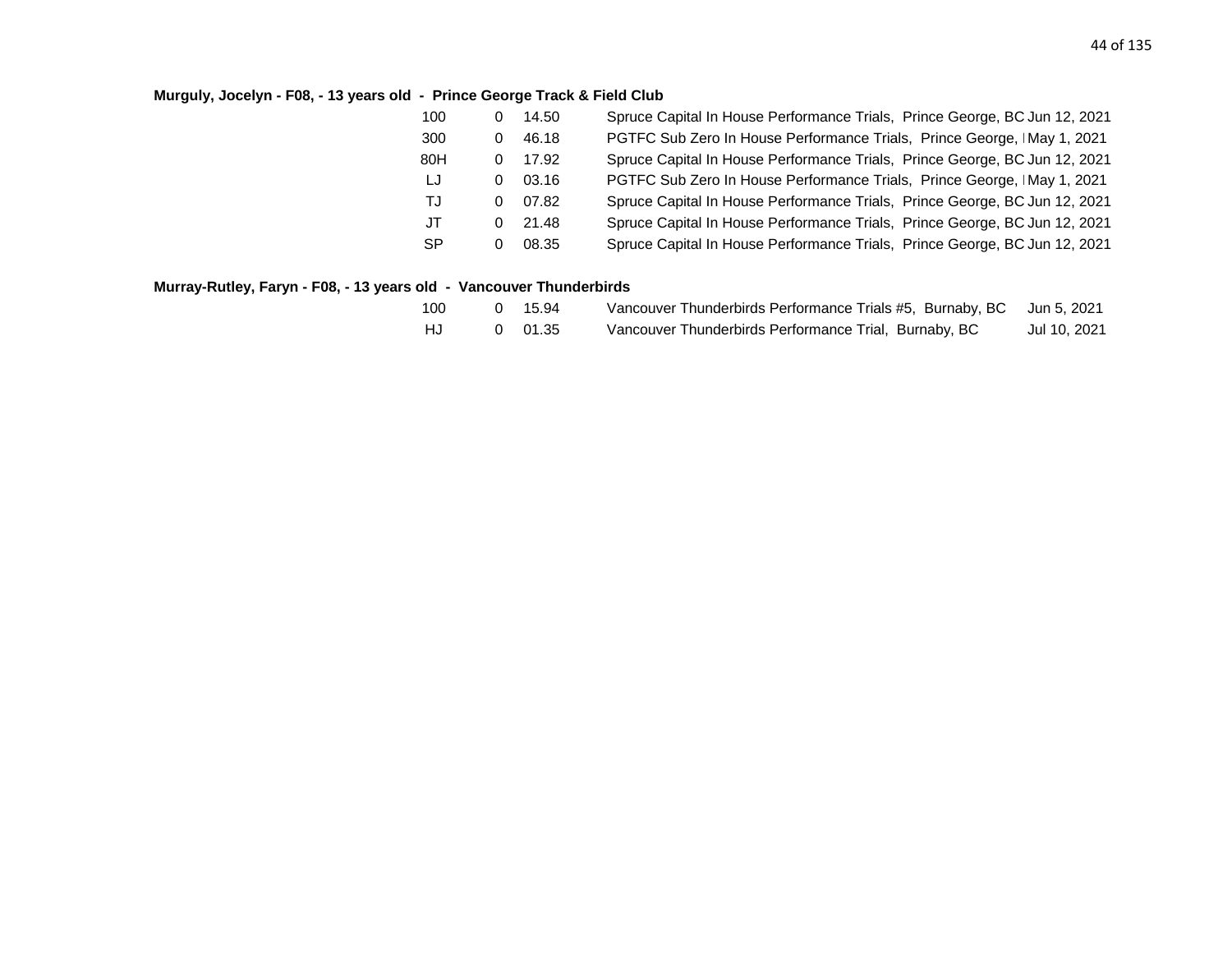**Murguly, Jocelyn - F08, - 13 years old - Prince George Track & Field Club**

| | | | | |
|---|---|---|---|---|
| 100 | 0 | 14.50 | Spruce Capital In House Performance Trials, Prince George, BC | Jun 12, 2021 |
| 300 | 0 | 46.18 | PGTFC Sub Zero In House Performance Trials, Prince George, I | May 1, 2021 |
| 80H | 0 | 17.92 | Spruce Capital In House Performance Trials, Prince George, BC | Jun 12, 2021 |
| LJ | 0 | 03.16 | PGTFC Sub Zero In House Performance Trials, Prince George, I | May 1, 2021 |
| TJ | 0 | 07.82 | Spruce Capital In House Performance Trials, Prince George, BC | Jun 12, 2021 |
| JT | 0 | 21.48 | Spruce Capital In House Performance Trials, Prince George, BC | Jun 12, 2021 |
| SP | 0 | 08.35 | Spruce Capital In House Performance Trials, Prince George, BC | Jun 12, 2021 |

**Murray-Rutley, Faryn - F08, - 13 years old - Vancouver Thunderbirds**

| | | | | |
|---|---|---|---|---|
| 100 | 0 | 15.94 | Vancouver Thunderbirds Performance Trials #5, Burnaby, BC | Jun 5, 2021 |
| HJ | 0 | 01.35 | Vancouver Thunderbirds Performance Trial, Burnaby, BC | Jul 10, 2021 |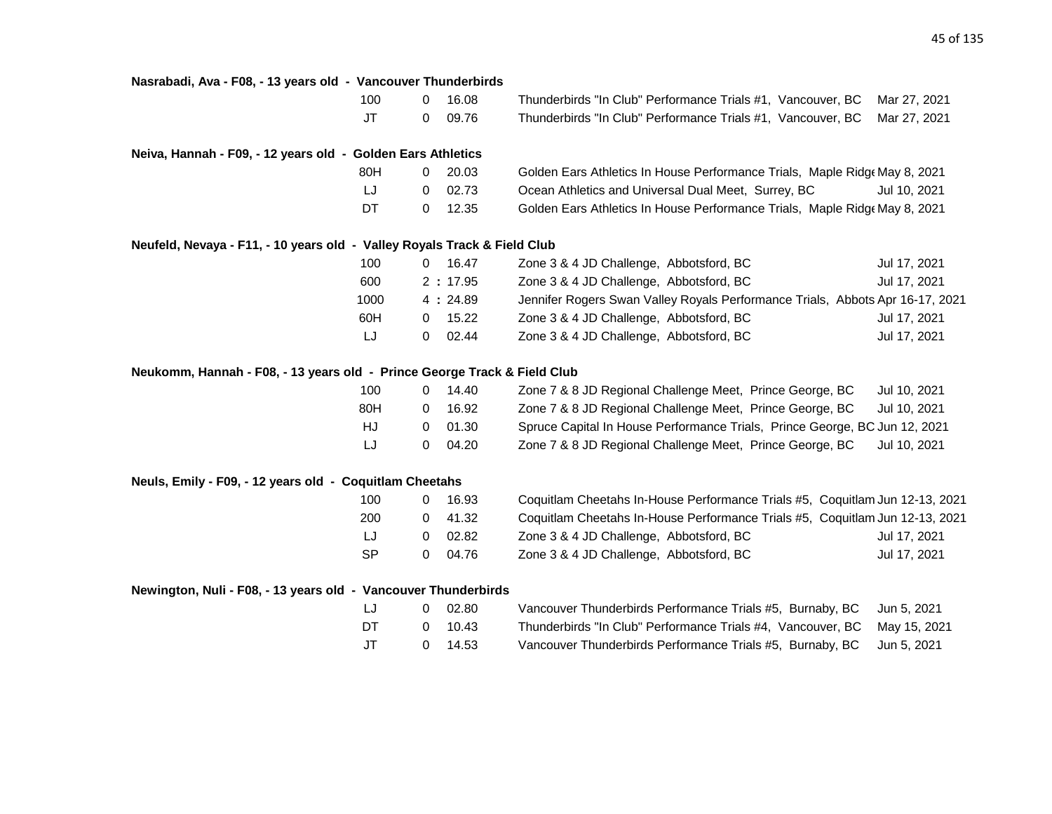**Nasrabadi, Ava - F08, - 13 years old - Vancouver Thunderbirds**

| Event | | Result | Meet | Date |
|---|---|---|---|---|
| 100 | 0 | 16.08 | Thunderbirds "In Club" Performance Trials #1, Vancouver, BC | Mar 27, 2021 |
| JT | 0 | 09.76 | Thunderbirds "In Club" Performance Trials #1, Vancouver, BC | Mar 27, 2021 |

**Neiva, Hannah - F09, - 12 years old - Golden Ears Athletics**

| Event | | Result | Meet | Date |
|---|---|---|---|---|
| 80H | 0 | 20.03 | Golden Ears Athletics In House Performance Trials, Maple Ridge | May 8, 2021 |
| LJ | 0 | 02.73 | Ocean Athletics and Universal Dual Meet, Surrey, BC | Jul 10, 2021 |
| DT | 0 | 12.35 | Golden Ears Athletics In House Performance Trials, Maple Ridge | May 8, 2021 |

**Neufeld, Nevaya - F11, - 10 years old - Valley Royals Track & Field Club**

| Event | | Result | Meet | Date |
|---|---|---|---|---|
| 100 | 0 | 16.47 | Zone 3 & 4 JD Challenge, Abbotsford, BC | Jul 17, 2021 |
| 600 | 2 : | 17.95 | Zone 3 & 4 JD Challenge, Abbotsford, BC | Jul 17, 2021 |
| 1000 | 4 : | 24.89 | Jennifer Rogers Swan Valley Royals Performance Trials, Abbots | Apr 16-17, 2021 |
| 60H | 0 | 15.22 | Zone 3 & 4 JD Challenge, Abbotsford, BC | Jul 17, 2021 |
| LJ | 0 | 02.44 | Zone 3 & 4 JD Challenge, Abbotsford, BC | Jul 17, 2021 |

**Neukomm, Hannah - F08, - 13 years old - Prince George Track & Field Club**

| Event | | Result | Meet | Date |
|---|---|---|---|---|
| 100 | 0 | 14.40 | Zone 7 & 8 JD Regional Challenge Meet, Prince George, BC | Jul 10, 2021 |
| 80H | 0 | 16.92 | Zone 7 & 8 JD Regional Challenge Meet, Prince George, BC | Jul 10, 2021 |
| HJ | 0 | 01.30 | Spruce Capital In House Performance Trials, Prince George, BC | Jun 12, 2021 |
| LJ | 0 | 04.20 | Zone 7 & 8 JD Regional Challenge Meet, Prince George, BC | Jul 10, 2021 |

**Neuls, Emily - F09, - 12 years old - Coquitlam Cheetahs**

| Event | | Result | Meet | Date |
|---|---|---|---|---|
| 100 | 0 | 16.93 | Coquitlam Cheetahs In-House Performance Trials #5, Coquitlam | Jun 12-13, 2021 |
| 200 | 0 | 41.32 | Coquitlam Cheetahs In-House Performance Trials #5, Coquitlam | Jun 12-13, 2021 |
| LJ | 0 | 02.82 | Zone 3 & 4 JD Challenge, Abbotsford, BC | Jul 17, 2021 |
| SP | 0 | 04.76 | Zone 3 & 4 JD Challenge, Abbotsford, BC | Jul 17, 2021 |

**Newington, Nuli - F08, - 13 years old - Vancouver Thunderbirds**

| Event | | Result | Meet | Date |
|---|---|---|---|---|
| LJ | 0 | 02.80 | Vancouver Thunderbirds Performance Trials #5, Burnaby, BC | Jun 5, 2021 |
| DT | 0 | 10.43 | Thunderbirds "In Club" Performance Trials #4, Vancouver, BC | May 15, 2021 |
| JT | 0 | 14.53 | Vancouver Thunderbirds Performance Trials #5, Burnaby, BC | Jun 5, 2021 |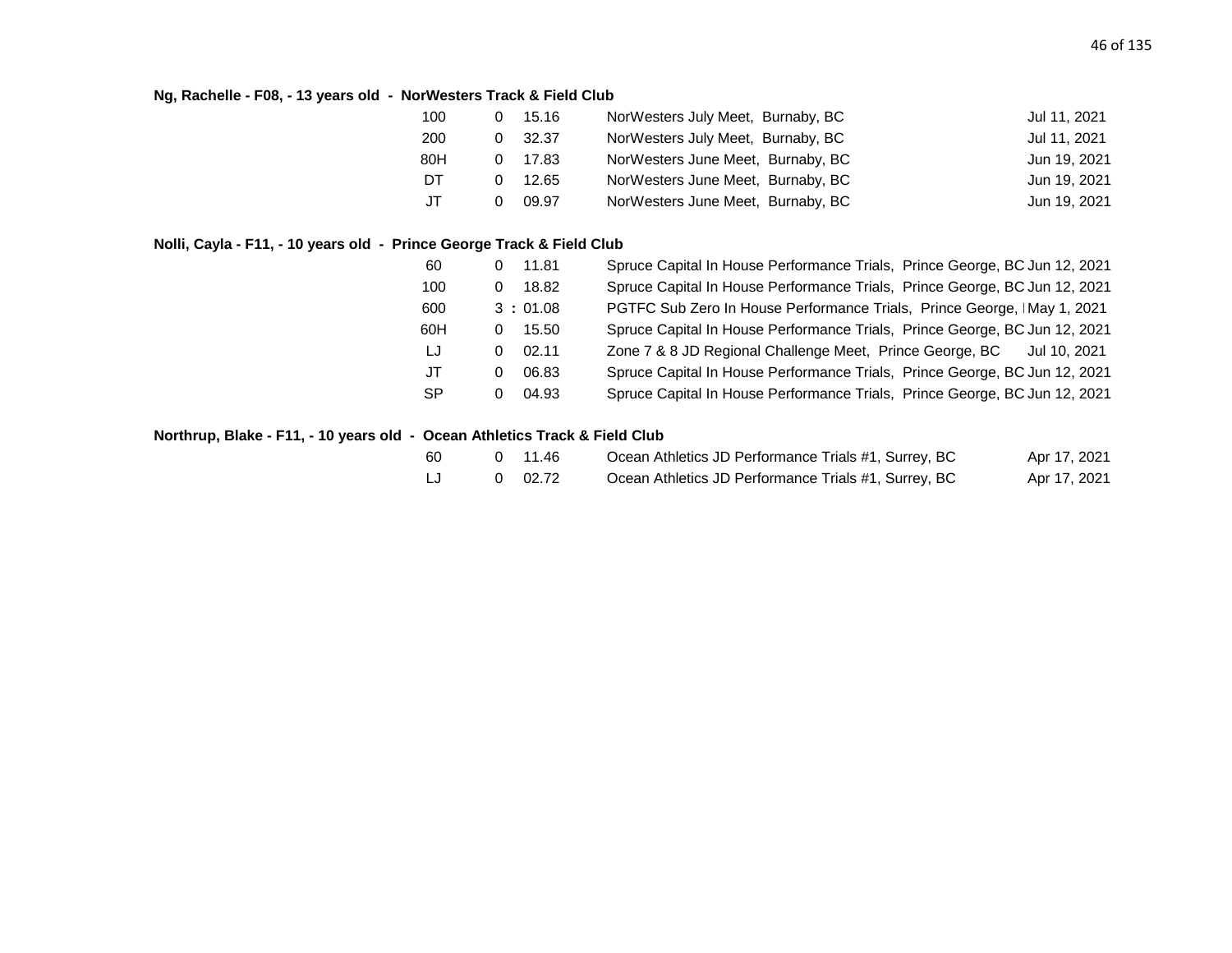**Ng, Rachelle - F08, - 13 years old - NorWesters Track & Field Club**

| Event | | Mark | Meet | Date |
|---|---|---|---|---|
| 100 | 0 | 15.16 | NorWesters July Meet, Burnaby, BC | Jul 11, 2021 |
| 200 | 0 | 32.37 | NorWesters July Meet, Burnaby, BC | Jul 11, 2021 |
| 80H | 0 | 17.83 | NorWesters June Meet, Burnaby, BC | Jun 19, 2021 |
| DT | 0 | 12.65 | NorWesters June Meet, Burnaby, BC | Jun 19, 2021 |
| JT | 0 | 09.97 | NorWesters June Meet, Burnaby, BC | Jun 19, 2021 |

**Nolli, Cayla - F11, - 10 years old - Prince George Track & Field Club**

| Event | | Mark | Meet | Date |
|---|---|---|---|---|
| 60 | 0 | 11.81 | Spruce Capital In House Performance Trials, Prince George, BC | Jun 12, 2021 |
| 100 | 0 | 18.82 | Spruce Capital In House Performance Trials, Prince George, BC | Jun 12, 2021 |
| 600 | 3 | : 01.08 | PGTFC Sub Zero In House Performance Trials, Prince George, I | May 1, 2021 |
| 60H | 0 | 15.50 | Spruce Capital In House Performance Trials, Prince George, BC | Jun 12, 2021 |
| LJ | 0 | 02.11 | Zone 7 & 8 JD Regional Challenge Meet, Prince George, BC | Jul 10, 2021 |
| JT | 0 | 06.83 | Spruce Capital In House Performance Trials, Prince George, BC | Jun 12, 2021 |
| SP | 0 | 04.93 | Spruce Capital In House Performance Trials, Prince George, BC | Jun 12, 2021 |

**Northrup, Blake - F11, - 10 years old - Ocean Athletics Track & Field Club**

| Event | | Mark | Meet | Date |
|---|---|---|---|---|
| 60 | 0 | 11.46 | Ocean Athletics JD Performance Trials #1, Surrey, BC | Apr 17, 2021 |
| LJ | 0 | 02.72 | Ocean Athletics JD Performance Trials #1, Surrey, BC | Apr 17, 2021 |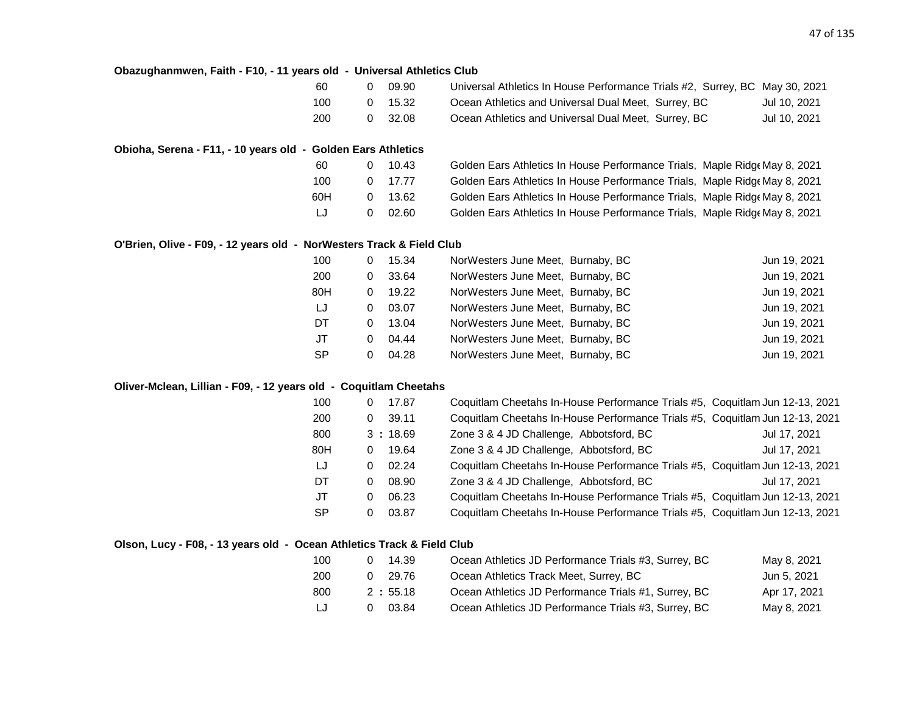**Obazughanmwen, Faith - F10, - 11 years old - Universal Athletics Club**

| Event | | Mark | Meet | Date |
|---|---|---|---|---|
| 60 | 0 | 09.90 | Universal Athletics In House Performance Trials #2, Surrey, BC | May 30, 2021 |
| 100 | 0 | 15.32 | Ocean Athletics and Universal Dual Meet, Surrey, BC | Jul 10, 2021 |
| 200 | 0 | 32.08 | Ocean Athletics and Universal Dual Meet, Surrey, BC | Jul 10, 2021 |

**Obioha, Serena - F11, - 10 years old - Golden Ears Athletics**

| Event | | Mark | Meet | Date |
|---|---|---|---|---|
| 60 | 0 | 10.43 | Golden Ears Athletics In House Performance Trials, Maple Ridge | May 8, 2021 |
| 100 | 0 | 17.77 | Golden Ears Athletics In House Performance Trials, Maple Ridge | May 8, 2021 |
| 60H | 0 | 13.62 | Golden Ears Athletics In House Performance Trials, Maple Ridge | May 8, 2021 |
| LJ | 0 | 02.60 | Golden Ears Athletics In House Performance Trials, Maple Ridge | May 8, 2021 |

**O'Brien, Olive - F09, - 12 years old - NorWesters Track & Field Club**

| Event | | Mark | Meet | Date |
|---|---|---|---|---|
| 100 | 0 | 15.34 | NorWesters June Meet, Burnaby, BC | Jun 19, 2021 |
| 200 | 0 | 33.64 | NorWesters June Meet, Burnaby, BC | Jun 19, 2021 |
| 80H | 0 | 19.22 | NorWesters June Meet, Burnaby, BC | Jun 19, 2021 |
| LJ | 0 | 03.07 | NorWesters June Meet, Burnaby, BC | Jun 19, 2021 |
| DT | 0 | 13.04 | NorWesters June Meet, Burnaby, BC | Jun 19, 2021 |
| JT | 0 | 04.44 | NorWesters June Meet, Burnaby, BC | Jun 19, 2021 |
| SP | 0 | 04.28 | NorWesters June Meet, Burnaby, BC | Jun 19, 2021 |

**Oliver-Mclean, Lillian - F09, - 12 years old - Coquitlam Cheetahs**

| Event | | Mark | Meet | Date |
|---|---|---|---|---|
| 100 | 0 | 17.87 | Coquitlam Cheetahs In-House Performance Trials #5, Coquitlam | Jun 12-13, 2021 |
| 200 | 0 | 39.11 | Coquitlam Cheetahs In-House Performance Trials #5, Coquitlam | Jun 12-13, 2021 |
| 800 | 3 : | 18.69 | Zone 3 & 4 JD Challenge, Abbotsford, BC | Jul 17, 2021 |
| 80H | 0 | 19.64 | Zone 3 & 4 JD Challenge, Abbotsford, BC | Jul 17, 2021 |
| LJ | 0 | 02.24 | Coquitlam Cheetahs In-House Performance Trials #5, Coquitlam | Jun 12-13, 2021 |
| DT | 0 | 08.90 | Zone 3 & 4 JD Challenge, Abbotsford, BC | Jul 17, 2021 |
| JT | 0 | 06.23 | Coquitlam Cheetahs In-House Performance Trials #5, Coquitlam | Jun 12-13, 2021 |
| SP | 0 | 03.87 | Coquitlam Cheetahs In-House Performance Trials #5, Coquitlam | Jun 12-13, 2021 |

**Olson, Lucy - F08, - 13 years old - Ocean Athletics Track & Field Club**

| Event | | Mark | Meet | Date |
|---|---|---|---|---|
| 100 | 0 | 14.39 | Ocean Athletics JD Performance Trials #3, Surrey, BC | May 8, 2021 |
| 200 | 0 | 29.76 | Ocean Athletics Track Meet, Surrey, BC | Jun 5, 2021 |
| 800 | 2 : | 55.18 | Ocean Athletics JD Performance Trials #1, Surrey, BC | Apr 17, 2021 |
| LJ | 0 | 03.84 | Ocean Athletics JD Performance Trials #3, Surrey, BC | May 8, 2021 |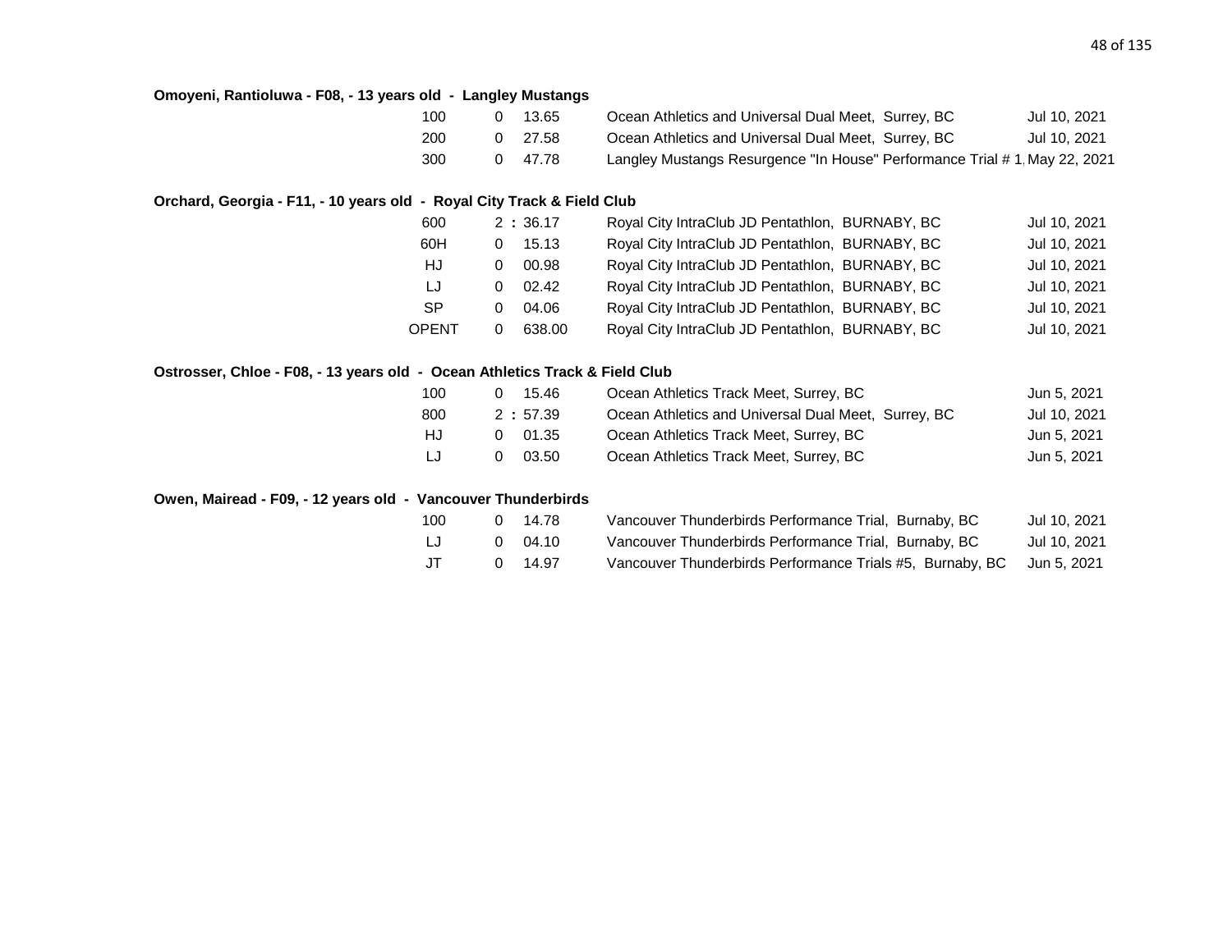**Omoyeni, Rantioluwa - F08, - 13 years old - Langley Mustangs**

| Event | | Mark | Meet | Date |
|---|---|---|---|---|
| 100 | 0 | 13.65 | Ocean Athletics and Universal Dual Meet, Surrey, BC | Jul 10, 2021 |
| 200 | 0 | 27.58 | Ocean Athletics and Universal Dual Meet, Surrey, BC | Jul 10, 2021 |
| 300 | 0 | 47.78 | Langley Mustangs Resurgence "In House" Performance Trial # 1, | May 22, 2021 |

**Orchard, Georgia - F11, - 10 years old - Royal City Track & Field Club**

| Event | | Mark | Meet | Date |
|---|---|---|---|---|
| 600 | 2 | : 36.17 | Royal City IntraClub JD Pentathlon, BURNABY, BC | Jul 10, 2021 |
| 60H | 0 | 15.13 | Royal City IntraClub JD Pentathlon, BURNABY, BC | Jul 10, 2021 |
| HJ | 0 | 00.98 | Royal City IntraClub JD Pentathlon, BURNABY, BC | Jul 10, 2021 |
| LJ | 0 | 02.42 | Royal City IntraClub JD Pentathlon, BURNABY, BC | Jul 10, 2021 |
| SP | 0 | 04.06 | Royal City IntraClub JD Pentathlon, BURNABY, BC | Jul 10, 2021 |
| OPENT | 0 | 638.00 | Royal City IntraClub JD Pentathlon, BURNABY, BC | Jul 10, 2021 |

**Ostrosser, Chloe - F08, - 13 years old - Ocean Athletics Track & Field Club**

| Event | | Mark | Meet | Date |
|---|---|---|---|---|
| 100 | 0 | 15.46 | Ocean Athletics Track Meet, Surrey, BC | Jun 5, 2021 |
| 800 | 2 | : 57.39 | Ocean Athletics and Universal Dual Meet, Surrey, BC | Jul 10, 2021 |
| HJ | 0 | 01.35 | Ocean Athletics Track Meet, Surrey, BC | Jun 5, 2021 |
| LJ | 0 | 03.50 | Ocean Athletics Track Meet, Surrey, BC | Jun 5, 2021 |

**Owen, Mairead - F09, - 12 years old - Vancouver Thunderbirds**

| Event | | Mark | Meet | Date |
|---|---|---|---|---|
| 100 | 0 | 14.78 | Vancouver Thunderbirds Performance Trial, Burnaby, BC | Jul 10, 2021 |
| LJ | 0 | 04.10 | Vancouver Thunderbirds Performance Trial, Burnaby, BC | Jul 10, 2021 |
| JT | 0 | 14.97 | Vancouver Thunderbirds Performance Trials #5, Burnaby, BC | Jun 5, 2021 |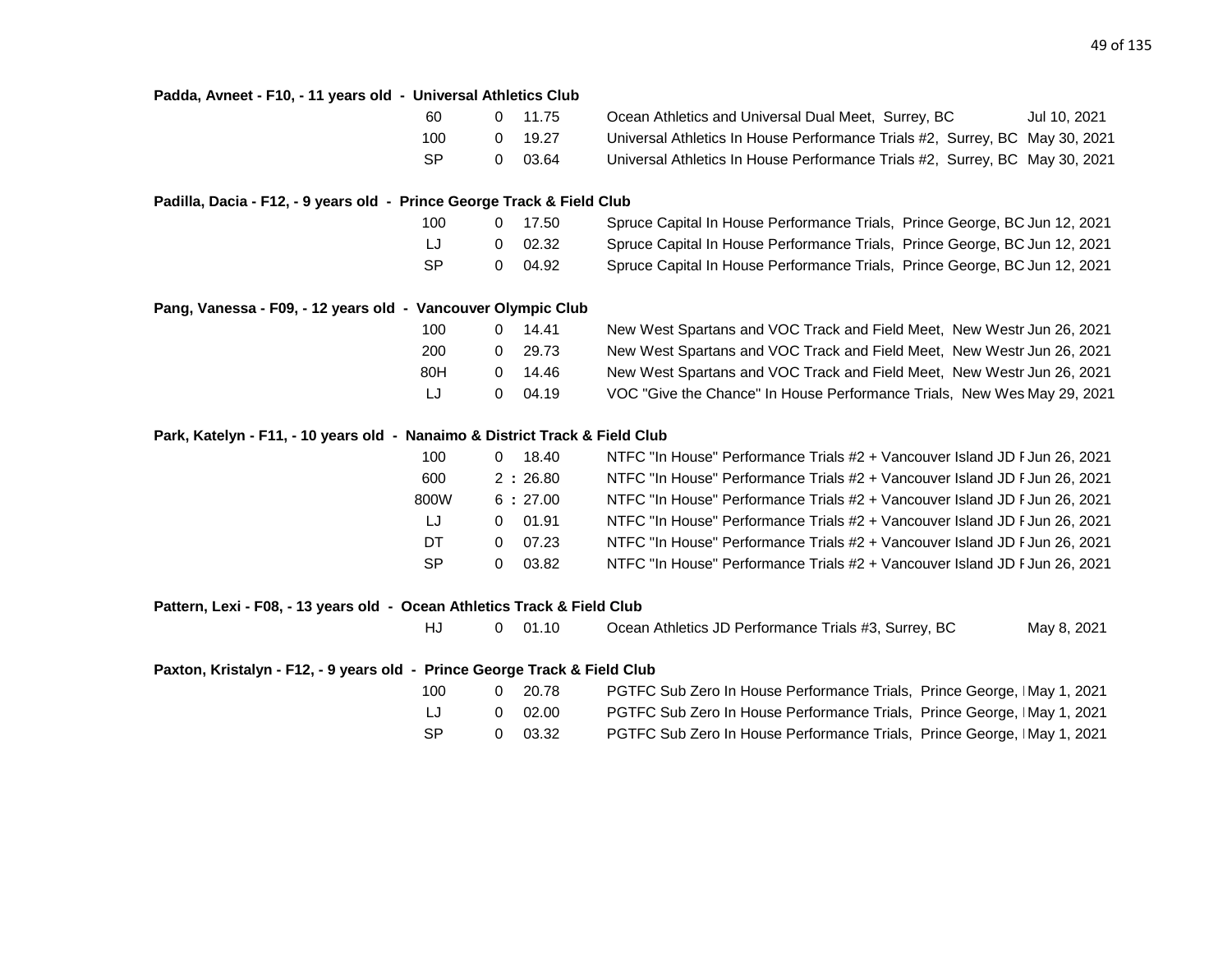**Padda, Avneet - F10, - 11 years old - Universal Athletics Club**

| Event | | Mark | Meet | Date |
|---|---|---|---|---|
| 60 | 0 | 11.75 | Ocean Athletics and Universal Dual Meet, Surrey, BC | Jul 10, 2021 |
| 100 | 0 | 19.27 | Universal Athletics In House Performance Trials #2, Surrey, BC | May 30, 2021 |
| SP | 0 | 03.64 | Universal Athletics In House Performance Trials #2, Surrey, BC | May 30, 2021 |

**Padilla, Dacia - F12, - 9 years old - Prince George Track & Field Club**

| Event | | Mark | Meet | Date |
|---|---|---|---|---|
| 100 | 0 | 17.50 | Spruce Capital In House Performance Trials, Prince George, BC | Jun 12, 2021 |
| LJ | 0 | 02.32 | Spruce Capital In House Performance Trials, Prince George, BC | Jun 12, 2021 |
| SP | 0 | 04.92 | Spruce Capital In House Performance Trials, Prince George, BC | Jun 12, 2021 |

**Pang, Vanessa - F09, - 12 years old - Vancouver Olympic Club**

| Event | | Mark | Meet | Date |
|---|---|---|---|---|
| 100 | 0 | 14.41 | New West Spartans and VOC Track and Field Meet, New Westr | Jun 26, 2021 |
| 200 | 0 | 29.73 | New West Spartans and VOC Track and Field Meet, New Westr | Jun 26, 2021 |
| 80H | 0 | 14.46 | New West Spartans and VOC Track and Field Meet, New Westr | Jun 26, 2021 |
| LJ | 0 | 04.19 | VOC "Give the Chance" In House Performance Trials, New Wes | May 29, 2021 |

**Park, Katelyn - F11, - 10 years old - Nanaimo & District Track & Field Club**

| Event | | Mark | Meet | Date |
|---|---|---|---|---|
| 100 | 0 | 18.40 | NTFC "In House" Performance Trials #2 + Vancouver Island JD F | Jun 26, 2021 |
| 600 | 2 : | 26.80 | NTFC "In House" Performance Trials #2 + Vancouver Island JD F | Jun 26, 2021 |
| 800W | 6 : | 27.00 | NTFC "In House" Performance Trials #2 + Vancouver Island JD F | Jun 26, 2021 |
| LJ | 0 | 01.91 | NTFC "In House" Performance Trials #2 + Vancouver Island JD F | Jun 26, 2021 |
| DT | 0 | 07.23 | NTFC "In House" Performance Trials #2 + Vancouver Island JD F | Jun 26, 2021 |
| SP | 0 | 03.82 | NTFC "In House" Performance Trials #2 + Vancouver Island JD F | Jun 26, 2021 |

**Pattern, Lexi - F08, - 13 years old - Ocean Athletics Track & Field Club**

| Event | | Mark | Meet | Date |
|---|---|---|---|---|
| HJ | 0 | 01.10 | Ocean Athletics JD Performance Trials #3, Surrey, BC | May 8, 2021 |

**Paxton, Kristalyn - F12, - 9 years old - Prince George Track & Field Club**

| Event | | Mark | Meet | Date |
|---|---|---|---|---|
| 100 | 0 | 20.78 | PGTFC Sub Zero In House Performance Trials, Prince George, I | May 1, 2021 |
| LJ | 0 | 02.00 | PGTFC Sub Zero In House Performance Trials, Prince George, I | May 1, 2021 |
| SP | 0 | 03.32 | PGTFC Sub Zero In House Performance Trials, Prince George, I | May 1, 2021 |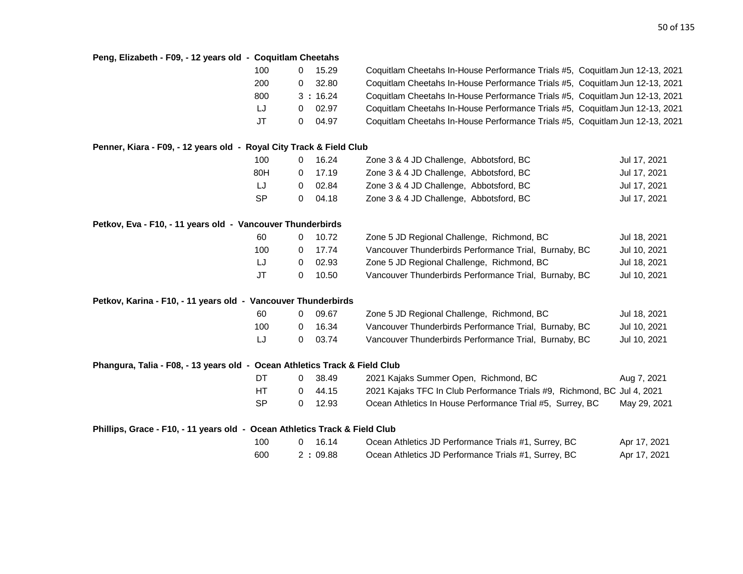**Peng, Elizabeth - F09, - 12 years old - Coquitlam Cheetahs**

| Event | Mark | Meet | Date |
|---|---|---|---|
| 100 | 0 15.29 | Coquitlam Cheetahs In-House Performance Trials #5, Coquitlam | Jun 12-13, 2021 |
| 200 | 0 32.80 | Coquitlam Cheetahs In-House Performance Trials #5, Coquitlam | Jun 12-13, 2021 |
| 800 | 3 : 16.24 | Coquitlam Cheetahs In-House Performance Trials #5, Coquitlam | Jun 12-13, 2021 |
| LJ | 0 02.97 | Coquitlam Cheetahs In-House Performance Trials #5, Coquitlam | Jun 12-13, 2021 |
| JT | 0 04.97 | Coquitlam Cheetahs In-House Performance Trials #5, Coquitlam | Jun 12-13, 2021 |

**Penner, Kiara - F09, - 12 years old - Royal City Track & Field Club**

| Event | Mark | Meet | Date |
|---|---|---|---|
| 100 | 0 16.24 | Zone 3 & 4 JD Challenge, Abbotsford, BC | Jul 17, 2021 |
| 80H | 0 17.19 | Zone 3 & 4 JD Challenge, Abbotsford, BC | Jul 17, 2021 |
| LJ | 0 02.84 | Zone 3 & 4 JD Challenge, Abbotsford, BC | Jul 17, 2021 |
| SP | 0 04.18 | Zone 3 & 4 JD Challenge, Abbotsford, BC | Jul 17, 2021 |

**Petkov, Eva - F10, - 11 years old - Vancouver Thunderbirds**

| Event | Mark | Meet | Date |
|---|---|---|---|
| 60 | 0 10.72 | Zone 5 JD Regional Challenge, Richmond, BC | Jul 18, 2021 |
| 100 | 0 17.74 | Vancouver Thunderbirds Performance Trial, Burnaby, BC | Jul 10, 2021 |
| LJ | 0 02.93 | Zone 5 JD Regional Challenge, Richmond, BC | Jul 18, 2021 |
| JT | 0 10.50 | Vancouver Thunderbirds Performance Trial, Burnaby, BC | Jul 10, 2021 |

**Petkov, Karina - F10, - 11 years old - Vancouver Thunderbirds**

| Event | Mark | Meet | Date |
|---|---|---|---|
| 60 | 0 09.67 | Zone 5 JD Regional Challenge, Richmond, BC | Jul 18, 2021 |
| 100 | 0 16.34 | Vancouver Thunderbirds Performance Trial, Burnaby, BC | Jul 10, 2021 |
| LJ | 0 03.74 | Vancouver Thunderbirds Performance Trial, Burnaby, BC | Jul 10, 2021 |

**Phangura, Talia - F08, - 13 years old - Ocean Athletics Track & Field Club**

| Event | Mark | Meet | Date |
|---|---|---|---|
| DT | 0 38.49 | 2021 Kajaks Summer Open, Richmond, BC | Aug 7, 2021 |
| HT | 0 44.15 | 2021 Kajaks TFC In Club Performance Trials #9, Richmond, BC | Jul 4, 2021 |
| SP | 0 12.93 | Ocean Athletics In House Performance Trial #5, Surrey, BC | May 29, 2021 |

**Phillips, Grace - F10, - 11 years old - Ocean Athletics Track & Field Club**

| Event | Mark | Meet | Date |
|---|---|---|---|
| 100 | 0 16.14 | Ocean Athletics JD Performance Trials #1, Surrey, BC | Apr 17, 2021 |
| 600 | 2 : 09.88 | Ocean Athletics JD Performance Trials #1, Surrey, BC | Apr 17, 2021 |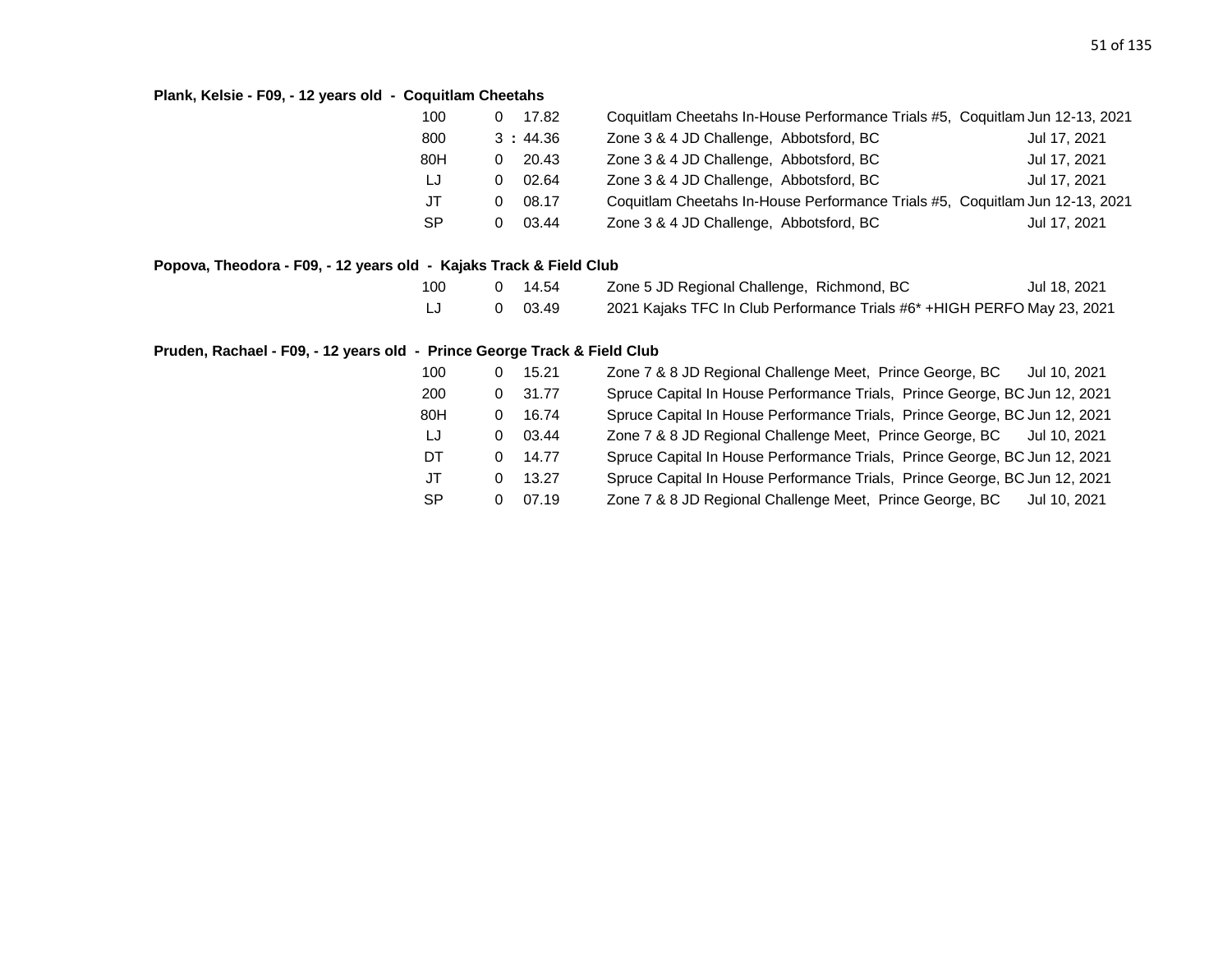**Plank, Kelsie - F09, - 12 years old - Coquitlam Cheetahs**

| Event | | Result | Competition | Date |
|---|---|---|---|---|
| 100 | 0 | 17.82 | Coquitlam Cheetahs In-House Performance Trials #5, Coquitlam | Jun 12-13, 2021 |
| 800 | 3 : | 44.36 | Zone 3 & 4 JD Challenge, Abbotsford, BC | Jul 17, 2021 |
| 80H | 0 | 20.43 | Zone 3 & 4 JD Challenge, Abbotsford, BC | Jul 17, 2021 |
| LJ | 0 | 02.64 | Zone 3 & 4 JD Challenge, Abbotsford, BC | Jul 17, 2021 |
| JT | 0 | 08.17 | Coquitlam Cheetahs In-House Performance Trials #5, Coquitlam | Jun 12-13, 2021 |
| SP | 0 | 03.44 | Zone 3 & 4 JD Challenge, Abbotsford, BC | Jul 17, 2021 |

**Popova, Theodora - F09, - 12 years old - Kajaks Track & Field Club**

| Event | | Result | Competition | Date |
|---|---|---|---|---|
| 100 | 0 | 14.54 | Zone 5 JD Regional Challenge, Richmond, BC | Jul 18, 2021 |
| LJ | 0 | 03.49 | 2021 Kajaks TFC In Club Performance Trials #6* +HIGH PERFO | May 23, 2021 |

**Pruden, Rachael - F09, - 12 years old - Prince George Track & Field Club**

| Event | | Result | Competition | Date |
|---|---|---|---|---|
| 100 | 0 | 15.21 | Zone 7 & 8 JD Regional Challenge Meet, Prince George, BC | Jul 10, 2021 |
| 200 | 0 | 31.77 | Spruce Capital In House Performance Trials, Prince George, BC | Jun 12, 2021 |
| 80H | 0 | 16.74 | Spruce Capital In House Performance Trials, Prince George, BC | Jun 12, 2021 |
| LJ | 0 | 03.44 | Zone 7 & 8 JD Regional Challenge Meet, Prince George, BC | Jul 10, 2021 |
| DT | 0 | 14.77 | Spruce Capital In House Performance Trials, Prince George, BC | Jun 12, 2021 |
| JT | 0 | 13.27 | Spruce Capital In House Performance Trials, Prince George, BC | Jun 12, 2021 |
| SP | 0 | 07.19 | Zone 7 & 8 JD Regional Challenge Meet, Prince George, BC | Jul 10, 2021 |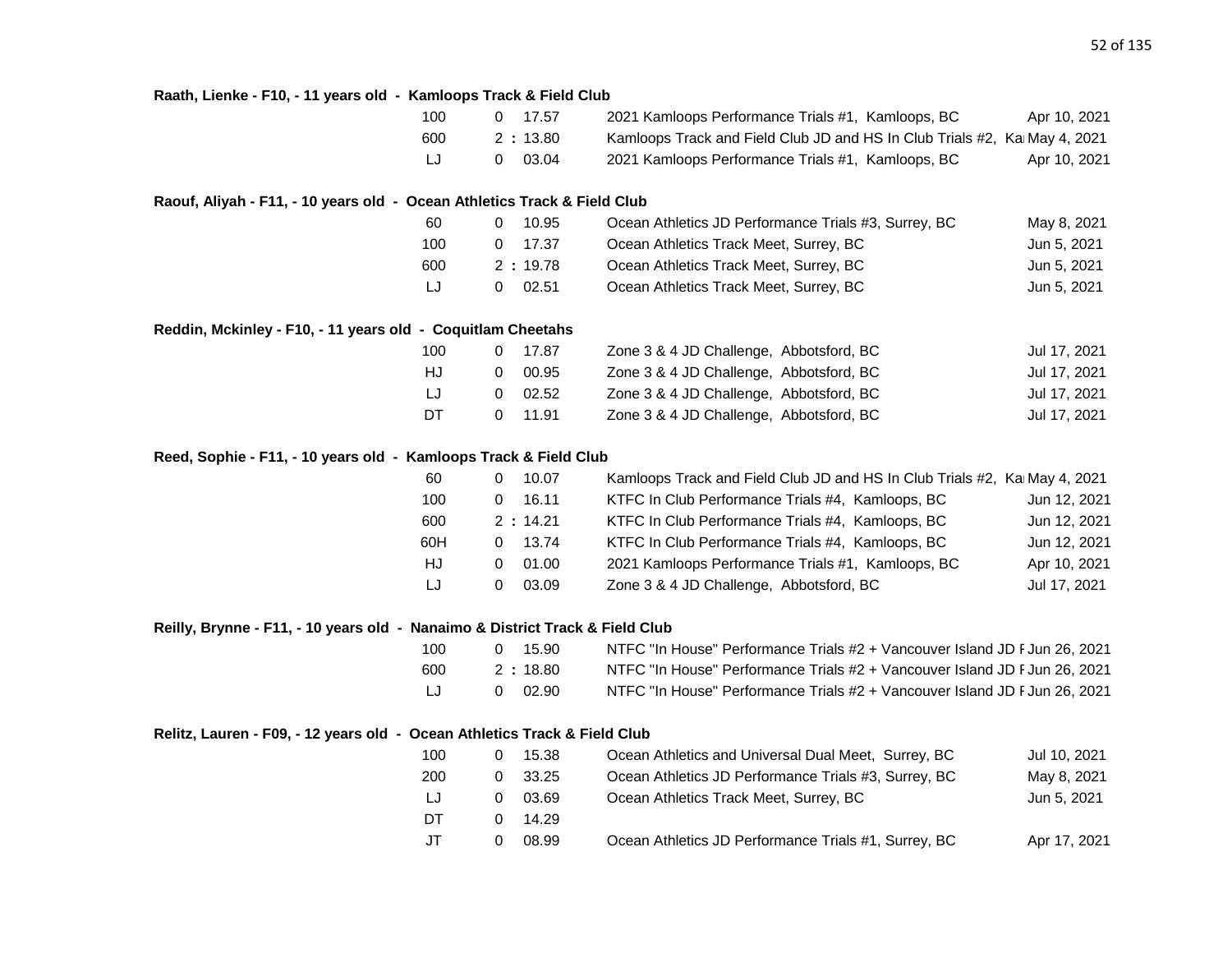**Raath, Lienke - F10, - 11 years old - Kamloops Track & Field Club**

| Event | | Result | Meet | Date |
|---|---|---|---|---|
| 100 | 0 | 17.57 | 2021 Kamloops Performance Trials #1, Kamloops, BC | Apr 10, 2021 |
| 600 | 2 : | 13.80 | Kamloops Track and Field Club JD and HS In Club Trials #2, Ka | May 4, 2021 |
| LJ | 0 | 03.04 | 2021 Kamloops Performance Trials #1, Kamloops, BC | Apr 10, 2021 |

**Raouf, Aliyah - F11, - 10 years old - Ocean Athletics Track & Field Club**

| Event | | Result | Meet | Date |
|---|---|---|---|---|
| 60 | 0 | 10.95 | Ocean Athletics JD Performance Trials #3, Surrey, BC | May 8, 2021 |
| 100 | 0 | 17.37 | Ocean Athletics Track Meet, Surrey, BC | Jun 5, 2021 |
| 600 | 2 : | 19.78 | Ocean Athletics Track Meet, Surrey, BC | Jun 5, 2021 |
| LJ | 0 | 02.51 | Ocean Athletics Track Meet, Surrey, BC | Jun 5, 2021 |

**Reddin, Mckinley - F10, - 11 years old - Coquitlam Cheetahs**

| Event | | Result | Meet | Date |
|---|---|---|---|---|
| 100 | 0 | 17.87 | Zone 3 & 4 JD Challenge, Abbotsford, BC | Jul 17, 2021 |
| HJ | 0 | 00.95 | Zone 3 & 4 JD Challenge, Abbotsford, BC | Jul 17, 2021 |
| LJ | 0 | 02.52 | Zone 3 & 4 JD Challenge, Abbotsford, BC | Jul 17, 2021 |
| DT | 0 | 11.91 | Zone 3 & 4 JD Challenge, Abbotsford, BC | Jul 17, 2021 |

**Reed, Sophie - F11, - 10 years old - Kamloops Track & Field Club**

| Event | | Result | Meet | Date |
|---|---|---|---|---|
| 60 | 0 | 10.07 | Kamloops Track and Field Club JD and HS In Club Trials #2, Ka | May 4, 2021 |
| 100 | 0 | 16.11 | KTFC In Club Performance Trials #4, Kamloops, BC | Jun 12, 2021 |
| 600 | 2 : | 14.21 | KTFC In Club Performance Trials #4, Kamloops, BC | Jun 12, 2021 |
| 60H | 0 | 13.74 | KTFC In Club Performance Trials #4, Kamloops, BC | Jun 12, 2021 |
| HJ | 0 | 01.00 | 2021 Kamloops Performance Trials #1, Kamloops, BC | Apr 10, 2021 |
| LJ | 0 | 03.09 | Zone 3 & 4 JD Challenge, Abbotsford, BC | Jul 17, 2021 |

**Reilly, Brynne - F11, - 10 years old - Nanaimo & District Track & Field Club**

| Event | | Result | Meet | Date |
|---|---|---|---|---|
| 100 | 0 | 15.90 | NTFC "In House" Performance Trials #2 + Vancouver Island JD F | Jun 26, 2021 |
| 600 | 2 : | 18.80 | NTFC "In House" Performance Trials #2 + Vancouver Island JD F | Jun 26, 2021 |
| LJ | 0 | 02.90 | NTFC "In House" Performance Trials #2 + Vancouver Island JD F | Jun 26, 2021 |

**Relitz, Lauren - F09, - 12 years old - Ocean Athletics Track & Field Club**

| Event | | Result | Meet | Date |
|---|---|---|---|---|
| 100 | 0 | 15.38 | Ocean Athletics and Universal Dual Meet, Surrey, BC | Jul 10, 2021 |
| 200 | 0 | 33.25 | Ocean Athletics JD Performance Trials #3, Surrey, BC | May 8, 2021 |
| LJ | 0 | 03.69 | Ocean Athletics Track Meet, Surrey, BC | Jun 5, 2021 |
| DT | 0 | 14.29 | | |
| JT | 0 | 08.99 | Ocean Athletics JD Performance Trials #1, Surrey, BC | Apr 17, 2021 |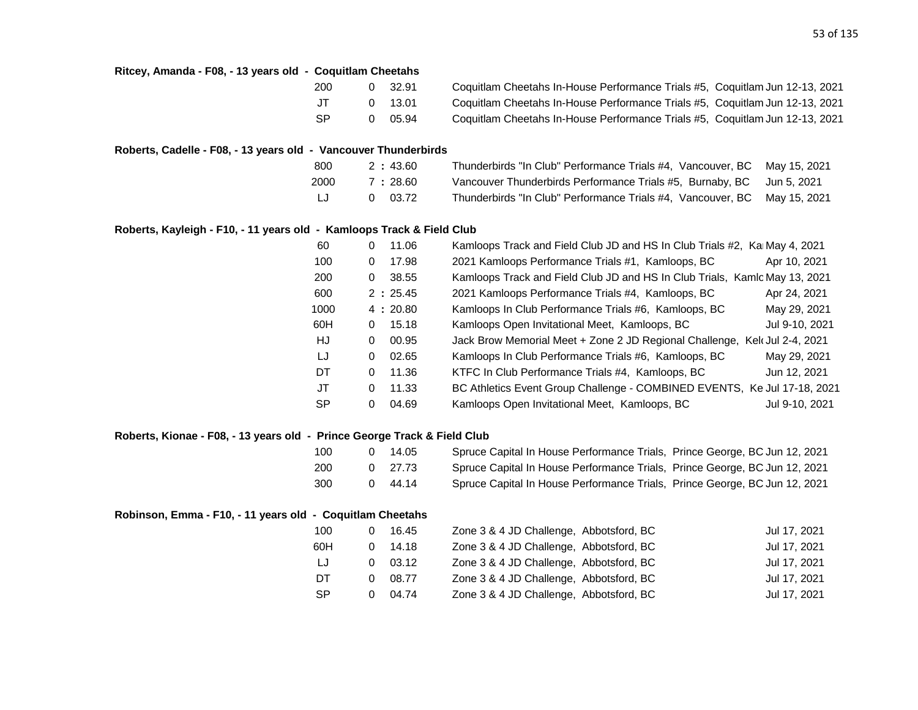**Ritcey, Amanda - F08, - 13 years old - Coquitlam Cheetahs**

| Event | Mark | Competition | Date |
|---|---|---|---|
| 200 | 0 32.91 | Coquitlam Cheetahs In-House Performance Trials #5, Coquitlam | Jun 12-13, 2021 |
| JT | 0 13.01 | Coquitlam Cheetahs In-House Performance Trials #5, Coquitlam | Jun 12-13, 2021 |
| SP | 0 05.94 | Coquitlam Cheetahs In-House Performance Trials #5, Coquitlam | Jun 12-13, 2021 |

**Roberts, Cadelle - F08, - 13 years old - Vancouver Thunderbirds**

| Event | Mark | Competition | Date |
|---|---|---|---|
| 800 | 2 : 43.60 | Thunderbirds "In Club" Performance Trials #4, Vancouver, BC | May 15, 2021 |
| 2000 | 7 : 28.60 | Vancouver Thunderbirds Performance Trials #5, Burnaby, BC | Jun 5, 2021 |
| LJ | 0 03.72 | Thunderbirds "In Club" Performance Trials #4, Vancouver, BC | May 15, 2021 |

**Roberts, Kayleigh - F10, - 11 years old - Kamloops Track & Field Club**

| Event | Mark | Competition | Date |
|---|---|---|---|
| 60 | 0 11.06 | Kamloops Track and Field Club JD and HS In Club Trials #2, Ka | May 4, 2021 |
| 100 | 0 17.98 | 2021 Kamloops Performance Trials #1, Kamloops, BC | Apr 10, 2021 |
| 200 | 0 38.55 | Kamloops Track and Field Club JD and HS In Club Trials, Kamlo | May 13, 2021 |
| 600 | 2 : 25.45 | 2021 Kamloops Performance Trials #4, Kamloops, BC | Apr 24, 2021 |
| 1000 | 4 : 20.80 | Kamloops In Club Performance Trials #6, Kamloops, BC | May 29, 2021 |
| 60H | 0 15.18 | Kamloops Open Invitational Meet, Kamloops, BC | Jul 9-10, 2021 |
| HJ | 0 00.95 | Jack Brow Memorial Meet + Zone 2 JD Regional Challenge, Kel | Jul 2-4, 2021 |
| LJ | 0 02.65 | Kamloops In Club Performance Trials #6, Kamloops, BC | May 29, 2021 |
| DT | 0 11.36 | KTFC In Club Performance Trials #4, Kamloops, BC | Jun 12, 2021 |
| JT | 0 11.33 | BC Athletics Event Group Challenge - COMBINED EVENTS, Ke | Jul 17-18, 2021 |
| SP | 0 04.69 | Kamloops Open Invitational Meet, Kamloops, BC | Jul 9-10, 2021 |

**Roberts, Kionae - F08, - 13 years old - Prince George Track & Field Club**

| Event | Mark | Competition | Date |
|---|---|---|---|
| 100 | 0 14.05 | Spruce Capital In House Performance Trials, Prince George, BC | Jun 12, 2021 |
| 200 | 0 27.73 | Spruce Capital In House Performance Trials, Prince George, BC | Jun 12, 2021 |
| 300 | 0 44.14 | Spruce Capital In House Performance Trials, Prince George, BC | Jun 12, 2021 |

**Robinson, Emma - F10, - 11 years old - Coquitlam Cheetahs**

| Event | Mark | Competition | Date |
|---|---|---|---|
| 100 | 0 16.45 | Zone 3 & 4 JD Challenge, Abbotsford, BC | Jul 17, 2021 |
| 60H | 0 14.18 | Zone 3 & 4 JD Challenge, Abbotsford, BC | Jul 17, 2021 |
| LJ | 0 03.12 | Zone 3 & 4 JD Challenge, Abbotsford, BC | Jul 17, 2021 |
| DT | 0 08.77 | Zone 3 & 4 JD Challenge, Abbotsford, BC | Jul 17, 2021 |
| SP | 0 04.74 | Zone 3 & 4 JD Challenge, Abbotsford, BC | Jul 17, 2021 |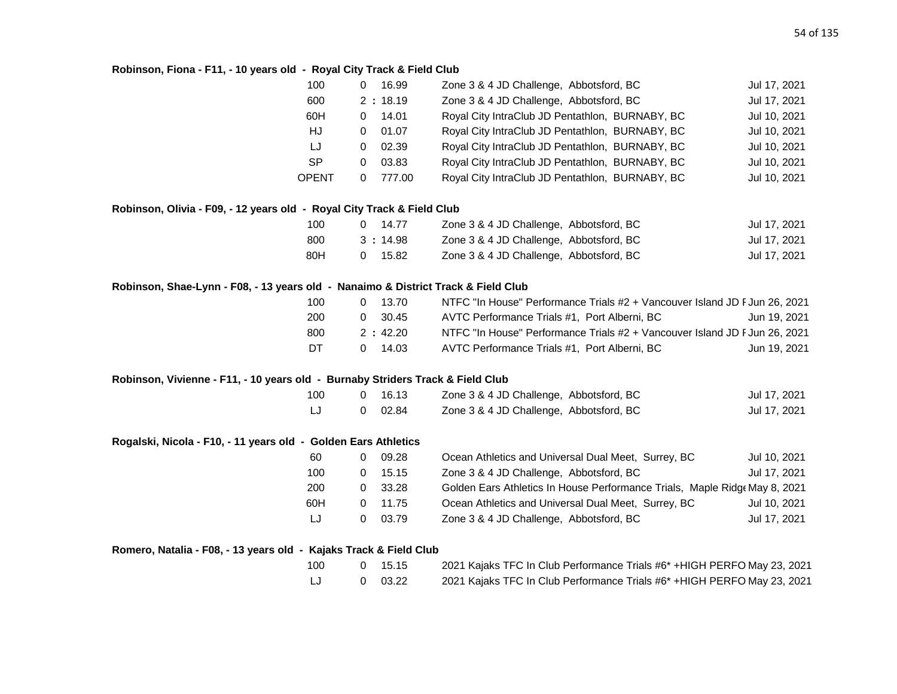**Robinson, Fiona - F11, - 10 years old - Royal City Track & Field Club**

| Event | | Result | Meet | Date |
|---|---|---|---|---|
| 100 | 0 | 16.99 | Zone 3 & 4 JD Challenge, Abbotsford, BC | Jul 17, 2021 |
| 600 | 2 : | 18.19 | Zone 3 & 4 JD Challenge, Abbotsford, BC | Jul 17, 2021 |
| 60H | 0 | 14.01 | Royal City IntraClub JD Pentathlon, BURNABY, BC | Jul 10, 2021 |
| HJ | 0 | 01.07 | Royal City IntraClub JD Pentathlon, BURNABY, BC | Jul 10, 2021 |
| LJ | 0 | 02.39 | Royal City IntraClub JD Pentathlon, BURNABY, BC | Jul 10, 2021 |
| SP | 0 | 03.83 | Royal City IntraClub JD Pentathlon, BURNABY, BC | Jul 10, 2021 |
| OPENT | 0 | 777.00 | Royal City IntraClub JD Pentathlon, BURNABY, BC | Jul 10, 2021 |

**Robinson, Olivia - F09, - 12 years old - Royal City Track & Field Club**

| Event | | Result | Meet | Date |
|---|---|---|---|---|
| 100 | 0 | 14.77 | Zone 3 & 4 JD Challenge, Abbotsford, BC | Jul 17, 2021 |
| 800 | 3 : | 14.98 | Zone 3 & 4 JD Challenge, Abbotsford, BC | Jul 17, 2021 |
| 80H | 0 | 15.82 | Zone 3 & 4 JD Challenge, Abbotsford, BC | Jul 17, 2021 |

**Robinson, Shae-Lynn - F08, - 13 years old - Nanaimo & District Track & Field Club**

| Event | | Result | Meet | Date |
|---|---|---|---|---|
| 100 | 0 | 13.70 | NTFC "In House" Performance Trials #2 + Vancouver Island JD F | Jun 26, 2021 |
| 200 | 0 | 30.45 | AVTC Performance Trials #1, Port Alberni, BC | Jun 19, 2021 |
| 800 | 2 : | 42.20 | NTFC "In House" Performance Trials #2 + Vancouver Island JD F | Jun 26, 2021 |
| DT | 0 | 14.03 | AVTC Performance Trials #1, Port Alberni, BC | Jun 19, 2021 |

**Robinson, Vivienne - F11, - 10 years old - Burnaby Striders Track & Field Club**

| Event | | Result | Meet | Date |
|---|---|---|---|---|
| 100 | 0 | 16.13 | Zone 3 & 4 JD Challenge, Abbotsford, BC | Jul 17, 2021 |
| LJ | 0 | 02.84 | Zone 3 & 4 JD Challenge, Abbotsford, BC | Jul 17, 2021 |

**Rogalski, Nicola - F10, - 11 years old - Golden Ears Athletics**

| Event | | Result | Meet | Date |
|---|---|---|---|---|
| 60 | 0 | 09.28 | Ocean Athletics and Universal Dual Meet, Surrey, BC | Jul 10, 2021 |
| 100 | 0 | 15.15 | Zone 3 & 4 JD Challenge, Abbotsford, BC | Jul 17, 2021 |
| 200 | 0 | 33.28 | Golden Ears Athletics In House Performance Trials, Maple Ridge | May 8, 2021 |
| 60H | 0 | 11.75 | Ocean Athletics and Universal Dual Meet, Surrey, BC | Jul 10, 2021 |
| LJ | 0 | 03.79 | Zone 3 & 4 JD Challenge, Abbotsford, BC | Jul 17, 2021 |

**Romero, Natalia - F08, - 13 years old - Kajaks Track & Field Club**

| Event | | Result | Meet | Date |
|---|---|---|---|---|
| 100 | 0 | 15.15 | 2021 Kajaks TFC In Club Performance Trials #6* +HIGH PERFO | May 23, 2021 |
| LJ | 0 | 03.22 | 2021 Kajaks TFC In Club Performance Trials #6* +HIGH PERFO | May 23, 2021 |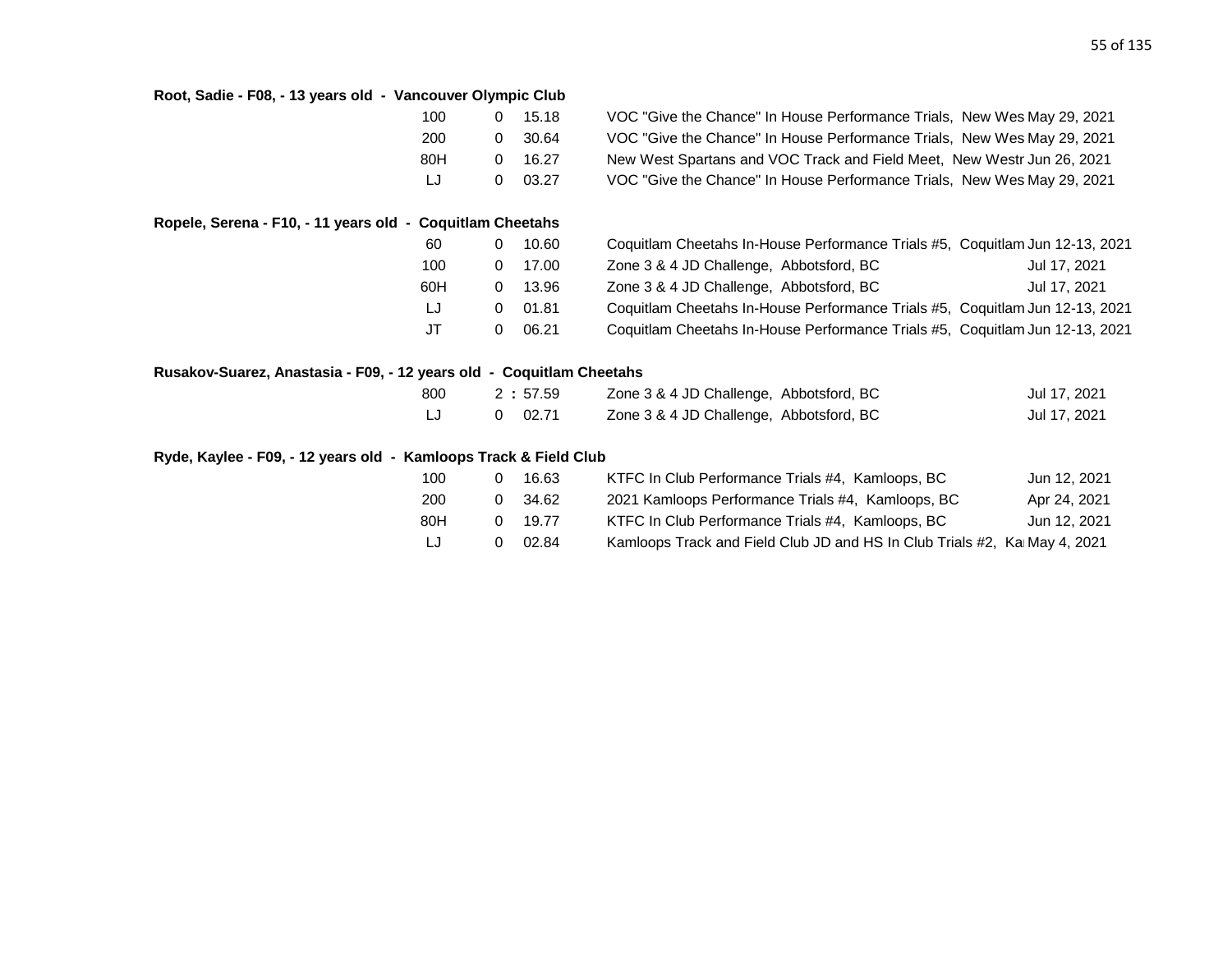**Root, Sadie - F08, - 13 years old - Vancouver Olympic Club**

| Event | | Mark | Competition | Date |
|---|---|---|---|---|
| 100 | 0 | 15.18 | VOC "Give the Chance" In House Performance Trials, New Wes | May 29, 2021 |
| 200 | 0 | 30.64 | VOC "Give the Chance" In House Performance Trials, New Wes | May 29, 2021 |
| 80H | 0 | 16.27 | New West Spartans and VOC Track and Field Meet, New Westr | Jun 26, 2021 |
| LJ | 0 | 03.27 | VOC "Give the Chance" In House Performance Trials, New Wes | May 29, 2021 |

**Ropele, Serena - F10, - 11 years old - Coquitlam Cheetahs**

| Event | | Mark | Competition | Date |
|---|---|---|---|---|
| 60 | 0 | 10.60 | Coquitlam Cheetahs In-House Performance Trials #5, Coquitlam | Jun 12-13, 2021 |
| 100 | 0 | 17.00 | Zone 3 & 4 JD Challenge, Abbotsford, BC | Jul 17, 2021 |
| 60H | 0 | 13.96 | Zone 3 & 4 JD Challenge, Abbotsford, BC | Jul 17, 2021 |
| LJ | 0 | 01.81 | Coquitlam Cheetahs In-House Performance Trials #5, Coquitlam | Jun 12-13, 2021 |
| JT | 0 | 06.21 | Coquitlam Cheetahs In-House Performance Trials #5, Coquitlam | Jun 12-13, 2021 |

**Rusakov-Suarez, Anastasia - F09, - 12 years old - Coquitlam Cheetahs**

| Event | | Mark | Competition | Date |
|---|---|---|---|---|
| 800 | 2 | : 57.59 | Zone 3 & 4 JD Challenge, Abbotsford, BC | Jul 17, 2021 |
| LJ | 0 | 02.71 | Zone 3 & 4 JD Challenge, Abbotsford, BC | Jul 17, 2021 |

**Ryde, Kaylee - F09, - 12 years old - Kamloops Track & Field Club**

| Event | | Mark | Competition | Date |
|---|---|---|---|---|
| 100 | 0 | 16.63 | KTFC In Club Performance Trials #4, Kamloops, BC | Jun 12, 2021 |
| 200 | 0 | 34.62 | 2021 Kamloops Performance Trials #4, Kamloops, BC | Apr 24, 2021 |
| 80H | 0 | 19.77 | KTFC In Club Performance Trials #4, Kamloops, BC | Jun 12, 2021 |
| LJ | 0 | 02.84 | Kamloops Track and Field Club JD and HS In Club Trials #2, Ka | May 4, 2021 |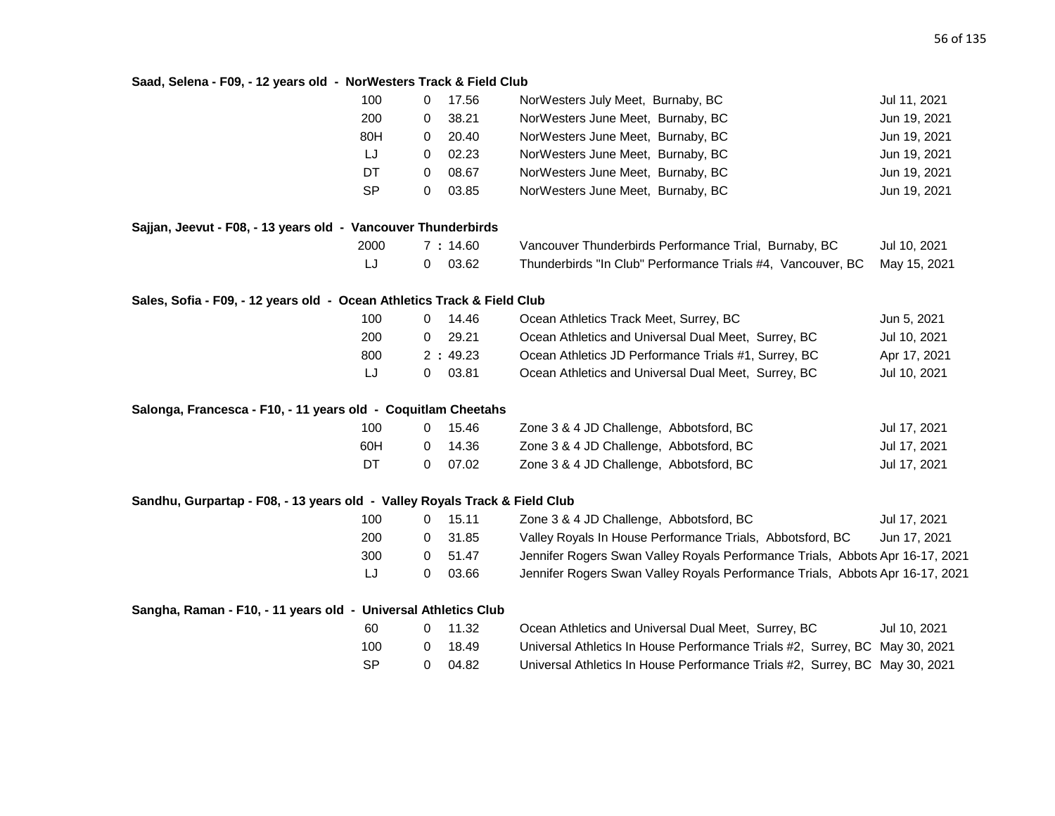**Saad, Selena - F09, - 12 years old - NorWesters Track & Field Club**

| Event | Min | Mark | Meet | Date |
|---|---|---|---|---|
| 100 | 0 | 17.56 | NorWesters July Meet, Burnaby, BC | Jul 11, 2021 |
| 200 | 0 | 38.21 | NorWesters June Meet, Burnaby, BC | Jun 19, 2021 |
| 80H | 0 | 20.40 | NorWesters June Meet, Burnaby, BC | Jun 19, 2021 |
| LJ | 0 | 02.23 | NorWesters June Meet, Burnaby, BC | Jun 19, 2021 |
| DT | 0 | 08.67 | NorWesters June Meet, Burnaby, BC | Jun 19, 2021 |
| SP | 0 | 03.85 | NorWesters June Meet, Burnaby, BC | Jun 19, 2021 |

**Sajjan, Jeevut - F08, - 13 years old - Vancouver Thunderbirds**

| Event | Min | Mark | Meet | Date |
|---|---|---|---|---|
| 2000 | 7 : | 14.60 | Vancouver Thunderbirds Performance Trial, Burnaby, BC | Jul 10, 2021 |
| LJ | 0 | 03.62 | Thunderbirds "In Club" Performance Trials #4, Vancouver, BC | May 15, 2021 |

**Sales, Sofia - F09, - 12 years old - Ocean Athletics Track & Field Club**

| Event | Min | Mark | Meet | Date |
|---|---|---|---|---|
| 100 | 0 | 14.46 | Ocean Athletics Track Meet, Surrey, BC | Jun 5, 2021 |
| 200 | 0 | 29.21 | Ocean Athletics and Universal Dual Meet, Surrey, BC | Jul 10, 2021 |
| 800 | 2 : | 49.23 | Ocean Athletics JD Performance Trials #1, Surrey, BC | Apr 17, 2021 |
| LJ | 0 | 03.81 | Ocean Athletics and Universal Dual Meet, Surrey, BC | Jul 10, 2021 |

**Salonga, Francesca - F10, - 11 years old - Coquitlam Cheetahs**

| Event | Min | Mark | Meet | Date |
|---|---|---|---|---|
| 100 | 0 | 15.46 | Zone 3 & 4 JD Challenge, Abbotsford, BC | Jul 17, 2021 |
| 60H | 0 | 14.36 | Zone 3 & 4 JD Challenge, Abbotsford, BC | Jul 17, 2021 |
| DT | 0 | 07.02 | Zone 3 & 4 JD Challenge, Abbotsford, BC | Jul 17, 2021 |

**Sandhu, Gurpartap - F08, - 13 years old - Valley Royals Track & Field Club**

| Event | Min | Mark | Meet | Date |
|---|---|---|---|---|
| 100 | 0 | 15.11 | Zone 3 & 4 JD Challenge, Abbotsford, BC | Jul 17, 2021 |
| 200 | 0 | 31.85 | Valley Royals In House Performance Trials, Abbotsford, BC | Jun 17, 2021 |
| 300 | 0 | 51.47 | Jennifer Rogers Swan Valley Royals Performance Trials, Abbots | Apr 16-17, 2021 |
| LJ | 0 | 03.66 | Jennifer Rogers Swan Valley Royals Performance Trials, Abbots | Apr 16-17, 2021 |

**Sangha, Raman - F10, - 11 years old - Universal Athletics Club**

| Event | Min | Mark | Meet | Date |
|---|---|---|---|---|
| 60 | 0 | 11.32 | Ocean Athletics and Universal Dual Meet, Surrey, BC | Jul 10, 2021 |
| 100 | 0 | 18.49 | Universal Athletics In House Performance Trials #2, Surrey, BC | May 30, 2021 |
| SP | 0 | 04.82 | Universal Athletics In House Performance Trials #2, Surrey, BC | May 30, 2021 |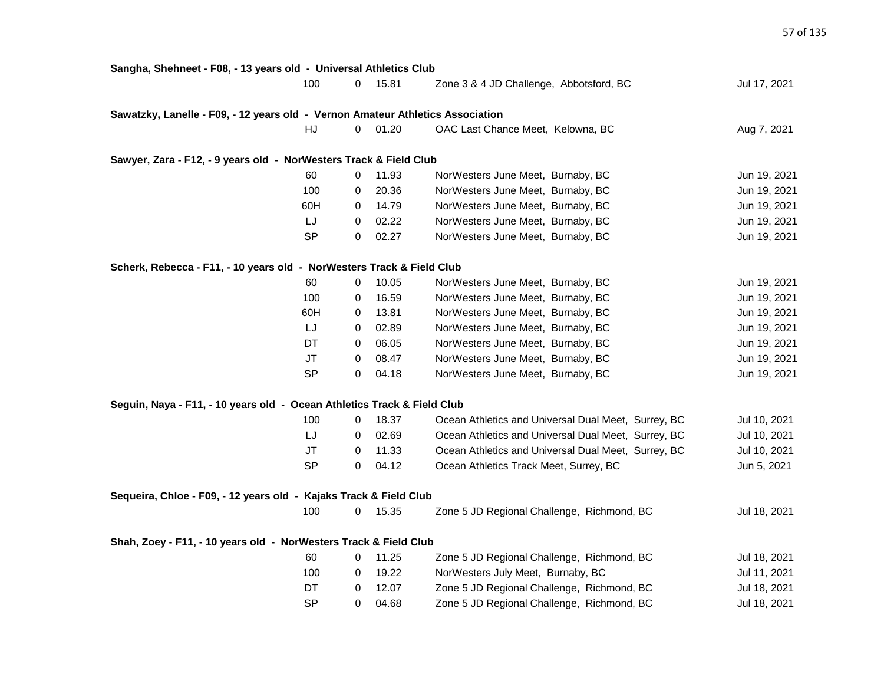**Sangha, Shehneet - F08, - 13 years old - Universal Athletics Club**

| Event | Wind | Mark | Meet | Date |
|---|---|---|---|---|
| 100 | 0 | 15.81 | Zone 3 & 4 JD Challenge, Abbotsford, BC | Jul 17, 2021 |

**Sawatzky, Lanelle - F09, - 12 years old - Vernon Amateur Athletics Association**

| Event | Wind | Mark | Meet | Date |
|---|---|---|---|---|
| HJ | 0 | 01.20 | OAC Last Chance Meet, Kelowna, BC | Aug 7, 2021 |

**Sawyer, Zara - F12, - 9 years old - NorWesters Track & Field Club**

| Event | Wind | Mark | Meet | Date |
|---|---|---|---|---|
| 60 | 0 | 11.93 | NorWesters June Meet, Burnaby, BC | Jun 19, 2021 |
| 100 | 0 | 20.36 | NorWesters June Meet, Burnaby, BC | Jun 19, 2021 |
| 60H | 0 | 14.79 | NorWesters June Meet, Burnaby, BC | Jun 19, 2021 |
| LJ | 0 | 02.22 | NorWesters June Meet, Burnaby, BC | Jun 19, 2021 |
| SP | 0 | 02.27 | NorWesters June Meet, Burnaby, BC | Jun 19, 2021 |

**Scherk, Rebecca - F11, - 10 years old - NorWesters Track & Field Club**

| Event | Wind | Mark | Meet | Date |
|---|---|---|---|---|
| 60 | 0 | 10.05 | NorWesters June Meet, Burnaby, BC | Jun 19, 2021 |
| 100 | 0 | 16.59 | NorWesters June Meet, Burnaby, BC | Jun 19, 2021 |
| 60H | 0 | 13.81 | NorWesters June Meet, Burnaby, BC | Jun 19, 2021 |
| LJ | 0 | 02.89 | NorWesters June Meet, Burnaby, BC | Jun 19, 2021 |
| DT | 0 | 06.05 | NorWesters June Meet, Burnaby, BC | Jun 19, 2021 |
| JT | 0 | 08.47 | NorWesters June Meet, Burnaby, BC | Jun 19, 2021 |
| SP | 0 | 04.18 | NorWesters June Meet, Burnaby, BC | Jun 19, 2021 |

**Seguin, Naya - F11, - 10 years old - Ocean Athletics Track & Field Club**

| Event | Wind | Mark | Meet | Date |
|---|---|---|---|---|
| 100 | 0 | 18.37 | Ocean Athletics and Universal Dual Meet, Surrey, BC | Jul 10, 2021 |
| LJ | 0 | 02.69 | Ocean Athletics and Universal Dual Meet, Surrey, BC | Jul 10, 2021 |
| JT | 0 | 11.33 | Ocean Athletics and Universal Dual Meet, Surrey, BC | Jul 10, 2021 |
| SP | 0 | 04.12 | Ocean Athletics Track Meet, Surrey, BC | Jun 5, 2021 |

**Sequeira, Chloe - F09, - 12 years old - Kajaks Track & Field Club**

| Event | Wind | Mark | Meet | Date |
|---|---|---|---|---|
| 100 | 0 | 15.35 | Zone 5 JD Regional Challenge, Richmond, BC | Jul 18, 2021 |

**Shah, Zoey - F11, - 10 years old - NorWesters Track & Field Club**

| Event | Wind | Mark | Meet | Date |
|---|---|---|---|---|
| 60 | 0 | 11.25 | Zone 5 JD Regional Challenge, Richmond, BC | Jul 18, 2021 |
| 100 | 0 | 19.22 | NorWesters July Meet, Burnaby, BC | Jul 11, 2021 |
| DT | 0 | 12.07 | Zone 5 JD Regional Challenge, Richmond, BC | Jul 18, 2021 |
| SP | 0 | 04.68 | Zone 5 JD Regional Challenge, Richmond, BC | Jul 18, 2021 |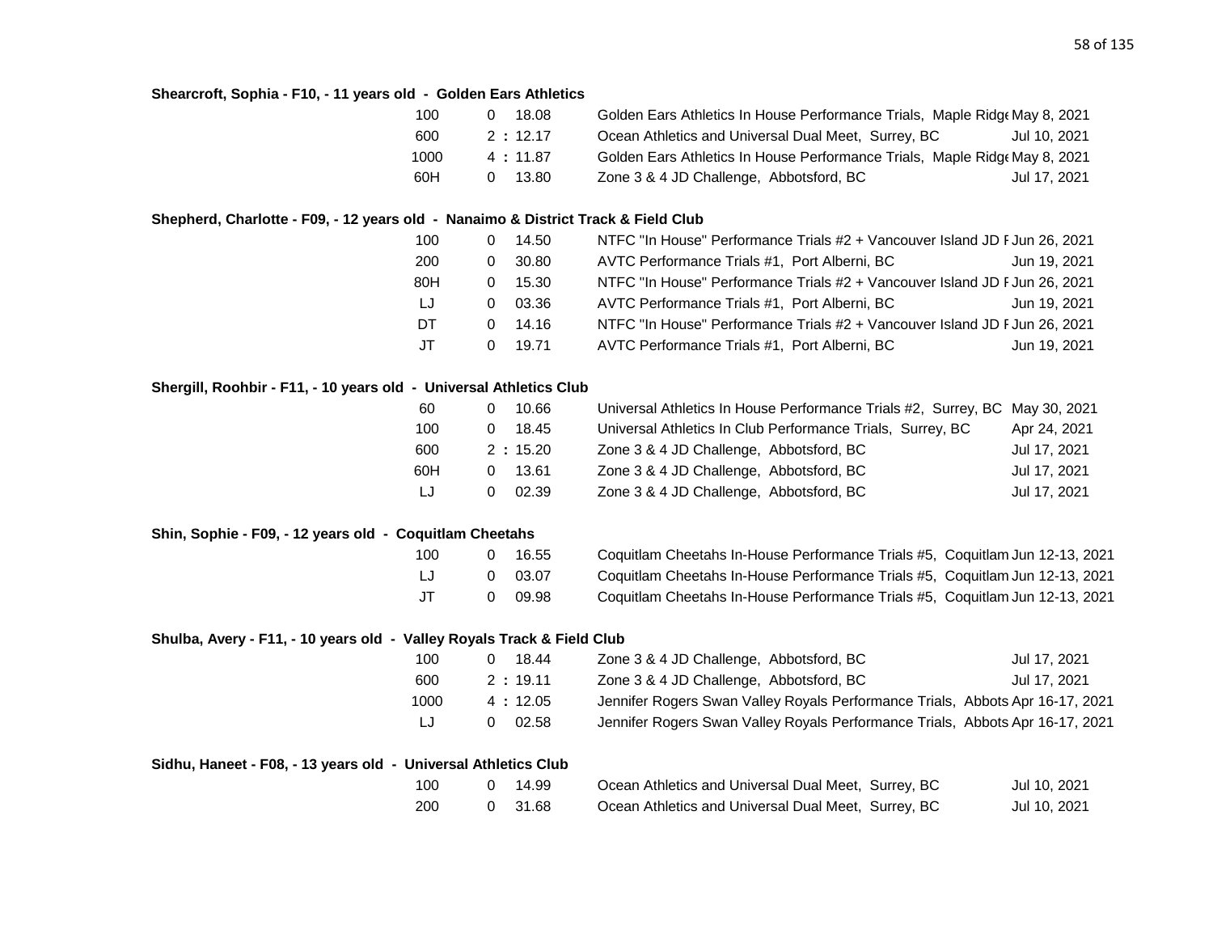**Shearcroft, Sophia - F10, - 11 years old - Golden Ears Athletics**

| Event | Result | Meet | Date |
|---|---|---|---|
| 100 | 0 18.08 | Golden Ears Athletics In House Performance Trials, Maple Ridge | May 8, 2021 |
| 600 | 2 : 12.17 | Ocean Athletics and Universal Dual Meet, Surrey, BC | Jul 10, 2021 |
| 1000 | 4 : 11.87 | Golden Ears Athletics In House Performance Trials, Maple Ridge | May 8, 2021 |
| 60H | 0 13.80 | Zone 3 & 4 JD Challenge, Abbotsford, BC | Jul 17, 2021 |

**Shepherd, Charlotte - F09, - 12 years old - Nanaimo & District Track & Field Club**

| Event | Result | Meet | Date |
|---|---|---|---|
| 100 | 0 14.50 | NTFC "In House" Performance Trials #2 + Vancouver Island JD F | Jun 26, 2021 |
| 200 | 0 30.80 | AVTC Performance Trials #1, Port Alberni, BC | Jun 19, 2021 |
| 80H | 0 15.30 | NTFC "In House" Performance Trials #2 + Vancouver Island JD F | Jun 26, 2021 |
| LJ | 0 03.36 | AVTC Performance Trials #1, Port Alberni, BC | Jun 19, 2021 |
| DT | 0 14.16 | NTFC "In House" Performance Trials #2 + Vancouver Island JD F | Jun 26, 2021 |
| JT | 0 19.71 | AVTC Performance Trials #1, Port Alberni, BC | Jun 19, 2021 |

**Shergill, Roohbir - F11, - 10 years old - Universal Athletics Club**

| Event | Result | Meet | Date |
|---|---|---|---|
| 60 | 0 10.66 | Universal Athletics In House Performance Trials #2, Surrey, BC | May 30, 2021 |
| 100 | 0 18.45 | Universal Athletics In Club Performance Trials, Surrey, BC | Apr 24, 2021 |
| 600 | 2 : 15.20 | Zone 3 & 4 JD Challenge, Abbotsford, BC | Jul 17, 2021 |
| 60H | 0 13.61 | Zone 3 & 4 JD Challenge, Abbotsford, BC | Jul 17, 2021 |
| LJ | 0 02.39 | Zone 3 & 4 JD Challenge, Abbotsford, BC | Jul 17, 2021 |

**Shin, Sophie - F09, - 12 years old - Coquitlam Cheetahs**

| Event | Result | Meet | Date |
|---|---|---|---|
| 100 | 0 16.55 | Coquitlam Cheetahs In-House Performance Trials #5, Coquitlam | Jun 12-13, 2021 |
| LJ | 0 03.07 | Coquitlam Cheetahs In-House Performance Trials #5, Coquitlam | Jun 12-13, 2021 |
| JT | 0 09.98 | Coquitlam Cheetahs In-House Performance Trials #5, Coquitlam | Jun 12-13, 2021 |

**Shulba, Avery - F11, - 10 years old - Valley Royals Track & Field Club**

| Event | Result | Meet | Date |
|---|---|---|---|
| 100 | 0 18.44 | Zone 3 & 4 JD Challenge, Abbotsford, BC | Jul 17, 2021 |
| 600 | 2 : 19.11 | Zone 3 & 4 JD Challenge, Abbotsford, BC | Jul 17, 2021 |
| 1000 | 4 : 12.05 | Jennifer Rogers Swan Valley Royals Performance Trials, Abbots | Apr 16-17, 2021 |
| LJ | 0 02.58 | Jennifer Rogers Swan Valley Royals Performance Trials, Abbots | Apr 16-17, 2021 |

**Sidhu, Haneet - F08, - 13 years old - Universal Athletics Club**

| Event | Result | Meet | Date |
|---|---|---|---|
| 100 | 0 14.99 | Ocean Athletics and Universal Dual Meet, Surrey, BC | Jul 10, 2021 |
| 200 | 0 31.68 | Ocean Athletics and Universal Dual Meet, Surrey, BC | Jul 10, 2021 |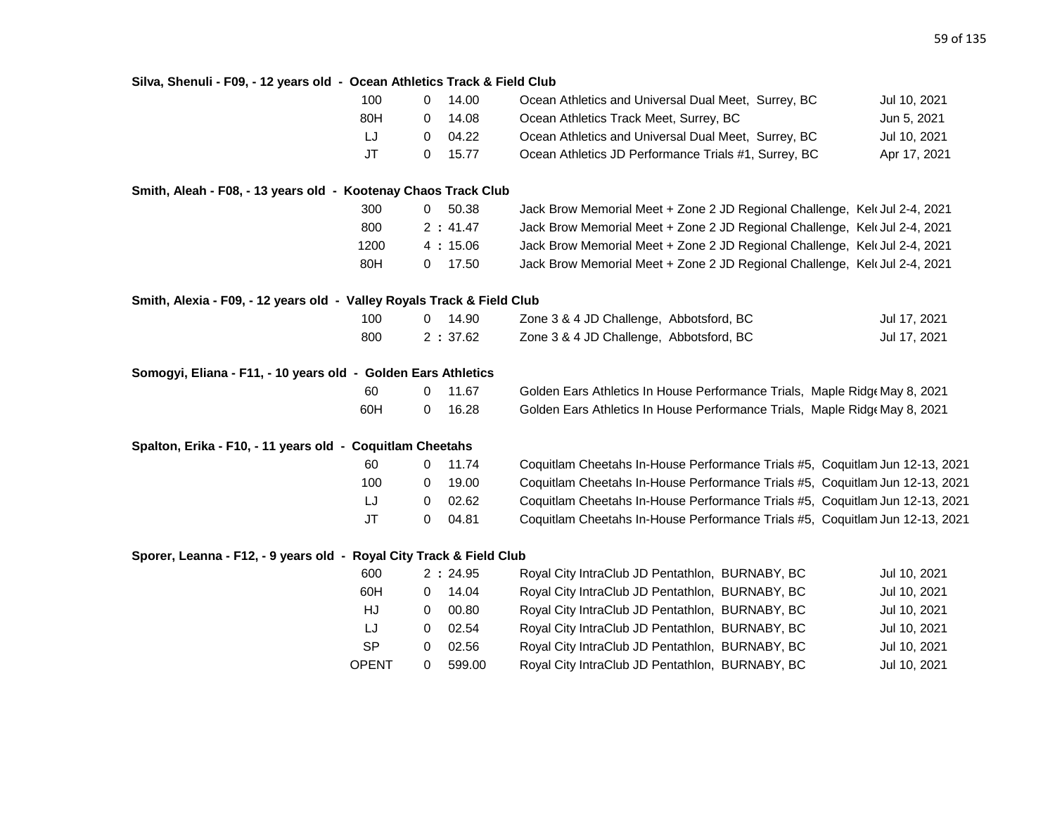**Silva, Shenuli - F09, - 12 years old - Ocean Athletics Track & Field Club**

| Event | | Mark | Meet | Date |
|---|---|---|---|---|
| 100 | 0 | 14.00 | Ocean Athletics and Universal Dual Meet, Surrey, BC | Jul 10, 2021 |
| 80H | 0 | 14.08 | Ocean Athletics Track Meet, Surrey, BC | Jun 5, 2021 |
| LJ | 0 | 04.22 | Ocean Athletics and Universal Dual Meet, Surrey, BC | Jul 10, 2021 |
| JT | 0 | 15.77 | Ocean Athletics JD Performance Trials #1, Surrey, BC | Apr 17, 2021 |

**Smith, Aleah - F08, - 13 years old - Kootenay Chaos Track Club**

| Event | | Mark | Meet | Date |
|---|---|---|---|---|
| 300 | 0 | 50.38 | Jack Brow Memorial Meet + Zone 2 JD Regional Challenge, Kel | Jul 2-4, 2021 |
| 800 | 2 : | 41.47 | Jack Brow Memorial Meet + Zone 2 JD Regional Challenge, Kel | Jul 2-4, 2021 |
| 1200 | 4 : | 15.06 | Jack Brow Memorial Meet + Zone 2 JD Regional Challenge, Kel | Jul 2-4, 2021 |
| 80H | 0 | 17.50 | Jack Brow Memorial Meet + Zone 2 JD Regional Challenge, Kel | Jul 2-4, 2021 |

**Smith, Alexia - F09, - 12 years old - Valley Royals Track & Field Club**

| Event | | Mark | Meet | Date |
|---|---|---|---|---|
| 100 | 0 | 14.90 | Zone 3 & 4 JD Challenge, Abbotsford, BC | Jul 17, 2021 |
| 800 | 2 : | 37.62 | Zone 3 & 4 JD Challenge, Abbotsford, BC | Jul 17, 2021 |

**Somogyi, Eliana - F11, - 10 years old - Golden Ears Athletics**

| Event | | Mark | Meet | Date |
|---|---|---|---|---|
| 60 | 0 | 11.67 | Golden Ears Athletics In House Performance Trials, Maple Ridg | May 8, 2021 |
| 60H | 0 | 16.28 | Golden Ears Athletics In House Performance Trials, Maple Ridg | May 8, 2021 |

**Spalton, Erika - F10, - 11 years old - Coquitlam Cheetahs**

| Event | | Mark | Meet | Date |
|---|---|---|---|---|
| 60 | 0 | 11.74 | Coquitlam Cheetahs In-House Performance Trials #5, Coquitlam | Jun 12-13, 2021 |
| 100 | 0 | 19.00 | Coquitlam Cheetahs In-House Performance Trials #5, Coquitlam | Jun 12-13, 2021 |
| LJ | 0 | 02.62 | Coquitlam Cheetahs In-House Performance Trials #5, Coquitlam | Jun 12-13, 2021 |
| JT | 0 | 04.81 | Coquitlam Cheetahs In-House Performance Trials #5, Coquitlam | Jun 12-13, 2021 |

**Sporer, Leanna - F12, - 9 years old - Royal City Track & Field Club**

| Event | | Mark | Meet | Date |
|---|---|---|---|---|
| 600 | 2 : | 24.95 | Royal City IntraClub JD Pentathlon, BURNABY, BC | Jul 10, 2021 |
| 60H | 0 | 14.04 | Royal City IntraClub JD Pentathlon, BURNABY, BC | Jul 10, 2021 |
| HJ | 0 | 00.80 | Royal City IntraClub JD Pentathlon, BURNABY, BC | Jul 10, 2021 |
| LJ | 0 | 02.54 | Royal City IntraClub JD Pentathlon, BURNABY, BC | Jul 10, 2021 |
| SP | 0 | 02.56 | Royal City IntraClub JD Pentathlon, BURNABY, BC | Jul 10, 2021 |
| OPENT | 0 | 599.00 | Royal City IntraClub JD Pentathlon, BURNABY, BC | Jul 10, 2021 |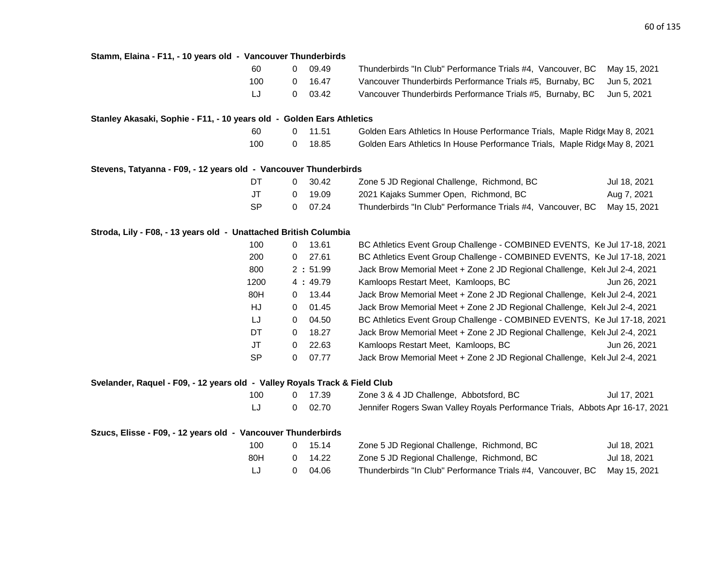**Stamm, Elaina - F11, - 10 years old - Vancouver Thunderbirds**

| Event | | Mark | Meet | Date |
|---|---|---|---|---|
| 60 | 0 | 09.49 | Thunderbirds "In Club" Performance Trials #4, Vancouver, BC | May 15, 2021 |
| 100 | 0 | 16.47 | Vancouver Thunderbirds Performance Trials #5, Burnaby, BC | Jun 5, 2021 |
| LJ | 0 | 03.42 | Vancouver Thunderbirds Performance Trials #5, Burnaby, BC | Jun 5, 2021 |

**Stanley Akasaki, Sophie - F11, - 10 years old - Golden Ears Athletics**

| Event | | Mark | Meet | Date |
|---|---|---|---|---|
| 60 | 0 | 11.51 | Golden Ears Athletics In House Performance Trials, Maple Ridge | May 8, 2021 |
| 100 | 0 | 18.85 | Golden Ears Athletics In House Performance Trials, Maple Ridge | May 8, 2021 |

**Stevens, Tatyanna - F09, - 12 years old - Vancouver Thunderbirds**

| Event | | Mark | Meet | Date |
|---|---|---|---|---|
| DT | 0 | 30.42 | Zone 5 JD Regional Challenge, Richmond, BC | Jul 18, 2021 |
| JT | 0 | 19.09 | 2021 Kajaks Summer Open, Richmond, BC | Aug 7, 2021 |
| SP | 0 | 07.24 | Thunderbirds "In Club" Performance Trials #4, Vancouver, BC | May 15, 2021 |

**Stroda, Lily - F08, - 13 years old - Unattached British Columbia**

| Event | | Mark | Meet | Date |
|---|---|---|---|---|
| 100 | 0 | 13.61 | BC Athletics Event Group Challenge - COMBINED EVENTS, Ke | Jul 17-18, 2021 |
| 200 | 0 | 27.61 | BC Athletics Event Group Challenge - COMBINED EVENTS, Ke | Jul 17-18, 2021 |
| 800 | 2 : | 51.99 | Jack Brow Memorial Meet + Zone 2 JD Regional Challenge, Kel | Jul 2-4, 2021 |
| 1200 | 4 : | 49.79 | Kamloops Restart Meet, Kamloops, BC | Jun 26, 2021 |
| 80H | 0 | 13.44 | Jack Brow Memorial Meet + Zone 2 JD Regional Challenge, Kel | Jul 2-4, 2021 |
| HJ | 0 | 01.45 | Jack Brow Memorial Meet + Zone 2 JD Regional Challenge, Kel | Jul 2-4, 2021 |
| LJ | 0 | 04.50 | BC Athletics Event Group Challenge - COMBINED EVENTS, Ke | Jul 17-18, 2021 |
| DT | 0 | 18.27 | Jack Brow Memorial Meet + Zone 2 JD Regional Challenge, Kel | Jul 2-4, 2021 |
| JT | 0 | 22.63 | Kamloops Restart Meet, Kamloops, BC | Jun 26, 2021 |
| SP | 0 | 07.77 | Jack Brow Memorial Meet + Zone 2 JD Regional Challenge, Kel | Jul 2-4, 2021 |

**Svelander, Raquel - F09, - 12 years old - Valley Royals Track & Field Club**

| Event | | Mark | Meet | Date |
|---|---|---|---|---|
| 100 | 0 | 17.39 | Zone 3 & 4 JD Challenge, Abbotsford, BC | Jul 17, 2021 |
| LJ | 0 | 02.70 | Jennifer Rogers Swan Valley Royals Performance Trials, Abbots | Apr 16-17, 2021 |

**Szucs, Elisse - F09, - 12 years old - Vancouver Thunderbirds**

| Event | | Mark | Meet | Date |
|---|---|---|---|---|
| 100 | 0 | 15.14 | Zone 5 JD Regional Challenge, Richmond, BC | Jul 18, 2021 |
| 80H | 0 | 14.22 | Zone 5 JD Regional Challenge, Richmond, BC | Jul 18, 2021 |
| LJ | 0 | 04.06 | Thunderbirds "In Club" Performance Trials #4, Vancouver, BC | May 15, 2021 |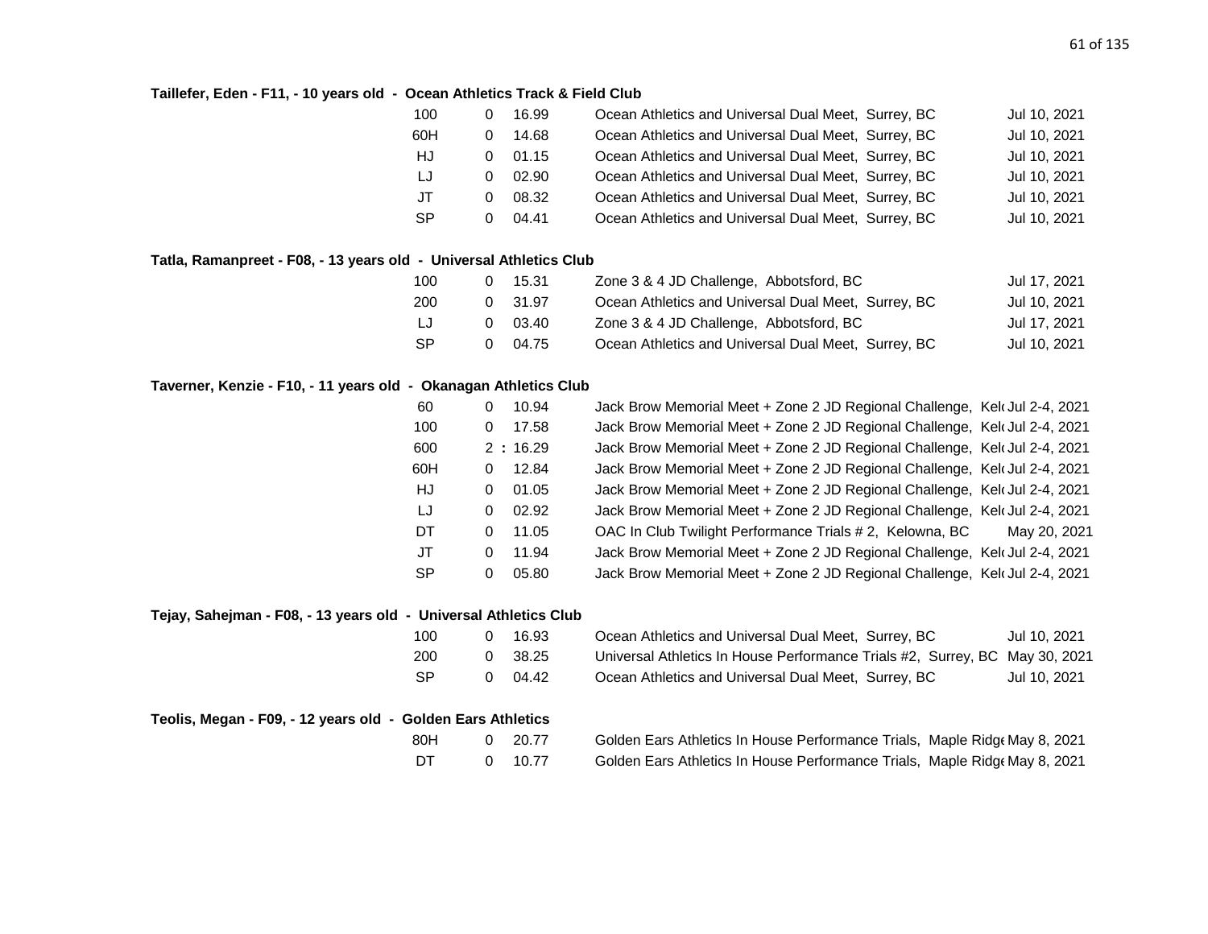**Taillefer, Eden - F11, - 10 years old - Ocean Athletics Track & Field Club**

| Event | | Mark | Meet | Date |
|---|---|---|---|---|
| 100 | 0 | 16.99 | Ocean Athletics and Universal Dual Meet, Surrey, BC | Jul 10, 2021 |
| 60H | 0 | 14.68 | Ocean Athletics and Universal Dual Meet, Surrey, BC | Jul 10, 2021 |
| HJ | 0 | 01.15 | Ocean Athletics and Universal Dual Meet, Surrey, BC | Jul 10, 2021 |
| LJ | 0 | 02.90 | Ocean Athletics and Universal Dual Meet, Surrey, BC | Jul 10, 2021 |
| JT | 0 | 08.32 | Ocean Athletics and Universal Dual Meet, Surrey, BC | Jul 10, 2021 |
| SP | 0 | 04.41 | Ocean Athletics and Universal Dual Meet, Surrey, BC | Jul 10, 2021 |

**Tatla, Ramanpreet - F08, - 13 years old - Universal Athletics Club**

| Event | | Mark | Meet | Date |
|---|---|---|---|---|
| 100 | 0 | 15.31 | Zone 3 & 4 JD Challenge, Abbotsford, BC | Jul 17, 2021 |
| 200 | 0 | 31.97 | Ocean Athletics and Universal Dual Meet, Surrey, BC | Jul 10, 2021 |
| LJ | 0 | 03.40 | Zone 3 & 4 JD Challenge, Abbotsford, BC | Jul 17, 2021 |
| SP | 0 | 04.75 | Ocean Athletics and Universal Dual Meet, Surrey, BC | Jul 10, 2021 |

**Taverner, Kenzie - F10, - 11 years old - Okanagan Athletics Club**

| Event | | Mark | Meet | Date |
|---|---|---|---|---|
| 60 | 0 | 10.94 | Jack Brow Memorial Meet + Zone 2 JD Regional Challenge, Kel | Jul 2-4, 2021 |
| 100 | 0 | 17.58 | Jack Brow Memorial Meet + Zone 2 JD Regional Challenge, Kel | Jul 2-4, 2021 |
| 600 | 2 : | 16.29 | Jack Brow Memorial Meet + Zone 2 JD Regional Challenge, Kel | Jul 2-4, 2021 |
| 60H | 0 | 12.84 | Jack Brow Memorial Meet + Zone 2 JD Regional Challenge, Kel | Jul 2-4, 2021 |
| HJ | 0 | 01.05 | Jack Brow Memorial Meet + Zone 2 JD Regional Challenge, Kel | Jul 2-4, 2021 |
| LJ | 0 | 02.92 | Jack Brow Memorial Meet + Zone 2 JD Regional Challenge, Kel | Jul 2-4, 2021 |
| DT | 0 | 11.05 | OAC In Club Twilight Performance Trials # 2, Kelowna, BC | May 20, 2021 |
| JT | 0 | 11.94 | Jack Brow Memorial Meet + Zone 2 JD Regional Challenge, Kel | Jul 2-4, 2021 |
| SP | 0 | 05.80 | Jack Brow Memorial Meet + Zone 2 JD Regional Challenge, Kel | Jul 2-4, 2021 |

**Tejay, Sahejman - F08, - 13 years old - Universal Athletics Club**

| Event | | Mark | Meet | Date |
|---|---|---|---|---|
| 100 | 0 | 16.93 | Ocean Athletics and Universal Dual Meet, Surrey, BC | Jul 10, 2021 |
| 200 | 0 | 38.25 | Universal Athletics In House Performance Trials #2, Surrey, BC | May 30, 2021 |
| SP | 0 | 04.42 | Ocean Athletics and Universal Dual Meet, Surrey, BC | Jul 10, 2021 |

**Teolis, Megan - F09, - 12 years old - Golden Ears Athletics**

| Event | | Mark | Meet | Date |
|---|---|---|---|---|
| 80H | 0 | 20.77 | Golden Ears Athletics In House Performance Trials, Maple Ridge | May 8, 2021 |
| DT | 0 | 10.77 | Golden Ears Athletics In House Performance Trials, Maple Ridge | May 8, 2021 |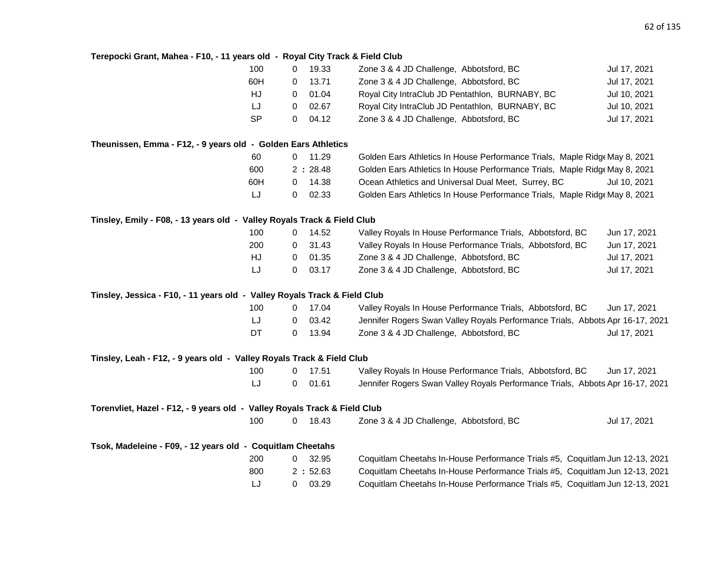**Terepocki Grant, Mahea - F10, - 11 years old - Royal City Track & Field Club**

| | | | | |
|---|---|---|---|---|
| 100 | 0 | 19.33 | Zone 3 & 4 JD Challenge, Abbotsford, BC | Jul 17, 2021 |
| 60H | 0 | 13.71 | Zone 3 & 4 JD Challenge, Abbotsford, BC | Jul 17, 2021 |
| HJ | 0 | 01.04 | Royal City IntraClub JD Pentathlon, BURNABY, BC | Jul 10, 2021 |
| LJ | 0 | 02.67 | Royal City IntraClub JD Pentathlon, BURNABY, BC | Jul 10, 2021 |
| SP | 0 | 04.12 | Zone 3 & 4 JD Challenge, Abbotsford, BC | Jul 17, 2021 |

**Theunissen, Emma - F12, - 9 years old - Golden Ears Athletics**

| | | | | |
|---|---|---|---|---|
| 60 | 0 | 11.29 | Golden Ears Athletics In House Performance Trials, Maple Ridge | May 8, 2021 |
| 600 | 2 : | 28.48 | Golden Ears Athletics In House Performance Trials, Maple Ridge | May 8, 2021 |
| 60H | 0 | 14.38 | Ocean Athletics and Universal Dual Meet, Surrey, BC | Jul 10, 2021 |
| LJ | 0 | 02.33 | Golden Ears Athletics In House Performance Trials, Maple Ridge | May 8, 2021 |

**Tinsley, Emily - F08, - 13 years old - Valley Royals Track & Field Club**

| | | | | |
|---|---|---|---|---|
| 100 | 0 | 14.52 | Valley Royals In House Performance Trials, Abbotsford, BC | Jun 17, 2021 |
| 200 | 0 | 31.43 | Valley Royals In House Performance Trials, Abbotsford, BC | Jun 17, 2021 |
| HJ | 0 | 01.35 | Zone 3 & 4 JD Challenge, Abbotsford, BC | Jul 17, 2021 |
| LJ | 0 | 03.17 | Zone 3 & 4 JD Challenge, Abbotsford, BC | Jul 17, 2021 |

**Tinsley, Jessica - F10, - 11 years old - Valley Royals Track & Field Club**

| | | | | |
|---|---|---|---|---|
| 100 | 0 | 17.04 | Valley Royals In House Performance Trials, Abbotsford, BC | Jun 17, 2021 |
| LJ | 0 | 03.42 | Jennifer Rogers Swan Valley Royals Performance Trials, Abbots | Apr 16-17, 2021 |
| DT | 0 | 13.94 | Zone 3 & 4 JD Challenge, Abbotsford, BC | Jul 17, 2021 |

**Tinsley, Leah - F12, - 9 years old - Valley Royals Track & Field Club**

| | | | | |
|---|---|---|---|---|
| 100 | 0 | 17.51 | Valley Royals In House Performance Trials, Abbotsford, BC | Jun 17, 2021 |
| LJ | 0 | 01.61 | Jennifer Rogers Swan Valley Royals Performance Trials, Abbots | Apr 16-17, 2021 |

**Torenvliet, Hazel - F12, - 9 years old - Valley Royals Track & Field Club**

| | | | | |
|---|---|---|---|---|
| 100 | 0 | 18.43 | Zone 3 & 4 JD Challenge, Abbotsford, BC | Jul 17, 2021 |

**Tsok, Madeleine - F09, - 12 years old - Coquitlam Cheetahs**

| | | | | |
|---|---|---|---|---|
| 200 | 0 | 32.95 | Coquitlam Cheetahs In-House Performance Trials #5, Coquitlam | Jun 12-13, 2021 |
| 800 | 2 : | 52.63 | Coquitlam Cheetahs In-House Performance Trials #5, Coquitlam | Jun 12-13, 2021 |
| LJ | 0 | 03.29 | Coquitlam Cheetahs In-House Performance Trials #5, Coquitlam | Jun 12-13, 2021 |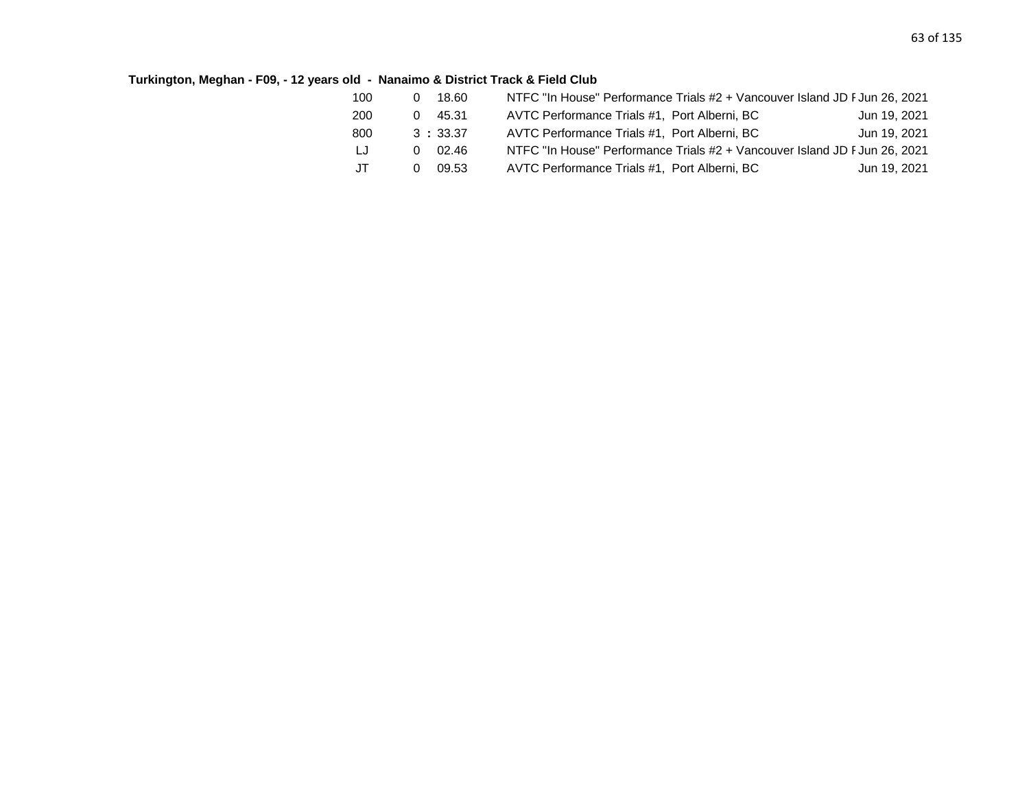**Turkington, Meghan - F09, - 12 years old - Nanaimo & District Track & Field Club**

| Event | | Mark | Competition | Date |
|---|---|---|---|---|
| 100 | 0 | 18.60 | NTFC "In House" Performance Trials #2 + Vancouver Island JD F | Jun 26, 2021 |
| 200 | 0 | 45.31 | AVTC Performance Trials #1, Port Alberni, BC | Jun 19, 2021 |
| 800 | 3 : | 33.37 | AVTC Performance Trials #1, Port Alberni, BC | Jun 19, 2021 |
| LJ | 0 | 02.46 | NTFC "In House" Performance Trials #2 + Vancouver Island JD F | Jun 26, 2021 |
| JT | 0 | 09.53 | AVTC Performance Trials #1, Port Alberni, BC | Jun 19, 2021 |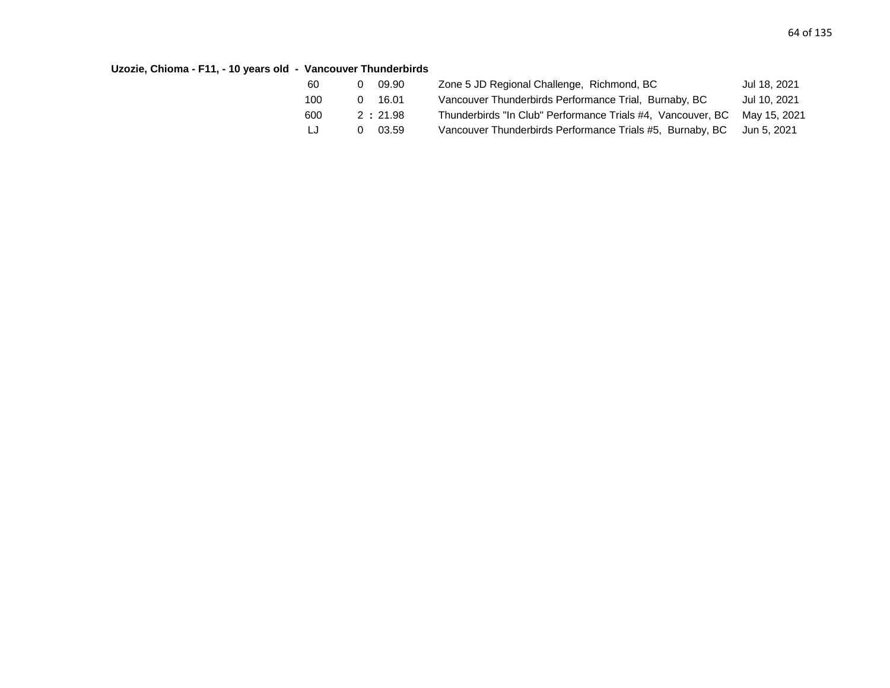**Uzozie, Chioma - F11, - 10 years old - Vancouver Thunderbirds**

| Event | Min | Time | Meet | Date |
|---|---|---|---|---|
| 60 | 0 | 09.90 | Zone 5 JD Regional Challenge, Richmond, BC | Jul 18, 2021 |
| 100 | 0 | 16.01 | Vancouver Thunderbirds Performance Trial, Burnaby, BC | Jul 10, 2021 |
| 600 | 2 : | 21.98 | Thunderbirds "In Club" Performance Trials #4, Vancouver, BC | May 15, 2021 |
| LJ | 0 | 03.59 | Vancouver Thunderbirds Performance Trials #5, Burnaby, BC | Jun 5, 2021 |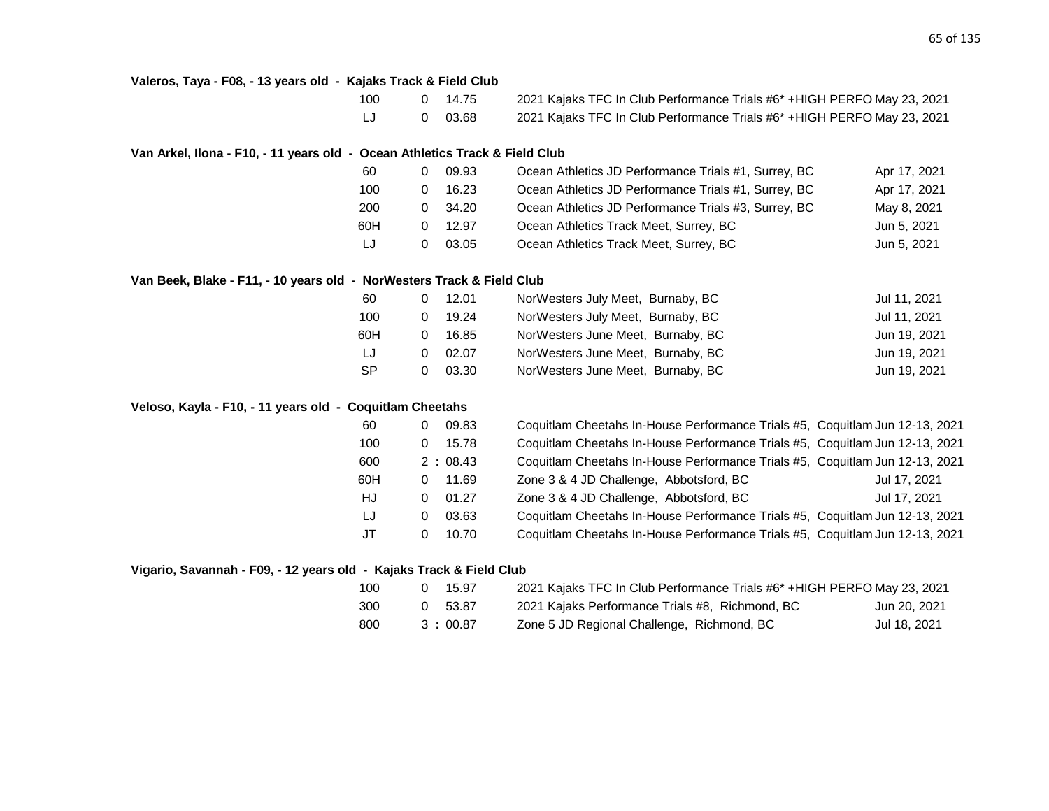**Valeros, Taya - F08, - 13 years old - Kajaks Track & Field Club**

| Event | | Mark | Meet | Date |
|---|---|---|---|---|
| 100 | 0 | 14.75 | 2021 Kajaks TFC In Club Performance Trials #6* +HIGH PERFO | May 23, 2021 |
| LJ | 0 | 03.68 | 2021 Kajaks TFC In Club Performance Trials #6* +HIGH PERFO | May 23, 2021 |

**Van Arkel, Ilona - F10, - 11 years old - Ocean Athletics Track & Field Club**

| Event | | Mark | Meet | Date |
|---|---|---|---|---|
| 60 | 0 | 09.93 | Ocean Athletics JD Performance Trials #1, Surrey, BC | Apr 17, 2021 |
| 100 | 0 | 16.23 | Ocean Athletics JD Performance Trials #1, Surrey, BC | Apr 17, 2021 |
| 200 | 0 | 34.20 | Ocean Athletics JD Performance Trials #3, Surrey, BC | May 8, 2021 |
| 60H | 0 | 12.97 | Ocean Athletics Track Meet, Surrey, BC | Jun 5, 2021 |
| LJ | 0 | 03.05 | Ocean Athletics Track Meet, Surrey, BC | Jun 5, 2021 |

**Van Beek, Blake - F11, - 10 years old - NorWesters Track & Field Club**

| Event | | Mark | Meet | Date |
|---|---|---|---|---|
| 60 | 0 | 12.01 | NorWesters July Meet, Burnaby, BC | Jul 11, 2021 |
| 100 | 0 | 19.24 | NorWesters July Meet, Burnaby, BC | Jul 11, 2021 |
| 60H | 0 | 16.85 | NorWesters June Meet, Burnaby, BC | Jun 19, 2021 |
| LJ | 0 | 02.07 | NorWesters June Meet, Burnaby, BC | Jun 19, 2021 |
| SP | 0 | 03.30 | NorWesters June Meet, Burnaby, BC | Jun 19, 2021 |

**Veloso, Kayla - F10, - 11 years old - Coquitlam Cheetahs**

| Event | | Mark | Meet | Date |
|---|---|---|---|---|
| 60 | 0 | 09.83 | Coquitlam Cheetahs In-House Performance Trials #5, Coquitlam | Jun 12-13, 2021 |
| 100 | 0 | 15.78 | Coquitlam Cheetahs In-House Performance Trials #5, Coquitlam | Jun 12-13, 2021 |
| 600 | 2 : | 08.43 | Coquitlam Cheetahs In-House Performance Trials #5, Coquitlam | Jun 12-13, 2021 |
| 60H | 0 | 11.69 | Zone 3 & 4 JD Challenge, Abbotsford, BC | Jul 17, 2021 |
| HJ | 0 | 01.27 | Zone 3 & 4 JD Challenge, Abbotsford, BC | Jul 17, 2021 |
| LJ | 0 | 03.63 | Coquitlam Cheetahs In-House Performance Trials #5, Coquitlam | Jun 12-13, 2021 |
| JT | 0 | 10.70 | Coquitlam Cheetahs In-House Performance Trials #5, Coquitlam | Jun 12-13, 2021 |

**Vigario, Savannah - F09, - 12 years old - Kajaks Track & Field Club**

| Event | | Mark | Meet | Date |
|---|---|---|---|---|
| 100 | 0 | 15.97 | 2021 Kajaks TFC In Club Performance Trials #6* +HIGH PERFO | May 23, 2021 |
| 300 | 0 | 53.87 | 2021 Kajaks Performance Trials #8, Richmond, BC | Jun 20, 2021 |
| 800 | 3 : | 00.87 | Zone 5 JD Regional Challenge, Richmond, BC | Jul 18, 2021 |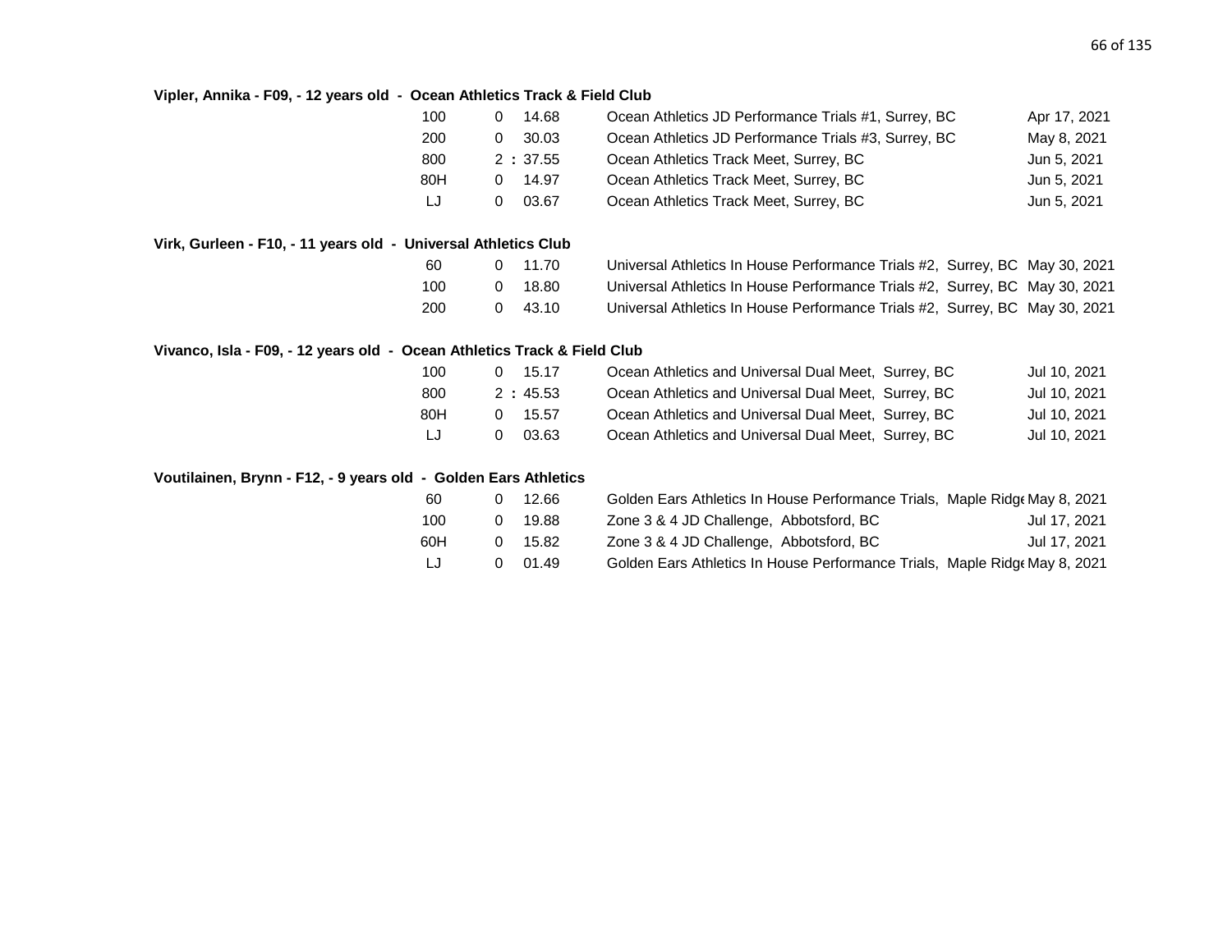**Vipler, Annika - F09, - 12 years old - Ocean Athletics Track & Field Club**

| Event | Result | Meet | Date |
|---|---|---|---|
| 100 | 0 14.68 | Ocean Athletics JD Performance Trials #1, Surrey, BC | Apr 17, 2021 |
| 200 | 0 30.03 | Ocean Athletics JD Performance Trials #3, Surrey, BC | May 8, 2021 |
| 800 | 2 : 37.55 | Ocean Athletics Track Meet, Surrey, BC | Jun 5, 2021 |
| 80H | 0 14.97 | Ocean Athletics Track Meet, Surrey, BC | Jun 5, 2021 |
| LJ | 0 03.67 | Ocean Athletics Track Meet, Surrey, BC | Jun 5, 2021 |

**Virk, Gurleen - F10, - 11 years old - Universal Athletics Club**

| Event | Result | Meet | Date |
|---|---|---|---|
| 60 | 0 11.70 | Universal Athletics In House Performance Trials #2, Surrey, BC | May 30, 2021 |
| 100 | 0 18.80 | Universal Athletics In House Performance Trials #2, Surrey, BC | May 30, 2021 |
| 200 | 0 43.10 | Universal Athletics In House Performance Trials #2, Surrey, BC | May 30, 2021 |

**Vivanco, Isla - F09, - 12 years old - Ocean Athletics Track & Field Club**

| Event | Result | Meet | Date |
|---|---|---|---|
| 100 | 0 15.17 | Ocean Athletics and Universal Dual Meet, Surrey, BC | Jul 10, 2021 |
| 800 | 2 : 45.53 | Ocean Athletics and Universal Dual Meet, Surrey, BC | Jul 10, 2021 |
| 80H | 0 15.57 | Ocean Athletics and Universal Dual Meet, Surrey, BC | Jul 10, 2021 |
| LJ | 0 03.63 | Ocean Athletics and Universal Dual Meet, Surrey, BC | Jul 10, 2021 |

**Voutilainen, Brynn - F12, - 9 years old - Golden Ears Athletics**

| Event | Result | Meet | Date |
|---|---|---|---|
| 60 | 0 12.66 | Golden Ears Athletics In House Performance Trials, Maple Ridge | May 8, 2021 |
| 100 | 0 19.88 | Zone 3 & 4 JD Challenge, Abbotsford, BC | Jul 17, 2021 |
| 60H | 0 15.82 | Zone 3 & 4 JD Challenge, Abbotsford, BC | Jul 17, 2021 |
| LJ | 0 01.49 | Golden Ears Athletics In House Performance Trials, Maple Ridge | May 8, 2021 |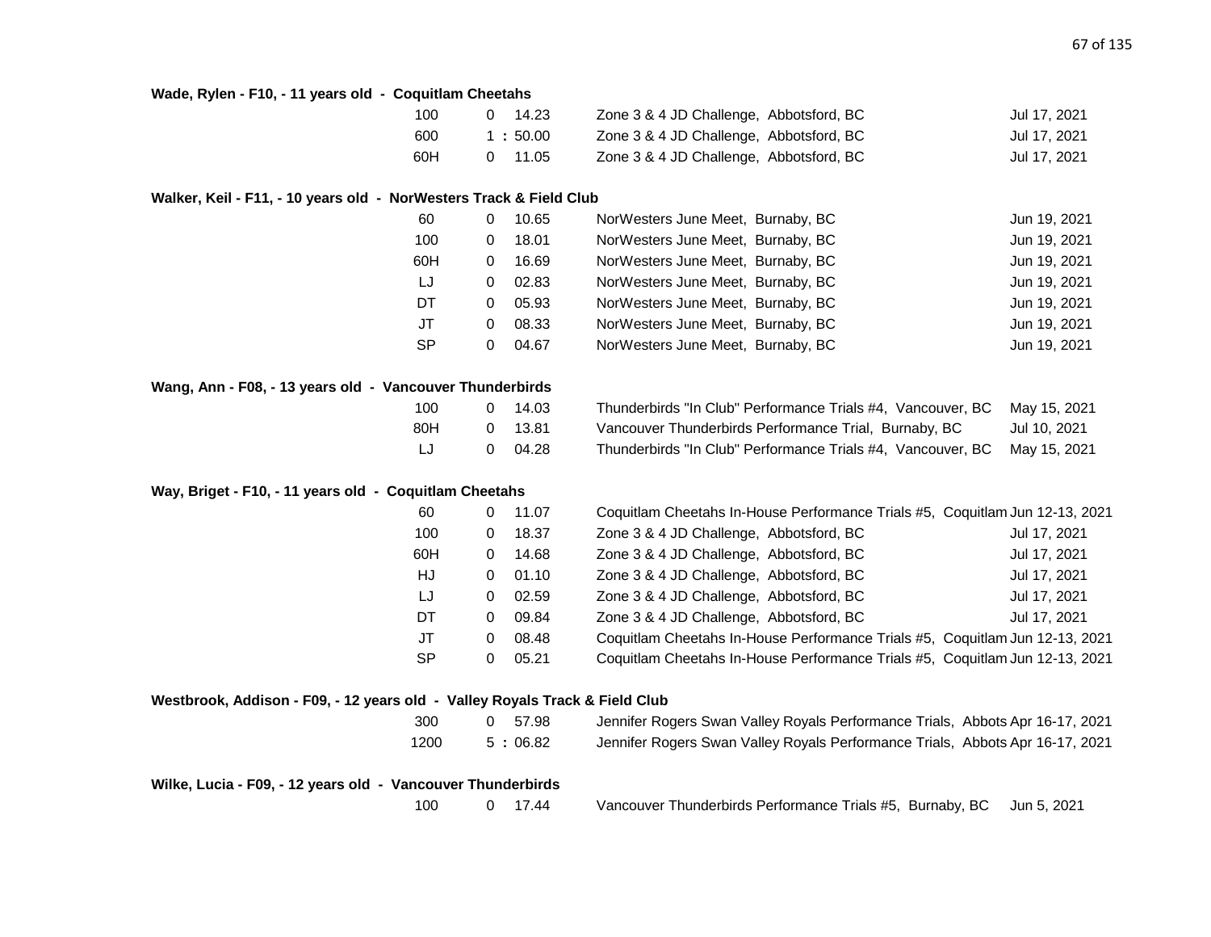**Wade, Rylen - F10, - 11 years old - Coquitlam Cheetahs**

| | | | | |
|---|---|---|---|---|
| 100 | 0 | 14.23 | Zone 3 & 4 JD Challenge, Abbotsford, BC | Jul 17, 2021 |
| 600 | 1 : | 50.00 | Zone 3 & 4 JD Challenge, Abbotsford, BC | Jul 17, 2021 |
| 60H | 0 | 11.05 | Zone 3 & 4 JD Challenge, Abbotsford, BC | Jul 17, 2021 |

**Walker, Keil - F11, - 10 years old - NorWesters Track & Field Club**

| | | | | |
|---|---|---|---|---|
| 60 | 0 | 10.65 | NorWesters June Meet, Burnaby, BC | Jun 19, 2021 |
| 100 | 0 | 18.01 | NorWesters June Meet, Burnaby, BC | Jun 19, 2021 |
| 60H | 0 | 16.69 | NorWesters June Meet, Burnaby, BC | Jun 19, 2021 |
| LJ | 0 | 02.83 | NorWesters June Meet, Burnaby, BC | Jun 19, 2021 |
| DT | 0 | 05.93 | NorWesters June Meet, Burnaby, BC | Jun 19, 2021 |
| JT | 0 | 08.33 | NorWesters June Meet, Burnaby, BC | Jun 19, 2021 |
| SP | 0 | 04.67 | NorWesters June Meet, Burnaby, BC | Jun 19, 2021 |

**Wang, Ann - F08, - 13 years old - Vancouver Thunderbirds**

| | | | | |
|---|---|---|---|---|
| 100 | 0 | 14.03 | Thunderbirds "In Club" Performance Trials #4, Vancouver, BC | May 15, 2021 |
| 80H | 0 | 13.81 | Vancouver Thunderbirds Performance Trial, Burnaby, BC | Jul 10, 2021 |
| LJ | 0 | 04.28 | Thunderbirds "In Club" Performance Trials #4, Vancouver, BC | May 15, 2021 |

**Way, Briget - F10, - 11 years old - Coquitlam Cheetahs**

| | | | | |
|---|---|---|---|---|
| 60 | 0 | 11.07 | Coquitlam Cheetahs In-House Performance Trials #5, Coquitlam | Jun 12-13, 2021 |
| 100 | 0 | 18.37 | Zone 3 & 4 JD Challenge, Abbotsford, BC | Jul 17, 2021 |
| 60H | 0 | 14.68 | Zone 3 & 4 JD Challenge, Abbotsford, BC | Jul 17, 2021 |
| HJ | 0 | 01.10 | Zone 3 & 4 JD Challenge, Abbotsford, BC | Jul 17, 2021 |
| LJ | 0 | 02.59 | Zone 3 & 4 JD Challenge, Abbotsford, BC | Jul 17, 2021 |
| DT | 0 | 09.84 | Zone 3 & 4 JD Challenge, Abbotsford, BC | Jul 17, 2021 |
| JT | 0 | 08.48 | Coquitlam Cheetahs In-House Performance Trials #5, Coquitlam | Jun 12-13, 2021 |
| SP | 0 | 05.21 | Coquitlam Cheetahs In-House Performance Trials #5, Coquitlam | Jun 12-13, 2021 |

**Westbrook, Addison - F09, - 12 years old - Valley Royals Track & Field Club**

| | | | | |
|---|---|---|---|---|
| 300 | 0 | 57.98 | Jennifer Rogers Swan Valley Royals Performance Trials, Abbots | Apr 16-17, 2021 |
| 1200 | 5 : | 06.82 | Jennifer Rogers Swan Valley Royals Performance Trials, Abbots | Apr 16-17, 2021 |

**Wilke, Lucia - F09, - 12 years old - Vancouver Thunderbirds**

| | | | | |
|---|---|---|---|---|
| 100 | 0 | 17.44 | Vancouver Thunderbirds Performance Trials #5, Burnaby, BC | Jun 5, 2021 |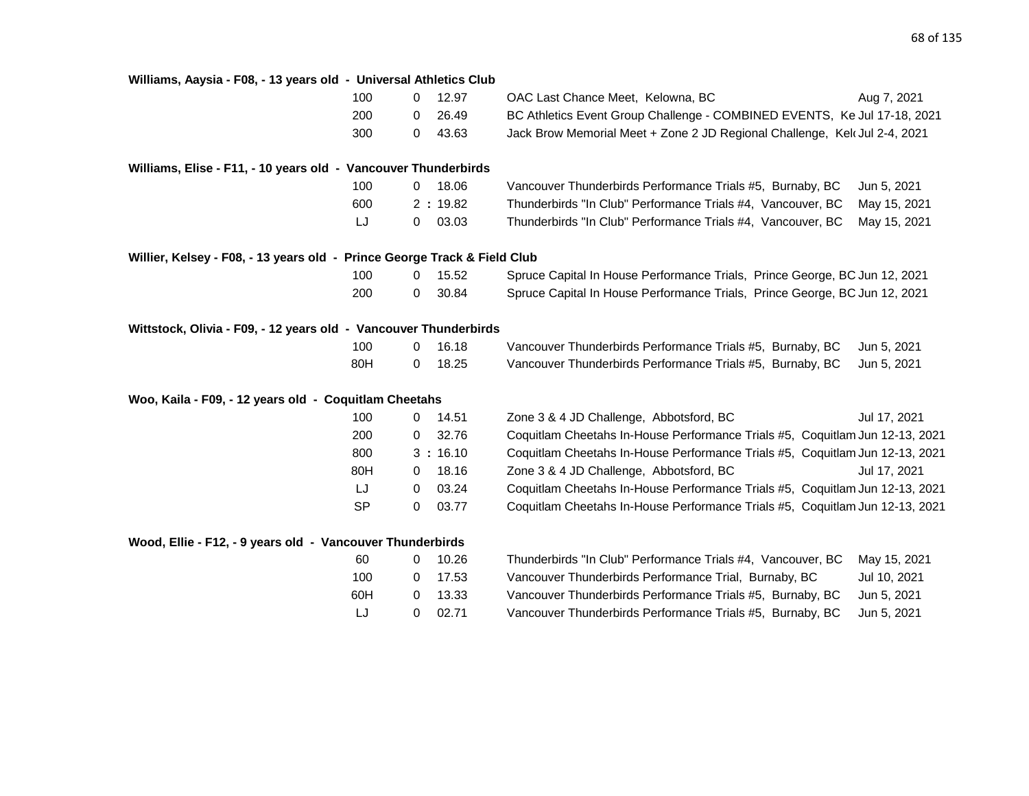**Williams, Aaysia - F08, - 13 years old - Universal Athletics Club**

| Event | | Mark | Meet | Date |
|---|---|---|---|---|
| 100 | 0 | 12.97 | OAC Last Chance Meet, Kelowna, BC | Aug 7, 2021 |
| 200 | 0 | 26.49 | BC Athletics Event Group Challenge - COMBINED EVENTS, Ke | Jul 17-18, 2021 |
| 300 | 0 | 43.63 | Jack Brow Memorial Meet + Zone 2 JD Regional Challenge, Kel | Jul 2-4, 2021 |

**Williams, Elise - F11, - 10 years old - Vancouver Thunderbirds**

| Event | | Mark | Meet | Date |
|---|---|---|---|---|
| 100 | 0 | 18.06 | Vancouver Thunderbirds Performance Trials #5, Burnaby, BC | Jun 5, 2021 |
| 600 | 2 | : 19.82 | Thunderbirds "In Club" Performance Trials #4, Vancouver, BC | May 15, 2021 |
| LJ | 0 | 03.03 | Thunderbirds "In Club" Performance Trials #4, Vancouver, BC | May 15, 2021 |

**Willier, Kelsey - F08, - 13 years old - Prince George Track & Field Club**

| Event | | Mark | Meet | Date |
|---|---|---|---|---|
| 100 | 0 | 15.52 | Spruce Capital In House Performance Trials, Prince George, BC | Jun 12, 2021 |
| 200 | 0 | 30.84 | Spruce Capital In House Performance Trials, Prince George, BC | Jun 12, 2021 |

**Wittstock, Olivia - F09, - 12 years old - Vancouver Thunderbirds**

| Event | | Mark | Meet | Date |
|---|---|---|---|---|
| 100 | 0 | 16.18 | Vancouver Thunderbirds Performance Trials #5, Burnaby, BC | Jun 5, 2021 |
| 80H | 0 | 18.25 | Vancouver Thunderbirds Performance Trials #5, Burnaby, BC | Jun 5, 2021 |

**Woo, Kaila - F09, - 12 years old - Coquitlam Cheetahs**

| Event | | Mark | Meet | Date |
|---|---|---|---|---|
| 100 | 0 | 14.51 | Zone 3 & 4 JD Challenge, Abbotsford, BC | Jul 17, 2021 |
| 200 | 0 | 32.76 | Coquitlam Cheetahs In-House Performance Trials #5, Coquitlam | Jun 12-13, 2021 |
| 800 | 3 | : 16.10 | Coquitlam Cheetahs In-House Performance Trials #5, Coquitlam | Jun 12-13, 2021 |
| 80H | 0 | 18.16 | Zone 3 & 4 JD Challenge, Abbotsford, BC | Jul 17, 2021 |
| LJ | 0 | 03.24 | Coquitlam Cheetahs In-House Performance Trials #5, Coquitlam | Jun 12-13, 2021 |
| SP | 0 | 03.77 | Coquitlam Cheetahs In-House Performance Trials #5, Coquitlam | Jun 12-13, 2021 |

**Wood, Ellie - F12, - 9 years old - Vancouver Thunderbirds**

| Event | | Mark | Meet | Date |
|---|---|---|---|---|
| 60 | 0 | 10.26 | Thunderbirds "In Club" Performance Trials #4, Vancouver, BC | May 15, 2021 |
| 100 | 0 | 17.53 | Vancouver Thunderbirds Performance Trial, Burnaby, BC | Jul 10, 2021 |
| 60H | 0 | 13.33 | Vancouver Thunderbirds Performance Trials #5, Burnaby, BC | Jun 5, 2021 |
| LJ | 0 | 02.71 | Vancouver Thunderbirds Performance Trials #5, Burnaby, BC | Jun 5, 2021 |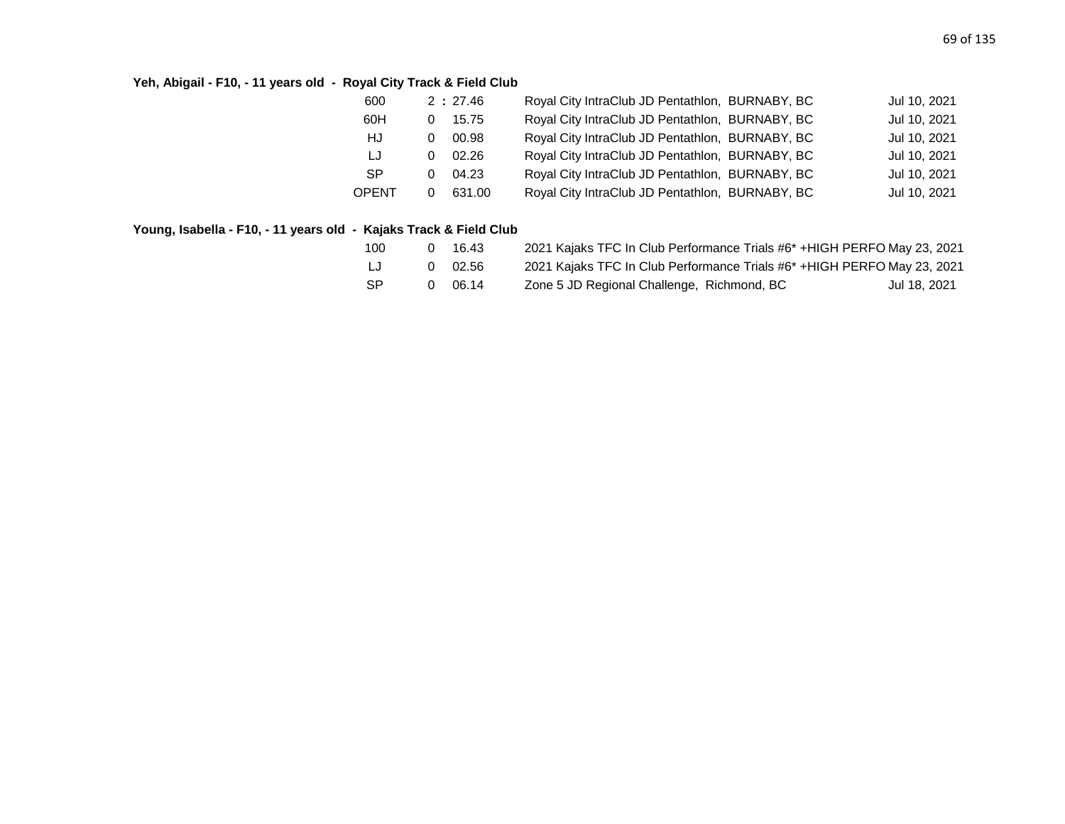**Yeh, Abigail - F10, - 11 years old - Royal City Track & Field Club**

| Event | Result | Meet | Date |
|---|---|---|---|
| 600 | 2 : 27.46 | Royal City IntraClub JD Pentathlon, BURNABY, BC | Jul 10, 2021 |
| 60H | 0 15.75 | Royal City IntraClub JD Pentathlon, BURNABY, BC | Jul 10, 2021 |
| HJ | 0 00.98 | Royal City IntraClub JD Pentathlon, BURNABY, BC | Jul 10, 2021 |
| LJ | 0 02.26 | Royal City IntraClub JD Pentathlon, BURNABY, BC | Jul 10, 2021 |
| SP | 0 04.23 | Royal City IntraClub JD Pentathlon, BURNABY, BC | Jul 10, 2021 |
| OPENT | 0 631.00 | Royal City IntraClub JD Pentathlon, BURNABY, BC | Jul 10, 2021 |

**Young, Isabella - F10, - 11 years old - Kajaks Track & Field Club**

| Event | Result | Meet | Date |
|---|---|---|---|
| 100 | 0 16.43 | 2021 Kajaks TFC In Club Performance Trials #6* +HIGH PERFO | May 23, 2021 |
| LJ | 0 02.56 | 2021 Kajaks TFC In Club Performance Trials #6* +HIGH PERFO | May 23, 2021 |
| SP | 0 06.14 | Zone 5 JD Regional Challenge, Richmond, BC | Jul 18, 2021 |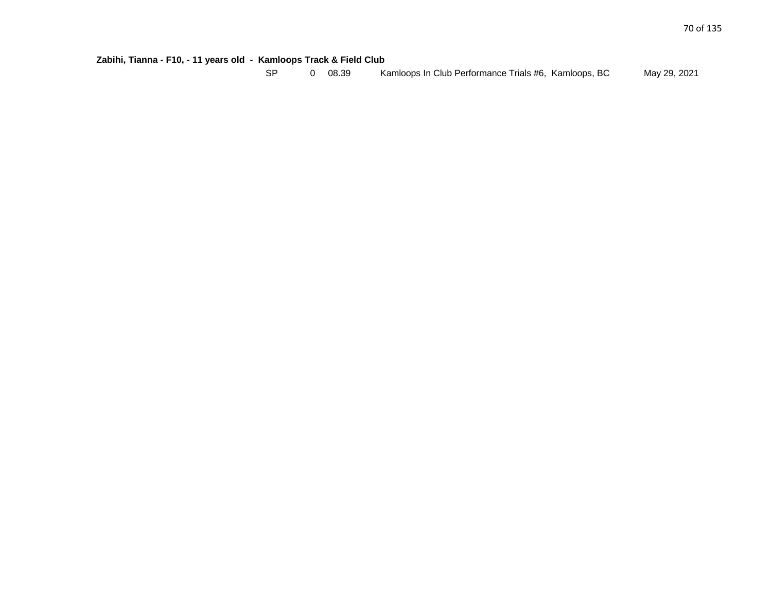**Zabihi, Tianna - F10, - 11 years old - Kamloops Track & Field Club**

| | | | | |
|---|---|---|---|---|
| SP | 0 | 08.39 | Kamloops In Club Performance Trials #6, Kamloops, BC | May 29, 2021 |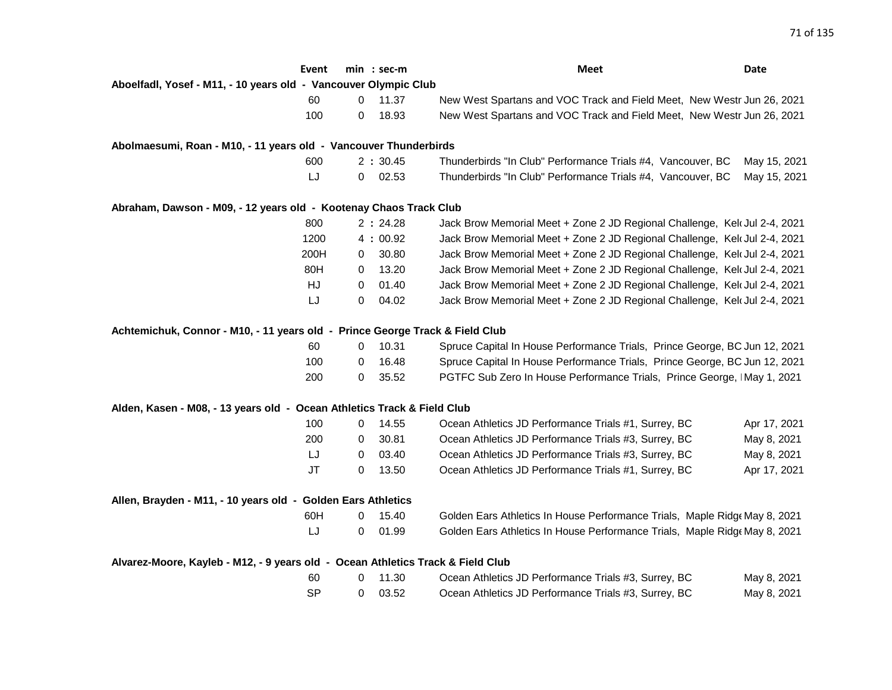| Event | min : sec-m | | Meet | Date |
|---|---|---|---|---|
| **Aboelfadl, Yosef - M11, - 10 years old - Vancouver Olympic Club** | | | | |
| 60 | 0 | 11.37 | New West Spartans and VOC Track and Field Meet, New Westr | Jun 26, 2021 |
| 100 | 0 | 18.93 | New West Spartans and VOC Track and Field Meet, New Westr | Jun 26, 2021 |
| **Abolmaesumi, Roan - M10, - 11 years old - Vancouver Thunderbirds** | | | | |
| 600 | 2 : | 30.45 | Thunderbirds "In Club" Performance Trials #4, Vancouver, BC | May 15, 2021 |
| LJ | 0 | 02.53 | Thunderbirds "In Club" Performance Trials #4, Vancouver, BC | May 15, 2021 |
| **Abraham, Dawson - M09, - 12 years old - Kootenay Chaos Track Club** | | | | |
| 800 | 2 : | 24.28 | Jack Brow Memorial Meet + Zone 2 JD Regional Challenge, Kel | Jul 2-4, 2021 |
| 1200 | 4 : | 00.92 | Jack Brow Memorial Meet + Zone 2 JD Regional Challenge, Kel | Jul 2-4, 2021 |
| 200H | 0 | 30.80 | Jack Brow Memorial Meet + Zone 2 JD Regional Challenge, Kel | Jul 2-4, 2021 |
| 80H | 0 | 13.20 | Jack Brow Memorial Meet + Zone 2 JD Regional Challenge, Kel | Jul 2-4, 2021 |
| HJ | 0 | 01.40 | Jack Brow Memorial Meet + Zone 2 JD Regional Challenge, Kel | Jul 2-4, 2021 |
| LJ | 0 | 04.02 | Jack Brow Memorial Meet + Zone 2 JD Regional Challenge, Kel | Jul 2-4, 2021 |
| **Achtemichuk, Connor - M10, - 11 years old - Prince George Track & Field Club** | | | | |
| 60 | 0 | 10.31 | Spruce Capital In House Performance Trials, Prince George, BC | Jun 12, 2021 |
| 100 | 0 | 16.48 | Spruce Capital In House Performance Trials, Prince George, BC | Jun 12, 2021 |
| 200 | 0 | 35.52 | PGTFC Sub Zero In House Performance Trials, Prince George, I | May 1, 2021 |
| **Alden, Kasen - M08, - 13 years old - Ocean Athletics Track & Field Club** | | | | |
| 100 | 0 | 14.55 | Ocean Athletics JD Performance Trials #1, Surrey, BC | Apr 17, 2021 |
| 200 | 0 | 30.81 | Ocean Athletics JD Performance Trials #3, Surrey, BC | May 8, 2021 |
| LJ | 0 | 03.40 | Ocean Athletics JD Performance Trials #3, Surrey, BC | May 8, 2021 |
| JT | 0 | 13.50 | Ocean Athletics JD Performance Trials #1, Surrey, BC | Apr 17, 2021 |
| **Allen, Brayden - M11, - 10 years old - Golden Ears Athletics** | | | | |
| 60H | 0 | 15.40 | Golden Ears Athletics In House Performance Trials, Maple Ridg | May 8, 2021 |
| LJ | 0 | 01.99 | Golden Ears Athletics In House Performance Trials, Maple Ridg | May 8, 2021 |
| **Alvarez-Moore, Kayleb - M12, - 9 years old - Ocean Athletics Track & Field Club** | | | | |
| 60 | 0 | 11.30 | Ocean Athletics JD Performance Trials #3, Surrey, BC | May 8, 2021 |
| SP | 0 | 03.52 | Ocean Athletics JD Performance Trials #3, Surrey, BC | May 8, 2021 |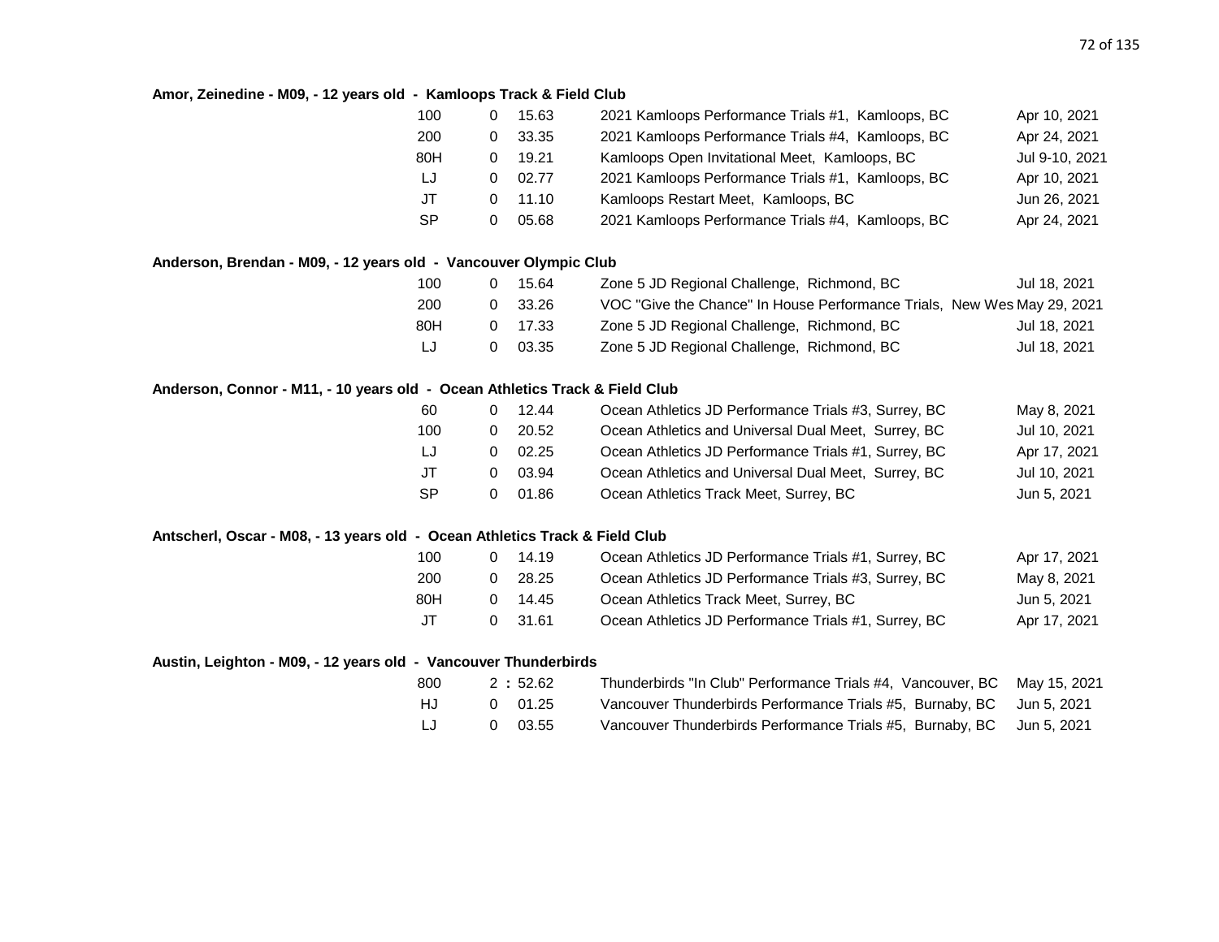**Amor, Zeinedine - M09, - 12 years old - Kamloops Track & Field Club**

| Event | | Mark | Meet | Date |
|---|---|---|---|---|
| 100 | 0 | 15.63 | 2021 Kamloops Performance Trials #1, Kamloops, BC | Apr 10, 2021 |
| 200 | 0 | 33.35 | 2021 Kamloops Performance Trials #4, Kamloops, BC | Apr 24, 2021 |
| 80H | 0 | 19.21 | Kamloops Open Invitational Meet, Kamloops, BC | Jul 9-10, 2021 |
| LJ | 0 | 02.77 | 2021 Kamloops Performance Trials #1, Kamloops, BC | Apr 10, 2021 |
| JT | 0 | 11.10 | Kamloops Restart Meet, Kamloops, BC | Jun 26, 2021 |
| SP | 0 | 05.68 | 2021 Kamloops Performance Trials #4, Kamloops, BC | Apr 24, 2021 |

**Anderson, Brendan - M09, - 12 years old - Vancouver Olympic Club**

| Event | | Mark | Meet | Date |
|---|---|---|---|---|
| 100 | 0 | 15.64 | Zone 5 JD Regional Challenge, Richmond, BC | Jul 18, 2021 |
| 200 | 0 | 33.26 | VOC "Give the Chance" In House Performance Trials, New Wes | May 29, 2021 |
| 80H | 0 | 17.33 | Zone 5 JD Regional Challenge, Richmond, BC | Jul 18, 2021 |
| LJ | 0 | 03.35 | Zone 5 JD Regional Challenge, Richmond, BC | Jul 18, 2021 |

**Anderson, Connor - M11, - 10 years old - Ocean Athletics Track & Field Club**

| Event | | Mark | Meet | Date |
|---|---|---|---|---|
| 60 | 0 | 12.44 | Ocean Athletics JD Performance Trials #3, Surrey, BC | May 8, 2021 |
| 100 | 0 | 20.52 | Ocean Athletics and Universal Dual Meet, Surrey, BC | Jul 10, 2021 |
| LJ | 0 | 02.25 | Ocean Athletics JD Performance Trials #1, Surrey, BC | Apr 17, 2021 |
| JT | 0 | 03.94 | Ocean Athletics and Universal Dual Meet, Surrey, BC | Jul 10, 2021 |
| SP | 0 | 01.86 | Ocean Athletics Track Meet, Surrey, BC | Jun 5, 2021 |

**Antscherl, Oscar - M08, - 13 years old - Ocean Athletics Track & Field Club**

| Event | | Mark | Meet | Date |
|---|---|---|---|---|
| 100 | 0 | 14.19 | Ocean Athletics JD Performance Trials #1, Surrey, BC | Apr 17, 2021 |
| 200 | 0 | 28.25 | Ocean Athletics JD Performance Trials #3, Surrey, BC | May 8, 2021 |
| 80H | 0 | 14.45 | Ocean Athletics Track Meet, Surrey, BC | Jun 5, 2021 |
| JT | 0 | 31.61 | Ocean Athletics JD Performance Trials #1, Surrey, BC | Apr 17, 2021 |

**Austin, Leighton - M09, - 12 years old - Vancouver Thunderbirds**

| Event | | Mark | Meet | Date |
|---|---|---|---|---|
| 800 | 2 : | 52.62 | Thunderbirds "In Club" Performance Trials #4, Vancouver, BC | May 15, 2021 |
| HJ | 0 | 01.25 | Vancouver Thunderbirds Performance Trials #5, Burnaby, BC | Jun 5, 2021 |
| LJ | 0 | 03.55 | Vancouver Thunderbirds Performance Trials #5, Burnaby, BC | Jun 5, 2021 |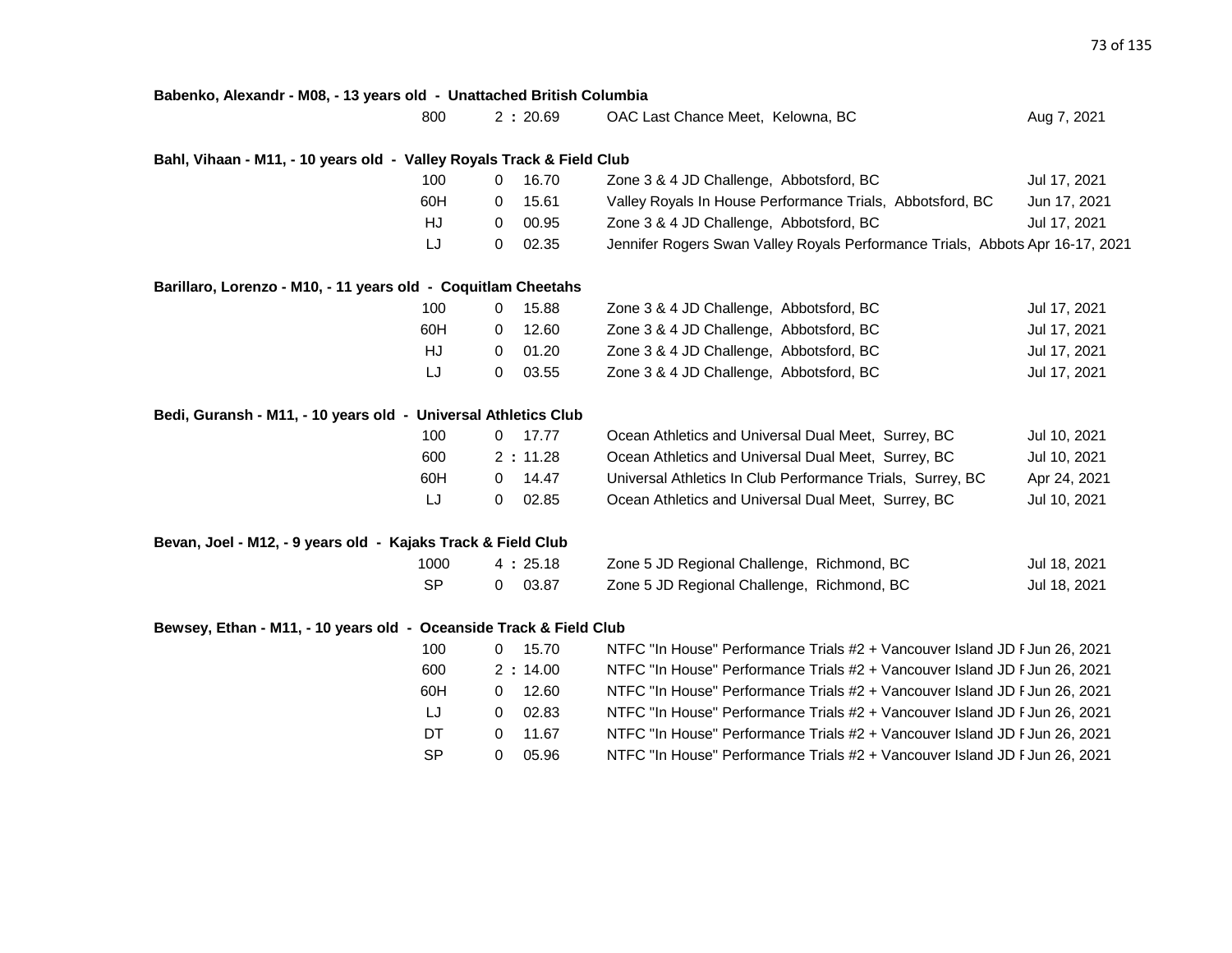**Babenko, Alexandr - M08, - 13 years old - Unattached British Columbia**

| Event | Mark | Meet | Date |
|---|---|---|---|
| 800 | 2 : 20.69 | OAC Last Chance Meet, Kelowna, BC | Aug 7, 2021 |

**Bahl, Vihaan - M11, - 10 years old - Valley Royals Track & Field Club**

| Event | Mark | Meet | Date |
|---|---|---|---|
| 100 | 0 16.70 | Zone 3 & 4 JD Challenge, Abbotsford, BC | Jul 17, 2021 |
| 60H | 0 15.61 | Valley Royals In House Performance Trials, Abbotsford, BC | Jun 17, 2021 |
| HJ | 0 00.95 | Zone 3 & 4 JD Challenge, Abbotsford, BC | Jul 17, 2021 |
| LJ | 0 02.35 | Jennifer Rogers Swan Valley Royals Performance Trials, Abbots | Apr 16-17, 2021 |

**Barillaro, Lorenzo - M10, - 11 years old - Coquitlam Cheetahs**

| Event | Mark | Meet | Date |
|---|---|---|---|
| 100 | 0 15.88 | Zone 3 & 4 JD Challenge, Abbotsford, BC | Jul 17, 2021 |
| 60H | 0 12.60 | Zone 3 & 4 JD Challenge, Abbotsford, BC | Jul 17, 2021 |
| HJ | 0 01.20 | Zone 3 & 4 JD Challenge, Abbotsford, BC | Jul 17, 2021 |
| LJ | 0 03.55 | Zone 3 & 4 JD Challenge, Abbotsford, BC | Jul 17, 2021 |

**Bedi, Guransh - M11, - 10 years old - Universal Athletics Club**

| Event | Mark | Meet | Date |
|---|---|---|---|
| 100 | 0 17.77 | Ocean Athletics and Universal Dual Meet, Surrey, BC | Jul 10, 2021 |
| 600 | 2 : 11.28 | Ocean Athletics and Universal Dual Meet, Surrey, BC | Jul 10, 2021 |
| 60H | 0 14.47 | Universal Athletics In Club Performance Trials, Surrey, BC | Apr 24, 2021 |
| LJ | 0 02.85 | Ocean Athletics and Universal Dual Meet, Surrey, BC | Jul 10, 2021 |

**Bevan, Joel - M12, - 9 years old - Kajaks Track & Field Club**

| Event | Mark | Meet | Date |
|---|---|---|---|
| 1000 | 4 : 25.18 | Zone 5 JD Regional Challenge, Richmond, BC | Jul 18, 2021 |
| SP | 0 03.87 | Zone 5 JD Regional Challenge, Richmond, BC | Jul 18, 2021 |

**Bewsey, Ethan - M11, - 10 years old - Oceanside Track & Field Club**

| Event | Mark | Meet | Date |
|---|---|---|---|
| 100 | 0 15.70 | NTFC "In House" Performance Trials #2 + Vancouver Island JD F | Jun 26, 2021 |
| 600 | 2 : 14.00 | NTFC "In House" Performance Trials #2 + Vancouver Island JD F | Jun 26, 2021 |
| 60H | 0 12.60 | NTFC "In House" Performance Trials #2 + Vancouver Island JD F | Jun 26, 2021 |
| LJ | 0 02.83 | NTFC "In House" Performance Trials #2 + Vancouver Island JD F | Jun 26, 2021 |
| DT | 0 11.67 | NTFC "In House" Performance Trials #2 + Vancouver Island JD F | Jun 26, 2021 |
| SP | 0 05.96 | NTFC "In House" Performance Trials #2 + Vancouver Island JD F | Jun 26, 2021 |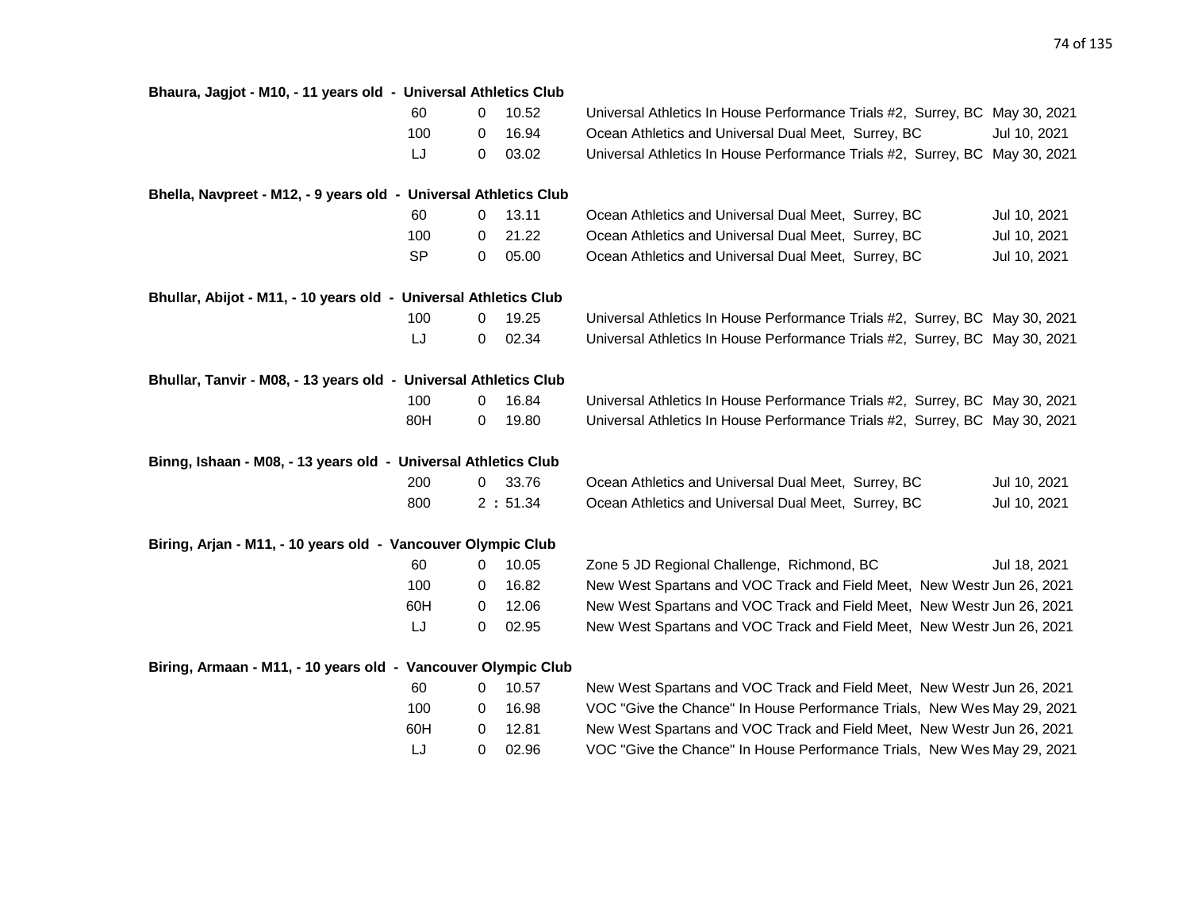**Bhaura, Jagjot - M10, - 11 years old - Universal Athletics Club**

| Event | | Mark | Meet | Date |
|---|---|---|---|---|
| 60 | 0 | 10.52 | Universal Athletics In House Performance Trials #2, Surrey, BC | May 30, 2021 |
| 100 | 0 | 16.94 | Ocean Athletics and Universal Dual Meet, Surrey, BC | Jul 10, 2021 |
| LJ | 0 | 03.02 | Universal Athletics In House Performance Trials #2, Surrey, BC | May 30, 2021 |

**Bhella, Navpreet - M12, - 9 years old - Universal Athletics Club**

| Event | | Mark | Meet | Date |
|---|---|---|---|---|
| 60 | 0 | 13.11 | Ocean Athletics and Universal Dual Meet, Surrey, BC | Jul 10, 2021 |
| 100 | 0 | 21.22 | Ocean Athletics and Universal Dual Meet, Surrey, BC | Jul 10, 2021 |
| SP | 0 | 05.00 | Ocean Athletics and Universal Dual Meet, Surrey, BC | Jul 10, 2021 |

**Bhullar, Abijot - M11, - 10 years old - Universal Athletics Club**

| Event | | Mark | Meet | Date |
|---|---|---|---|---|
| 100 | 0 | 19.25 | Universal Athletics In House Performance Trials #2, Surrey, BC | May 30, 2021 |
| LJ | 0 | 02.34 | Universal Athletics In House Performance Trials #2, Surrey, BC | May 30, 2021 |

**Bhullar, Tanvir - M08, - 13 years old - Universal Athletics Club**

| Event | | Mark | Meet | Date |
|---|---|---|---|---|
| 100 | 0 | 16.84 | Universal Athletics In House Performance Trials #2, Surrey, BC | May 30, 2021 |
| 80H | 0 | 19.80 | Universal Athletics In House Performance Trials #2, Surrey, BC | May 30, 2021 |

**Binng, Ishaan - M08, - 13 years old - Universal Athletics Club**

| Event | | Mark | Meet | Date |
|---|---|---|---|---|
| 200 | 0 | 33.76 | Ocean Athletics and Universal Dual Meet, Surrey, BC | Jul 10, 2021 |
| 800 | 2 | : 51.34 | Ocean Athletics and Universal Dual Meet, Surrey, BC | Jul 10, 2021 |

**Biring, Arjan - M11, - 10 years old - Vancouver Olympic Club**

| Event | | Mark | Meet | Date |
|---|---|---|---|---|
| 60 | 0 | 10.05 | Zone 5 JD Regional Challenge, Richmond, BC | Jul 18, 2021 |
| 100 | 0 | 16.82 | New West Spartans and VOC Track and Field Meet, New Westr | Jun 26, 2021 |
| 60H | 0 | 12.06 | New West Spartans and VOC Track and Field Meet, New Westr | Jun 26, 2021 |
| LJ | 0 | 02.95 | New West Spartans and VOC Track and Field Meet, New Westr | Jun 26, 2021 |

**Biring, Armaan - M11, - 10 years old - Vancouver Olympic Club**

| Event | | Mark | Meet | Date |
|---|---|---|---|---|
| 60 | 0 | 10.57 | New West Spartans and VOC Track and Field Meet, New Westr | Jun 26, 2021 |
| 100 | 0 | 16.98 | VOC "Give the Chance" In House Performance Trials, New Wes | May 29, 2021 |
| 60H | 0 | 12.81 | New West Spartans and VOC Track and Field Meet, New Westr | Jun 26, 2021 |
| LJ | 0 | 02.96 | VOC "Give the Chance" In House Performance Trials, New Wes | May 29, 2021 |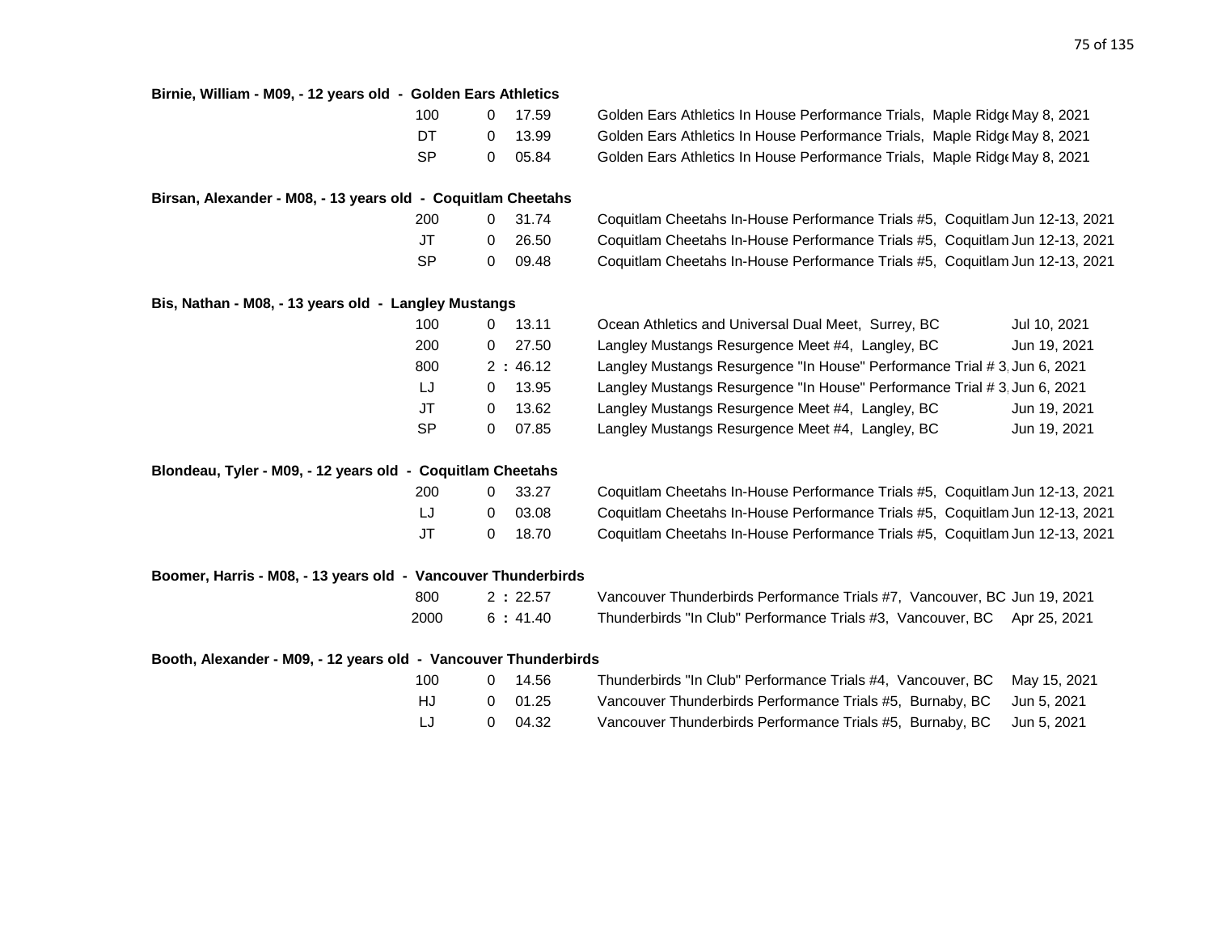**Birnie, William - M09, - 12 years old - Golden Ears Athletics**

| Event | Mark | Meet | Date |
|---|---|---|---|
| 100 | 0 17.59 | Golden Ears Athletics In House Performance Trials, Maple Ridge | May 8, 2021 |
| DT | 0 13.99 | Golden Ears Athletics In House Performance Trials, Maple Ridge | May 8, 2021 |
| SP | 0 05.84 | Golden Ears Athletics In House Performance Trials, Maple Ridge | May 8, 2021 |

**Birsan, Alexander - M08, - 13 years old - Coquitlam Cheetahs**

| Event | Mark | Meet | Date |
|---|---|---|---|
| 200 | 0 31.74 | Coquitlam Cheetahs In-House Performance Trials #5, Coquitlam | Jun 12-13, 2021 |
| JT | 0 26.50 | Coquitlam Cheetahs In-House Performance Trials #5, Coquitlam | Jun 12-13, 2021 |
| SP | 0 09.48 | Coquitlam Cheetahs In-House Performance Trials #5, Coquitlam | Jun 12-13, 2021 |

**Bis, Nathan - M08, - 13 years old - Langley Mustangs**

| Event | Mark | Meet | Date |
|---|---|---|---|
| 100 | 0 13.11 | Ocean Athletics and Universal Dual Meet, Surrey, BC | Jul 10, 2021 |
| 200 | 0 27.50 | Langley Mustangs Resurgence Meet #4, Langley, BC | Jun 19, 2021 |
| 800 | 2 : 46.12 | Langley Mustangs Resurgence "In House" Performance Trial # 3 | Jun 6, 2021 |
| LJ | 0 13.95 | Langley Mustangs Resurgence "In House" Performance Trial # 3 | Jun 6, 2021 |
| JT | 0 13.62 | Langley Mustangs Resurgence Meet #4, Langley, BC | Jun 19, 2021 |
| SP | 0 07.85 | Langley Mustangs Resurgence Meet #4, Langley, BC | Jun 19, 2021 |

**Blondeau, Tyler - M09, - 12 years old - Coquitlam Cheetahs**

| Event | Mark | Meet | Date |
|---|---|---|---|
| 200 | 0 33.27 | Coquitlam Cheetahs In-House Performance Trials #5, Coquitlam | Jun 12-13, 2021 |
| LJ | 0 03.08 | Coquitlam Cheetahs In-House Performance Trials #5, Coquitlam | Jun 12-13, 2021 |
| JT | 0 18.70 | Coquitlam Cheetahs In-House Performance Trials #5, Coquitlam | Jun 12-13, 2021 |

**Boomer, Harris - M08, - 13 years old - Vancouver Thunderbirds**

| Event | Mark | Meet | Date |
|---|---|---|---|
| 800 | 2 : 22.57 | Vancouver Thunderbirds Performance Trials #7, Vancouver, BC | Jun 19, 2021 |
| 2000 | 6 : 41.40 | Thunderbirds "In Club" Performance Trials #3, Vancouver, BC | Apr 25, 2021 |

**Booth, Alexander - M09, - 12 years old - Vancouver Thunderbirds**

| Event | Mark | Meet | Date |
|---|---|---|---|
| 100 | 0 14.56 | Thunderbirds "In Club" Performance Trials #4, Vancouver, BC | May 15, 2021 |
| HJ | 0 01.25 | Vancouver Thunderbirds Performance Trials #5, Burnaby, BC | Jun 5, 2021 |
| LJ | 0 04.32 | Vancouver Thunderbirds Performance Trials #5, Burnaby, BC | Jun 5, 2021 |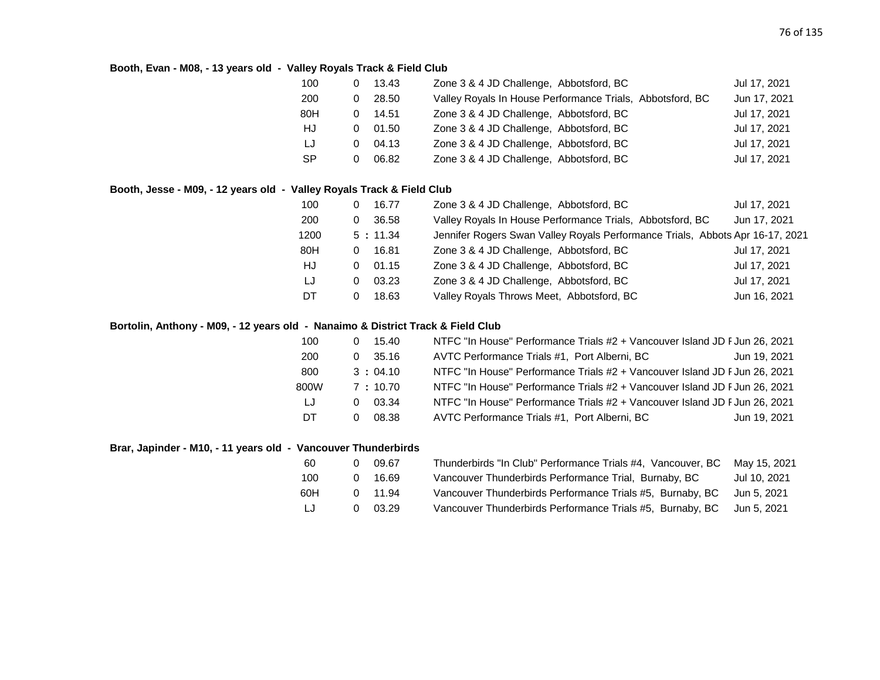**Booth, Evan - M08, - 13 years old - Valley Royals Track & Field Club**

| Event | | Mark | Meet | Date |
|---|---|---|---|---|
| 100 | 0 | 13.43 | Zone 3 & 4 JD Challenge, Abbotsford, BC | Jul 17, 2021 |
| 200 | 0 | 28.50 | Valley Royals In House Performance Trials, Abbotsford, BC | Jun 17, 2021 |
| 80H | 0 | 14.51 | Zone 3 & 4 JD Challenge, Abbotsford, BC | Jul 17, 2021 |
| HJ | 0 | 01.50 | Zone 3 & 4 JD Challenge, Abbotsford, BC | Jul 17, 2021 |
| LJ | 0 | 04.13 | Zone 3 & 4 JD Challenge, Abbotsford, BC | Jul 17, 2021 |
| SP | 0 | 06.82 | Zone 3 & 4 JD Challenge, Abbotsford, BC | Jul 17, 2021 |

**Booth, Jesse - M09, - 12 years old - Valley Royals Track & Field Club**

| Event | | Mark | Meet | Date |
|---|---|---|---|---|
| 100 | 0 | 16.77 | Zone 3 & 4 JD Challenge, Abbotsford, BC | Jul 17, 2021 |
| 200 | 0 | 36.58 | Valley Royals In House Performance Trials, Abbotsford, BC | Jun 17, 2021 |
| 1200 | 5 : | 11.34 | Jennifer Rogers Swan Valley Royals Performance Trials, Abbots | Apr 16-17, 2021 |
| 80H | 0 | 16.81 | Zone 3 & 4 JD Challenge, Abbotsford, BC | Jul 17, 2021 |
| HJ | 0 | 01.15 | Zone 3 & 4 JD Challenge, Abbotsford, BC | Jul 17, 2021 |
| LJ | 0 | 03.23 | Zone 3 & 4 JD Challenge, Abbotsford, BC | Jul 17, 2021 |
| DT | 0 | 18.63 | Valley Royals Throws Meet, Abbotsford, BC | Jun 16, 2021 |

**Bortolin, Anthony - M09, - 12 years old - Nanaimo & District Track & Field Club**

| Event | | Mark | Meet | Date |
|---|---|---|---|---|
| 100 | 0 | 15.40 | NTFC "In House" Performance Trials #2 + Vancouver Island JD F | Jun 26, 2021 |
| 200 | 0 | 35.16 | AVTC Performance Trials #1, Port Alberni, BC | Jun 19, 2021 |
| 800 | 3 : | 04.10 | NTFC "In House" Performance Trials #2 + Vancouver Island JD F | Jun 26, 2021 |
| 800W | 7 : | 10.70 | NTFC "In House" Performance Trials #2 + Vancouver Island JD F | Jun 26, 2021 |
| LJ | 0 | 03.34 | NTFC "In House" Performance Trials #2 + Vancouver Island JD F | Jun 26, 2021 |
| DT | 0 | 08.38 | AVTC Performance Trials #1, Port Alberni, BC | Jun 19, 2021 |

**Brar, Japinder - M10, - 11 years old - Vancouver Thunderbirds**

| Event | | Mark | Meet | Date |
|---|---|---|---|---|
| 60 | 0 | 09.67 | Thunderbirds "In Club" Performance Trials #4, Vancouver, BC | May 15, 2021 |
| 100 | 0 | 16.69 | Vancouver Thunderbirds Performance Trial, Burnaby, BC | Jul 10, 2021 |
| 60H | 0 | 11.94 | Vancouver Thunderbirds Performance Trials #5, Burnaby, BC | Jun 5, 2021 |
| LJ | 0 | 03.29 | Vancouver Thunderbirds Performance Trials #5, Burnaby, BC | Jun 5, 2021 |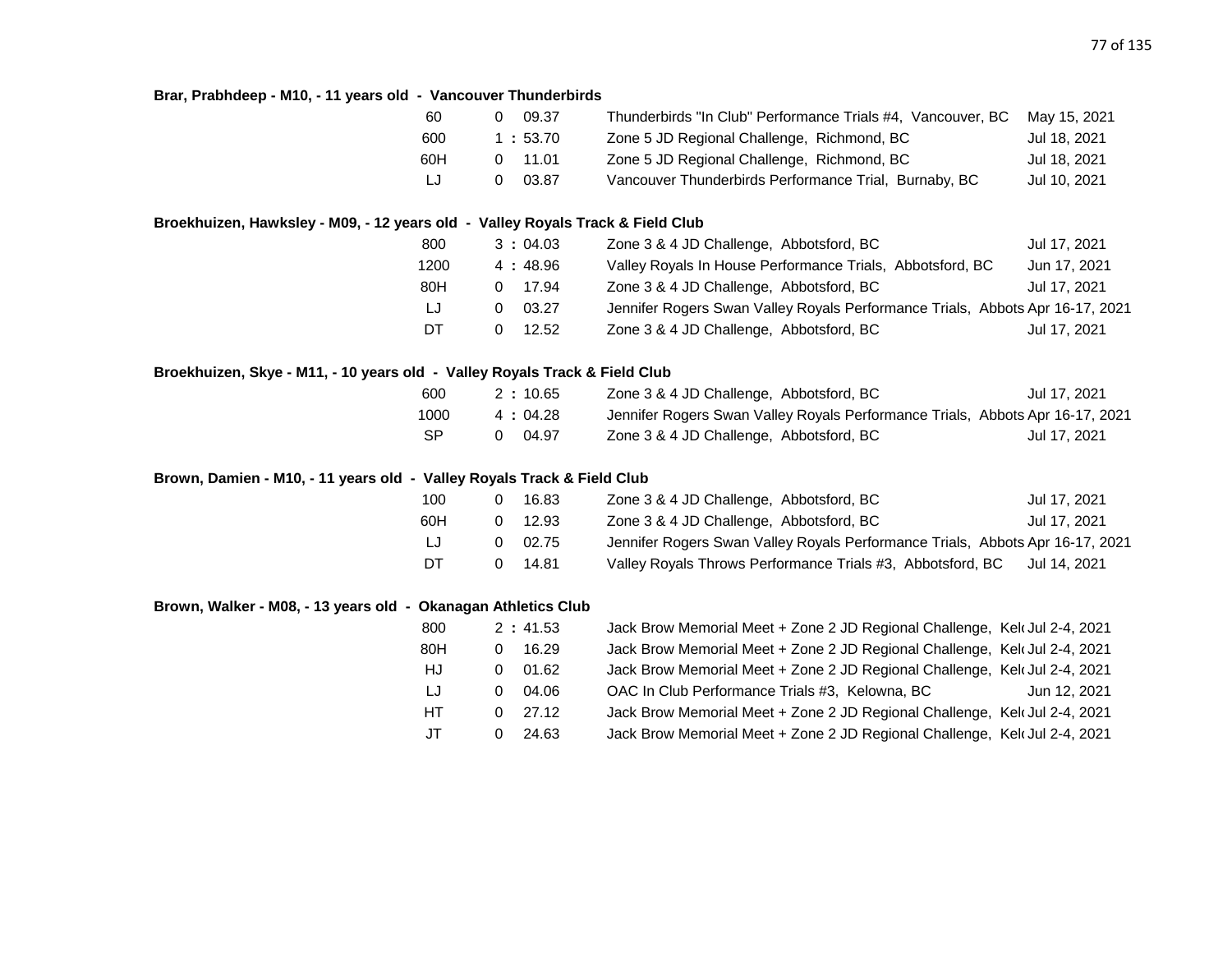**Brar, Prabhdeep - M10, - 11 years old - Vancouver Thunderbirds**

| Event | Mark | | Meet | Date |
|---|---|---|---|---|
| 60 | 0 | 09.37 | Thunderbirds "In Club" Performance Trials #4, Vancouver, BC | May 15, 2021 |
| 600 | 1 : | 53.70 | Zone 5 JD Regional Challenge, Richmond, BC | Jul 18, 2021 |
| 60H | 0 | 11.01 | Zone 5 JD Regional Challenge, Richmond, BC | Jul 18, 2021 |
| LJ | 0 | 03.87 | Vancouver Thunderbirds Performance Trial, Burnaby, BC | Jul 10, 2021 |

**Broekhuizen, Hawksley - M09, - 12 years old - Valley Royals Track & Field Club**

| Event | Mark | | Meet | Date |
|---|---|---|---|---|
| 800 | 3 : | 04.03 | Zone 3 & 4 JD Challenge, Abbotsford, BC | Jul 17, 2021 |
| 1200 | 4 : | 48.96 | Valley Royals In House Performance Trials, Abbotsford, BC | Jun 17, 2021 |
| 80H | 0 | 17.94 | Zone 3 & 4 JD Challenge, Abbotsford, BC | Jul 17, 2021 |
| LJ | 0 | 03.27 | Jennifer Rogers Swan Valley Royals Performance Trials, Abbots | Apr 16-17, 2021 |
| DT | 0 | 12.52 | Zone 3 & 4 JD Challenge, Abbotsford, BC | Jul 17, 2021 |

**Broekhuizen, Skye - M11, - 10 years old - Valley Royals Track & Field Club**

| Event | Mark | | Meet | Date |
|---|---|---|---|---|
| 600 | 2 : | 10.65 | Zone 3 & 4 JD Challenge, Abbotsford, BC | Jul 17, 2021 |
| 1000 | 4 : | 04.28 | Jennifer Rogers Swan Valley Royals Performance Trials, Abbots | Apr 16-17, 2021 |
| SP | 0 | 04.97 | Zone 3 & 4 JD Challenge, Abbotsford, BC | Jul 17, 2021 |

**Brown, Damien - M10, - 11 years old - Valley Royals Track & Field Club**

| Event | Mark | | Meet | Date |
|---|---|---|---|---|
| 100 | 0 | 16.83 | Zone 3 & 4 JD Challenge, Abbotsford, BC | Jul 17, 2021 |
| 60H | 0 | 12.93 | Zone 3 & 4 JD Challenge, Abbotsford, BC | Jul 17, 2021 |
| LJ | 0 | 02.75 | Jennifer Rogers Swan Valley Royals Performance Trials, Abbots | Apr 16-17, 2021 |
| DT | 0 | 14.81 | Valley Royals Throws Performance Trials #3, Abbotsford, BC | Jul 14, 2021 |

**Brown, Walker - M08, - 13 years old - Okanagan Athletics Club**

| Event | Mark | | Meet | Date |
|---|---|---|---|---|
| 800 | 2 : | 41.53 | Jack Brow Memorial Meet + Zone 2 JD Regional Challenge, Kel | Jul 2-4, 2021 |
| 80H | 0 | 16.29 | Jack Brow Memorial Meet + Zone 2 JD Regional Challenge, Kel | Jul 2-4, 2021 |
| HJ | 0 | 01.62 | Jack Brow Memorial Meet + Zone 2 JD Regional Challenge, Kel | Jul 2-4, 2021 |
| LJ | 0 | 04.06 | OAC In Club Performance Trials #3, Kelowna, BC | Jun 12, 2021 |
| HT | 0 | 27.12 | Jack Brow Memorial Meet + Zone 2 JD Regional Challenge, Kel | Jul 2-4, 2021 |
| JT | 0 | 24.63 | Jack Brow Memorial Meet + Zone 2 JD Regional Challenge, Kel | Jul 2-4, 2021 |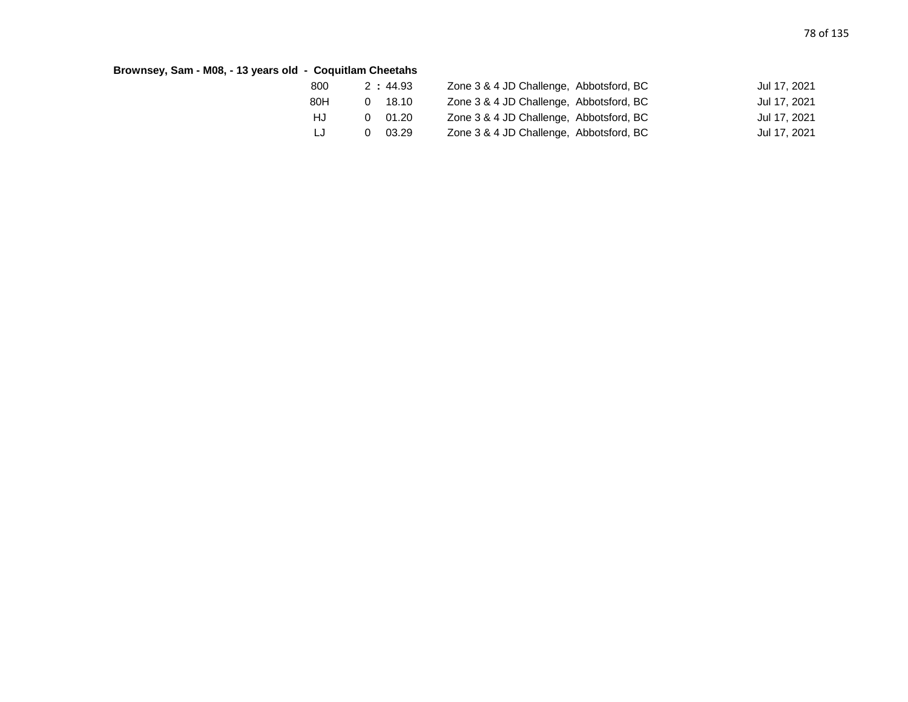**Brownsey, Sam - M08, - 13 years old - Coquitlam Cheetahs**

| Event | Result | Meet | Date |
|---|---|---|---|
| 800 | 2 : 44.93 | Zone 3 & 4 JD Challenge, Abbotsford, BC | Jul 17, 2021 |
| 80H | 0 18.10 | Zone 3 & 4 JD Challenge, Abbotsford, BC | Jul 17, 2021 |
| HJ | 0 01.20 | Zone 3 & 4 JD Challenge, Abbotsford, BC | Jul 17, 2021 |
| LJ | 0 03.29 | Zone 3 & 4 JD Challenge, Abbotsford, BC | Jul 17, 2021 |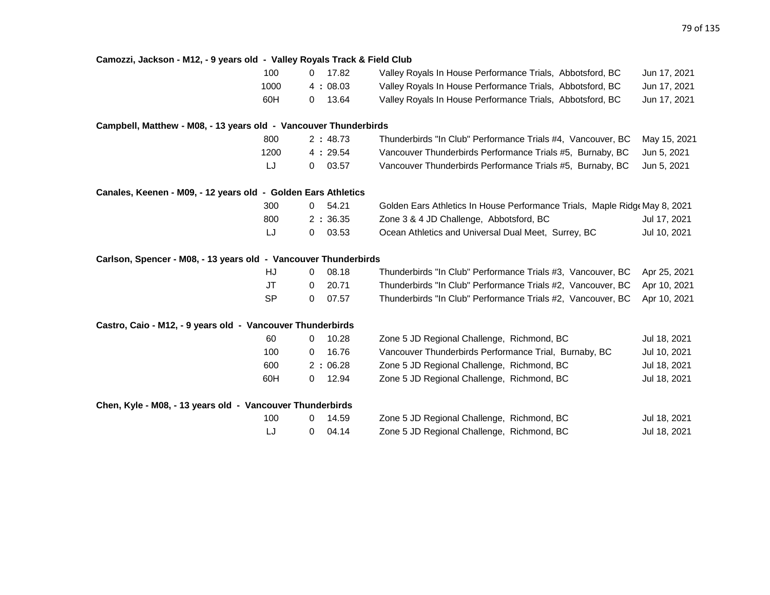**Camozzi, Jackson - M12, - 9 years old - Valley Royals Track & Field Club**

| Event | Mark | Meet | Date |
|---|---|---|---|
| 100 | 0 17.82 | Valley Royals In House Performance Trials, Abbotsford, BC | Jun 17, 2021 |
| 1000 | 4 : 08.03 | Valley Royals In House Performance Trials, Abbotsford, BC | Jun 17, 2021 |
| 60H | 0 13.64 | Valley Royals In House Performance Trials, Abbotsford, BC | Jun 17, 2021 |

**Campbell, Matthew - M08, - 13 years old - Vancouver Thunderbirds**

| Event | Mark | Meet | Date |
|---|---|---|---|
| 800 | 2 : 48.73 | Thunderbirds "In Club" Performance Trials #4, Vancouver, BC | May 15, 2021 |
| 1200 | 4 : 29.54 | Vancouver Thunderbirds Performance Trials #5, Burnaby, BC | Jun 5, 2021 |
| LJ | 0 03.57 | Vancouver Thunderbirds Performance Trials #5, Burnaby, BC | Jun 5, 2021 |

**Canales, Keenen - M09, - 12 years old - Golden Ears Athletics**

| Event | Mark | Meet | Date |
|---|---|---|---|
| 300 | 0 54.21 | Golden Ears Athletics In House Performance Trials, Maple Ridge | May 8, 2021 |
| 800 | 2 : 36.35 | Zone 3 & 4 JD Challenge, Abbotsford, BC | Jul 17, 2021 |
| LJ | 0 03.53 | Ocean Athletics and Universal Dual Meet, Surrey, BC | Jul 10, 2021 |

**Carlson, Spencer - M08, - 13 years old - Vancouver Thunderbirds**

| Event | Mark | Meet | Date |
|---|---|---|---|
| HJ | 0 08.18 | Thunderbirds "In Club" Performance Trials #3, Vancouver, BC | Apr 25, 2021 |
| JT | 0 20.71 | Thunderbirds "In Club" Performance Trials #2, Vancouver, BC | Apr 10, 2021 |
| SP | 0 07.57 | Thunderbirds "In Club" Performance Trials #2, Vancouver, BC | Apr 10, 2021 |

**Castro, Caio - M12, - 9 years old - Vancouver Thunderbirds**

| Event | Mark | Meet | Date |
|---|---|---|---|
| 60 | 0 10.28 | Zone 5 JD Regional Challenge, Richmond, BC | Jul 18, 2021 |
| 100 | 0 16.76 | Vancouver Thunderbirds Performance Trial, Burnaby, BC | Jul 10, 2021 |
| 600 | 2 : 06.28 | Zone 5 JD Regional Challenge, Richmond, BC | Jul 18, 2021 |
| 60H | 0 12.94 | Zone 5 JD Regional Challenge, Richmond, BC | Jul 18, 2021 |

**Chen, Kyle - M08, - 13 years old - Vancouver Thunderbirds**

| Event | Mark | Meet | Date |
|---|---|---|---|
| 100 | 0 14.59 | Zone 5 JD Regional Challenge, Richmond, BC | Jul 18, 2021 |
| LJ | 0 04.14 | Zone 5 JD Regional Challenge, Richmond, BC | Jul 18, 2021 |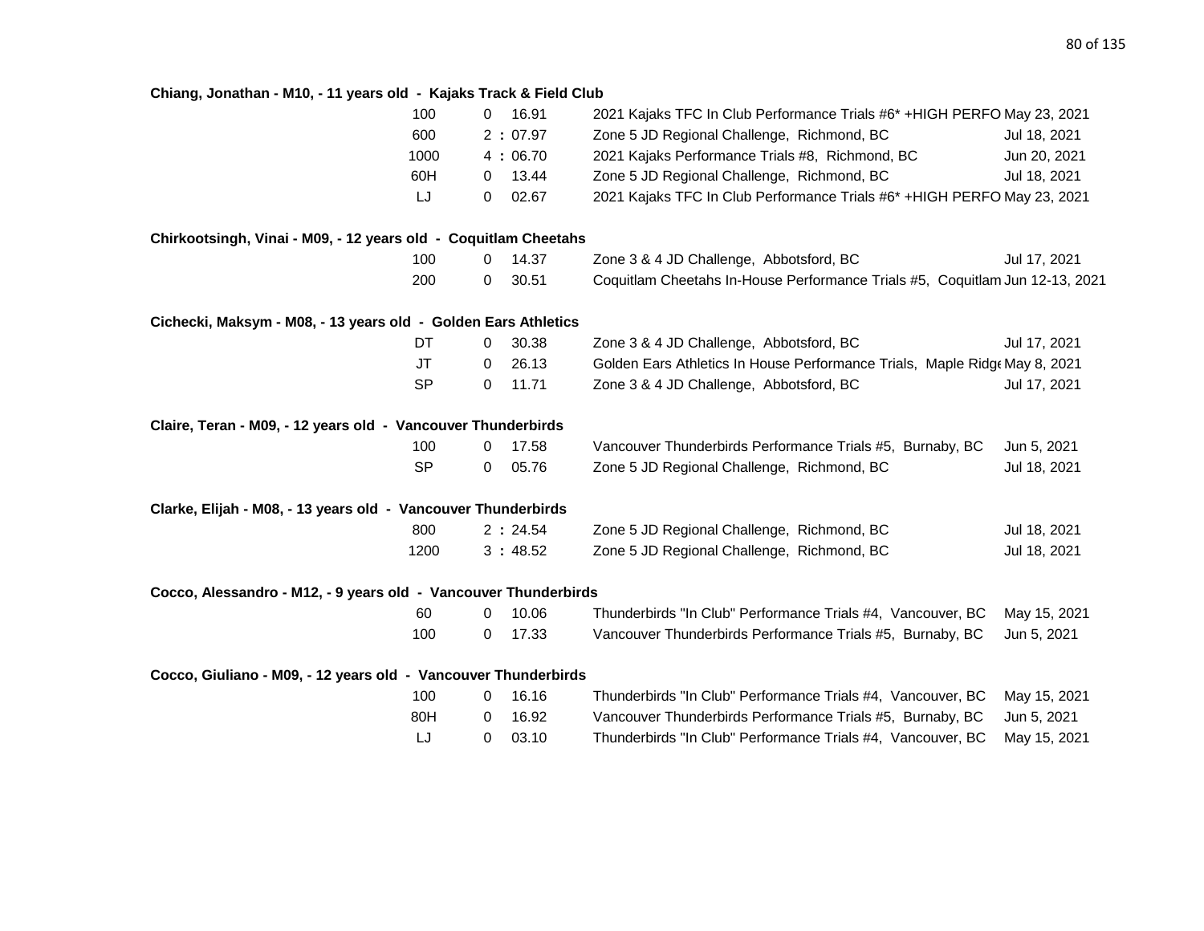**Chiang, Jonathan - M10, - 11 years old - Kajaks Track & Field Club**

| Event | | Mark | Meet | Date |
|---|---|---|---|---|
| 100 | 0 | 16.91 | 2021 Kajaks TFC In Club Performance Trials #6* +HIGH PERFO | May 23, 2021 |
| 600 | 2 : | 07.97 | Zone 5 JD Regional Challenge, Richmond, BC | Jul 18, 2021 |
| 1000 | 4 : | 06.70 | 2021 Kajaks Performance Trials #8, Richmond, BC | Jun 20, 2021 |
| 60H | 0 | 13.44 | Zone 5 JD Regional Challenge, Richmond, BC | Jul 18, 2021 |
| LJ | 0 | 02.67 | 2021 Kajaks TFC In Club Performance Trials #6* +HIGH PERFO | May 23, 2021 |

**Chirkootsingh, Vinai - M09, - 12 years old - Coquitlam Cheetahs**

| Event | | Mark | Meet | Date |
|---|---|---|---|---|
| 100 | 0 | 14.37 | Zone 3 & 4 JD Challenge, Abbotsford, BC | Jul 17, 2021 |
| 200 | 0 | 30.51 | Coquitlam Cheetahs In-House Performance Trials #5, Coquitlam | Jun 12-13, 2021 |

**Cichecki, Maksym - M08, - 13 years old - Golden Ears Athletics**

| Event | | Mark | Meet | Date |
|---|---|---|---|---|
| DT | 0 | 30.38 | Zone 3 & 4 JD Challenge, Abbotsford, BC | Jul 17, 2021 |
| JT | 0 | 26.13 | Golden Ears Athletics In House Performance Trials, Maple Ridge | May 8, 2021 |
| SP | 0 | 11.71 | Zone 3 & 4 JD Challenge, Abbotsford, BC | Jul 17, 2021 |

**Claire, Teran - M09, - 12 years old - Vancouver Thunderbirds**

| Event | | Mark | Meet | Date |
|---|---|---|---|---|
| 100 | 0 | 17.58 | Vancouver Thunderbirds Performance Trials #5, Burnaby, BC | Jun 5, 2021 |
| SP | 0 | 05.76 | Zone 5 JD Regional Challenge, Richmond, BC | Jul 18, 2021 |

**Clarke, Elijah - M08, - 13 years old - Vancouver Thunderbirds**

| Event | | Mark | Meet | Date |
|---|---|---|---|---|
| 800 | 2 : | 24.54 | Zone 5 JD Regional Challenge, Richmond, BC | Jul 18, 2021 |
| 1200 | 3 : | 48.52 | Zone 5 JD Regional Challenge, Richmond, BC | Jul 18, 2021 |

**Cocco, Alessandro - M12, - 9 years old - Vancouver Thunderbirds**

| Event | | Mark | Meet | Date |
|---|---|---|---|---|
| 60 | 0 | 10.06 | Thunderbirds "In Club" Performance Trials #4, Vancouver, BC | May 15, 2021 |
| 100 | 0 | 17.33 | Vancouver Thunderbirds Performance Trials #5, Burnaby, BC | Jun 5, 2021 |

**Cocco, Giuliano - M09, - 12 years old - Vancouver Thunderbirds**

| Event | | Mark | Meet | Date |
|---|---|---|---|---|
| 100 | 0 | 16.16 | Thunderbirds "In Club" Performance Trials #4, Vancouver, BC | May 15, 2021 |
| 80H | 0 | 16.92 | Vancouver Thunderbirds Performance Trials #5, Burnaby, BC | Jun 5, 2021 |
| LJ | 0 | 03.10 | Thunderbirds "In Club" Performance Trials #4, Vancouver, BC | May 15, 2021 |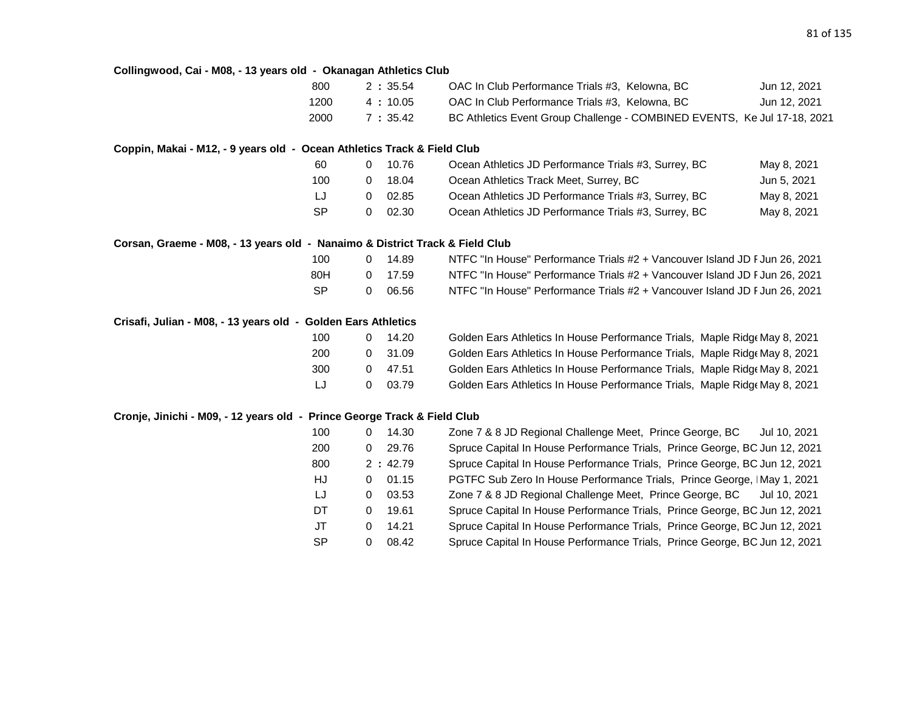**Collingwood, Cai - M08, - 13 years old - Okanagan Athletics Club**

| Event | Mark | | Meet | Date |
|---|---|---|---|---|
| 800 | 2 | : 35.54 | OAC In Club Performance Trials #3, Kelowna, BC | Jun 12, 2021 |
| 1200 | 4 | : 10.05 | OAC In Club Performance Trials #3, Kelowna, BC | Jun 12, 2021 |
| 2000 | 7 | : 35.42 | BC Athletics Event Group Challenge - COMBINED EVENTS, Ke | Jul 17-18, 2021 |

**Coppin, Makai - M12, - 9 years old - Ocean Athletics Track & Field Club**

| Event | Mark | | Meet | Date |
|---|---|---|---|---|
| 60 | 0 | 10.76 | Ocean Athletics JD Performance Trials #3, Surrey, BC | May 8, 2021 |
| 100 | 0 | 18.04 | Ocean Athletics Track Meet, Surrey, BC | Jun 5, 2021 |
| LJ | 0 | 02.85 | Ocean Athletics JD Performance Trials #3, Surrey, BC | May 8, 2021 |
| SP | 0 | 02.30 | Ocean Athletics JD Performance Trials #3, Surrey, BC | May 8, 2021 |

**Corsan, Graeme - M08, - 13 years old - Nanaimo & District Track & Field Club**

| Event | Mark | | Meet | Date |
|---|---|---|---|---|
| 100 | 0 | 14.89 | NTFC "In House" Performance Trials #2 + Vancouver Island JD F | Jun 26, 2021 |
| 80H | 0 | 17.59 | NTFC "In House" Performance Trials #2 + Vancouver Island JD F | Jun 26, 2021 |
| SP | 0 | 06.56 | NTFC "In House" Performance Trials #2 + Vancouver Island JD F | Jun 26, 2021 |

**Crisafi, Julian - M08, - 13 years old - Golden Ears Athletics**

| Event | Mark | | Meet | Date |
|---|---|---|---|---|
| 100 | 0 | 14.20 | Golden Ears Athletics In House Performance Trials, Maple Ridge | May 8, 2021 |
| 200 | 0 | 31.09 | Golden Ears Athletics In House Performance Trials, Maple Ridge | May 8, 2021 |
| 300 | 0 | 47.51 | Golden Ears Athletics In House Performance Trials, Maple Ridge | May 8, 2021 |
| LJ | 0 | 03.79 | Golden Ears Athletics In House Performance Trials, Maple Ridge | May 8, 2021 |

**Cronje, Jinichi - M09, - 12 years old - Prince George Track & Field Club**

| Event | Mark | | Meet | Date |
|---|---|---|---|---|
| 100 | 0 | 14.30 | Zone 7 & 8 JD Regional Challenge Meet, Prince George, BC | Jul 10, 2021 |
| 200 | 0 | 29.76 | Spruce Capital In House Performance Trials, Prince George, BC | Jun 12, 2021 |
| 800 | 2 | : 42.79 | Spruce Capital In House Performance Trials, Prince George, BC | Jun 12, 2021 |
| HJ | 0 | 01.15 | PGTFC Sub Zero In House Performance Trials, Prince George, I | May 1, 2021 |
| LJ | 0 | 03.53 | Zone 7 & 8 JD Regional Challenge Meet, Prince George, BC | Jul 10, 2021 |
| DT | 0 | 19.61 | Spruce Capital In House Performance Trials, Prince George, BC | Jun 12, 2021 |
| JT | 0 | 14.21 | Spruce Capital In House Performance Trials, Prince George, BC | Jun 12, 2021 |
| SP | 0 | 08.42 | Spruce Capital In House Performance Trials, Prince George, BC | Jun 12, 2021 |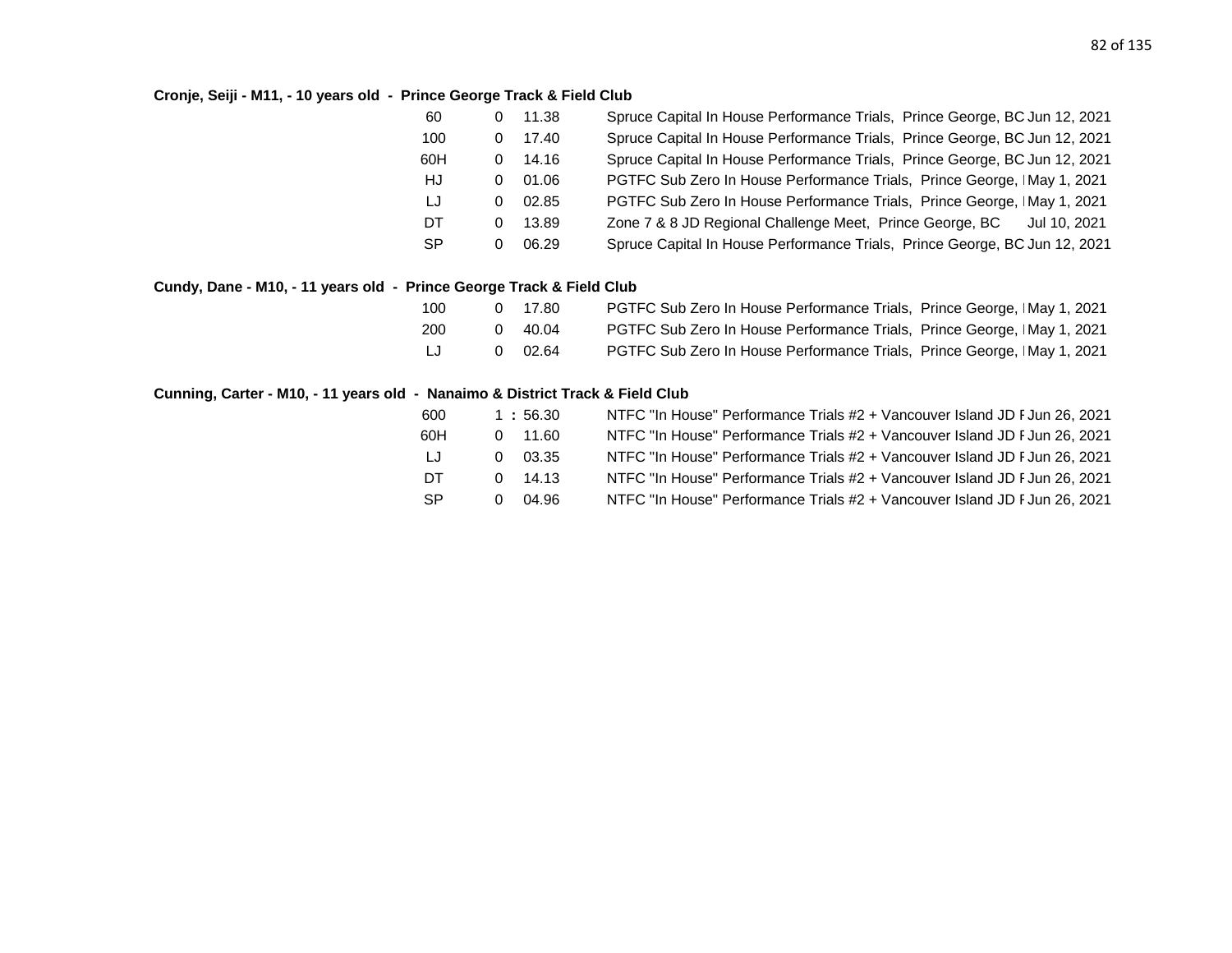**Cronje, Seiji - M11, - 10 years old  -  Prince George Track & Field Club**

| Event | | Result | Meet | Date |
|---|---|---|---|---|
| 60 | 0 | 11.38 | Spruce Capital In House Performance Trials, Prince George, BC | Jun 12, 2021 |
| 100 | 0 | 17.40 | Spruce Capital In House Performance Trials, Prince George, BC | Jun 12, 2021 |
| 60H | 0 | 14.16 | Spruce Capital In House Performance Trials, Prince George, BC | Jun 12, 2021 |
| HJ | 0 | 01.06 | PGTFC Sub Zero In House Performance Trials, Prince George, I | May 1, 2021 |
| LJ | 0 | 02.85 | PGTFC Sub Zero In House Performance Trials, Prince George, I | May 1, 2021 |
| DT | 0 | 13.89 | Zone 7 & 8 JD Regional Challenge Meet, Prince George, BC | Jul 10, 2021 |
| SP | 0 | 06.29 | Spruce Capital In House Performance Trials, Prince George, BC | Jun 12, 2021 |

**Cundy, Dane - M10, - 11 years old  -  Prince George Track & Field Club**

| Event | | Result | Meet | Date |
|---|---|---|---|---|
| 100 | 0 | 17.80 | PGTFC Sub Zero In House Performance Trials, Prince George, I | May 1, 2021 |
| 200 | 0 | 40.04 | PGTFC Sub Zero In House Performance Trials, Prince George, I | May 1, 2021 |
| LJ | 0 | 02.64 | PGTFC Sub Zero In House Performance Trials, Prince George, I | May 1, 2021 |

**Cunning, Carter - M10, - 11 years old  -  Nanaimo & District Track & Field Club**

| Event | | Result | Meet | Date |
|---|---|---|---|---|
| 600 | 1 | : 56.30 | NTFC "In House" Performance Trials #2 + Vancouver Island JD F | Jun 26, 2021 |
| 60H | 0 | 11.60 | NTFC "In House" Performance Trials #2 + Vancouver Island JD F | Jun 26, 2021 |
| LJ | 0 | 03.35 | NTFC "In House" Performance Trials #2 + Vancouver Island JD F | Jun 26, 2021 |
| DT | 0 | 14.13 | NTFC "In House" Performance Trials #2 + Vancouver Island JD F | Jun 26, 2021 |
| SP | 0 | 04.96 | NTFC "In House" Performance Trials #2 + Vancouver Island JD F | Jun 26, 2021 |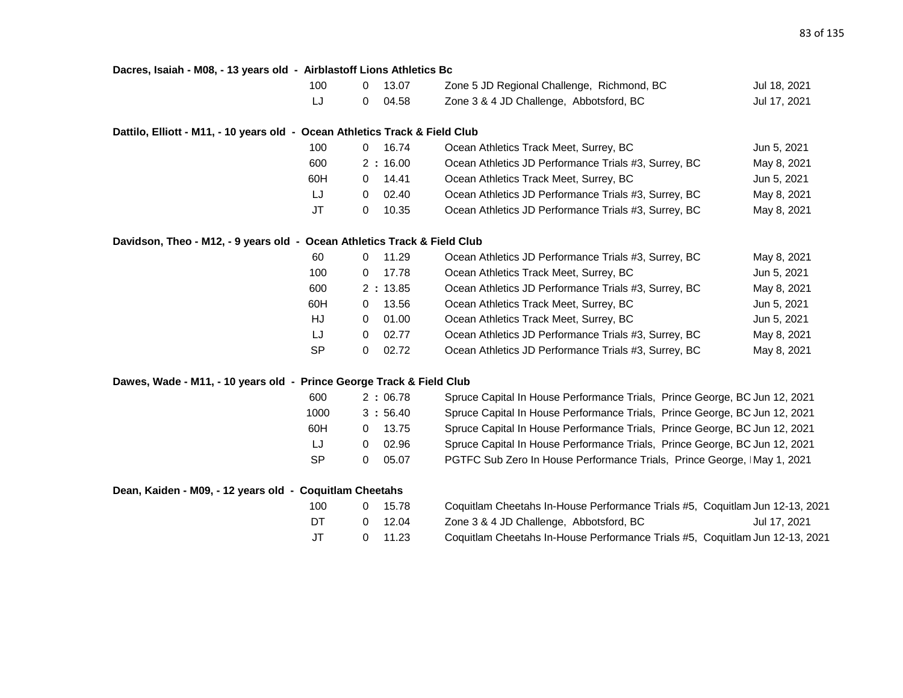**Dacres, Isaiah - M08, - 13 years old - Airblastoff Lions Athletics Bc**

| Event | | Result | Meet | Date |
|---|---|---|---|---|
| 100 | 0 | 13.07 | Zone 5 JD Regional Challenge, Richmond, BC | Jul 18, 2021 |
| LJ | 0 | 04.58 | Zone 3 & 4 JD Challenge, Abbotsford, BC | Jul 17, 2021 |

**Dattilo, Elliott - M11, - 10 years old - Ocean Athletics Track & Field Club**

| Event | | Result | Meet | Date |
|---|---|---|---|---|
| 100 | 0 | 16.74 | Ocean Athletics Track Meet, Surrey, BC | Jun 5, 2021 |
| 600 | 2 : | 16.00 | Ocean Athletics JD Performance Trials #3, Surrey, BC | May 8, 2021 |
| 60H | 0 | 14.41 | Ocean Athletics Track Meet, Surrey, BC | Jun 5, 2021 |
| LJ | 0 | 02.40 | Ocean Athletics JD Performance Trials #3, Surrey, BC | May 8, 2021 |
| JT | 0 | 10.35 | Ocean Athletics JD Performance Trials #3, Surrey, BC | May 8, 2021 |

**Davidson, Theo - M12, - 9 years old - Ocean Athletics Track & Field Club**

| Event | | Result | Meet | Date |
|---|---|---|---|---|
| 60 | 0 | 11.29 | Ocean Athletics JD Performance Trials #3, Surrey, BC | May 8, 2021 |
| 100 | 0 | 17.78 | Ocean Athletics Track Meet, Surrey, BC | Jun 5, 2021 |
| 600 | 2 : | 13.85 | Ocean Athletics JD Performance Trials #3, Surrey, BC | May 8, 2021 |
| 60H | 0 | 13.56 | Ocean Athletics Track Meet, Surrey, BC | Jun 5, 2021 |
| HJ | 0 | 01.00 | Ocean Athletics Track Meet, Surrey, BC | Jun 5, 2021 |
| LJ | 0 | 02.77 | Ocean Athletics JD Performance Trials #3, Surrey, BC | May 8, 2021 |
| SP | 0 | 02.72 | Ocean Athletics JD Performance Trials #3, Surrey, BC | May 8, 2021 |

**Dawes, Wade - M11, - 10 years old - Prince George Track & Field Club**

| Event | | Result | Meet | Date |
|---|---|---|---|---|
| 600 | 2 : | 06.78 | Spruce Capital In House Performance Trials, Prince George, BC | Jun 12, 2021 |
| 1000 | 3 : | 56.40 | Spruce Capital In House Performance Trials, Prince George, BC | Jun 12, 2021 |
| 60H | 0 | 13.75 | Spruce Capital In House Performance Trials, Prince George, BC | Jun 12, 2021 |
| LJ | 0 | 02.96 | Spruce Capital In House Performance Trials, Prince George, BC | Jun 12, 2021 |
| SP | 0 | 05.07 | PGTFC Sub Zero In House Performance Trials, Prince George, I | May 1, 2021 |

**Dean, Kaiden - M09, - 12 years old - Coquitlam Cheetahs**

| Event | | Result | Meet | Date |
|---|---|---|---|---|
| 100 | 0 | 15.78 | Coquitlam Cheetahs In-House Performance Trials #5, Coquitlam | Jun 12-13, 2021 |
| DT | 0 | 12.04 | Zone 3 & 4 JD Challenge, Abbotsford, BC | Jul 17, 2021 |
| JT | 0 | 11.23 | Coquitlam Cheetahs In-House Performance Trials #5, Coquitlam | Jun 12-13, 2021 |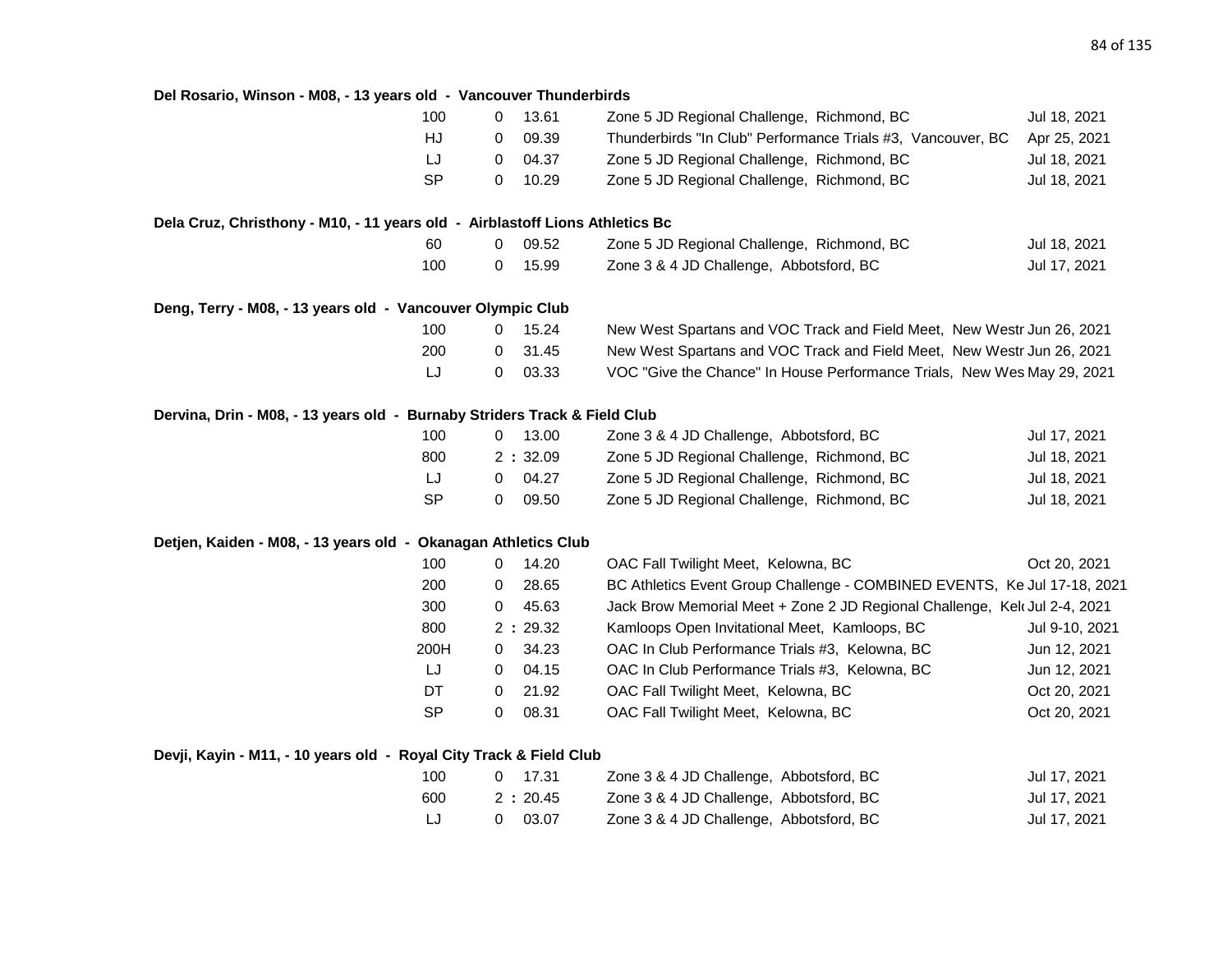**Del Rosario, Winson - M08, - 13 years old - Vancouver Thunderbirds**

| Event | | Mark | Meet | Date |
|---|---|---|---|---|
| 100 | 0 | 13.61 | Zone 5 JD Regional Challenge, Richmond, BC | Jul 18, 2021 |
| HJ | 0 | 09.39 | Thunderbirds "In Club" Performance Trials #3, Vancouver, BC | Apr 25, 2021 |
| LJ | 0 | 04.37 | Zone 5 JD Regional Challenge, Richmond, BC | Jul 18, 2021 |
| SP | 0 | 10.29 | Zone 5 JD Regional Challenge, Richmond, BC | Jul 18, 2021 |

**Dela Cruz, Christhony - M10, - 11 years old - Airblastoff Lions Athletics Bc**

| Event | | Mark | Meet | Date |
|---|---|---|---|---|
| 60 | 0 | 09.52 | Zone 5 JD Regional Challenge, Richmond, BC | Jul 18, 2021 |
| 100 | 0 | 15.99 | Zone 3 & 4 JD Challenge, Abbotsford, BC | Jul 17, 2021 |

**Deng, Terry - M08, - 13 years old - Vancouver Olympic Club**

| Event | | Mark | Meet | Date |
|---|---|---|---|---|
| 100 | 0 | 15.24 | New West Spartans and VOC Track and Field Meet, New Westr | Jun 26, 2021 |
| 200 | 0 | 31.45 | New West Spartans and VOC Track and Field Meet, New Westr | Jun 26, 2021 |
| LJ | 0 | 03.33 | VOC "Give the Chance" In House Performance Trials, New Wes | May 29, 2021 |

**Dervina, Drin - M08, - 13 years old - Burnaby Striders Track & Field Club**

| Event | | Mark | Meet | Date |
|---|---|---|---|---|
| 100 | 0 | 13.00 | Zone 3 & 4 JD Challenge, Abbotsford, BC | Jul 17, 2021 |
| 800 | 2 : | 32.09 | Zone 5 JD Regional Challenge, Richmond, BC | Jul 18, 2021 |
| LJ | 0 | 04.27 | Zone 5 JD Regional Challenge, Richmond, BC | Jul 18, 2021 |
| SP | 0 | 09.50 | Zone 5 JD Regional Challenge, Richmond, BC | Jul 18, 2021 |

**Detjen, Kaiden - M08, - 13 years old - Okanagan Athletics Club**

| Event | | Mark | Meet | Date |
|---|---|---|---|---|
| 100 | 0 | 14.20 | OAC Fall Twilight Meet, Kelowna, BC | Oct 20, 2021 |
| 200 | 0 | 28.65 | BC Athletics Event Group Challenge - COMBINED EVENTS, Ke | Jul 17-18, 2021 |
| 300 | 0 | 45.63 | Jack Brow Memorial Meet + Zone 2 JD Regional Challenge, Kel | Jul 2-4, 2021 |
| 800 | 2 : | 29.32 | Kamloops Open Invitational Meet, Kamloops, BC | Jul 9-10, 2021 |
| 200H | 0 | 34.23 | OAC In Club Performance Trials #3, Kelowna, BC | Jun 12, 2021 |
| LJ | 0 | 04.15 | OAC In Club Performance Trials #3, Kelowna, BC | Jun 12, 2021 |
| DT | 0 | 21.92 | OAC Fall Twilight Meet, Kelowna, BC | Oct 20, 2021 |
| SP | 0 | 08.31 | OAC Fall Twilight Meet, Kelowna, BC | Oct 20, 2021 |

**Devji, Kayin - M11, - 10 years old - Royal City Track & Field Club**

| Event | | Mark | Meet | Date |
|---|---|---|---|---|
| 100 | 0 | 17.31 | Zone 3 & 4 JD Challenge, Abbotsford, BC | Jul 17, 2021 |
| 600 | 2 : | 20.45 | Zone 3 & 4 JD Challenge, Abbotsford, BC | Jul 17, 2021 |
| LJ | 0 | 03.07 | Zone 3 & 4 JD Challenge, Abbotsford, BC | Jul 17, 2021 |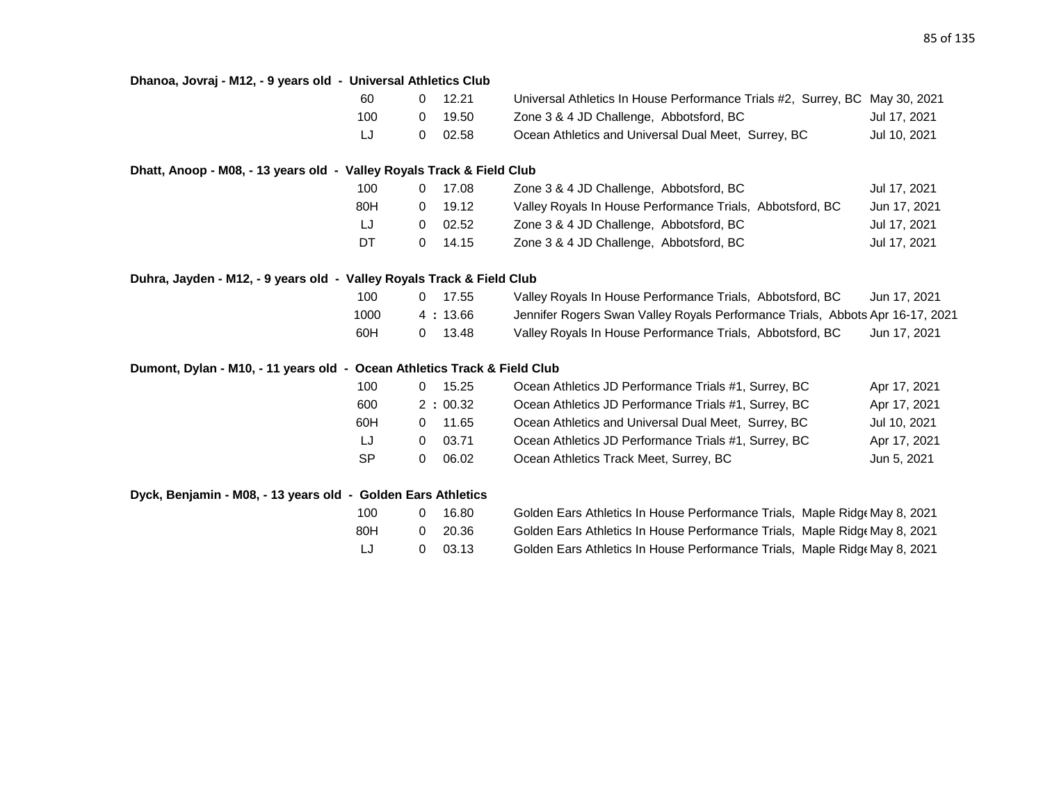**Dhanoa, Jovraj - M12, - 9 years old - Universal Athletics Club**

| Event | | Mark | Meet | Date |
|---|---|---|---|---|
| 60 | 0 | 12.21 | Universal Athletics In House Performance Trials #2, Surrey, BC | May 30, 2021 |
| 100 | 0 | 19.50 | Zone 3 & 4 JD Challenge, Abbotsford, BC | Jul 17, 2021 |
| LJ | 0 | 02.58 | Ocean Athletics and Universal Dual Meet, Surrey, BC | Jul 10, 2021 |

**Dhatt, Anoop - M08, - 13 years old - Valley Royals Track & Field Club**

| Event | | Mark | Meet | Date |
|---|---|---|---|---|
| 100 | 0 | 17.08 | Zone 3 & 4 JD Challenge, Abbotsford, BC | Jul 17, 2021 |
| 80H | 0 | 19.12 | Valley Royals In House Performance Trials, Abbotsford, BC | Jun 17, 2021 |
| LJ | 0 | 02.52 | Zone 3 & 4 JD Challenge, Abbotsford, BC | Jul 17, 2021 |
| DT | 0 | 14.15 | Zone 3 & 4 JD Challenge, Abbotsford, BC | Jul 17, 2021 |

**Duhra, Jayden - M12, - 9 years old - Valley Royals Track & Field Club**

| Event | | Mark | Meet | Date |
|---|---|---|---|---|
| 100 | 0 | 17.55 | Valley Royals In House Performance Trials, Abbotsford, BC | Jun 17, 2021 |
| 1000 | 4 : | 13.66 | Jennifer Rogers Swan Valley Royals Performance Trials, Abbots | Apr 16-17, 2021 |
| 60H | 0 | 13.48 | Valley Royals In House Performance Trials, Abbotsford, BC | Jun 17, 2021 |

**Dumont, Dylan - M10, - 11 years old - Ocean Athletics Track & Field Club**

| Event | | Mark | Meet | Date |
|---|---|---|---|---|
| 100 | 0 | 15.25 | Ocean Athletics JD Performance Trials #1, Surrey, BC | Apr 17, 2021 |
| 600 | 2 : | 00.32 | Ocean Athletics JD Performance Trials #1, Surrey, BC | Apr 17, 2021 |
| 60H | 0 | 11.65 | Ocean Athletics and Universal Dual Meet, Surrey, BC | Jul 10, 2021 |
| LJ | 0 | 03.71 | Ocean Athletics JD Performance Trials #1, Surrey, BC | Apr 17, 2021 |
| SP | 0 | 06.02 | Ocean Athletics Track Meet, Surrey, BC | Jun 5, 2021 |

**Dyck, Benjamin - M08, - 13 years old - Golden Ears Athletics**

| Event | | Mark | Meet | Date |
|---|---|---|---|---|
| 100 | 0 | 16.80 | Golden Ears Athletics In House Performance Trials, Maple Ridge | May 8, 2021 |
| 80H | 0 | 20.36 | Golden Ears Athletics In House Performance Trials, Maple Ridge | May 8, 2021 |
| LJ | 0 | 03.13 | Golden Ears Athletics In House Performance Trials, Maple Ridge | May 8, 2021 |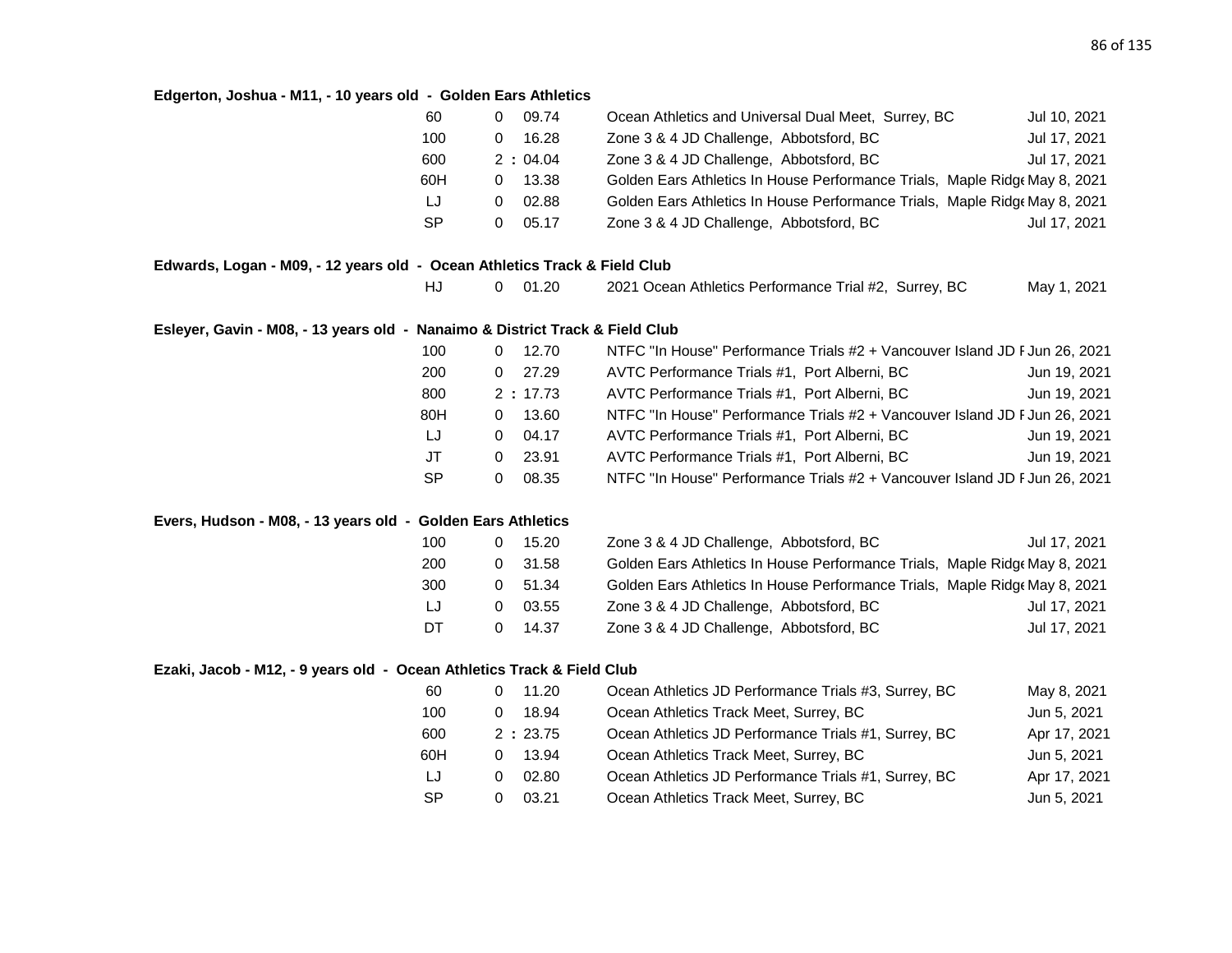**Edgerton, Joshua - M11, - 10 years old - Golden Ears Athletics**

| Event | Mark | Meet | Date |
|---|---|---|---|
| 60 | 0 09.74 | Ocean Athletics and Universal Dual Meet, Surrey, BC | Jul 10, 2021 |
| 100 | 0 16.28 | Zone 3 & 4 JD Challenge, Abbotsford, BC | Jul 17, 2021 |
| 600 | 2 : 04.04 | Zone 3 & 4 JD Challenge, Abbotsford, BC | Jul 17, 2021 |
| 60H | 0 13.38 | Golden Ears Athletics In House Performance Trials, Maple Ridge | May 8, 2021 |
| LJ | 0 02.88 | Golden Ears Athletics In House Performance Trials, Maple Ridge | May 8, 2021 |
| SP | 0 05.17 | Zone 3 & 4 JD Challenge, Abbotsford, BC | Jul 17, 2021 |

**Edwards, Logan - M09, - 12 years old - Ocean Athletics Track & Field Club**

| Event | Mark | Meet | Date |
|---|---|---|---|
| HJ | 0 01.20 | 2021 Ocean Athletics Performance Trial #2, Surrey, BC | May 1, 2021 |

**Esleyer, Gavin - M08, - 13 years old - Nanaimo & District Track & Field Club**

| Event | Mark | Meet | Date |
|---|---|---|---|
| 100 | 0 12.70 | NTFC "In House" Performance Trials #2 + Vancouver Island JD P | Jun 26, 2021 |
| 200 | 0 27.29 | AVTC Performance Trials #1, Port Alberni, BC | Jun 19, 2021 |
| 800 | 2 : 17.73 | AVTC Performance Trials #1, Port Alberni, BC | Jun 19, 2021 |
| 80H | 0 13.60 | NTFC "In House" Performance Trials #2 + Vancouver Island JD P | Jun 26, 2021 |
| LJ | 0 04.17 | AVTC Performance Trials #1, Port Alberni, BC | Jun 19, 2021 |
| JT | 0 23.91 | AVTC Performance Trials #1, Port Alberni, BC | Jun 19, 2021 |
| SP | 0 08.35 | NTFC "In House" Performance Trials #2 + Vancouver Island JD P | Jun 26, 2021 |

**Evers, Hudson - M08, - 13 years old - Golden Ears Athletics**

| Event | Mark | Meet | Date |
|---|---|---|---|
| 100 | 0 15.20 | Zone 3 & 4 JD Challenge, Abbotsford, BC | Jul 17, 2021 |
| 200 | 0 31.58 | Golden Ears Athletics In House Performance Trials, Maple Ridge | May 8, 2021 |
| 300 | 0 51.34 | Golden Ears Athletics In House Performance Trials, Maple Ridge | May 8, 2021 |
| LJ | 0 03.55 | Zone 3 & 4 JD Challenge, Abbotsford, BC | Jul 17, 2021 |
| DT | 0 14.37 | Zone 3 & 4 JD Challenge, Abbotsford, BC | Jul 17, 2021 |

**Ezaki, Jacob - M12, - 9 years old - Ocean Athletics Track & Field Club**

| Event | Mark | Meet | Date |
|---|---|---|---|
| 60 | 0 11.20 | Ocean Athletics JD Performance Trials #3, Surrey, BC | May 8, 2021 |
| 100 | 0 18.94 | Ocean Athletics Track Meet, Surrey, BC | Jun 5, 2021 |
| 600 | 2 : 23.75 | Ocean Athletics JD Performance Trials #1, Surrey, BC | Apr 17, 2021 |
| 60H | 0 13.94 | Ocean Athletics Track Meet, Surrey, BC | Jun 5, 2021 |
| LJ | 0 02.80 | Ocean Athletics JD Performance Trials #1, Surrey, BC | Apr 17, 2021 |
| SP | 0 03.21 | Ocean Athletics Track Meet, Surrey, BC | Jun 5, 2021 |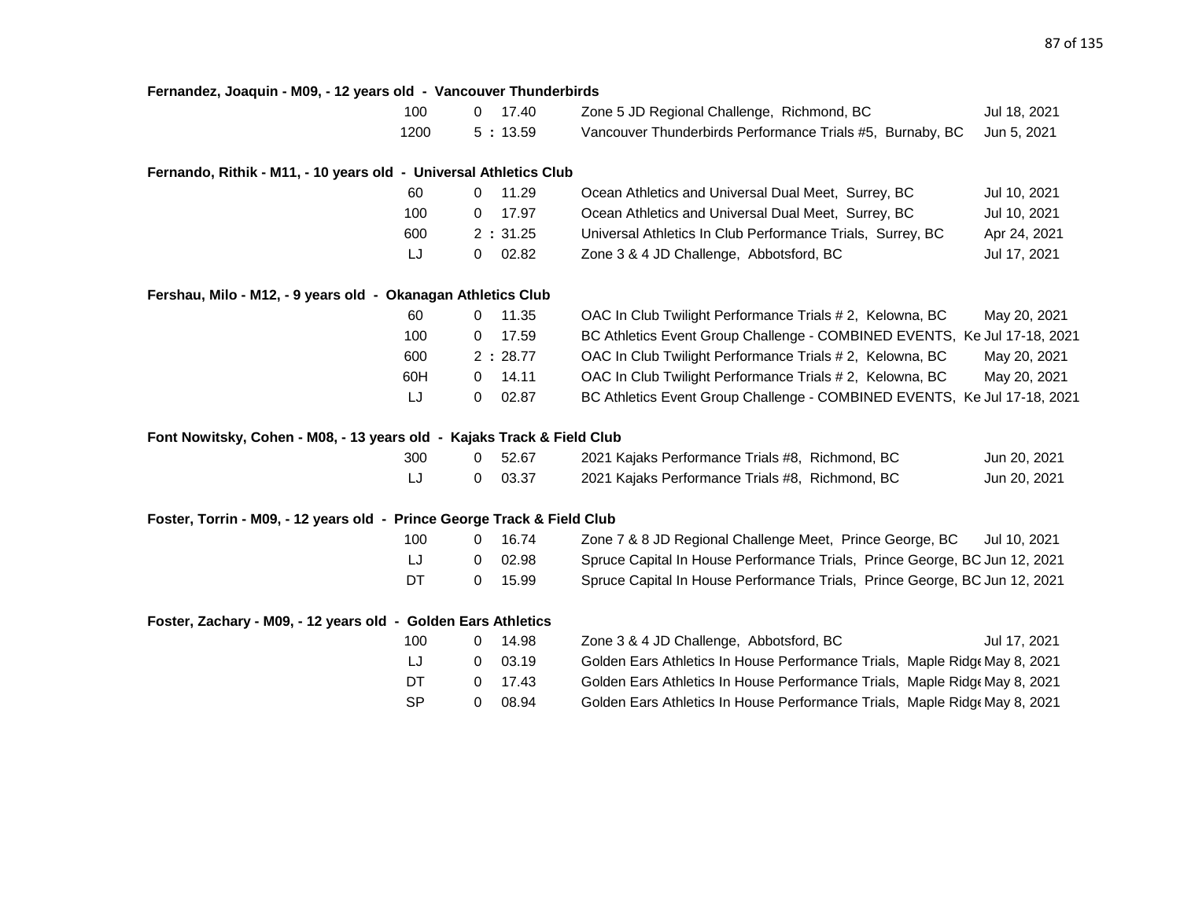**Fernandez, Joaquin - M09, - 12 years old - Vancouver Thunderbirds**

| Event | Min | Result | Meet | Date |
|---|---|---|---|---|
| 100 | 0 | 17.40 | Zone 5 JD Regional Challenge, Richmond, BC | Jul 18, 2021 |
| 1200 | 5 : | 13.59 | Vancouver Thunderbirds Performance Trials #5, Burnaby, BC | Jun 5, 2021 |

**Fernando, Rithik - M11, - 10 years old - Universal Athletics Club**

| Event | Min | Result | Meet | Date |
|---|---|---|---|---|
| 60 | 0 | 11.29 | Ocean Athletics and Universal Dual Meet, Surrey, BC | Jul 10, 2021 |
| 100 | 0 | 17.97 | Ocean Athletics and Universal Dual Meet, Surrey, BC | Jul 10, 2021 |
| 600 | 2 : | 31.25 | Universal Athletics In Club Performance Trials, Surrey, BC | Apr 24, 2021 |
| LJ | 0 | 02.82 | Zone 3 & 4 JD Challenge, Abbotsford, BC | Jul 17, 2021 |

**Fershau, Milo - M12, - 9 years old - Okanagan Athletics Club**

| Event | Min | Result | Meet | Date |
|---|---|---|---|---|
| 60 | 0 | 11.35 | OAC In Club Twilight Performance Trials # 2, Kelowna, BC | May 20, 2021 |
| 100 | 0 | 17.59 | BC Athletics Event Group Challenge - COMBINED EVENTS, Ke | Jul 17-18, 2021 |
| 600 | 2 : | 28.77 | OAC In Club Twilight Performance Trials # 2, Kelowna, BC | May 20, 2021 |
| 60H | 0 | 14.11 | OAC In Club Twilight Performance Trials # 2, Kelowna, BC | May 20, 2021 |
| LJ | 0 | 02.87 | BC Athletics Event Group Challenge - COMBINED EVENTS, Ke | Jul 17-18, 2021 |

**Font Nowitsky, Cohen - M08, - 13 years old - Kajaks Track & Field Club**

| Event | Min | Result | Meet | Date |
|---|---|---|---|---|
| 300 | 0 | 52.67 | 2021 Kajaks Performance Trials #8, Richmond, BC | Jun 20, 2021 |
| LJ | 0 | 03.37 | 2021 Kajaks Performance Trials #8, Richmond, BC | Jun 20, 2021 |

**Foster, Torrin - M09, - 12 years old - Prince George Track & Field Club**

| Event | Min | Result | Meet | Date |
|---|---|---|---|---|
| 100 | 0 | 16.74 | Zone 7 & 8 JD Regional Challenge Meet, Prince George, BC | Jul 10, 2021 |
| LJ | 0 | 02.98 | Spruce Capital In House Performance Trials, Prince George, BC | Jun 12, 2021 |
| DT | 0 | 15.99 | Spruce Capital In House Performance Trials, Prince George, BC | Jun 12, 2021 |

**Foster, Zachary - M09, - 12 years old - Golden Ears Athletics**

| Event | Min | Result | Meet | Date |
|---|---|---|---|---|
| 100 | 0 | 14.98 | Zone 3 & 4 JD Challenge, Abbotsford, BC | Jul 17, 2021 |
| LJ | 0 | 03.19 | Golden Ears Athletics In House Performance Trials, Maple Ridge | May 8, 2021 |
| DT | 0 | 17.43 | Golden Ears Athletics In House Performance Trials, Maple Ridge | May 8, 2021 |
| SP | 0 | 08.94 | Golden Ears Athletics In House Performance Trials, Maple Ridge | May 8, 2021 |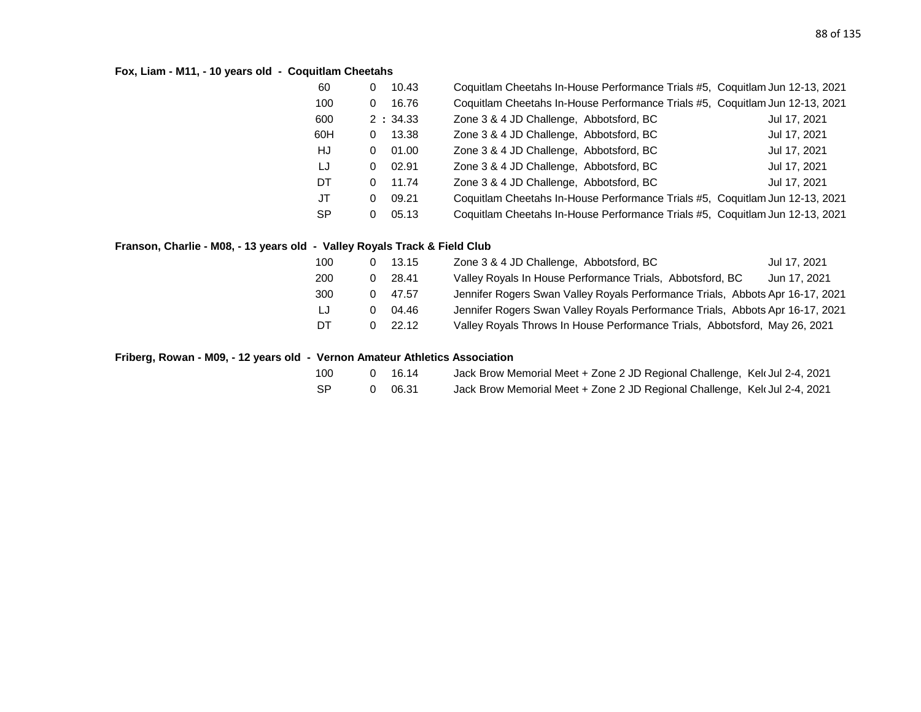**Fox, Liam - M11, - 10 years old - Coquitlam Cheetahs**

| Event | | Mark | Competition | Date |
|---|---|---|---|---|
| 60 | 0 | 10.43 | Coquitlam Cheetahs In-House Performance Trials #5, Coquitlam | Jun 12-13, 2021 |
| 100 | 0 | 16.76 | Coquitlam Cheetahs In-House Performance Trials #5, Coquitlam | Jun 12-13, 2021 |
| 600 | 2 | : 34.33 | Zone 3 & 4 JD Challenge, Abbotsford, BC | Jul 17, 2021 |
| 60H | 0 | 13.38 | Zone 3 & 4 JD Challenge, Abbotsford, BC | Jul 17, 2021 |
| HJ | 0 | 01.00 | Zone 3 & 4 JD Challenge, Abbotsford, BC | Jul 17, 2021 |
| LJ | 0 | 02.91 | Zone 3 & 4 JD Challenge, Abbotsford, BC | Jul 17, 2021 |
| DT | 0 | 11.74 | Zone 3 & 4 JD Challenge, Abbotsford, BC | Jul 17, 2021 |
| JT | 0 | 09.21 | Coquitlam Cheetahs In-House Performance Trials #5, Coquitlam | Jun 12-13, 2021 |
| SP | 0 | 05.13 | Coquitlam Cheetahs In-House Performance Trials #5, Coquitlam | Jun 12-13, 2021 |

**Franson, Charlie - M08, - 13 years old - Valley Royals Track & Field Club**

| Event | | Mark | Competition | Date |
|---|---|---|---|---|
| 100 | 0 | 13.15 | Zone 3 & 4 JD Challenge, Abbotsford, BC | Jul 17, 2021 |
| 200 | 0 | 28.41 | Valley Royals In House Performance Trials, Abbotsford, BC | Jun 17, 2021 |
| 300 | 0 | 47.57 | Jennifer Rogers Swan Valley Royals Performance Trials, Abbots | Apr 16-17, 2021 |
| LJ | 0 | 04.46 | Jennifer Rogers Swan Valley Royals Performance Trials, Abbots | Apr 16-17, 2021 |
| DT | 0 | 22.12 | Valley Royals Throws In House Performance Trials, Abbotsford, | May 26, 2021 |

**Friberg, Rowan - M09, - 12 years old - Vernon Amateur Athletics Association**

| Event | | Mark | Competition | Date |
|---|---|---|---|---|
| 100 | 0 | 16.14 | Jack Brow Memorial Meet + Zone 2 JD Regional Challenge, Kel | Jul 2-4, 2021 |
| SP | 0 | 06.31 | Jack Brow Memorial Meet + Zone 2 JD Regional Challenge, Kel | Jul 2-4, 2021 |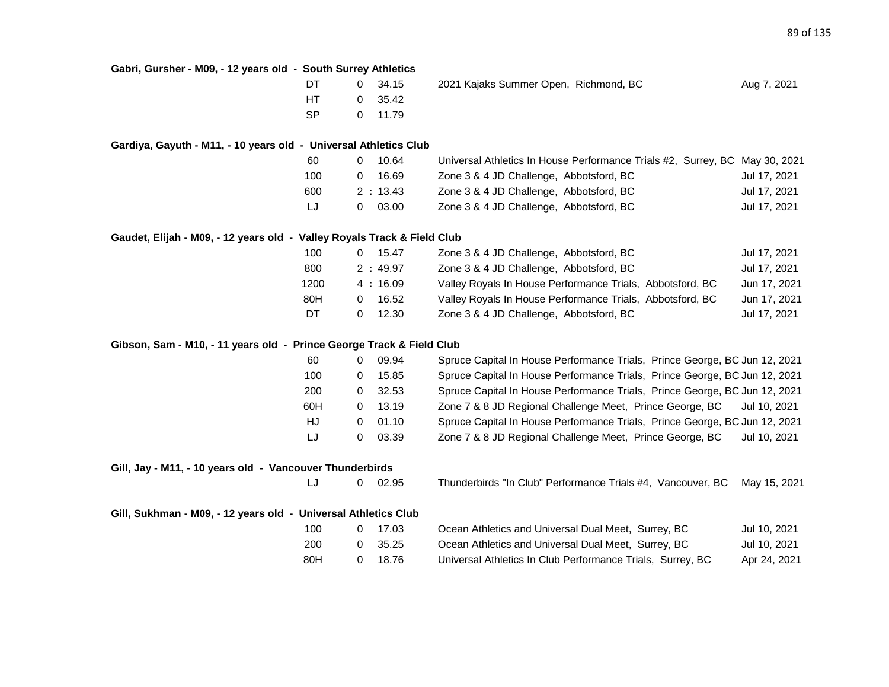**Gabri, Gursher - M09, - 12 years old - South Surrey Athletics**

| Event | | Mark | Meet | Date |
|---|---|---|---|---|
| DT | 0 | 34.15 | 2021 Kajaks Summer Open, Richmond, BC | Aug 7, 2021 |
| HT | 0 | 35.42 | | |
| SP | 0 | 11.79 | | |

**Gardiya, Gayuth - M11, - 10 years old - Universal Athletics Club**

| Event | | Mark | Meet | Date |
|---|---|---|---|---|
| 60 | 0 | 10.64 | Universal Athletics In House Performance Trials #2, Surrey, BC | May 30, 2021 |
| 100 | 0 | 16.69 | Zone 3 & 4 JD Challenge, Abbotsford, BC | Jul 17, 2021 |
| 600 | 2 : | 13.43 | Zone 3 & 4 JD Challenge, Abbotsford, BC | Jul 17, 2021 |
| LJ | 0 | 03.00 | Zone 3 & 4 JD Challenge, Abbotsford, BC | Jul 17, 2021 |

**Gaudet, Elijah - M09, - 12 years old - Valley Royals Track & Field Club**

| Event | | Mark | Meet | Date |
|---|---|---|---|---|
| 100 | 0 | 15.47 | Zone 3 & 4 JD Challenge, Abbotsford, BC | Jul 17, 2021 |
| 800 | 2 : | 49.97 | Zone 3 & 4 JD Challenge, Abbotsford, BC | Jul 17, 2021 |
| 1200 | 4 : | 16.09 | Valley Royals In House Performance Trials, Abbotsford, BC | Jun 17, 2021 |
| 80H | 0 | 16.52 | Valley Royals In House Performance Trials, Abbotsford, BC | Jun 17, 2021 |
| DT | 0 | 12.30 | Zone 3 & 4 JD Challenge, Abbotsford, BC | Jul 17, 2021 |

**Gibson, Sam - M10, - 11 years old - Prince George Track & Field Club**

| Event | | Mark | Meet | Date |
|---|---|---|---|---|
| 60 | 0 | 09.94 | Spruce Capital In House Performance Trials, Prince George, BC | Jun 12, 2021 |
| 100 | 0 | 15.85 | Spruce Capital In House Performance Trials, Prince George, BC | Jun 12, 2021 |
| 200 | 0 | 32.53 | Spruce Capital In House Performance Trials, Prince George, BC | Jun 12, 2021 |
| 60H | 0 | 13.19 | Zone 7 & 8 JD Regional Challenge Meet, Prince George, BC | Jul 10, 2021 |
| HJ | 0 | 01.10 | Spruce Capital In House Performance Trials, Prince George, BC | Jun 12, 2021 |
| LJ | 0 | 03.39 | Zone 7 & 8 JD Regional Challenge Meet, Prince George, BC | Jul 10, 2021 |

**Gill, Jay - M11, - 10 years old - Vancouver Thunderbirds**

| Event | | Mark | Meet | Date |
|---|---|---|---|---|
| LJ | 0 | 02.95 | Thunderbirds "In Club" Performance Trials #4, Vancouver, BC | May 15, 2021 |

**Gill, Sukhman - M09, - 12 years old - Universal Athletics Club**

| Event | | Mark | Meet | Date |
|---|---|---|---|---|
| 100 | 0 | 17.03 | Ocean Athletics and Universal Dual Meet, Surrey, BC | Jul 10, 2021 |
| 200 | 0 | 35.25 | Ocean Athletics and Universal Dual Meet, Surrey, BC | Jul 10, 2021 |
| 80H | 0 | 18.76 | Universal Athletics In Club Performance Trials, Surrey, BC | Apr 24, 2021 |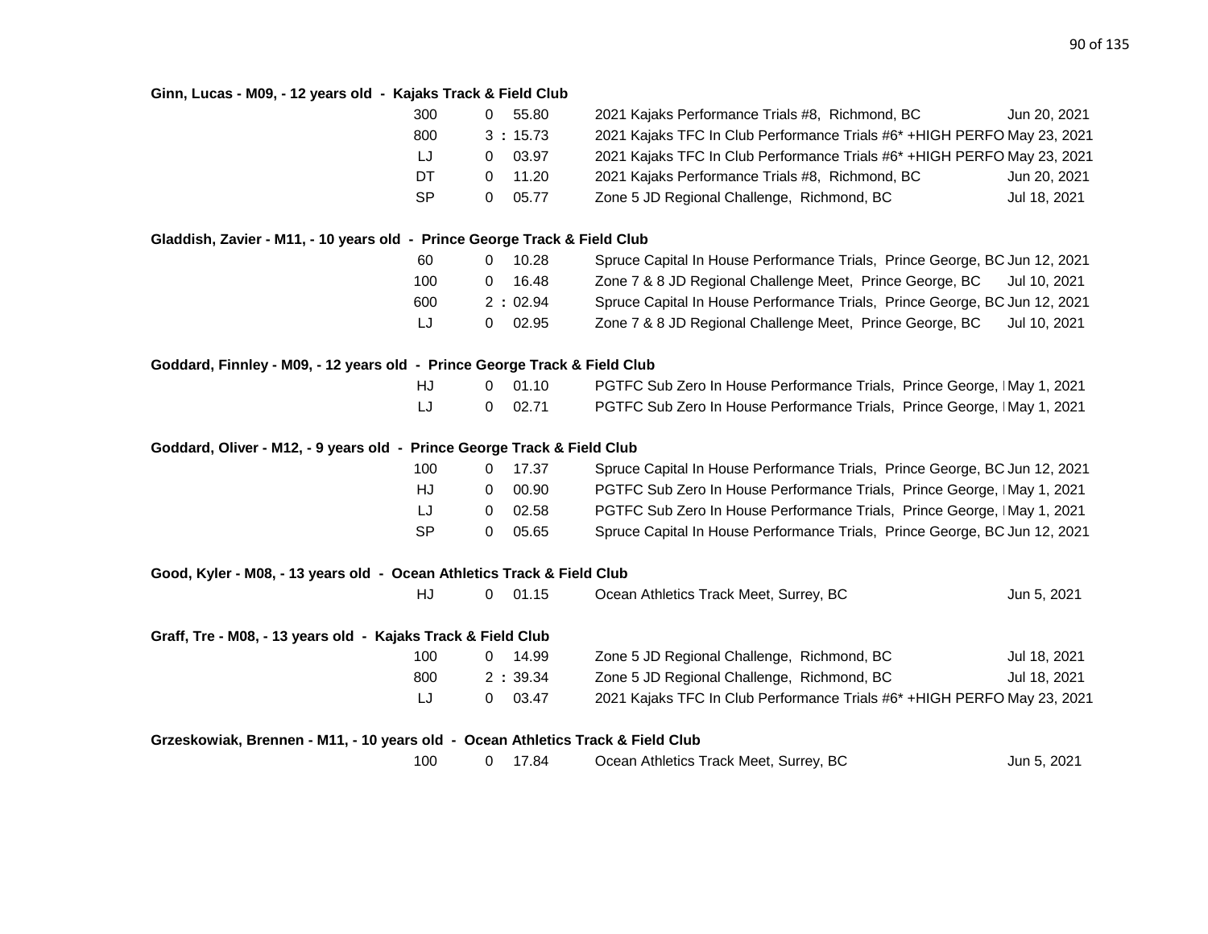**Ginn, Lucas - M09, - 12 years old - Kajaks Track & Field Club**

| Event | | Result | Meet | Date |
|---|---|---|---|---|
| 300 | 0 | 55.80 | 2021 Kajaks Performance Trials #8, Richmond, BC | Jun 20, 2021 |
| 800 | 3 : | 15.73 | 2021 Kajaks TFC In Club Performance Trials #6* +HIGH PERFO | May 23, 2021 |
| LJ | 0 | 03.97 | 2021 Kajaks TFC In Club Performance Trials #6* +HIGH PERFO | May 23, 2021 |
| DT | 0 | 11.20 | 2021 Kajaks Performance Trials #8, Richmond, BC | Jun 20, 2021 |
| SP | 0 | 05.77 | Zone 5 JD Regional Challenge, Richmond, BC | Jul 18, 2021 |

**Gladdish, Zavier - M11, - 10 years old - Prince George Track & Field Club**

| Event | | Result | Meet | Date |
|---|---|---|---|---|
| 60 | 0 | 10.28 | Spruce Capital In House Performance Trials, Prince George, BC | Jun 12, 2021 |
| 100 | 0 | 16.48 | Zone 7 & 8 JD Regional Challenge Meet, Prince George, BC | Jul 10, 2021 |
| 600 | 2 : | 02.94 | Spruce Capital In House Performance Trials, Prince George, BC | Jun 12, 2021 |
| LJ | 0 | 02.95 | Zone 7 & 8 JD Regional Challenge Meet, Prince George, BC | Jul 10, 2021 |

**Goddard, Finnley - M09, - 12 years old - Prince George Track & Field Club**

| Event | | Result | Meet | Date |
|---|---|---|---|---|
| HJ | 0 | 01.10 | PGTFC Sub Zero In House Performance Trials, Prince George, I | May 1, 2021 |
| LJ | 0 | 02.71 | PGTFC Sub Zero In House Performance Trials, Prince George, I | May 1, 2021 |

**Goddard, Oliver - M12, - 9 years old - Prince George Track & Field Club**

| Event | | Result | Meet | Date |
|---|---|---|---|---|
| 100 | 0 | 17.37 | Spruce Capital In House Performance Trials, Prince George, BC | Jun 12, 2021 |
| HJ | 0 | 00.90 | PGTFC Sub Zero In House Performance Trials, Prince George, I | May 1, 2021 |
| LJ | 0 | 02.58 | PGTFC Sub Zero In House Performance Trials, Prince George, I | May 1, 2021 |
| SP | 0 | 05.65 | Spruce Capital In House Performance Trials, Prince George, BC | Jun 12, 2021 |

**Good, Kyler - M08, - 13 years old - Ocean Athletics Track & Field Club**

| Event | | Result | Meet | Date |
|---|---|---|---|---|
| HJ | 0 | 01.15 | Ocean Athletics Track Meet, Surrey, BC | Jun 5, 2021 |

**Graff, Tre - M08, - 13 years old - Kajaks Track & Field Club**

| Event | | Result | Meet | Date |
|---|---|---|---|---|
| 100 | 0 | 14.99 | Zone 5 JD Regional Challenge, Richmond, BC | Jul 18, 2021 |
| 800 | 2 : | 39.34 | Zone 5 JD Regional Challenge, Richmond, BC | Jul 18, 2021 |
| LJ | 0 | 03.47 | 2021 Kajaks TFC In Club Performance Trials #6* +HIGH PERFO | May 23, 2021 |

**Grzeskowiak, Brennen - M11, - 10 years old - Ocean Athletics Track & Field Club**

| Event | | Result | Meet | Date |
|---|---|---|---|---|
| 100 | 0 | 17.84 | Ocean Athletics Track Meet, Surrey, BC | Jun 5, 2021 |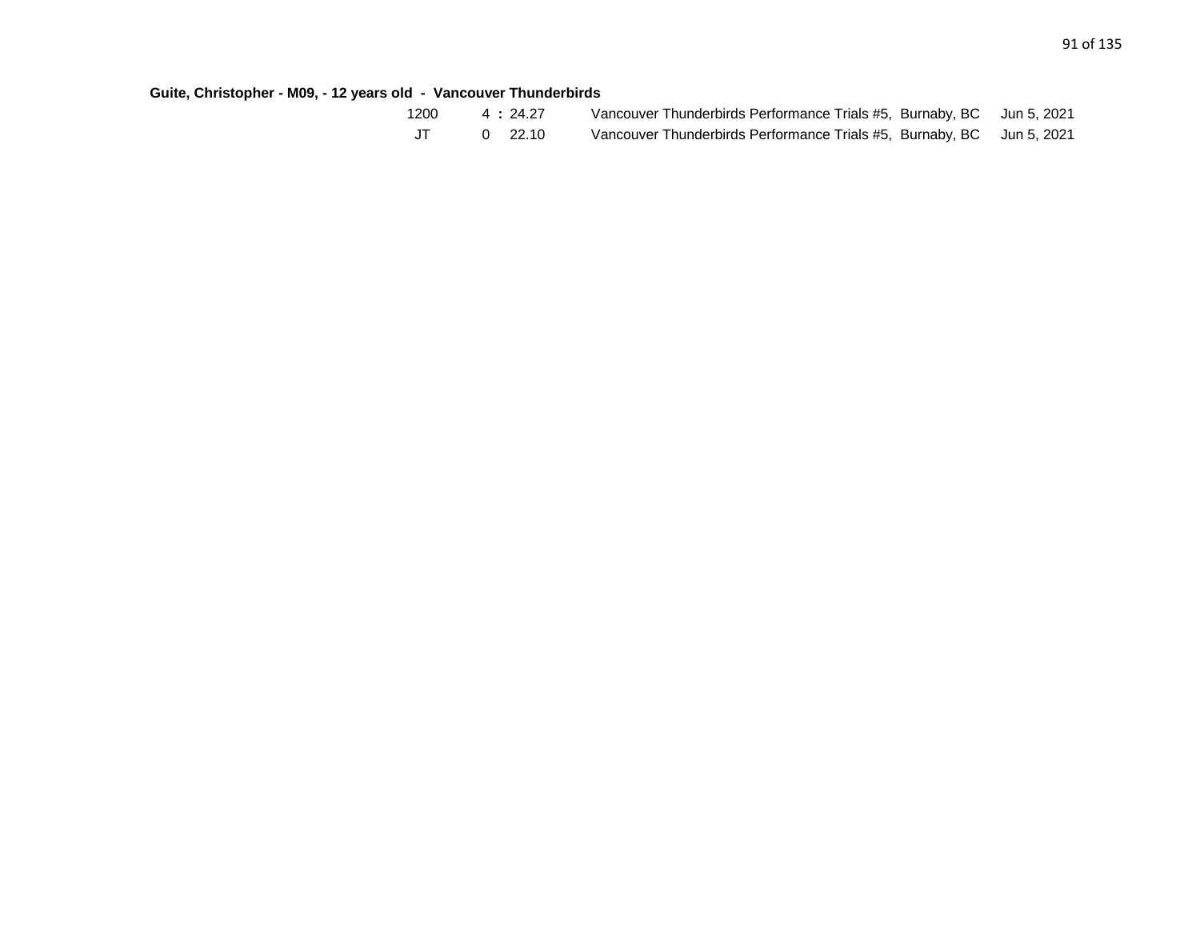**Guite, Christopher - M09, - 12 years old - Vancouver Thunderbirds**

| | | | |
|---|---|---|---|
| 1200 | 4 : 24.27 | Vancouver Thunderbirds Performance Trials #5, Burnaby, BC | Jun 5, 2021 |
| JT | 0 22.10 | Vancouver Thunderbirds Performance Trials #5, Burnaby, BC | Jun 5, 2021 |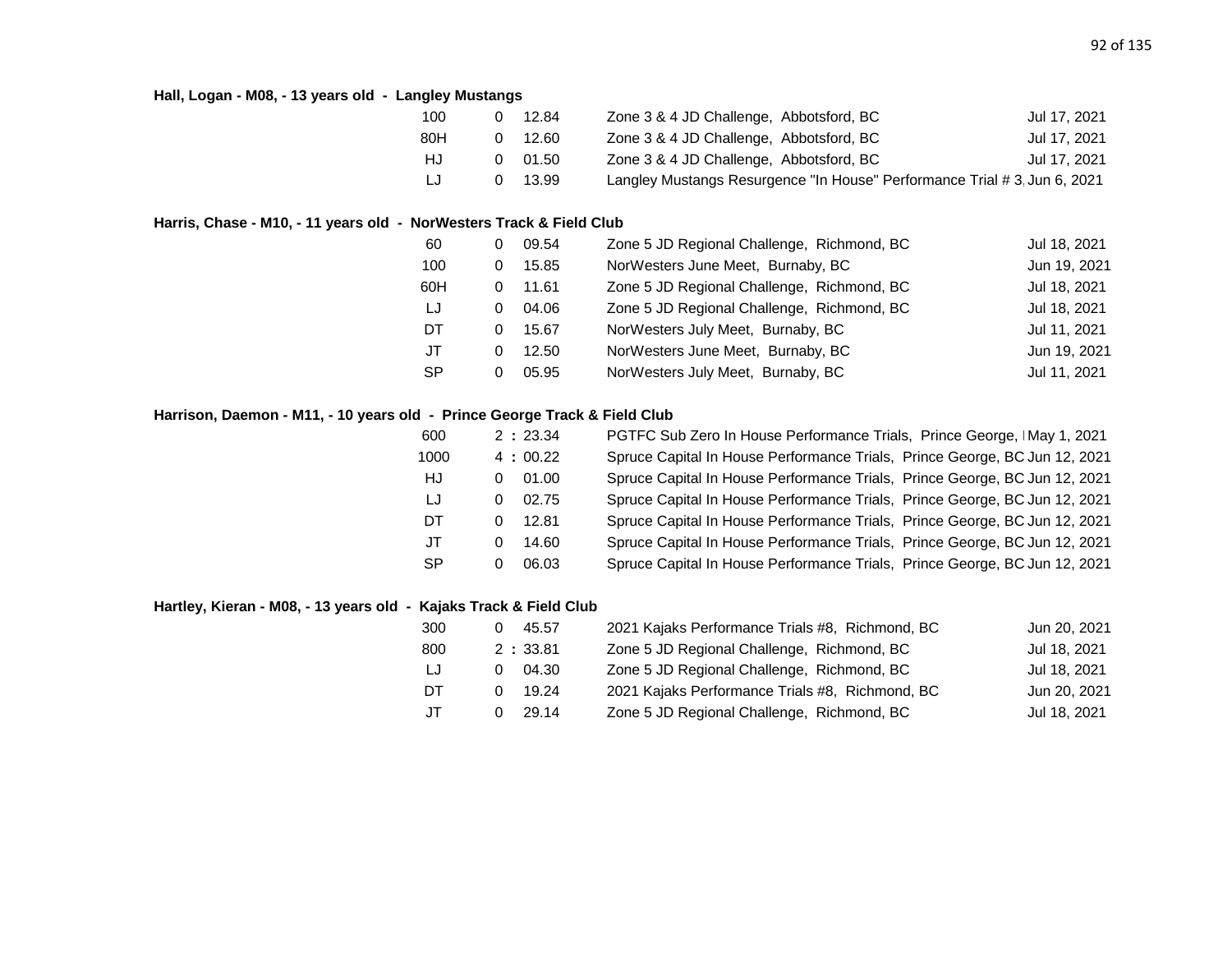**Hall, Logan - M08, - 13 years old - Langley Mustangs**

| Event | | Mark | Meet | Date |
|---|---|---|---|---|
| 100 | 0 | 12.84 | Zone 3 & 4 JD Challenge, Abbotsford, BC | Jul 17, 2021 |
| 80H | 0 | 12.60 | Zone 3 & 4 JD Challenge, Abbotsford, BC | Jul 17, 2021 |
| HJ | 0 | 01.50 | Zone 3 & 4 JD Challenge, Abbotsford, BC | Jul 17, 2021 |
| LJ | 0 | 13.99 | Langley Mustangs Resurgence "In House" Performance Trial # 3, | Jun 6, 2021 |

**Harris, Chase - M10, - 11 years old - NorWesters Track & Field Club**

| Event | | Mark | Meet | Date |
|---|---|---|---|---|
| 60 | 0 | 09.54 | Zone 5 JD Regional Challenge, Richmond, BC | Jul 18, 2021 |
| 100 | 0 | 15.85 | NorWesters June Meet, Burnaby, BC | Jun 19, 2021 |
| 60H | 0 | 11.61 | Zone 5 JD Regional Challenge, Richmond, BC | Jul 18, 2021 |
| LJ | 0 | 04.06 | Zone 5 JD Regional Challenge, Richmond, BC | Jul 18, 2021 |
| DT | 0 | 15.67 | NorWesters July Meet, Burnaby, BC | Jul 11, 2021 |
| JT | 0 | 12.50 | NorWesters June Meet, Burnaby, BC | Jun 19, 2021 |
| SP | 0 | 05.95 | NorWesters July Meet, Burnaby, BC | Jul 11, 2021 |

**Harrison, Daemon - M11, - 10 years old - Prince George Track & Field Club**

| Event | | Mark | Meet | Date |
|---|---|---|---|---|
| 600 | 2 : | 23.34 | PGTFC Sub Zero In House Performance Trials, Prince George, | May 1, 2021 |
| 1000 | 4 : | 00.22 | Spruce Capital In House Performance Trials, Prince George, BC | Jun 12, 2021 |
| HJ | 0 | 01.00 | Spruce Capital In House Performance Trials, Prince George, BC | Jun 12, 2021 |
| LJ | 0 | 02.75 | Spruce Capital In House Performance Trials, Prince George, BC | Jun 12, 2021 |
| DT | 0 | 12.81 | Spruce Capital In House Performance Trials, Prince George, BC | Jun 12, 2021 |
| JT | 0 | 14.60 | Spruce Capital In House Performance Trials, Prince George, BC | Jun 12, 2021 |
| SP | 0 | 06.03 | Spruce Capital In House Performance Trials, Prince George, BC | Jun 12, 2021 |

**Hartley, Kieran - M08, - 13 years old - Kajaks Track & Field Club**

| Event | | Mark | Meet | Date |
|---|---|---|---|---|
| 300 | 0 | 45.57 | 2021 Kajaks Performance Trials #8, Richmond, BC | Jun 20, 2021 |
| 800 | 2 : | 33.81 | Zone 5 JD Regional Challenge, Richmond, BC | Jul 18, 2021 |
| LJ | 0 | 04.30 | Zone 5 JD Regional Challenge, Richmond, BC | Jul 18, 2021 |
| DT | 0 | 19.24 | 2021 Kajaks Performance Trials #8, Richmond, BC | Jun 20, 2021 |
| JT | 0 | 29.14 | Zone 5 JD Regional Challenge, Richmond, BC | Jul 18, 2021 |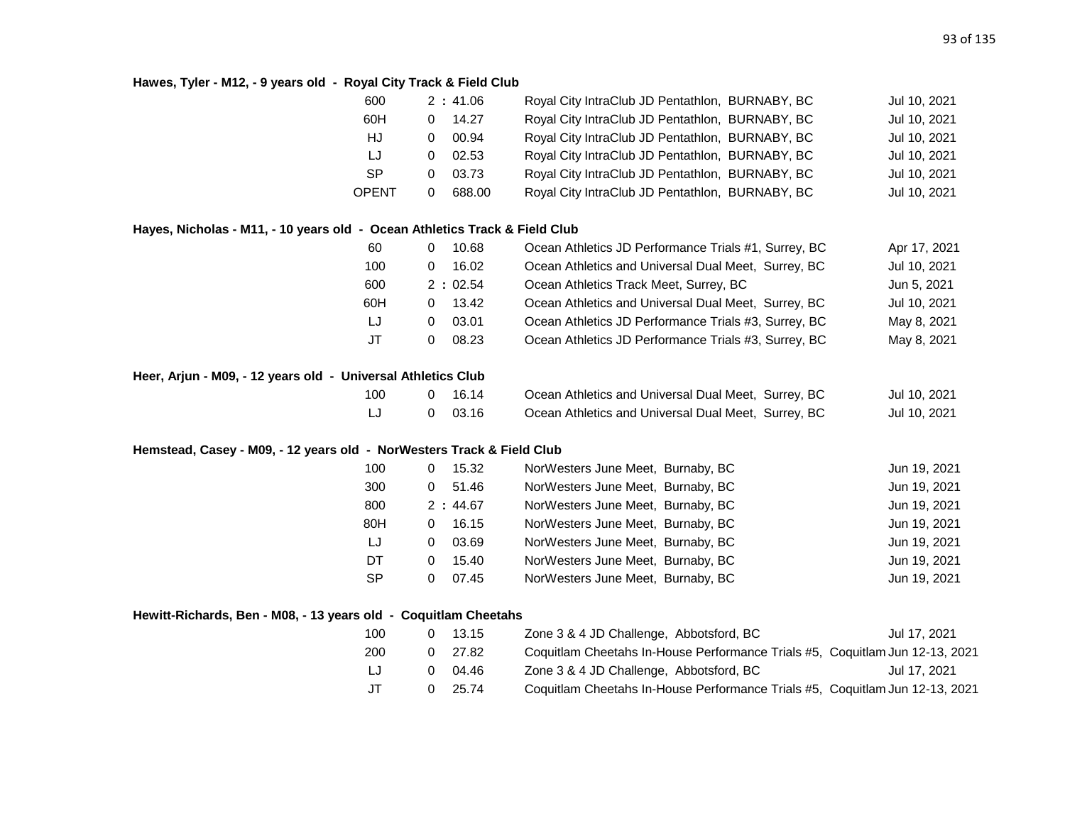**Hawes, Tyler - M12, - 9 years old - Royal City Track & Field Club**

| Event | | Mark | Meet | Date |
|---|---|---|---|---|
| 600 | 2 | : 41.06 | Royal City IntraClub JD Pentathlon, BURNABY, BC | Jul 10, 2021 |
| 60H | 0 | 14.27 | Royal City IntraClub JD Pentathlon, BURNABY, BC | Jul 10, 2021 |
| HJ | 0 | 00.94 | Royal City IntraClub JD Pentathlon, BURNABY, BC | Jul 10, 2021 |
| LJ | 0 | 02.53 | Royal City IntraClub JD Pentathlon, BURNABY, BC | Jul 10, 2021 |
| SP | 0 | 03.73 | Royal City IntraClub JD Pentathlon, BURNABY, BC | Jul 10, 2021 |
| OPENT | 0 | 688.00 | Royal City IntraClub JD Pentathlon, BURNABY, BC | Jul 10, 2021 |

**Hayes, Nicholas - M11, - 10 years old - Ocean Athletics Track & Field Club**

| Event | | Mark | Meet | Date |
|---|---|---|---|---|
| 60 | 0 | 10.68 | Ocean Athletics JD Performance Trials #1, Surrey, BC | Apr 17, 2021 |
| 100 | 0 | 16.02 | Ocean Athletics and Universal Dual Meet, Surrey, BC | Jul 10, 2021 |
| 600 | 2 | : 02.54 | Ocean Athletics Track Meet, Surrey, BC | Jun 5, 2021 |
| 60H | 0 | 13.42 | Ocean Athletics and Universal Dual Meet, Surrey, BC | Jul 10, 2021 |
| LJ | 0 | 03.01 | Ocean Athletics JD Performance Trials #3, Surrey, BC | May 8, 2021 |
| JT | 0 | 08.23 | Ocean Athletics JD Performance Trials #3, Surrey, BC | May 8, 2021 |

**Heer, Arjun - M09, - 12 years old - Universal Athletics Club**

| Event | | Mark | Meet | Date |
|---|---|---|---|---|
| 100 | 0 | 16.14 | Ocean Athletics and Universal Dual Meet, Surrey, BC | Jul 10, 2021 |
| LJ | 0 | 03.16 | Ocean Athletics and Universal Dual Meet, Surrey, BC | Jul 10, 2021 |

**Hemstead, Casey - M09, - 12 years old - NorWesters Track & Field Club**

| Event | | Mark | Meet | Date |
|---|---|---|---|---|
| 100 | 0 | 15.32 | NorWesters June Meet, Burnaby, BC | Jun 19, 2021 |
| 300 | 0 | 51.46 | NorWesters June Meet, Burnaby, BC | Jun 19, 2021 |
| 800 | 2 | : 44.67 | NorWesters June Meet, Burnaby, BC | Jun 19, 2021 |
| 80H | 0 | 16.15 | NorWesters June Meet, Burnaby, BC | Jun 19, 2021 |
| LJ | 0 | 03.69 | NorWesters June Meet, Burnaby, BC | Jun 19, 2021 |
| DT | 0 | 15.40 | NorWesters June Meet, Burnaby, BC | Jun 19, 2021 |
| SP | 0 | 07.45 | NorWesters June Meet, Burnaby, BC | Jun 19, 2021 |

**Hewitt-Richards, Ben - M08, - 13 years old - Coquitlam Cheetahs**

| Event | | Mark | Meet | Date |
|---|---|---|---|---|
| 100 | 0 | 13.15 | Zone 3 & 4 JD Challenge, Abbotsford, BC | Jul 17, 2021 |
| 200 | 0 | 27.82 | Coquitlam Cheetahs In-House Performance Trials #5, Coquitlam | Jun 12-13, 2021 |
| LJ | 0 | 04.46 | Zone 3 & 4 JD Challenge, Abbotsford, BC | Jul 17, 2021 |
| JT | 0 | 25.74 | Coquitlam Cheetahs In-House Performance Trials #5, Coquitlam | Jun 12-13, 2021 |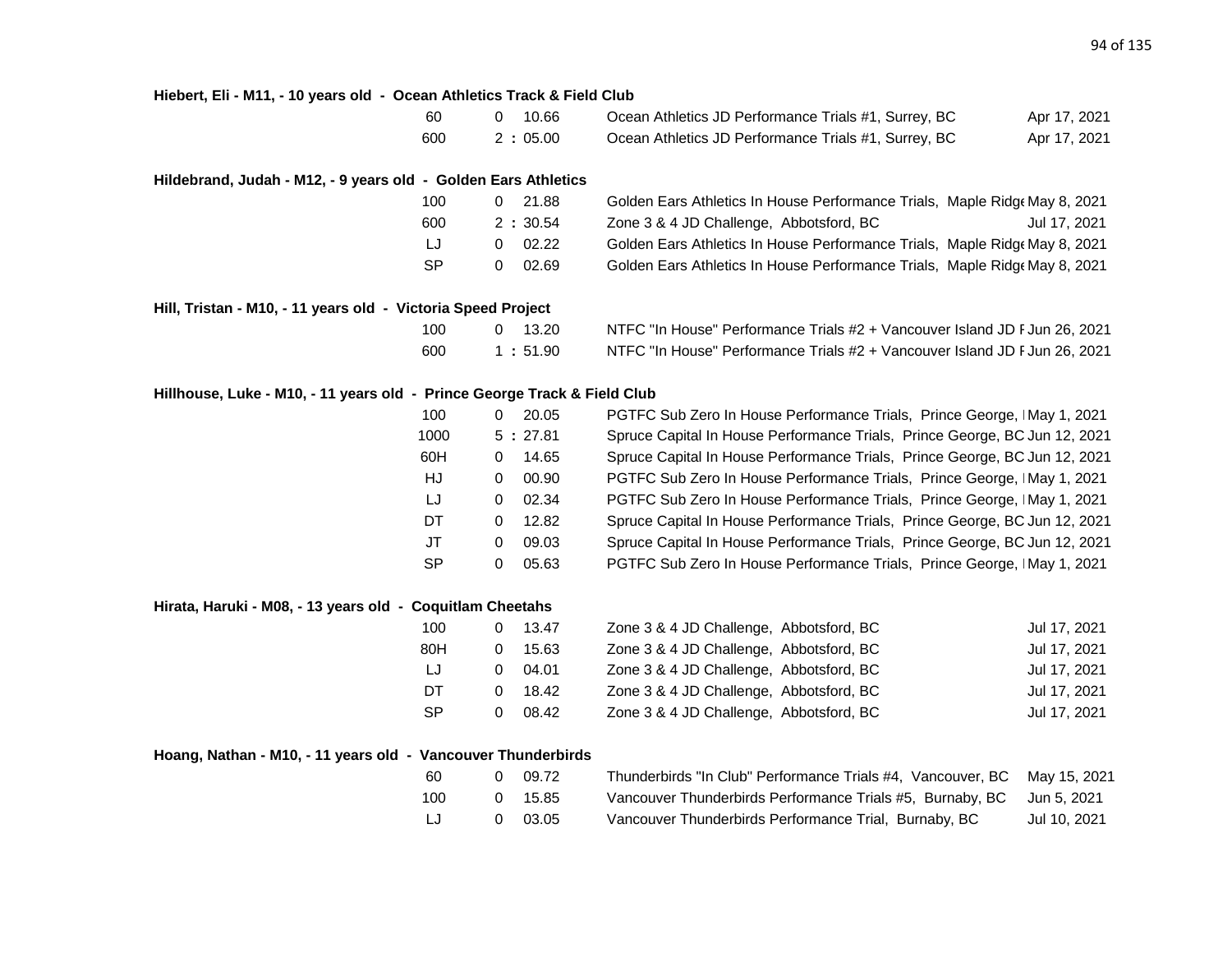**Hiebert, Eli - M11, - 10 years old - Ocean Athletics Track & Field Club**

| Event | Result | Meet | Date |
|---|---|---|---|
| 60 | 0 10.66 | Ocean Athletics JD Performance Trials #1, Surrey, BC | Apr 17, 2021 |
| 600 | 2 : 05.00 | Ocean Athletics JD Performance Trials #1, Surrey, BC | Apr 17, 2021 |

**Hildebrand, Judah - M12, - 9 years old - Golden Ears Athletics**

| Event | Result | Meet | Date |
|---|---|---|---|
| 100 | 0 21.88 | Golden Ears Athletics In House Performance Trials, Maple Ridge | May 8, 2021 |
| 600 | 2 : 30.54 | Zone 3 & 4 JD Challenge, Abbotsford, BC | Jul 17, 2021 |
| LJ | 0 02.22 | Golden Ears Athletics In House Performance Trials, Maple Ridge | May 8, 2021 |
| SP | 0 02.69 | Golden Ears Athletics In House Performance Trials, Maple Ridge | May 8, 2021 |

**Hill, Tristan - M10, - 11 years old - Victoria Speed Project**

| Event | Result | Meet | Date |
|---|---|---|---|
| 100 | 0 13.20 | NTFC "In House" Performance Trials #2 + Vancouver Island JD F | Jun 26, 2021 |
| 600 | 1 : 51.90 | NTFC "In House" Performance Trials #2 + Vancouver Island JD F | Jun 26, 2021 |

**Hillhouse, Luke - M10, - 11 years old - Prince George Track & Field Club**

| Event | Result | Meet | Date |
|---|---|---|---|
| 100 | 0 20.05 | PGTFC Sub Zero In House Performance Trials, Prince George, I | May 1, 2021 |
| 1000 | 5 : 27.81 | Spruce Capital In House Performance Trials, Prince George, BC | Jun 12, 2021 |
| 60H | 0 14.65 | Spruce Capital In House Performance Trials, Prince George, BC | Jun 12, 2021 |
| HJ | 0 00.90 | PGTFC Sub Zero In House Performance Trials, Prince George, I | May 1, 2021 |
| LJ | 0 02.34 | PGTFC Sub Zero In House Performance Trials, Prince George, I | May 1, 2021 |
| DT | 0 12.82 | Spruce Capital In House Performance Trials, Prince George, BC | Jun 12, 2021 |
| JT | 0 09.03 | Spruce Capital In House Performance Trials, Prince George, BC | Jun 12, 2021 |
| SP | 0 05.63 | PGTFC Sub Zero In House Performance Trials, Prince George, I | May 1, 2021 |

**Hirata, Haruki - M08, - 13 years old - Coquitlam Cheetahs**

| Event | Result | Meet | Date |
|---|---|---|---|
| 100 | 0 13.47 | Zone 3 & 4 JD Challenge, Abbotsford, BC | Jul 17, 2021 |
| 80H | 0 15.63 | Zone 3 & 4 JD Challenge, Abbotsford, BC | Jul 17, 2021 |
| LJ | 0 04.01 | Zone 3 & 4 JD Challenge, Abbotsford, BC | Jul 17, 2021 |
| DT | 0 18.42 | Zone 3 & 4 JD Challenge, Abbotsford, BC | Jul 17, 2021 |
| SP | 0 08.42 | Zone 3 & 4 JD Challenge, Abbotsford, BC | Jul 17, 2021 |

**Hoang, Nathan - M10, - 11 years old - Vancouver Thunderbirds**

| Event | Result | Meet | Date |
|---|---|---|---|
| 60 | 0 09.72 | Thunderbirds "In Club" Performance Trials #4, Vancouver, BC | May 15, 2021 |
| 100 | 0 15.85 | Vancouver Thunderbirds Performance Trials #5, Burnaby, BC | Jun 5, 2021 |
| LJ | 0 03.05 | Vancouver Thunderbirds Performance Trial, Burnaby, BC | Jul 10, 2021 |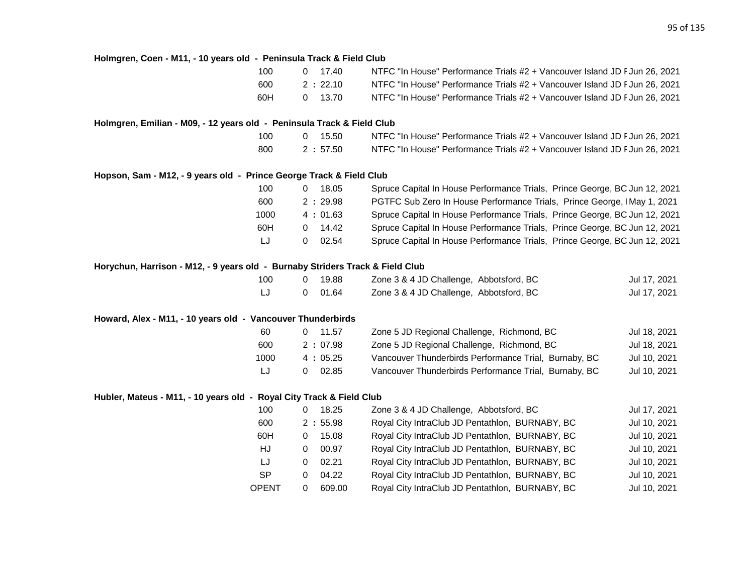**Holmgren, Coen - M11, - 10 years old - Peninsula Track & Field Club**

| Event | Mark | Meet | Date |
|---|---|---|---|
| 100 | 0 17.40 | NTFC "In House" Performance Trials #2 + Vancouver Island JD F | Jun 26, 2021 |
| 600 | 2 : 22.10 | NTFC "In House" Performance Trials #2 + Vancouver Island JD F | Jun 26, 2021 |
| 60H | 0 13.70 | NTFC "In House" Performance Trials #2 + Vancouver Island JD F | Jun 26, 2021 |

**Holmgren, Emilian - M09, - 12 years old - Peninsula Track & Field Club**

| Event | Mark | Meet | Date |
|---|---|---|---|
| 100 | 0 15.50 | NTFC "In House" Performance Trials #2 + Vancouver Island JD F | Jun 26, 2021 |
| 800 | 2 : 57.50 | NTFC "In House" Performance Trials #2 + Vancouver Island JD F | Jun 26, 2021 |

**Hopson, Sam - M12, - 9 years old - Prince George Track & Field Club**

| Event | Mark | Meet | Date |
|---|---|---|---|
| 100 | 0 18.05 | Spruce Capital In House Performance Trials, Prince George, BC | Jun 12, 2021 |
| 600 | 2 : 29.98 | PGTFC Sub Zero In House Performance Trials, Prince George, I | May 1, 2021 |
| 1000 | 4 : 01.63 | Spruce Capital In House Performance Trials, Prince George, BC | Jun 12, 2021 |
| 60H | 0 14.42 | Spruce Capital In House Performance Trials, Prince George, BC | Jun 12, 2021 |
| LJ | 0 02.54 | Spruce Capital In House Performance Trials, Prince George, BC | Jun 12, 2021 |

**Horychun, Harrison - M12, - 9 years old - Burnaby Striders Track & Field Club**

| Event | Mark | Meet | Date |
|---|---|---|---|
| 100 | 0 19.88 | Zone 3 & 4 JD Challenge, Abbotsford, BC | Jul 17, 2021 |
| LJ | 0 01.64 | Zone 3 & 4 JD Challenge, Abbotsford, BC | Jul 17, 2021 |

**Howard, Alex - M11, - 10 years old - Vancouver Thunderbirds**

| Event | Mark | Meet | Date |
|---|---|---|---|
| 60 | 0 11.57 | Zone 5 JD Regional Challenge, Richmond, BC | Jul 18, 2021 |
| 600 | 2 : 07.98 | Zone 5 JD Regional Challenge, Richmond, BC | Jul 18, 2021 |
| 1000 | 4 : 05.25 | Vancouver Thunderbirds Performance Trial, Burnaby, BC | Jul 10, 2021 |
| LJ | 0 02.85 | Vancouver Thunderbirds Performance Trial, Burnaby, BC | Jul 10, 2021 |

**Hubler, Mateus - M11, - 10 years old - Royal City Track & Field Club**

| Event | Mark | Meet | Date |
|---|---|---|---|
| 100 | 0 18.25 | Zone 3 & 4 JD Challenge, Abbotsford, BC | Jul 17, 2021 |
| 600 | 2 : 55.98 | Royal City IntraClub JD Pentathlon, BURNABY, BC | Jul 10, 2021 |
| 60H | 0 15.08 | Royal City IntraClub JD Pentathlon, BURNABY, BC | Jul 10, 2021 |
| HJ | 0 00.97 | Royal City IntraClub JD Pentathlon, BURNABY, BC | Jul 10, 2021 |
| LJ | 0 02.21 | Royal City IntraClub JD Pentathlon, BURNABY, BC | Jul 10, 2021 |
| SP | 0 04.22 | Royal City IntraClub JD Pentathlon, BURNABY, BC | Jul 10, 2021 |
| OPENT | 0 609.00 | Royal City IntraClub JD Pentathlon, BURNABY, BC | Jul 10, 2021 |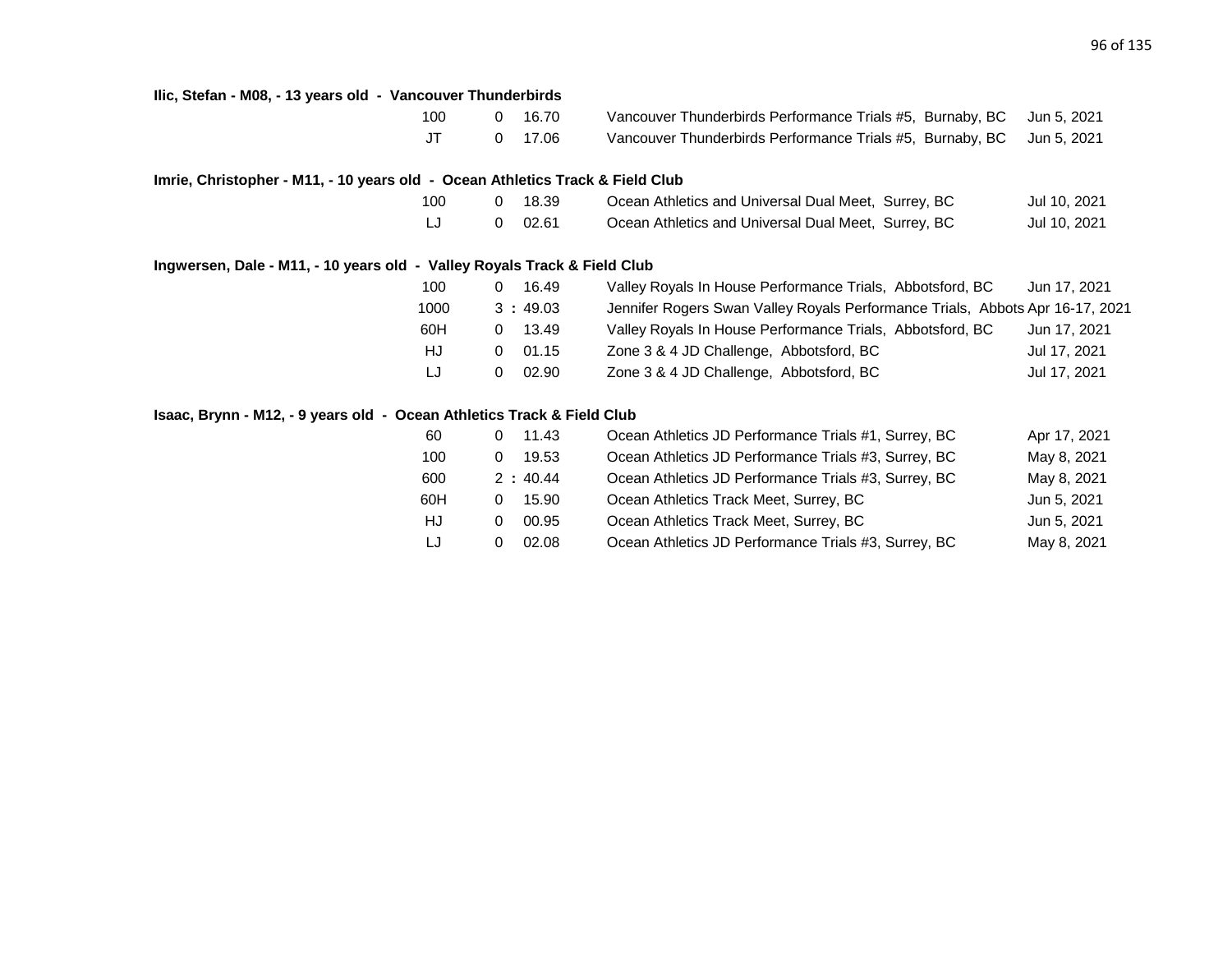**Ilic, Stefan - M08, - 13 years old - Vancouver Thunderbirds**

| Event | Result | | Meet | Date |
|---|---|---|---|---|
| 100 | 0 | 16.70 | Vancouver Thunderbirds Performance Trials #5, Burnaby, BC | Jun 5, 2021 |
| JT | 0 | 17.06 | Vancouver Thunderbirds Performance Trials #5, Burnaby, BC | Jun 5, 2021 |

**Imrie, Christopher - M11, - 10 years old - Ocean Athletics Track & Field Club**

| Event | Result | | Meet | Date |
|---|---|---|---|---|
| 100 | 0 | 18.39 | Ocean Athletics and Universal Dual Meet, Surrey, BC | Jul 10, 2021 |
| LJ | 0 | 02.61 | Ocean Athletics and Universal Dual Meet, Surrey, BC | Jul 10, 2021 |

**Ingwersen, Dale - M11, - 10 years old - Valley Royals Track & Field Club**

| Event | Result | | Meet | Date |
|---|---|---|---|---|
| 100 | 0 | 16.49 | Valley Royals In House Performance Trials, Abbotsford, BC | Jun 17, 2021 |
| 1000 | 3 : | 49.03 | Jennifer Rogers Swan Valley Royals Performance Trials, Abbots | Apr 16-17, 2021 |
| 60H | 0 | 13.49 | Valley Royals In House Performance Trials, Abbotsford, BC | Jun 17, 2021 |
| HJ | 0 | 01.15 | Zone 3 & 4 JD Challenge, Abbotsford, BC | Jul 17, 2021 |
| LJ | 0 | 02.90 | Zone 3 & 4 JD Challenge, Abbotsford, BC | Jul 17, 2021 |

**Isaac, Brynn - M12, - 9 years old - Ocean Athletics Track & Field Club**

| Event | Result | | Meet | Date |
|---|---|---|---|---|
| 60 | 0 | 11.43 | Ocean Athletics JD Performance Trials #1, Surrey, BC | Apr 17, 2021 |
| 100 | 0 | 19.53 | Ocean Athletics JD Performance Trials #3, Surrey, BC | May 8, 2021 |
| 600 | 2 : | 40.44 | Ocean Athletics JD Performance Trials #3, Surrey, BC | May 8, 2021 |
| 60H | 0 | 15.90 | Ocean Athletics Track Meet, Surrey, BC | Jun 5, 2021 |
| HJ | 0 | 00.95 | Ocean Athletics Track Meet, Surrey, BC | Jun 5, 2021 |
| LJ | 0 | 02.08 | Ocean Athletics JD Performance Trials #3, Surrey, BC | May 8, 2021 |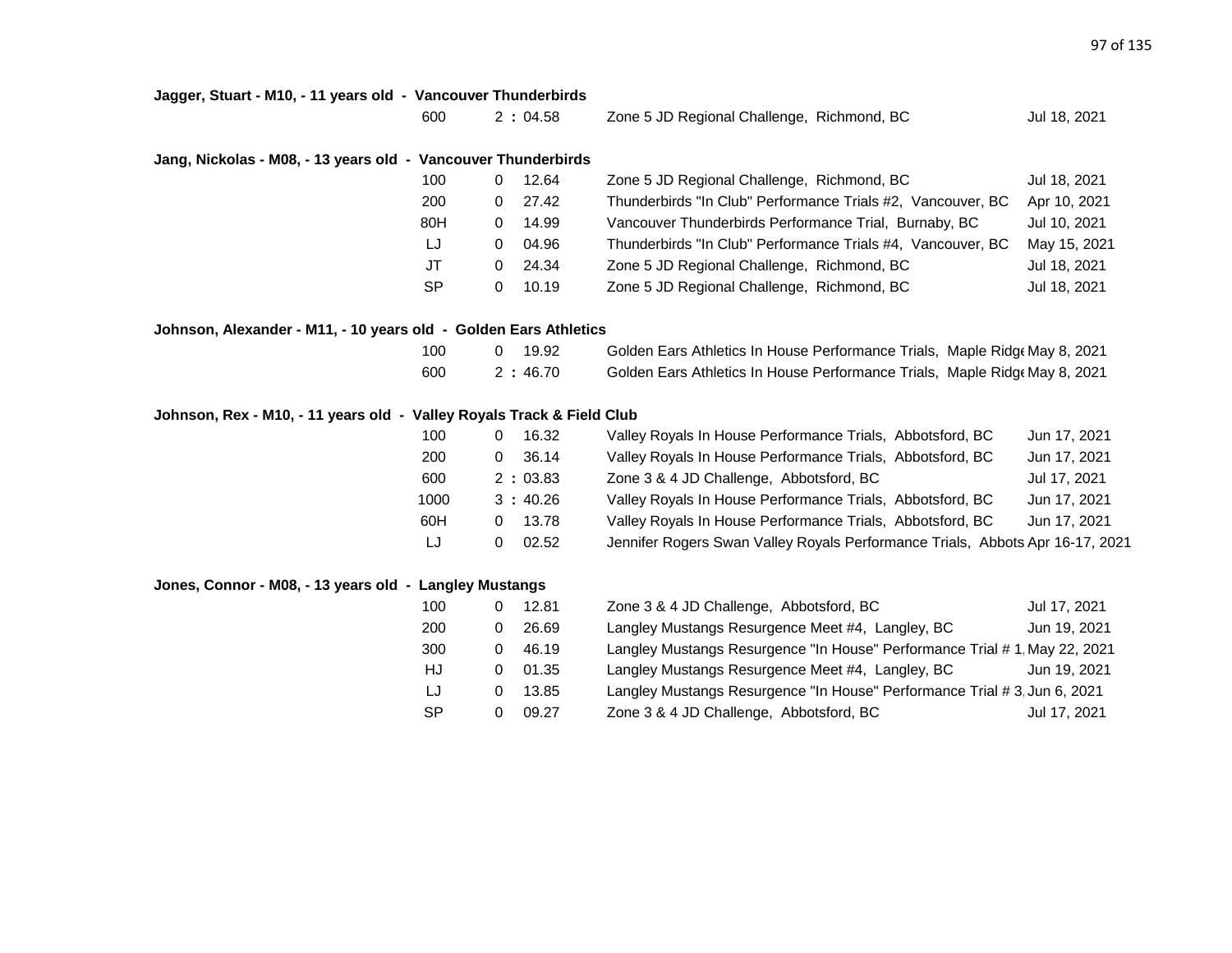**Jagger, Stuart - M10, - 11 years old - Vancouver Thunderbirds**

| Event | Mark | Meet | Date |
|---|---|---|---|
| 600 | 2 : 04.58 | Zone 5 JD Regional Challenge, Richmond, BC | Jul 18, 2021 |

**Jang, Nickolas - M08, - 13 years old - Vancouver Thunderbirds**

| Event | Mark | Meet | Date |
|---|---|---|---|
| 100 | 0 12.64 | Zone 5 JD Regional Challenge, Richmond, BC | Jul 18, 2021 |
| 200 | 0 27.42 | Thunderbirds "In Club" Performance Trials #2, Vancouver, BC | Apr 10, 2021 |
| 80H | 0 14.99 | Vancouver Thunderbirds Performance Trial, Burnaby, BC | Jul 10, 2021 |
| LJ | 0 04.96 | Thunderbirds "In Club" Performance Trials #4, Vancouver, BC | May 15, 2021 |
| JT | 0 24.34 | Zone 5 JD Regional Challenge, Richmond, BC | Jul 18, 2021 |
| SP | 0 10.19 | Zone 5 JD Regional Challenge, Richmond, BC | Jul 18, 2021 |

**Johnson, Alexander - M11, - 10 years old - Golden Ears Athletics**

| Event | Mark | Meet | Date |
|---|---|---|---|
| 100 | 0 19.92 | Golden Ears Athletics In House Performance Trials, Maple Ridg | May 8, 2021 |
| 600 | 2 : 46.70 | Golden Ears Athletics In House Performance Trials, Maple Ridg | May 8, 2021 |

**Johnson, Rex - M10, - 11 years old - Valley Royals Track & Field Club**

| Event | Mark | Meet | Date |
|---|---|---|---|
| 100 | 0 16.32 | Valley Royals In House Performance Trials, Abbotsford, BC | Jun 17, 2021 |
| 200 | 0 36.14 | Valley Royals In House Performance Trials, Abbotsford, BC | Jun 17, 2021 |
| 600 | 2 : 03.83 | Zone 3 & 4 JD Challenge, Abbotsford, BC | Jul 17, 2021 |
| 1000 | 3 : 40.26 | Valley Royals In House Performance Trials, Abbotsford, BC | Jun 17, 2021 |
| 60H | 0 13.78 | Valley Royals In House Performance Trials, Abbotsford, BC | Jun 17, 2021 |
| LJ | 0 02.52 | Jennifer Rogers Swan Valley Royals Performance Trials, Abbots | Apr 16-17, 2021 |

**Jones, Connor - M08, - 13 years old - Langley Mustangs**

| Event | Mark | Meet | Date |
|---|---|---|---|
| 100 | 0 12.81 | Zone 3 & 4 JD Challenge, Abbotsford, BC | Jul 17, 2021 |
| 200 | 0 26.69 | Langley Mustangs Resurgence Meet #4, Langley, BC | Jun 19, 2021 |
| 300 | 0 46.19 | Langley Mustangs Resurgence "In House" Performance Trial # 1 | May 22, 2021 |
| HJ | 0 01.35 | Langley Mustangs Resurgence Meet #4, Langley, BC | Jun 19, 2021 |
| LJ | 0 13.85 | Langley Mustangs Resurgence "In House" Performance Trial # 3 | Jun 6, 2021 |
| SP | 0 09.27 | Zone 3 & 4 JD Challenge, Abbotsford, BC | Jul 17, 2021 |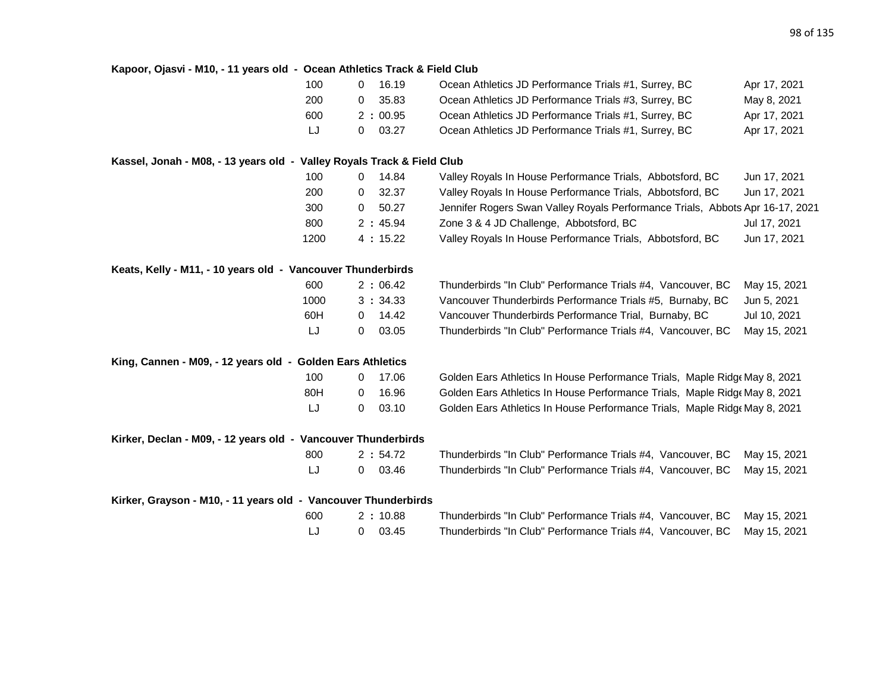**Kapoor, Ojasvi - M10, - 11 years old - Ocean Athletics Track & Field Club**

| Event | Mark | Competition | Date |
|---|---|---|---|
| 100 | 0 16.19 | Ocean Athletics JD Performance Trials #1, Surrey, BC | Apr 17, 2021 |
| 200 | 0 35.83 | Ocean Athletics JD Performance Trials #3, Surrey, BC | May 8, 2021 |
| 600 | 2 : 00.95 | Ocean Athletics JD Performance Trials #1, Surrey, BC | Apr 17, 2021 |
| LJ | 0 03.27 | Ocean Athletics JD Performance Trials #1, Surrey, BC | Apr 17, 2021 |

**Kassel, Jonah - M08, - 13 years old - Valley Royals Track & Field Club**

| Event | Mark | Competition | Date |
|---|---|---|---|
| 100 | 0 14.84 | Valley Royals In House Performance Trials, Abbotsford, BC | Jun 17, 2021 |
| 200 | 0 32.37 | Valley Royals In House Performance Trials, Abbotsford, BC | Jun 17, 2021 |
| 300 | 0 50.27 | Jennifer Rogers Swan Valley Royals Performance Trials, Abbots | Apr 16-17, 2021 |
| 800 | 2 : 45.94 | Zone 3 & 4 JD Challenge, Abbotsford, BC | Jul 17, 2021 |
| 1200 | 4 : 15.22 | Valley Royals In House Performance Trials, Abbotsford, BC | Jun 17, 2021 |

**Keats, Kelly - M11, - 10 years old - Vancouver Thunderbirds**

| Event | Mark | Competition | Date |
|---|---|---|---|
| 600 | 2 : 06.42 | Thunderbirds "In Club" Performance Trials #4, Vancouver, BC | May 15, 2021 |
| 1000 | 3 : 34.33 | Vancouver Thunderbirds Performance Trials #5, Burnaby, BC | Jun 5, 2021 |
| 60H | 0 14.42 | Vancouver Thunderbirds Performance Trial, Burnaby, BC | Jul 10, 2021 |
| LJ | 0 03.05 | Thunderbirds "In Club" Performance Trials #4, Vancouver, BC | May 15, 2021 |

**King, Cannen - M09, - 12 years old - Golden Ears Athletics**

| Event | Mark | Competition | Date |
|---|---|---|---|
| 100 | 0 17.06 | Golden Ears Athletics In House Performance Trials, Maple Ridge | May 8, 2021 |
| 80H | 0 16.96 | Golden Ears Athletics In House Performance Trials, Maple Ridge | May 8, 2021 |
| LJ | 0 03.10 | Golden Ears Athletics In House Performance Trials, Maple Ridge | May 8, 2021 |

**Kirker, Declan - M09, - 12 years old - Vancouver Thunderbirds**

| Event | Mark | Competition | Date |
|---|---|---|---|
| 800 | 2 : 54.72 | Thunderbirds "In Club" Performance Trials #4, Vancouver, BC | May 15, 2021 |
| LJ | 0 03.46 | Thunderbirds "In Club" Performance Trials #4, Vancouver, BC | May 15, 2021 |

**Kirker, Grayson - M10, - 11 years old - Vancouver Thunderbirds**

| Event | Mark | Competition | Date |
|---|---|---|---|
| 600 | 2 : 10.88 | Thunderbirds "In Club" Performance Trials #4, Vancouver, BC | May 15, 2021 |
| LJ | 0 03.45 | Thunderbirds "In Club" Performance Trials #4, Vancouver, BC | May 15, 2021 |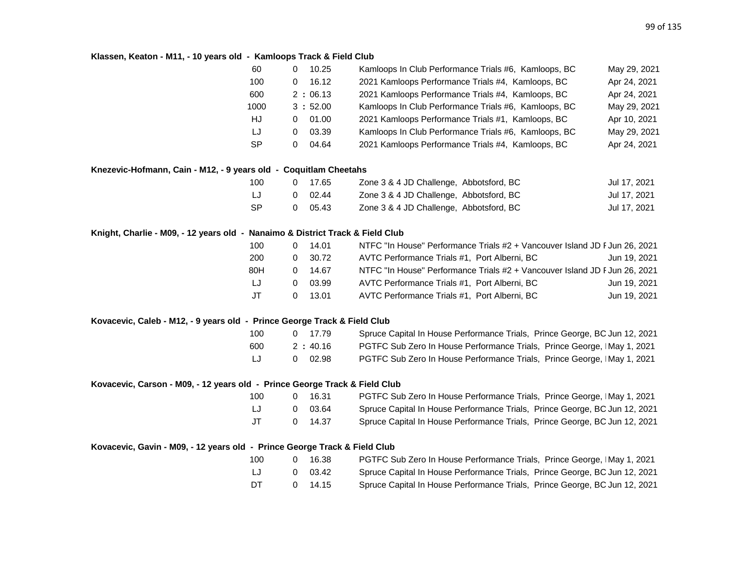**Klassen, Keaton - M11, - 10 years old - Kamloops Track & Field Club**

| Event | | Result | Meet | Date |
|---|---|---|---|---|
| 60 | 0 | 10.25 | Kamloops In Club Performance Trials #6, Kamloops, BC | May 29, 2021 |
| 100 | 0 | 16.12 | 2021 Kamloops Performance Trials #4, Kamloops, BC | Apr 24, 2021 |
| 600 | 2 : | 06.13 | 2021 Kamloops Performance Trials #4, Kamloops, BC | Apr 24, 2021 |
| 1000 | 3 : | 52.00 | Kamloops In Club Performance Trials #6, Kamloops, BC | May 29, 2021 |
| HJ | 0 | 01.00 | 2021 Kamloops Performance Trials #1, Kamloops, BC | Apr 10, 2021 |
| LJ | 0 | 03.39 | Kamloops In Club Performance Trials #6, Kamloops, BC | May 29, 2021 |
| SP | 0 | 04.64 | 2021 Kamloops Performance Trials #4, Kamloops, BC | Apr 24, 2021 |

**Knezevic-Hofmann, Cain - M12, - 9 years old - Coquitlam Cheetahs**

| Event | | Result | Meet | Date |
|---|---|---|---|---|
| 100 | 0 | 17.65 | Zone 3 & 4 JD Challenge, Abbotsford, BC | Jul 17, 2021 |
| LJ | 0 | 02.44 | Zone 3 & 4 JD Challenge, Abbotsford, BC | Jul 17, 2021 |
| SP | 0 | 05.43 | Zone 3 & 4 JD Challenge, Abbotsford, BC | Jul 17, 2021 |

**Knight, Charlie - M09, - 12 years old - Nanaimo & District Track & Field Club**

| Event | | Result | Meet | Date |
|---|---|---|---|---|
| 100 | 0 | 14.01 | NTFC "In House" Performance Trials #2 + Vancouver Island JD F | Jun 26, 2021 |
| 200 | 0 | 30.72 | AVTC Performance Trials #1, Port Alberni, BC | Jun 19, 2021 |
| 80H | 0 | 14.67 | NTFC "In House" Performance Trials #2 + Vancouver Island JD F | Jun 26, 2021 |
| LJ | 0 | 03.99 | AVTC Performance Trials #1, Port Alberni, BC | Jun 19, 2021 |
| JT | 0 | 13.01 | AVTC Performance Trials #1, Port Alberni, BC | Jun 19, 2021 |

**Kovacevic, Caleb - M12, - 9 years old - Prince George Track & Field Club**

| Event | | Result | Meet | Date |
|---|---|---|---|---|
| 100 | 0 | 17.79 | Spruce Capital In House Performance Trials, Prince George, BC | Jun 12, 2021 |
| 600 | 2 : | 40.16 | PGTFC Sub Zero In House Performance Trials, Prince George, I | May 1, 2021 |
| LJ | 0 | 02.98 | PGTFC Sub Zero In House Performance Trials, Prince George, I | May 1, 2021 |

**Kovacevic, Carson - M09, - 12 years old - Prince George Track & Field Club**

| Event | | Result | Meet | Date |
|---|---|---|---|---|
| 100 | 0 | 16.31 | PGTFC Sub Zero In House Performance Trials, Prince George, I | May 1, 2021 |
| LJ | 0 | 03.64 | Spruce Capital In House Performance Trials, Prince George, BC | Jun 12, 2021 |
| JT | 0 | 14.37 | Spruce Capital In House Performance Trials, Prince George, BC | Jun 12, 2021 |

**Kovacevic, Gavin - M09, - 12 years old - Prince George Track & Field Club**

| Event | | Result | Meet | Date |
|---|---|---|---|---|
| 100 | 0 | 16.38 | PGTFC Sub Zero In House Performance Trials, Prince George, I | May 1, 2021 |
| LJ | 0 | 03.42 | Spruce Capital In House Performance Trials, Prince George, BC | Jun 12, 2021 |
| DT | 0 | 14.15 | Spruce Capital In House Performance Trials, Prince George, BC | Jun 12, 2021 |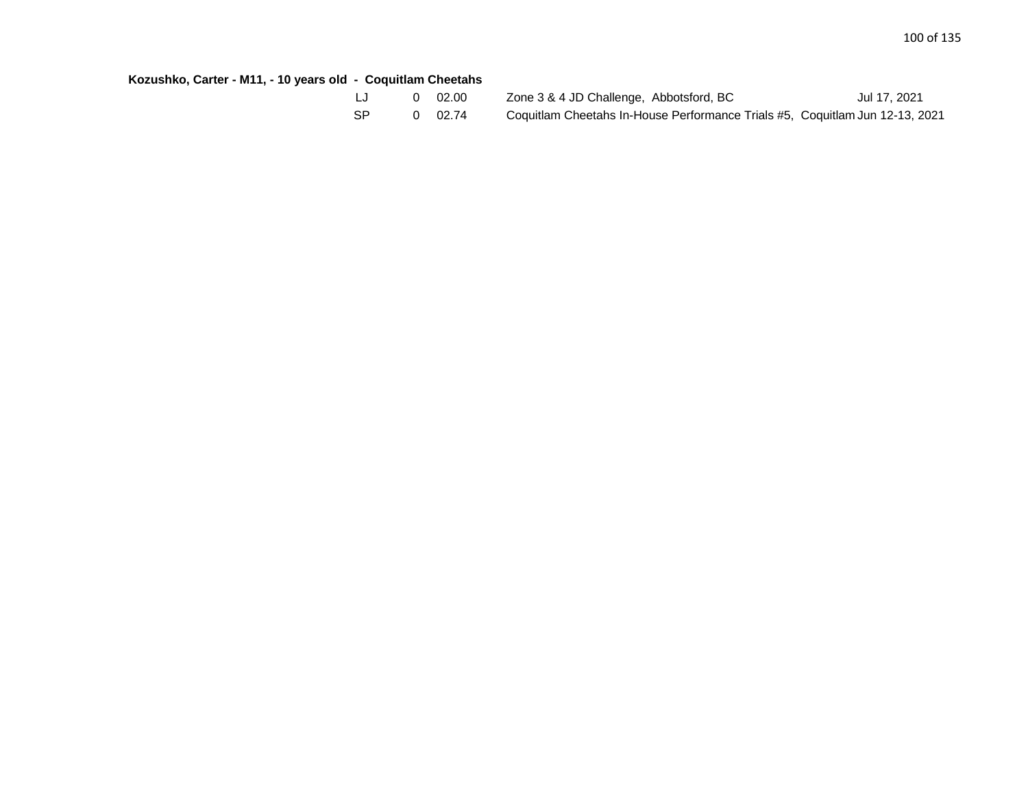**Kozushko, Carter - M11, - 10 years old - Coquitlam Cheetahs**

| | | | | |
|---|---|---|---|---|
| LJ | 0 | 02.00 | Zone 3 & 4 JD Challenge, Abbotsford, BC | Jul 17, 2021 |
| SP | 0 | 02.74 | Coquitlam Cheetahs In-House Performance Trials #5, Coquitlam | Jun 12-13, 2021 |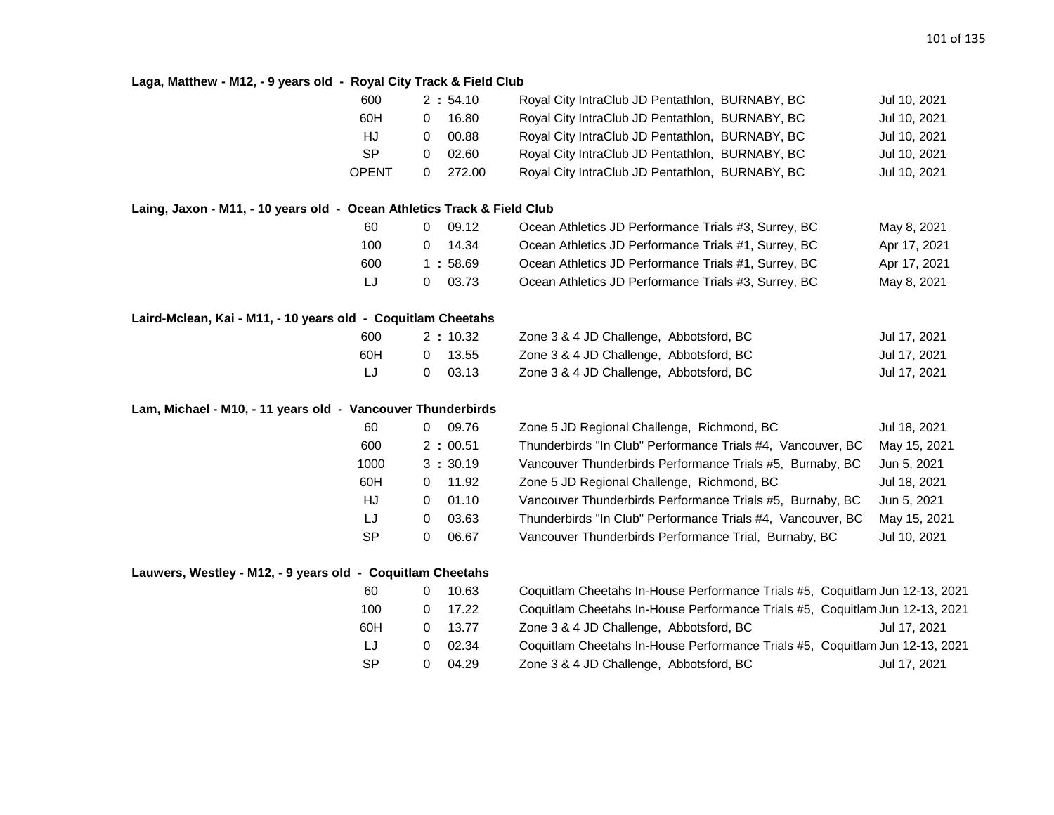**Laga, Matthew - M12, - 9 years old - Royal City Track & Field Club**

| Event | Result | Meet | Date |
|---|---|---|---|
| 600 | 2 : 54.10 | Royal City IntraClub JD Pentathlon, BURNABY, BC | Jul 10, 2021 |
| 60H | 0 16.80 | Royal City IntraClub JD Pentathlon, BURNABY, BC | Jul 10, 2021 |
| HJ | 0 00.88 | Royal City IntraClub JD Pentathlon, BURNABY, BC | Jul 10, 2021 |
| SP | 0 02.60 | Royal City IntraClub JD Pentathlon, BURNABY, BC | Jul 10, 2021 |
| OPENT | 0 272.00 | Royal City IntraClub JD Pentathlon, BURNABY, BC | Jul 10, 2021 |

**Laing, Jaxon - M11, - 10 years old - Ocean Athletics Track & Field Club**

| Event | Result | Meet | Date |
|---|---|---|---|
| 60 | 0 09.12 | Ocean Athletics JD Performance Trials #3, Surrey, BC | May 8, 2021 |
| 100 | 0 14.34 | Ocean Athletics JD Performance Trials #1, Surrey, BC | Apr 17, 2021 |
| 600 | 1 : 58.69 | Ocean Athletics JD Performance Trials #1, Surrey, BC | Apr 17, 2021 |
| LJ | 0 03.73 | Ocean Athletics JD Performance Trials #3, Surrey, BC | May 8, 2021 |

**Laird-Mclean, Kai - M11, - 10 years old - Coquitlam Cheetahs**

| Event | Result | Meet | Date |
|---|---|---|---|
| 600 | 2 : 10.32 | Zone 3 & 4 JD Challenge, Abbotsford, BC | Jul 17, 2021 |
| 60H | 0 13.55 | Zone 3 & 4 JD Challenge, Abbotsford, BC | Jul 17, 2021 |
| LJ | 0 03.13 | Zone 3 & 4 JD Challenge, Abbotsford, BC | Jul 17, 2021 |

**Lam, Michael - M10, - 11 years old - Vancouver Thunderbirds**

| Event | Result | Meet | Date |
|---|---|---|---|
| 60 | 0 09.76 | Zone 5 JD Regional Challenge, Richmond, BC | Jul 18, 2021 |
| 600 | 2 : 00.51 | Thunderbirds "In Club" Performance Trials #4, Vancouver, BC | May 15, 2021 |
| 1000 | 3 : 30.19 | Vancouver Thunderbirds Performance Trials #5, Burnaby, BC | Jun 5, 2021 |
| 60H | 0 11.92 | Zone 5 JD Regional Challenge, Richmond, BC | Jul 18, 2021 |
| HJ | 0 01.10 | Vancouver Thunderbirds Performance Trials #5, Burnaby, BC | Jun 5, 2021 |
| LJ | 0 03.63 | Thunderbirds "In Club" Performance Trials #4, Vancouver, BC | May 15, 2021 |
| SP | 0 06.67 | Vancouver Thunderbirds Performance Trial, Burnaby, BC | Jul 10, 2021 |

**Lauwers, Westley - M12, - 9 years old - Coquitlam Cheetahs**

| Event | Result | Meet | Date |
|---|---|---|---|
| 60 | 0 10.63 | Coquitlam Cheetahs In-House Performance Trials #5, Coquitlam | Jun 12-13, 2021 |
| 100 | 0 17.22 | Coquitlam Cheetahs In-House Performance Trials #5, Coquitlam | Jun 12-13, 2021 |
| 60H | 0 13.77 | Zone 3 & 4 JD Challenge, Abbotsford, BC | Jul 17, 2021 |
| LJ | 0 02.34 | Coquitlam Cheetahs In-House Performance Trials #5, Coquitlam | Jun 12-13, 2021 |
| SP | 0 04.29 | Zone 3 & 4 JD Challenge, Abbotsford, BC | Jul 17, 2021 |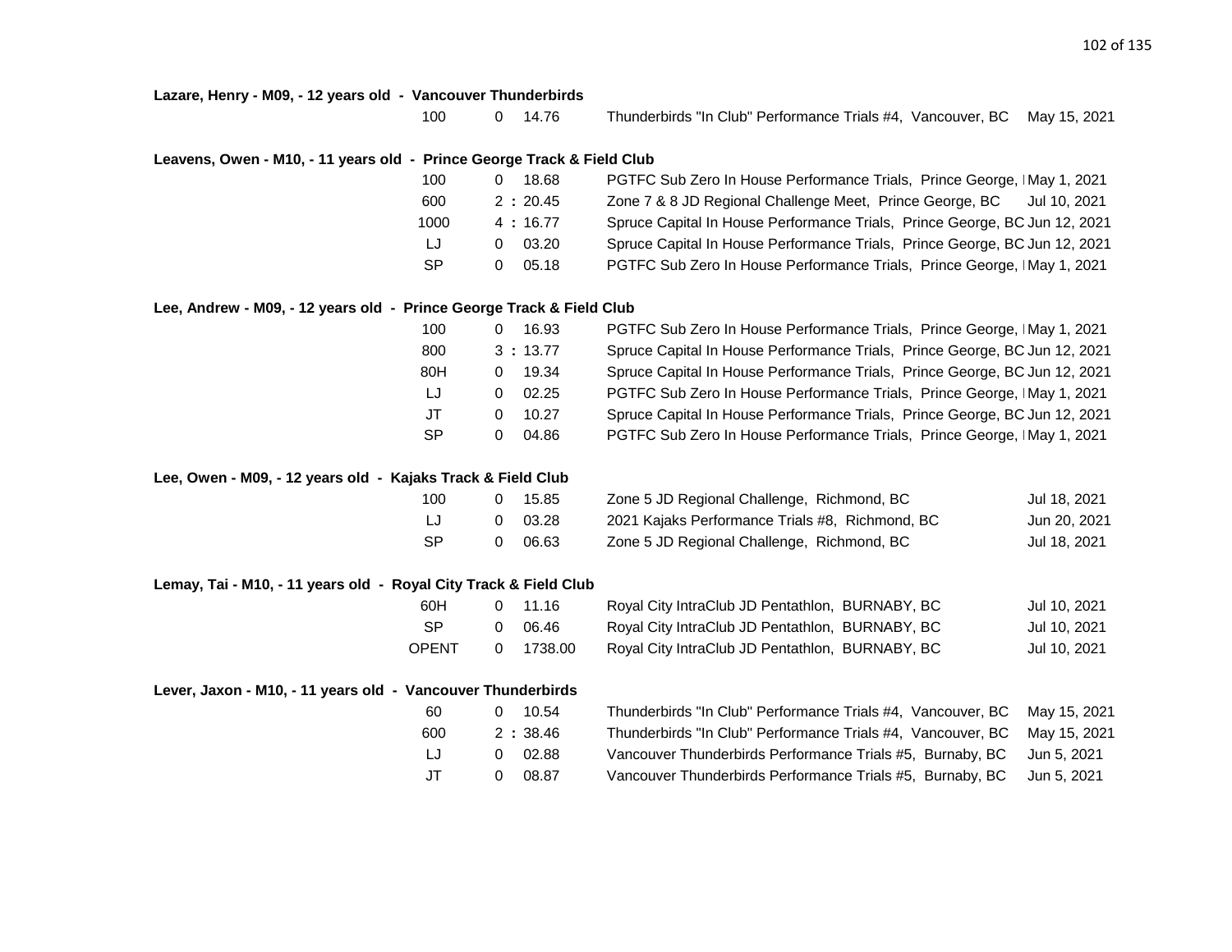**Lazare, Henry - M09, - 12 years old - Vancouver Thunderbirds**

| Event | | Mark | Meet | Date |
|---|---|---|---|---|
| 100 | 0 | 14.76 | Thunderbirds "In Club" Performance Trials #4, Vancouver, BC | May 15, 2021 |

**Leavens, Owen - M10, - 11 years old - Prince George Track & Field Club**

| Event | | Mark | Meet | Date |
|---|---|---|---|---|
| 100 | 0 | 18.68 | PGTFC Sub Zero In House Performance Trials, Prince George, I | May 1, 2021 |
| 600 | 2 : | 20.45 | Zone 7 & 8 JD Regional Challenge Meet, Prince George, BC | Jul 10, 2021 |
| 1000 | 4 : | 16.77 | Spruce Capital In House Performance Trials, Prince George, BC | Jun 12, 2021 |
| LJ | 0 | 03.20 | Spruce Capital In House Performance Trials, Prince George, BC | Jun 12, 2021 |
| SP | 0 | 05.18 | PGTFC Sub Zero In House Performance Trials, Prince George, I | May 1, 2021 |

**Lee, Andrew - M09, - 12 years old - Prince George Track & Field Club**

| Event | | Mark | Meet | Date |
|---|---|---|---|---|
| 100 | 0 | 16.93 | PGTFC Sub Zero In House Performance Trials, Prince George, I | May 1, 2021 |
| 800 | 3 : | 13.77 | Spruce Capital In House Performance Trials, Prince George, BC | Jun 12, 2021 |
| 80H | 0 | 19.34 | Spruce Capital In House Performance Trials, Prince George, BC | Jun 12, 2021 |
| LJ | 0 | 02.25 | PGTFC Sub Zero In House Performance Trials, Prince George, I | May 1, 2021 |
| JT | 0 | 10.27 | Spruce Capital In House Performance Trials, Prince George, BC | Jun 12, 2021 |
| SP | 0 | 04.86 | PGTFC Sub Zero In House Performance Trials, Prince George, I | May 1, 2021 |

**Lee, Owen - M09, - 12 years old - Kajaks Track & Field Club**

| Event | | Mark | Meet | Date |
|---|---|---|---|---|
| 100 | 0 | 15.85 | Zone 5 JD Regional Challenge, Richmond, BC | Jul 18, 2021 |
| LJ | 0 | 03.28 | 2021 Kajaks Performance Trials #8, Richmond, BC | Jun 20, 2021 |
| SP | 0 | 06.63 | Zone 5 JD Regional Challenge, Richmond, BC | Jul 18, 2021 |

**Lemay, Tai - M10, - 11 years old - Royal City Track & Field Club**

| Event | | Mark | Meet | Date |
|---|---|---|---|---|
| 60H | 0 | 11.16 | Royal City IntraClub JD Pentathlon, BURNABY, BC | Jul 10, 2021 |
| SP | 0 | 06.46 | Royal City IntraClub JD Pentathlon, BURNABY, BC | Jul 10, 2021 |
| OPENT | 0 | 1738.00 | Royal City IntraClub JD Pentathlon, BURNABY, BC | Jul 10, 2021 |

**Lever, Jaxon - M10, - 11 years old - Vancouver Thunderbirds**

| Event | | Mark | Meet | Date |
|---|---|---|---|---|
| 60 | 0 | 10.54 | Thunderbirds "In Club" Performance Trials #4, Vancouver, BC | May 15, 2021 |
| 600 | 2 : | 38.46 | Thunderbirds "In Club" Performance Trials #4, Vancouver, BC | May 15, 2021 |
| LJ | 0 | 02.88 | Vancouver Thunderbirds Performance Trials #5, Burnaby, BC | Jun 5, 2021 |
| JT | 0 | 08.87 | Vancouver Thunderbirds Performance Trials #5, Burnaby, BC | Jun 5, 2021 |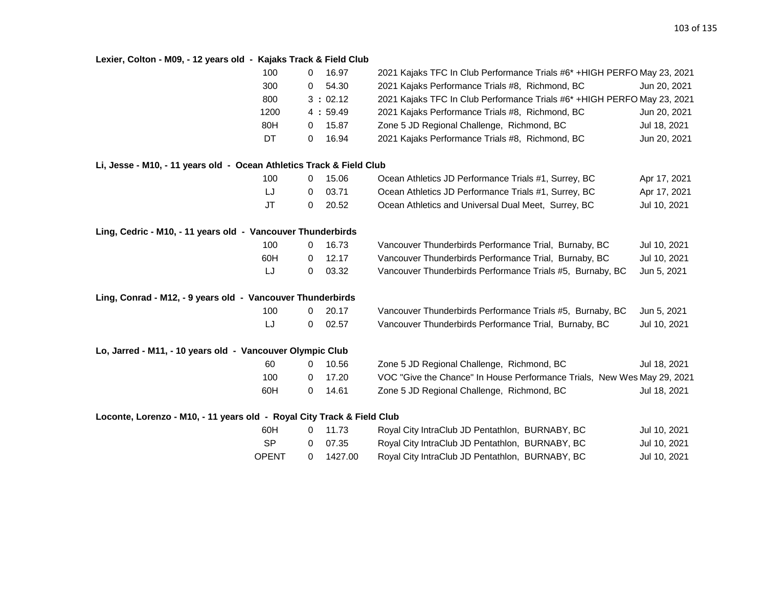**Lexier, Colton - M09, - 12 years old - Kajaks Track & Field Club**

| Event | | Mark | Competition | Date |
|---|---|---|---|---|
| 100 | 0 | 16.97 | 2021 Kajaks TFC In Club Performance Trials #6* +HIGH PERFO | May 23, 2021 |
| 300 | 0 | 54.30 | 2021 Kajaks Performance Trials #8, Richmond, BC | Jun 20, 2021 |
| 800 | 3 | : 02.12 | 2021 Kajaks TFC In Club Performance Trials #6* +HIGH PERFO | May 23, 2021 |
| 1200 | 4 | : 59.49 | 2021 Kajaks Performance Trials #8, Richmond, BC | Jun 20, 2021 |
| 80H | 0 | 15.87 | Zone 5 JD Regional Challenge, Richmond, BC | Jul 18, 2021 |
| DT | 0 | 16.94 | 2021 Kajaks Performance Trials #8, Richmond, BC | Jun 20, 2021 |

**Li, Jesse - M10, - 11 years old - Ocean Athletics Track & Field Club**

| Event | | Mark | Competition | Date |
|---|---|---|---|---|
| 100 | 0 | 15.06 | Ocean Athletics JD Performance Trials #1, Surrey, BC | Apr 17, 2021 |
| LJ | 0 | 03.71 | Ocean Athletics JD Performance Trials #1, Surrey, BC | Apr 17, 2021 |
| JT | 0 | 20.52 | Ocean Athletics and Universal Dual Meet, Surrey, BC | Jul 10, 2021 |

**Ling, Cedric - M10, - 11 years old - Vancouver Thunderbirds**

| Event | | Mark | Competition | Date |
|---|---|---|---|---|
| 100 | 0 | 16.73 | Vancouver Thunderbirds Performance Trial, Burnaby, BC | Jul 10, 2021 |
| 60H | 0 | 12.17 | Vancouver Thunderbirds Performance Trial, Burnaby, BC | Jul 10, 2021 |
| LJ | 0 | 03.32 | Vancouver Thunderbirds Performance Trials #5, Burnaby, BC | Jun 5, 2021 |

**Ling, Conrad - M12, - 9 years old - Vancouver Thunderbirds**

| Event | | Mark | Competition | Date |
|---|---|---|---|---|
| 100 | 0 | 20.17 | Vancouver Thunderbirds Performance Trials #5, Burnaby, BC | Jun 5, 2021 |
| LJ | 0 | 02.57 | Vancouver Thunderbirds Performance Trial, Burnaby, BC | Jul 10, 2021 |

**Lo, Jarred - M11, - 10 years old - Vancouver Olympic Club**

| Event | | Mark | Competition | Date |
|---|---|---|---|---|
| 60 | 0 | 10.56 | Zone 5 JD Regional Challenge, Richmond, BC | Jul 18, 2021 |
| 100 | 0 | 17.20 | VOC "Give the Chance" In House Performance Trials, New Wes | May 29, 2021 |
| 60H | 0 | 14.61 | Zone 5 JD Regional Challenge, Richmond, BC | Jul 18, 2021 |

**Loconte, Lorenzo - M10, - 11 years old - Royal City Track & Field Club**

| Event | | Mark | Competition | Date |
|---|---|---|---|---|
| 60H | 0 | 11.73 | Royal City IntraClub JD Pentathlon, BURNABY, BC | Jul 10, 2021 |
| SP | 0 | 07.35 | Royal City IntraClub JD Pentathlon, BURNABY, BC | Jul 10, 2021 |
| OPENT | 0 | 1427.00 | Royal City IntraClub JD Pentathlon, BURNABY, BC | Jul 10, 2021 |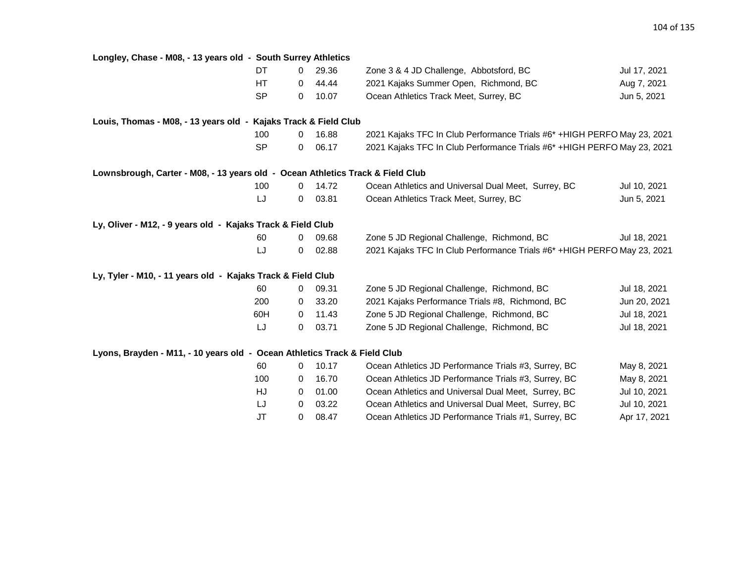**Longley, Chase - M08, - 13 years old - South Surrey Athletics**

| Event | | Mark | Meet | Date |
|---|---|---|---|---|
| DT | 0 | 29.36 | Zone 3 & 4 JD Challenge, Abbotsford, BC | Jul 17, 2021 |
| HT | 0 | 44.44 | 2021 Kajaks Summer Open, Richmond, BC | Aug 7, 2021 |
| SP | 0 | 10.07 | Ocean Athletics Track Meet, Surrey, BC | Jun 5, 2021 |

**Louis, Thomas - M08, - 13 years old - Kajaks Track & Field Club**

| Event | | Mark | Meet | Date |
|---|---|---|---|---|
| 100 | 0 | 16.88 | 2021 Kajaks TFC In Club Performance Trials #6* +HIGH PERFO | May 23, 2021 |
| SP | 0 | 06.17 | 2021 Kajaks TFC In Club Performance Trials #6* +HIGH PERFO | May 23, 2021 |

**Lownsbrough, Carter - M08, - 13 years old - Ocean Athletics Track & Field Club**

| Event | | Mark | Meet | Date |
|---|---|---|---|---|
| 100 | 0 | 14.72 | Ocean Athletics and Universal Dual Meet, Surrey, BC | Jul 10, 2021 |
| LJ | 0 | 03.81 | Ocean Athletics Track Meet, Surrey, BC | Jun 5, 2021 |

**Ly, Oliver - M12, - 9 years old - Kajaks Track & Field Club**

| Event | | Mark | Meet | Date |
|---|---|---|---|---|
| 60 | 0 | 09.68 | Zone 5 JD Regional Challenge, Richmond, BC | Jul 18, 2021 |
| LJ | 0 | 02.88 | 2021 Kajaks TFC In Club Performance Trials #6* +HIGH PERFO | May 23, 2021 |

**Ly, Tyler - M10, - 11 years old - Kajaks Track & Field Club**

| Event | | Mark | Meet | Date |
|---|---|---|---|---|
| 60 | 0 | 09.31 | Zone 5 JD Regional Challenge, Richmond, BC | Jul 18, 2021 |
| 200 | 0 | 33.20 | 2021 Kajaks Performance Trials #8, Richmond, BC | Jun 20, 2021 |
| 60H | 0 | 11.43 | Zone 5 JD Regional Challenge, Richmond, BC | Jul 18, 2021 |
| LJ | 0 | 03.71 | Zone 5 JD Regional Challenge, Richmond, BC | Jul 18, 2021 |

**Lyons, Brayden - M11, - 10 years old - Ocean Athletics Track & Field Club**

| Event | | Mark | Meet | Date |
|---|---|---|---|---|
| 60 | 0 | 10.17 | Ocean Athletics JD Performance Trials #3, Surrey, BC | May 8, 2021 |
| 100 | 0 | 16.70 | Ocean Athletics JD Performance Trials #3, Surrey, BC | May 8, 2021 |
| HJ | 0 | 01.00 | Ocean Athletics and Universal Dual Meet, Surrey, BC | Jul 10, 2021 |
| LJ | 0 | 03.22 | Ocean Athletics and Universal Dual Meet, Surrey, BC | Jul 10, 2021 |
| JT | 0 | 08.47 | Ocean Athletics JD Performance Trials #1, Surrey, BC | Apr 17, 2021 |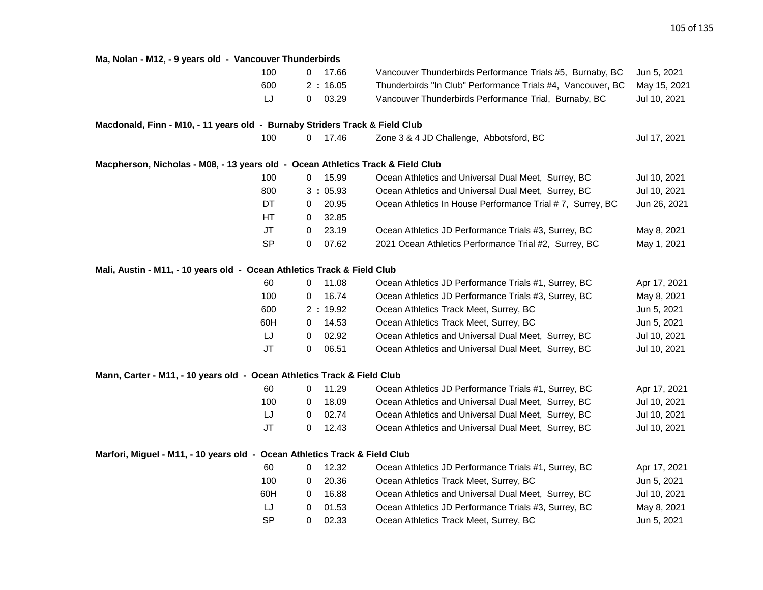**Ma, Nolan - M12, - 9 years old - Vancouver Thunderbirds**

| Event | Result | Meet | Date |
|---|---|---|---|
| 100 | 0 17.66 | Vancouver Thunderbirds Performance Trials #5, Burnaby, BC | Jun 5, 2021 |
| 600 | 2 : 16.05 | Thunderbirds "In Club" Performance Trials #4, Vancouver, BC | May 15, 2021 |
| LJ | 0 03.29 | Vancouver Thunderbirds Performance Trial, Burnaby, BC | Jul 10, 2021 |

**Macdonald, Finn - M10, - 11 years old - Burnaby Striders Track & Field Club**

| Event | Result | Meet | Date |
|---|---|---|---|
| 100 | 0 17.46 | Zone 3 & 4 JD Challenge, Abbotsford, BC | Jul 17, 2021 |

**Macpherson, Nicholas - M08, - 13 years old - Ocean Athletics Track & Field Club**

| Event | Result | Meet | Date |
|---|---|---|---|
| 100 | 0 15.99 | Ocean Athletics and Universal Dual Meet, Surrey, BC | Jul 10, 2021 |
| 800 | 3 : 05.93 | Ocean Athletics and Universal Dual Meet, Surrey, BC | Jul 10, 2021 |
| DT | 0 20.95 | Ocean Athletics In House Performance Trial # 7, Surrey, BC | Jun 26, 2021 |
| HT | 0 32.85 | | |
| JT | 0 23.19 | Ocean Athletics JD Performance Trials #3, Surrey, BC | May 8, 2021 |
| SP | 0 07.62 | 2021 Ocean Athletics Performance Trial #2, Surrey, BC | May 1, 2021 |

**Mali, Austin - M11, - 10 years old - Ocean Athletics Track & Field Club**

| Event | Result | Meet | Date |
|---|---|---|---|
| 60 | 0 11.08 | Ocean Athletics JD Performance Trials #1, Surrey, BC | Apr 17, 2021 |
| 100 | 0 16.74 | Ocean Athletics JD Performance Trials #3, Surrey, BC | May 8, 2021 |
| 600 | 2 : 19.92 | Ocean Athletics Track Meet, Surrey, BC | Jun 5, 2021 |
| 60H | 0 14.53 | Ocean Athletics Track Meet, Surrey, BC | Jun 5, 2021 |
| LJ | 0 02.92 | Ocean Athletics and Universal Dual Meet, Surrey, BC | Jul 10, 2021 |
| JT | 0 06.51 | Ocean Athletics and Universal Dual Meet, Surrey, BC | Jul 10, 2021 |

**Mann, Carter - M11, - 10 years old - Ocean Athletics Track & Field Club**

| Event | Result | Meet | Date |
|---|---|---|---|
| 60 | 0 11.29 | Ocean Athletics JD Performance Trials #1, Surrey, BC | Apr 17, 2021 |
| 100 | 0 18.09 | Ocean Athletics and Universal Dual Meet, Surrey, BC | Jul 10, 2021 |
| LJ | 0 02.74 | Ocean Athletics and Universal Dual Meet, Surrey, BC | Jul 10, 2021 |
| JT | 0 12.43 | Ocean Athletics and Universal Dual Meet, Surrey, BC | Jul 10, 2021 |

**Marfori, Miguel - M11, - 10 years old - Ocean Athletics Track & Field Club**

| Event | Result | Meet | Date |
|---|---|---|---|
| 60 | 0 12.32 | Ocean Athletics JD Performance Trials #1, Surrey, BC | Apr 17, 2021 |
| 100 | 0 20.36 | Ocean Athletics Track Meet, Surrey, BC | Jun 5, 2021 |
| 60H | 0 16.88 | Ocean Athletics and Universal Dual Meet, Surrey, BC | Jul 10, 2021 |
| LJ | 0 01.53 | Ocean Athletics JD Performance Trials #3, Surrey, BC | May 8, 2021 |
| SP | 0 02.33 | Ocean Athletics Track Meet, Surrey, BC | Jun 5, 2021 |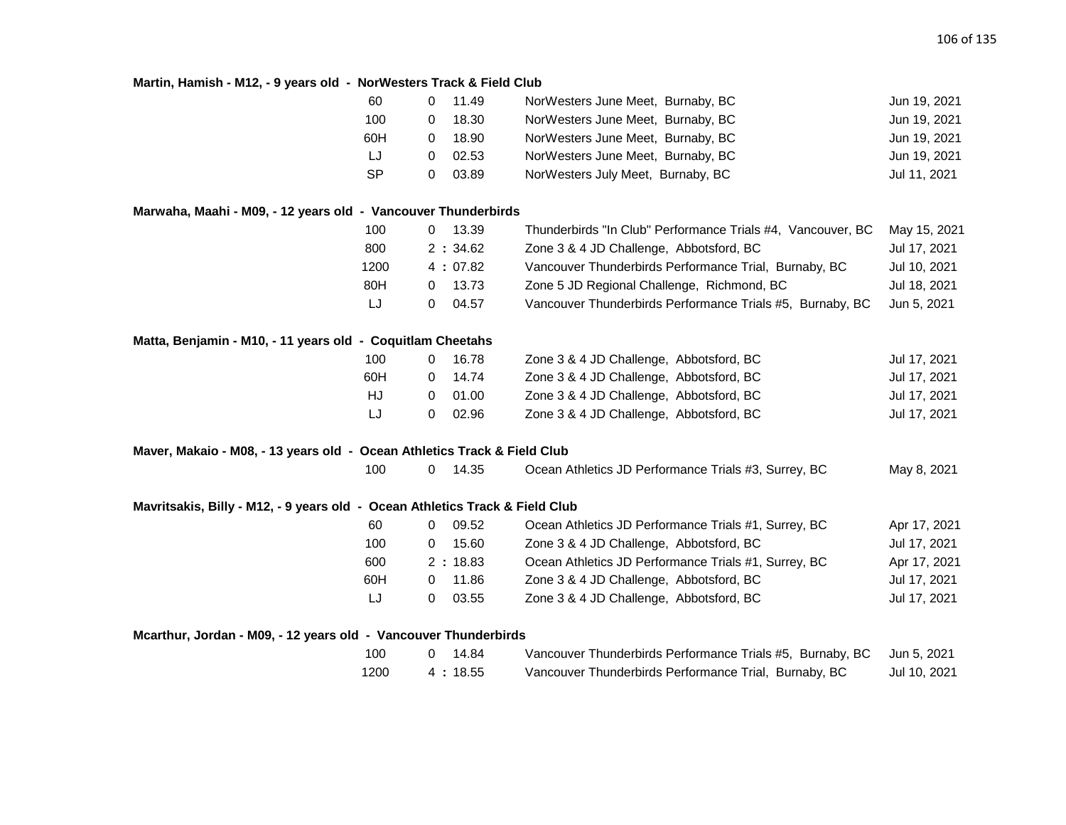**Martin, Hamish - M12, - 9 years old - NorWesters Track & Field Club**

| Event | | Mark | Meet | Date |
|---|---|---|---|---|
| 60 | 0 | 11.49 | NorWesters June Meet, Burnaby, BC | Jun 19, 2021 |
| 100 | 0 | 18.30 | NorWesters June Meet, Burnaby, BC | Jun 19, 2021 |
| 60H | 0 | 18.90 | NorWesters June Meet, Burnaby, BC | Jun 19, 2021 |
| LJ | 0 | 02.53 | NorWesters June Meet, Burnaby, BC | Jun 19, 2021 |
| SP | 0 | 03.89 | NorWesters July Meet, Burnaby, BC | Jul 11, 2021 |

**Marwaha, Maahi - M09, - 12 years old - Vancouver Thunderbirds**

| Event | | Mark | Meet | Date |
|---|---|---|---|---|
| 100 | 0 | 13.39 | Thunderbirds "In Club" Performance Trials #4, Vancouver, BC | May 15, 2021 |
| 800 | 2 : | 34.62 | Zone 3 & 4 JD Challenge, Abbotsford, BC | Jul 17, 2021 |
| 1200 | 4 : | 07.82 | Vancouver Thunderbirds Performance Trial, Burnaby, BC | Jul 10, 2021 |
| 80H | 0 | 13.73 | Zone 5 JD Regional Challenge, Richmond, BC | Jul 18, 2021 |
| LJ | 0 | 04.57 | Vancouver Thunderbirds Performance Trials #5, Burnaby, BC | Jun 5, 2021 |

**Matta, Benjamin - M10, - 11 years old - Coquitlam Cheetahs**

| Event | | Mark | Meet | Date |
|---|---|---|---|---|
| 100 | 0 | 16.78 | Zone 3 & 4 JD Challenge, Abbotsford, BC | Jul 17, 2021 |
| 60H | 0 | 14.74 | Zone 3 & 4 JD Challenge, Abbotsford, BC | Jul 17, 2021 |
| HJ | 0 | 01.00 | Zone 3 & 4 JD Challenge, Abbotsford, BC | Jul 17, 2021 |
| LJ | 0 | 02.96 | Zone 3 & 4 JD Challenge, Abbotsford, BC | Jul 17, 2021 |

**Maver, Makaio - M08, - 13 years old - Ocean Athletics Track & Field Club**

| Event | | Mark | Meet | Date |
|---|---|---|---|---|
| 100 | 0 | 14.35 | Ocean Athletics JD Performance Trials #3, Surrey, BC | May 8, 2021 |

**Mavritsakis, Billy - M12, - 9 years old - Ocean Athletics Track & Field Club**

| Event | | Mark | Meet | Date |
|---|---|---|---|---|
| 60 | 0 | 09.52 | Ocean Athletics JD Performance Trials #1, Surrey, BC | Apr 17, 2021 |
| 100 | 0 | 15.60 | Zone 3 & 4 JD Challenge, Abbotsford, BC | Jul 17, 2021 |
| 600 | 2 : | 18.83 | Ocean Athletics JD Performance Trials #1, Surrey, BC | Apr 17, 2021 |
| 60H | 0 | 11.86 | Zone 3 & 4 JD Challenge, Abbotsford, BC | Jul 17, 2021 |
| LJ | 0 | 03.55 | Zone 3 & 4 JD Challenge, Abbotsford, BC | Jul 17, 2021 |

**Mcarthur, Jordan - M09, - 12 years old - Vancouver Thunderbirds**

| Event | | Mark | Meet | Date |
|---|---|---|---|---|
| 100 | 0 | 14.84 | Vancouver Thunderbirds Performance Trials #5, Burnaby, BC | Jun 5, 2021 |
| 1200 | 4 : | 18.55 | Vancouver Thunderbirds Performance Trial, Burnaby, BC | Jul 10, 2021 |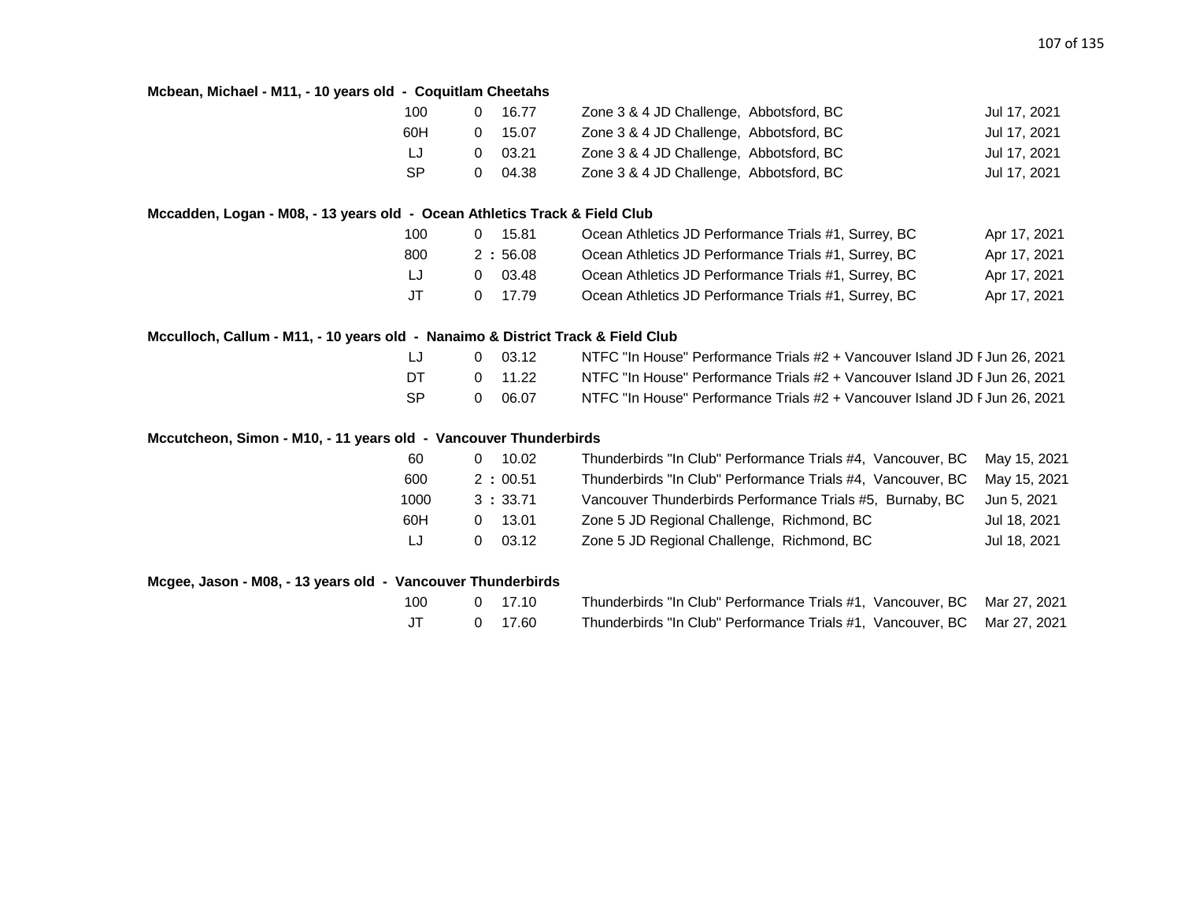**Mcbean, Michael - M11, - 10 years old - Coquitlam Cheetahs**

| Event | | Mark | Competition | Date |
|---|---|---|---|---|
| 100 | 0 | 16.77 | Zone 3 & 4 JD Challenge, Abbotsford, BC | Jul 17, 2021 |
| 60H | 0 | 15.07 | Zone 3 & 4 JD Challenge, Abbotsford, BC | Jul 17, 2021 |
| LJ | 0 | 03.21 | Zone 3 & 4 JD Challenge, Abbotsford, BC | Jul 17, 2021 |
| SP | 0 | 04.38 | Zone 3 & 4 JD Challenge, Abbotsford, BC | Jul 17, 2021 |

**Mccadden, Logan - M08, - 13 years old - Ocean Athletics Track & Field Club**

| Event | | Mark | Competition | Date |
|---|---|---|---|---|
| 100 | 0 | 15.81 | Ocean Athletics JD Performance Trials #1, Surrey, BC | Apr 17, 2021 |
| 800 | 2 : | 56.08 | Ocean Athletics JD Performance Trials #1, Surrey, BC | Apr 17, 2021 |
| LJ | 0 | 03.48 | Ocean Athletics JD Performance Trials #1, Surrey, BC | Apr 17, 2021 |
| JT | 0 | 17.79 | Ocean Athletics JD Performance Trials #1, Surrey, BC | Apr 17, 2021 |

**Mcculloch, Callum - M11, - 10 years old - Nanaimo & District Track & Field Club**

| Event | | Mark | Competition | Date |
|---|---|---|---|---|
| LJ | 0 | 03.12 | NTFC "In House" Performance Trials #2 + Vancouver Island JD F | Jun 26, 2021 |
| DT | 0 | 11.22 | NTFC "In House" Performance Trials #2 + Vancouver Island JD F | Jun 26, 2021 |
| SP | 0 | 06.07 | NTFC "In House" Performance Trials #2 + Vancouver Island JD F | Jun 26, 2021 |

**Mccutcheon, Simon - M10, - 11 years old - Vancouver Thunderbirds**

| Event | | Mark | Competition | Date |
|---|---|---|---|---|
| 60 | 0 | 10.02 | Thunderbirds "In Club" Performance Trials #4, Vancouver, BC | May 15, 2021 |
| 600 | 2 : | 00.51 | Thunderbirds "In Club" Performance Trials #4, Vancouver, BC | May 15, 2021 |
| 1000 | 3 : | 33.71 | Vancouver Thunderbirds Performance Trials #5, Burnaby, BC | Jun 5, 2021 |
| 60H | 0 | 13.01 | Zone 5 JD Regional Challenge, Richmond, BC | Jul 18, 2021 |
| LJ | 0 | 03.12 | Zone 5 JD Regional Challenge, Richmond, BC | Jul 18, 2021 |

**Mcgee, Jason - M08, - 13 years old - Vancouver Thunderbirds**

| Event | | Mark | Competition | Date |
|---|---|---|---|---|
| 100 | 0 | 17.10 | Thunderbirds "In Club" Performance Trials #1, Vancouver, BC | Mar 27, 2021 |
| JT | 0 | 17.60 | Thunderbirds "In Club" Performance Trials #1, Vancouver, BC | Mar 27, 2021 |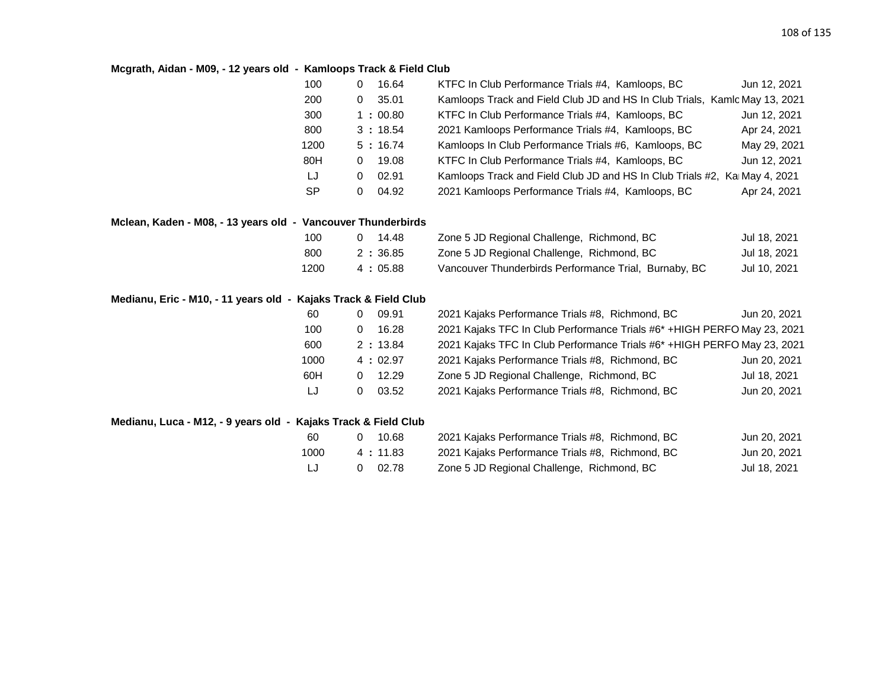**Mcgrath, Aidan - M09, - 12 years old - Kamloops Track & Field Club**

| Event | Time | Meet | Date |
|---|---|---|---|
| 100 | 0 16.64 | KTFC In Club Performance Trials #4, Kamloops, BC | Jun 12, 2021 |
| 200 | 0 35.01 | Kamloops Track and Field Club JD and HS In Club Trials, Kamlo | May 13, 2021 |
| 300 | 1 : 00.80 | KTFC In Club Performance Trials #4, Kamloops, BC | Jun 12, 2021 |
| 800 | 3 : 18.54 | 2021 Kamloops Performance Trials #4, Kamloops, BC | Apr 24, 2021 |
| 1200 | 5 : 16.74 | Kamloops In Club Performance Trials #6, Kamloops, BC | May 29, 2021 |
| 80H | 0 19.08 | KTFC In Club Performance Trials #4, Kamloops, BC | Jun 12, 2021 |
| LJ | 0 02.91 | Kamloops Track and Field Club JD and HS In Club Trials #2, Ka | May 4, 2021 |
| SP | 0 04.92 | 2021 Kamloops Performance Trials #4, Kamloops, BC | Apr 24, 2021 |

**Mclean, Kaden - M08, - 13 years old - Vancouver Thunderbirds**

| Event | Time | Meet | Date |
|---|---|---|---|
| 100 | 0 14.48 | Zone 5 JD Regional Challenge, Richmond, BC | Jul 18, 2021 |
| 800 | 2 : 36.85 | Zone 5 JD Regional Challenge, Richmond, BC | Jul 18, 2021 |
| 1200 | 4 : 05.88 | Vancouver Thunderbirds Performance Trial, Burnaby, BC | Jul 10, 2021 |

**Medianu, Eric - M10, - 11 years old - Kajaks Track & Field Club**

| Event | Time | Meet | Date |
|---|---|---|---|
| 60 | 0 09.91 | 2021 Kajaks Performance Trials #8, Richmond, BC | Jun 20, 2021 |
| 100 | 0 16.28 | 2021 Kajaks TFC In Club Performance Trials #6* +HIGH PERFO | May 23, 2021 |
| 600 | 2 : 13.84 | 2021 Kajaks TFC In Club Performance Trials #6* +HIGH PERFO | May 23, 2021 |
| 1000 | 4 : 02.97 | 2021 Kajaks Performance Trials #8, Richmond, BC | Jun 20, 2021 |
| 60H | 0 12.29 | Zone 5 JD Regional Challenge, Richmond, BC | Jul 18, 2021 |
| LJ | 0 03.52 | 2021 Kajaks Performance Trials #8, Richmond, BC | Jun 20, 2021 |

**Medianu, Luca - M12, - 9 years old - Kajaks Track & Field Club**

| Event | Time | Meet | Date |
|---|---|---|---|
| 60 | 0 10.68 | 2021 Kajaks Performance Trials #8, Richmond, BC | Jun 20, 2021 |
| 1000 | 4 : 11.83 | 2021 Kajaks Performance Trials #8, Richmond, BC | Jun 20, 2021 |
| LJ | 0 02.78 | Zone 5 JD Regional Challenge, Richmond, BC | Jul 18, 2021 |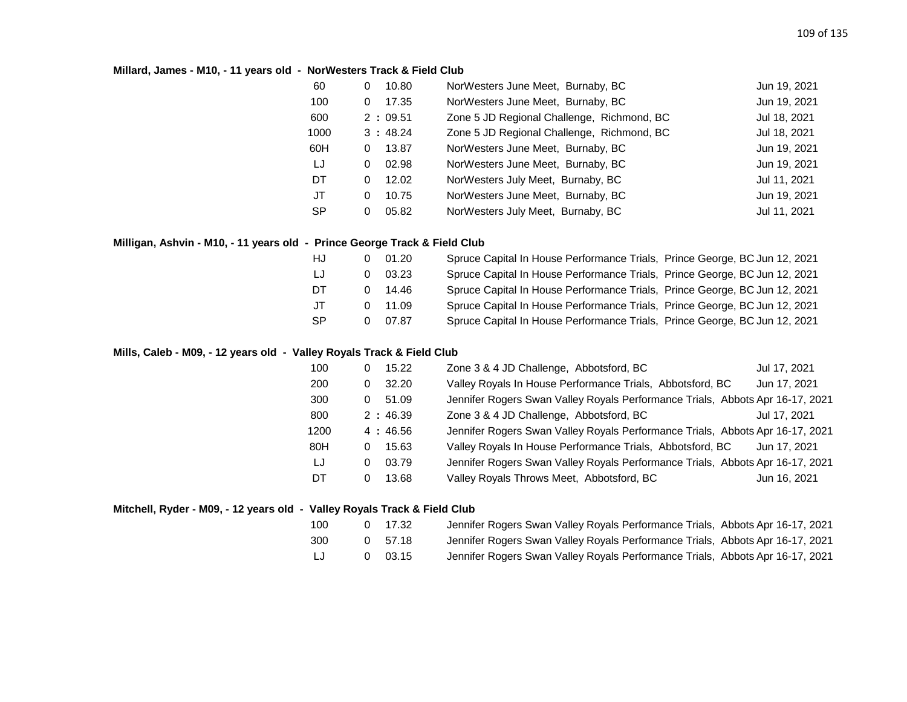**Millard, James - M10, - 11 years old - NorWesters Track & Field Club**

| Event | | Mark | Meet | Date |
|---|---|---|---|---|
| 60 | 0 | 10.80 | NorWesters June Meet, Burnaby, BC | Jun 19, 2021 |
| 100 | 0 | 17.35 | NorWesters June Meet, Burnaby, BC | Jun 19, 2021 |
| 600 | 2 : | 09.51 | Zone 5 JD Regional Challenge, Richmond, BC | Jul 18, 2021 |
| 1000 | 3 : | 48.24 | Zone 5 JD Regional Challenge, Richmond, BC | Jul 18, 2021 |
| 60H | 0 | 13.87 | NorWesters June Meet, Burnaby, BC | Jun 19, 2021 |
| LJ | 0 | 02.98 | NorWesters June Meet, Burnaby, BC | Jun 19, 2021 |
| DT | 0 | 12.02 | NorWesters July Meet, Burnaby, BC | Jul 11, 2021 |
| JT | 0 | 10.75 | NorWesters June Meet, Burnaby, BC | Jun 19, 2021 |
| SP | 0 | 05.82 | NorWesters July Meet, Burnaby, BC | Jul 11, 2021 |

**Milligan, Ashvin - M10, - 11 years old - Prince George Track & Field Club**

| Event | | Mark | Meet | Date |
|---|---|---|---|---|
| HJ | 0 | 01.20 | Spruce Capital In House Performance Trials, Prince George, BC | Jun 12, 2021 |
| LJ | 0 | 03.23 | Spruce Capital In House Performance Trials, Prince George, BC | Jun 12, 2021 |
| DT | 0 | 14.46 | Spruce Capital In House Performance Trials, Prince George, BC | Jun 12, 2021 |
| JT | 0 | 11.09 | Spruce Capital In House Performance Trials, Prince George, BC | Jun 12, 2021 |
| SP | 0 | 07.87 | Spruce Capital In House Performance Trials, Prince George, BC | Jun 12, 2021 |

**Mills, Caleb - M09, - 12 years old - Valley Royals Track & Field Club**

| Event | | Mark | Meet | Date |
|---|---|---|---|---|
| 100 | 0 | 15.22 | Zone 3 & 4 JD Challenge, Abbotsford, BC | Jul 17, 2021 |
| 200 | 0 | 32.20 | Valley Royals In House Performance Trials, Abbotsford, BC | Jun 17, 2021 |
| 300 | 0 | 51.09 | Jennifer Rogers Swan Valley Royals Performance Trials, Abbots | Apr 16-17, 2021 |
| 800 | 2 : | 46.39 | Zone 3 & 4 JD Challenge, Abbotsford, BC | Jul 17, 2021 |
| 1200 | 4 : | 46.56 | Jennifer Rogers Swan Valley Royals Performance Trials, Abbots | Apr 16-17, 2021 |
| 80H | 0 | 15.63 | Valley Royals In House Performance Trials, Abbotsford, BC | Jun 17, 2021 |
| LJ | 0 | 03.79 | Jennifer Rogers Swan Valley Royals Performance Trials, Abbots | Apr 16-17, 2021 |
| DT | 0 | 13.68 | Valley Royals Throws Meet, Abbotsford, BC | Jun 16, 2021 |

**Mitchell, Ryder - M09, - 12 years old - Valley Royals Track & Field Club**

| Event | | Mark | Meet | Date |
|---|---|---|---|---|
| 100 | 0 | 17.32 | Jennifer Rogers Swan Valley Royals Performance Trials, Abbots | Apr 16-17, 2021 |
| 300 | 0 | 57.18 | Jennifer Rogers Swan Valley Royals Performance Trials, Abbots | Apr 16-17, 2021 |
| LJ | 0 | 03.15 | Jennifer Rogers Swan Valley Royals Performance Trials, Abbots | Apr 16-17, 2021 |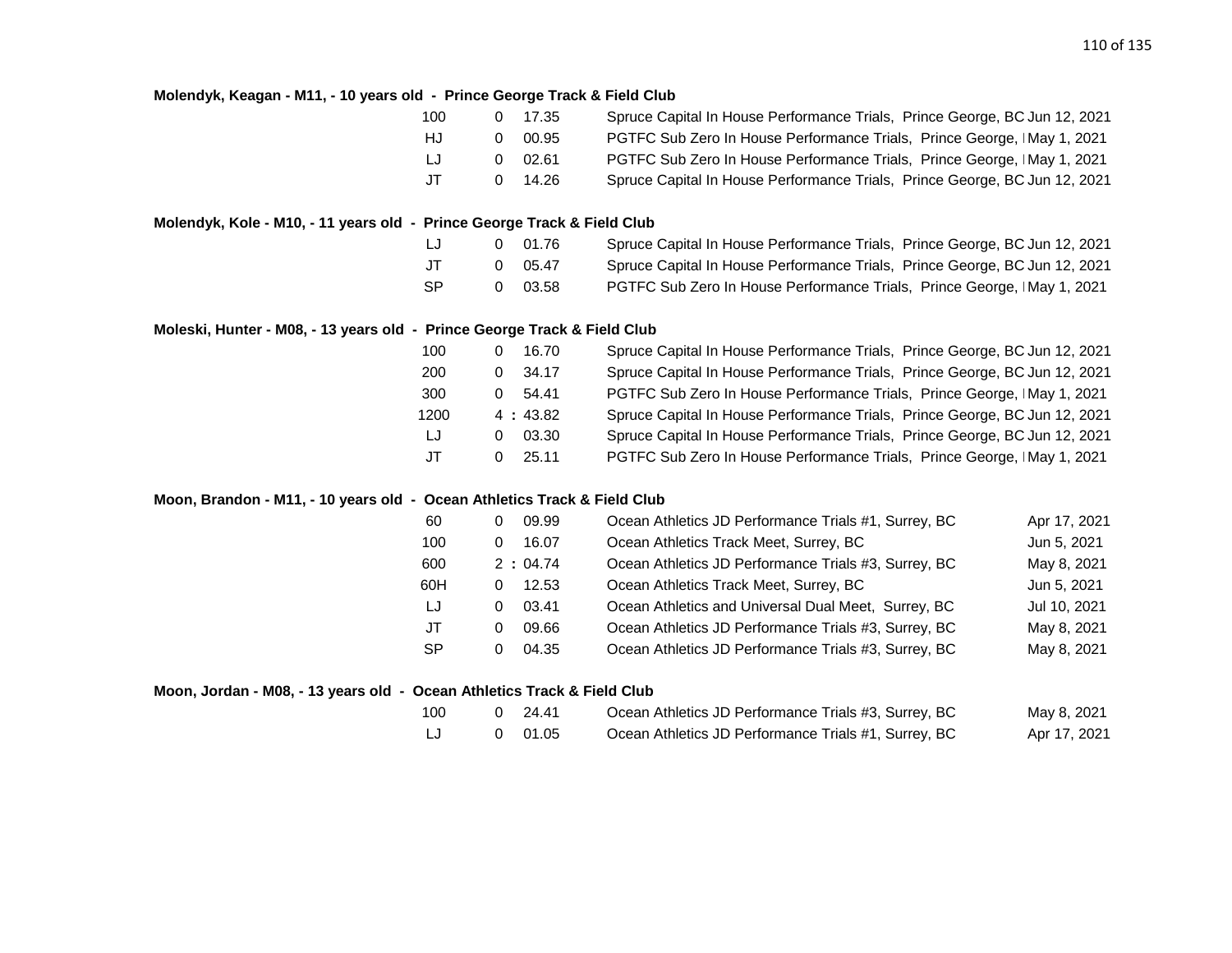**Molendyk, Keagan - M11, - 10 years old - Prince George Track & Field Club**

| Event | | Mark | Meet | Date |
|---|---|---|---|---|
| 100 | 0 | 17.35 | Spruce Capital In House Performance Trials, Prince George, BC | Jun 12, 2021 |
| HJ | 0 | 00.95 | PGTFC Sub Zero In House Performance Trials, Prince George, I | May 1, 2021 |
| LJ | 0 | 02.61 | PGTFC Sub Zero In House Performance Trials, Prince George, I | May 1, 2021 |
| JT | 0 | 14.26 | Spruce Capital In House Performance Trials, Prince George, BC | Jun 12, 2021 |

**Molendyk, Kole - M10, - 11 years old - Prince George Track & Field Club**

| Event | | Mark | Meet | Date |
|---|---|---|---|---|
| LJ | 0 | 01.76 | Spruce Capital In House Performance Trials, Prince George, BC | Jun 12, 2021 |
| JT | 0 | 05.47 | Spruce Capital In House Performance Trials, Prince George, BC | Jun 12, 2021 |
| SP | 0 | 03.58 | PGTFC Sub Zero In House Performance Trials, Prince George, I | May 1, 2021 |

**Moleski, Hunter - M08, - 13 years old - Prince George Track & Field Club**

| Event | | Mark | Meet | Date |
|---|---|---|---|---|
| 100 | 0 | 16.70 | Spruce Capital In House Performance Trials, Prince George, BC | Jun 12, 2021 |
| 200 | 0 | 34.17 | Spruce Capital In House Performance Trials, Prince George, BC | Jun 12, 2021 |
| 300 | 0 | 54.41 | PGTFC Sub Zero In House Performance Trials, Prince George, I | May 1, 2021 |
| 1200 | 4 : | 43.82 | Spruce Capital In House Performance Trials, Prince George, BC | Jun 12, 2021 |
| LJ | 0 | 03.30 | Spruce Capital In House Performance Trials, Prince George, BC | Jun 12, 2021 |
| JT | 0 | 25.11 | PGTFC Sub Zero In House Performance Trials, Prince George, I | May 1, 2021 |

**Moon, Brandon - M11, - 10 years old - Ocean Athletics Track & Field Club**

| Event | | Mark | Meet | Date |
|---|---|---|---|---|
| 60 | 0 | 09.99 | Ocean Athletics JD Performance Trials #1, Surrey, BC | Apr 17, 2021 |
| 100 | 0 | 16.07 | Ocean Athletics Track Meet, Surrey, BC | Jun 5, 2021 |
| 600 | 2 : | 04.74 | Ocean Athletics JD Performance Trials #3, Surrey, BC | May 8, 2021 |
| 60H | 0 | 12.53 | Ocean Athletics Track Meet, Surrey, BC | Jun 5, 2021 |
| LJ | 0 | 03.41 | Ocean Athletics and Universal Dual Meet, Surrey, BC | Jul 10, 2021 |
| JT | 0 | 09.66 | Ocean Athletics JD Performance Trials #3, Surrey, BC | May 8, 2021 |
| SP | 0 | 04.35 | Ocean Athletics JD Performance Trials #3, Surrey, BC | May 8, 2021 |

**Moon, Jordan - M08, - 13 years old - Ocean Athletics Track & Field Club**

| Event | | Mark | Meet | Date |
|---|---|---|---|---|
| 100 | 0 | 24.41 | Ocean Athletics JD Performance Trials #3, Surrey, BC | May 8, 2021 |
| LJ | 0 | 01.05 | Ocean Athletics JD Performance Trials #1, Surrey, BC | Apr 17, 2021 |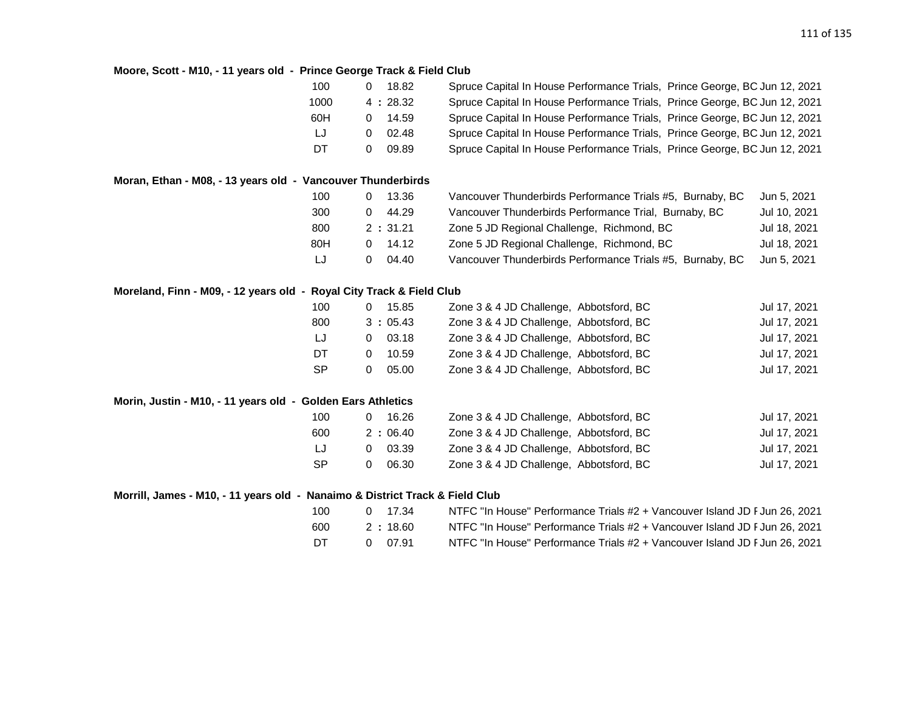**Moore, Scott - M10, - 11 years old - Prince George Track & Field Club**

| Event | Result | Meet | Date |
|---|---|---|---|
| 100 | 0 18.82 | Spruce Capital In House Performance Trials, Prince George, BC | Jun 12, 2021 |
| 1000 | 4 : 28.32 | Spruce Capital In House Performance Trials, Prince George, BC | Jun 12, 2021 |
| 60H | 0 14.59 | Spruce Capital In House Performance Trials, Prince George, BC | Jun 12, 2021 |
| LJ | 0 02.48 | Spruce Capital In House Performance Trials, Prince George, BC | Jun 12, 2021 |
| DT | 0 09.89 | Spruce Capital In House Performance Trials, Prince George, BC | Jun 12, 2021 |

**Moran, Ethan - M08, - 13 years old - Vancouver Thunderbirds**

| Event | Result | Meet | Date |
|---|---|---|---|
| 100 | 0 13.36 | Vancouver Thunderbirds Performance Trials #5, Burnaby, BC | Jun 5, 2021 |
| 300 | 0 44.29 | Vancouver Thunderbirds Performance Trial, Burnaby, BC | Jul 10, 2021 |
| 800 | 2 : 31.21 | Zone 5 JD Regional Challenge, Richmond, BC | Jul 18, 2021 |
| 80H | 0 14.12 | Zone 5 JD Regional Challenge, Richmond, BC | Jul 18, 2021 |
| LJ | 0 04.40 | Vancouver Thunderbirds Performance Trials #5, Burnaby, BC | Jun 5, 2021 |

**Moreland, Finn - M09, - 12 years old - Royal City Track & Field Club**

| Event | Result | Meet | Date |
|---|---|---|---|
| 100 | 0 15.85 | Zone 3 & 4 JD Challenge, Abbotsford, BC | Jul 17, 2021 |
| 800 | 3 : 05.43 | Zone 3 & 4 JD Challenge, Abbotsford, BC | Jul 17, 2021 |
| LJ | 0 03.18 | Zone 3 & 4 JD Challenge, Abbotsford, BC | Jul 17, 2021 |
| DT | 0 10.59 | Zone 3 & 4 JD Challenge, Abbotsford, BC | Jul 17, 2021 |
| SP | 0 05.00 | Zone 3 & 4 JD Challenge, Abbotsford, BC | Jul 17, 2021 |

**Morin, Justin - M10, - 11 years old - Golden Ears Athletics**

| Event | Result | Meet | Date |
|---|---|---|---|
| 100 | 0 16.26 | Zone 3 & 4 JD Challenge, Abbotsford, BC | Jul 17, 2021 |
| 600 | 2 : 06.40 | Zone 3 & 4 JD Challenge, Abbotsford, BC | Jul 17, 2021 |
| LJ | 0 03.39 | Zone 3 & 4 JD Challenge, Abbotsford, BC | Jul 17, 2021 |
| SP | 0 06.30 | Zone 3 & 4 JD Challenge, Abbotsford, BC | Jul 17, 2021 |

**Morrill, James - M10, - 11 years old - Nanaimo & District Track & Field Club**

| Event | Result | Meet | Date |
|---|---|---|---|
| 100 | 0 17.34 | NTFC "In House" Performance Trials #2 + Vancouver Island JD F | Jun 26, 2021 |
| 600 | 2 : 18.60 | NTFC "In House" Performance Trials #2 + Vancouver Island JD F | Jun 26, 2021 |
| DT | 0 07.91 | NTFC "In House" Performance Trials #2 + Vancouver Island JD F | Jun 26, 2021 |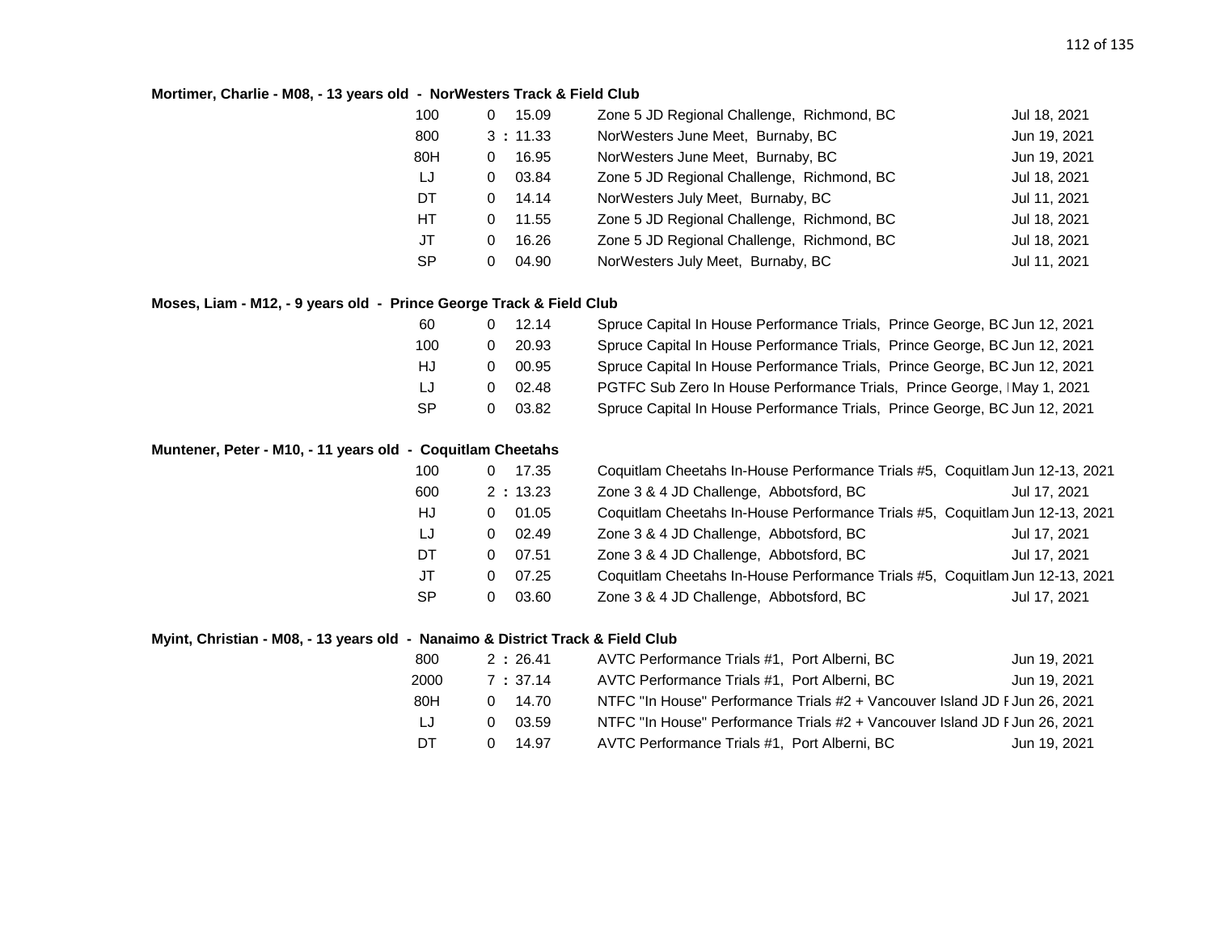**Mortimer, Charlie - M08, - 13 years old - NorWesters Track & Field Club**

| Event | Mark | Meet | Date |
|---|---|---|---|
| 100 | 0 15.09 | Zone 5 JD Regional Challenge, Richmond, BC | Jul 18, 2021 |
| 800 | 3 : 11.33 | NorWesters June Meet, Burnaby, BC | Jun 19, 2021 |
| 80H | 0 16.95 | NorWesters June Meet, Burnaby, BC | Jun 19, 2021 |
| LJ | 0 03.84 | Zone 5 JD Regional Challenge, Richmond, BC | Jul 18, 2021 |
| DT | 0 14.14 | NorWesters July Meet, Burnaby, BC | Jul 11, 2021 |
| HT | 0 11.55 | Zone 5 JD Regional Challenge, Richmond, BC | Jul 18, 2021 |
| JT | 0 16.26 | Zone 5 JD Regional Challenge, Richmond, BC | Jul 18, 2021 |
| SP | 0 04.90 | NorWesters July Meet, Burnaby, BC | Jul 11, 2021 |

**Moses, Liam - M12, - 9 years old - Prince George Track & Field Club**

| Event | Mark | Meet | Date |
|---|---|---|---|
| 60 | 0 12.14 | Spruce Capital In House Performance Trials, Prince George, BC | Jun 12, 2021 |
| 100 | 0 20.93 | Spruce Capital In House Performance Trials, Prince George, BC | Jun 12, 2021 |
| HJ | 0 00.95 | Spruce Capital In House Performance Trials, Prince George, BC | Jun 12, 2021 |
| LJ | 0 02.48 | PGTFC Sub Zero In House Performance Trials, Prince George, I | May 1, 2021 |
| SP | 0 03.82 | Spruce Capital In House Performance Trials, Prince George, BC | Jun 12, 2021 |

**Muntener, Peter - M10, - 11 years old - Coquitlam Cheetahs**

| Event | Mark | Meet | Date |
|---|---|---|---|
| 100 | 0 17.35 | Coquitlam Cheetahs In-House Performance Trials #5, Coquitlam | Jun 12-13, 2021 |
| 600 | 2 : 13.23 | Zone 3 & 4 JD Challenge, Abbotsford, BC | Jul 17, 2021 |
| HJ | 0 01.05 | Coquitlam Cheetahs In-House Performance Trials #5, Coquitlam | Jun 12-13, 2021 |
| LJ | 0 02.49 | Zone 3 & 4 JD Challenge, Abbotsford, BC | Jul 17, 2021 |
| DT | 0 07.51 | Zone 3 & 4 JD Challenge, Abbotsford, BC | Jul 17, 2021 |
| JT | 0 07.25 | Coquitlam Cheetahs In-House Performance Trials #5, Coquitlam | Jun 12-13, 2021 |
| SP | 0 03.60 | Zone 3 & 4 JD Challenge, Abbotsford, BC | Jul 17, 2021 |

**Myint, Christian - M08, - 13 years old - Nanaimo & District Track & Field Club**

| Event | Mark | Meet | Date |
|---|---|---|---|
| 800 | 2 : 26.41 | AVTC Performance Trials #1, Port Alberni, BC | Jun 19, 2021 |
| 2000 | 7 : 37.14 | AVTC Performance Trials #1, Port Alberni, BC | Jun 19, 2021 |
| 80H | 0 14.70 | NTFC "In House" Performance Trials #2 + Vancouver Island JD F | Jun 26, 2021 |
| LJ | 0 03.59 | NTFC "In House" Performance Trials #2 + Vancouver Island JD F | Jun 26, 2021 |
| DT | 0 14.97 | AVTC Performance Trials #1, Port Alberni, BC | Jun 19, 2021 |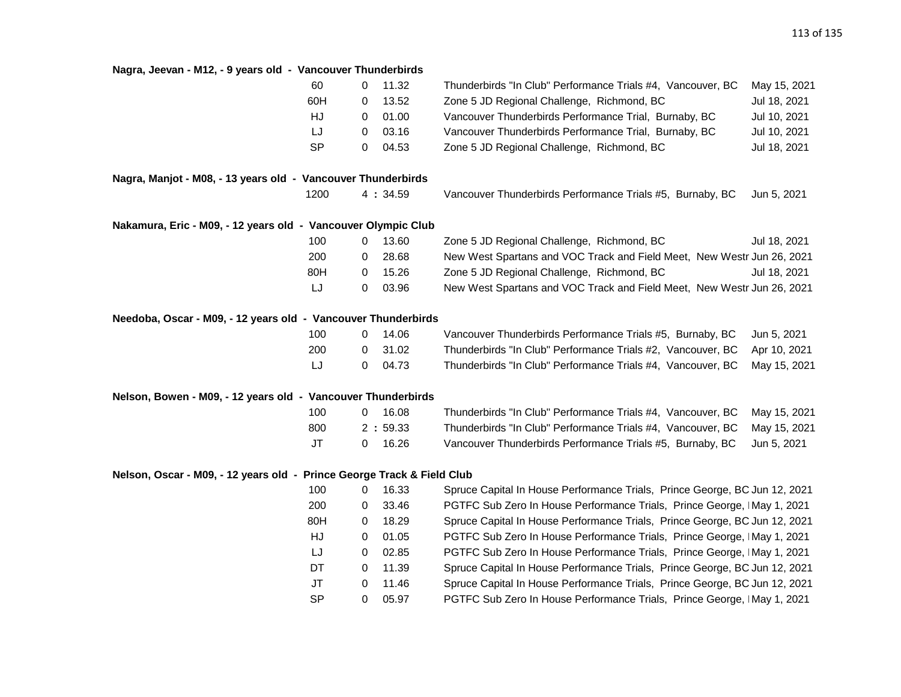**Nagra, Jeevan - M12, - 9 years old - Vancouver Thunderbirds**

| Event | | Mark | Competition | Date |
|---|---|---|---|---|
| 60 | 0 | 11.32 | Thunderbirds "In Club" Performance Trials #4, Vancouver, BC | May 15, 2021 |
| 60H | 0 | 13.52 | Zone 5 JD Regional Challenge, Richmond, BC | Jul 18, 2021 |
| HJ | 0 | 01.00 | Vancouver Thunderbirds Performance Trial, Burnaby, BC | Jul 10, 2021 |
| LJ | 0 | 03.16 | Vancouver Thunderbirds Performance Trial, Burnaby, BC | Jul 10, 2021 |
| SP | 0 | 04.53 | Zone 5 JD Regional Challenge, Richmond, BC | Jul 18, 2021 |

**Nagra, Manjot - M08, - 13 years old - Vancouver Thunderbirds**

| Event | | Mark | Competition | Date |
|---|---|---|---|---|
| 1200 | 4 | : 34.59 | Vancouver Thunderbirds Performance Trials #5, Burnaby, BC | Jun 5, 2021 |

**Nakamura, Eric - M09, - 12 years old - Vancouver Olympic Club**

| Event | | Mark | Competition | Date |
|---|---|---|---|---|
| 100 | 0 | 13.60 | Zone 5 JD Regional Challenge, Richmond, BC | Jul 18, 2021 |
| 200 | 0 | 28.68 | New West Spartans and VOC Track and Field Meet, New Westr | Jun 26, 2021 |
| 80H | 0 | 15.26 | Zone 5 JD Regional Challenge, Richmond, BC | Jul 18, 2021 |
| LJ | 0 | 03.96 | New West Spartans and VOC Track and Field Meet, New Westr | Jun 26, 2021 |

**Needoba, Oscar - M09, - 12 years old - Vancouver Thunderbirds**

| Event | | Mark | Competition | Date |
|---|---|---|---|---|
| 100 | 0 | 14.06 | Vancouver Thunderbirds Performance Trials #5, Burnaby, BC | Jun 5, 2021 |
| 200 | 0 | 31.02 | Thunderbirds "In Club" Performance Trials #2, Vancouver, BC | Apr 10, 2021 |
| LJ | 0 | 04.73 | Thunderbirds "In Club" Performance Trials #4, Vancouver, BC | May 15, 2021 |

**Nelson, Bowen - M09, - 12 years old - Vancouver Thunderbirds**

| Event | | Mark | Competition | Date |
|---|---|---|---|---|
| 100 | 0 | 16.08 | Thunderbirds "In Club" Performance Trials #4, Vancouver, BC | May 15, 2021 |
| 800 | 2 | : 59.33 | Thunderbirds "In Club" Performance Trials #4, Vancouver, BC | May 15, 2021 |
| JT | 0 | 16.26 | Vancouver Thunderbirds Performance Trials #5, Burnaby, BC | Jun 5, 2021 |

**Nelson, Oscar - M09, - 12 years old - Prince George Track & Field Club**

| Event | | Mark | Competition | Date |
|---|---|---|---|---|
| 100 | 0 | 16.33 | Spruce Capital In House Performance Trials, Prince George, BC | Jun 12, 2021 |
| 200 | 0 | 33.46 | PGTFC Sub Zero In House Performance Trials, Prince George, I | May 1, 2021 |
| 80H | 0 | 18.29 | Spruce Capital In House Performance Trials, Prince George, BC | Jun 12, 2021 |
| HJ | 0 | 01.05 | PGTFC Sub Zero In House Performance Trials, Prince George, I | May 1, 2021 |
| LJ | 0 | 02.85 | PGTFC Sub Zero In House Performance Trials, Prince George, I | May 1, 2021 |
| DT | 0 | 11.39 | Spruce Capital In House Performance Trials, Prince George, BC | Jun 12, 2021 |
| JT | 0 | 11.46 | Spruce Capital In House Performance Trials, Prince George, BC | Jun 12, 2021 |
| SP | 0 | 05.97 | PGTFC Sub Zero In House Performance Trials, Prince George, I | May 1, 2021 |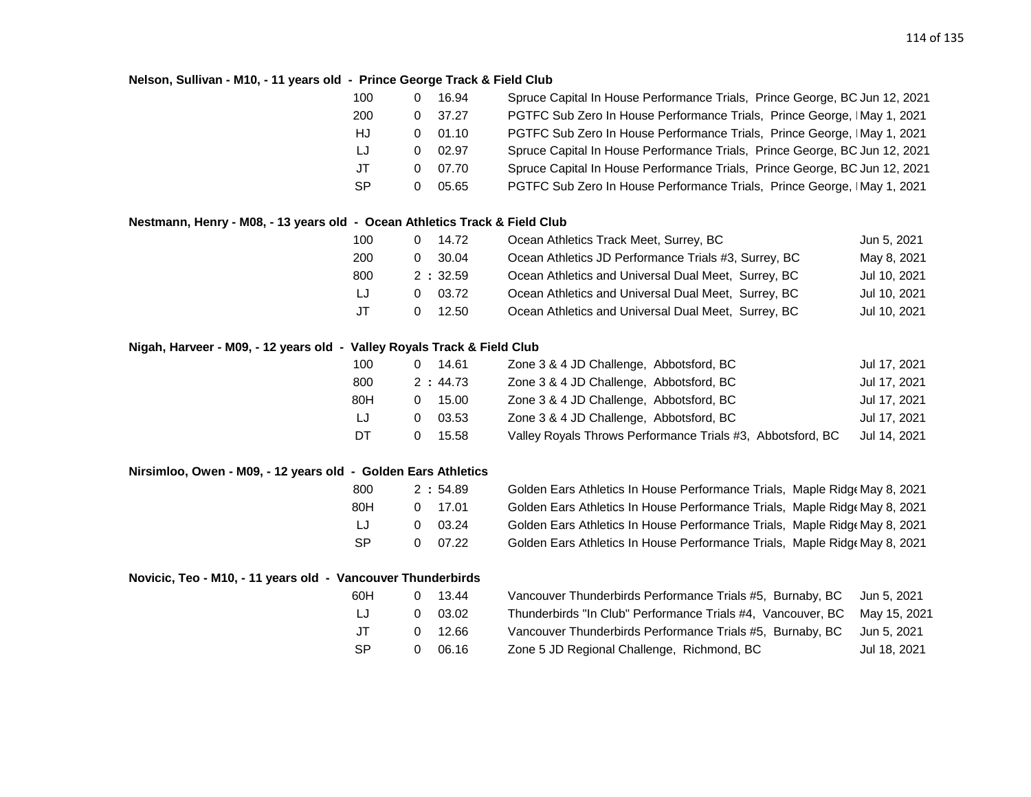**Nelson, Sullivan - M10, - 11 years old - Prince George Track & Field Club**

| Event | | Mark | Meet | Date |
|---|---|---|---|---|
| 100 | 0 | 16.94 | Spruce Capital In House Performance Trials, Prince George, BC | Jun 12, 2021 |
| 200 | 0 | 37.27 | PGTFC Sub Zero In House Performance Trials, Prince George, I | May 1, 2021 |
| HJ | 0 | 01.10 | PGTFC Sub Zero In House Performance Trials, Prince George, I | May 1, 2021 |
| LJ | 0 | 02.97 | Spruce Capital In House Performance Trials, Prince George, BC | Jun 12, 2021 |
| JT | 0 | 07.70 | Spruce Capital In House Performance Trials, Prince George, BC | Jun 12, 2021 |
| SP | 0 | 05.65 | PGTFC Sub Zero In House Performance Trials, Prince George, I | May 1, 2021 |

**Nestmann, Henry - M08, - 13 years old - Ocean Athletics Track & Field Club**

| Event | | Mark | Meet | Date |
|---|---|---|---|---|
| 100 | 0 | 14.72 | Ocean Athletics Track Meet, Surrey, BC | Jun 5, 2021 |
| 200 | 0 | 30.04 | Ocean Athletics JD Performance Trials #3, Surrey, BC | May 8, 2021 |
| 800 | 2 : | 32.59 | Ocean Athletics and Universal Dual Meet, Surrey, BC | Jul 10, 2021 |
| LJ | 0 | 03.72 | Ocean Athletics and Universal Dual Meet, Surrey, BC | Jul 10, 2021 |
| JT | 0 | 12.50 | Ocean Athletics and Universal Dual Meet, Surrey, BC | Jul 10, 2021 |

**Nigah, Harveer - M09, - 12 years old - Valley Royals Track & Field Club**

| Event | | Mark | Meet | Date |
|---|---|---|---|---|
| 100 | 0 | 14.61 | Zone 3 & 4 JD Challenge, Abbotsford, BC | Jul 17, 2021 |
| 800 | 2 : | 44.73 | Zone 3 & 4 JD Challenge, Abbotsford, BC | Jul 17, 2021 |
| 80H | 0 | 15.00 | Zone 3 & 4 JD Challenge, Abbotsford, BC | Jul 17, 2021 |
| LJ | 0 | 03.53 | Zone 3 & 4 JD Challenge, Abbotsford, BC | Jul 17, 2021 |
| DT | 0 | 15.58 | Valley Royals Throws Performance Trials #3, Abbotsford, BC | Jul 14, 2021 |

**Nirsimloo, Owen - M09, - 12 years old - Golden Ears Athletics**

| Event | | Mark | Meet | Date |
|---|---|---|---|---|
| 800 | 2 : | 54.89 | Golden Ears Athletics In House Performance Trials, Maple Ridge | May 8, 2021 |
| 80H | 0 | 17.01 | Golden Ears Athletics In House Performance Trials, Maple Ridge | May 8, 2021 |
| LJ | 0 | 03.24 | Golden Ears Athletics In House Performance Trials, Maple Ridge | May 8, 2021 |
| SP | 0 | 07.22 | Golden Ears Athletics In House Performance Trials, Maple Ridge | May 8, 2021 |

**Novicic, Teo - M10, - 11 years old - Vancouver Thunderbirds**

| Event | | Mark | Meet | Date |
|---|---|---|---|---|
| 60H | 0 | 13.44 | Vancouver Thunderbirds Performance Trials #5, Burnaby, BC | Jun 5, 2021 |
| LJ | 0 | 03.02 | Thunderbirds "In Club" Performance Trials #4, Vancouver, BC | May 15, 2021 |
| JT | 0 | 12.66 | Vancouver Thunderbirds Performance Trials #5, Burnaby, BC | Jun 5, 2021 |
| SP | 0 | 06.16 | Zone 5 JD Regional Challenge, Richmond, BC | Jul 18, 2021 |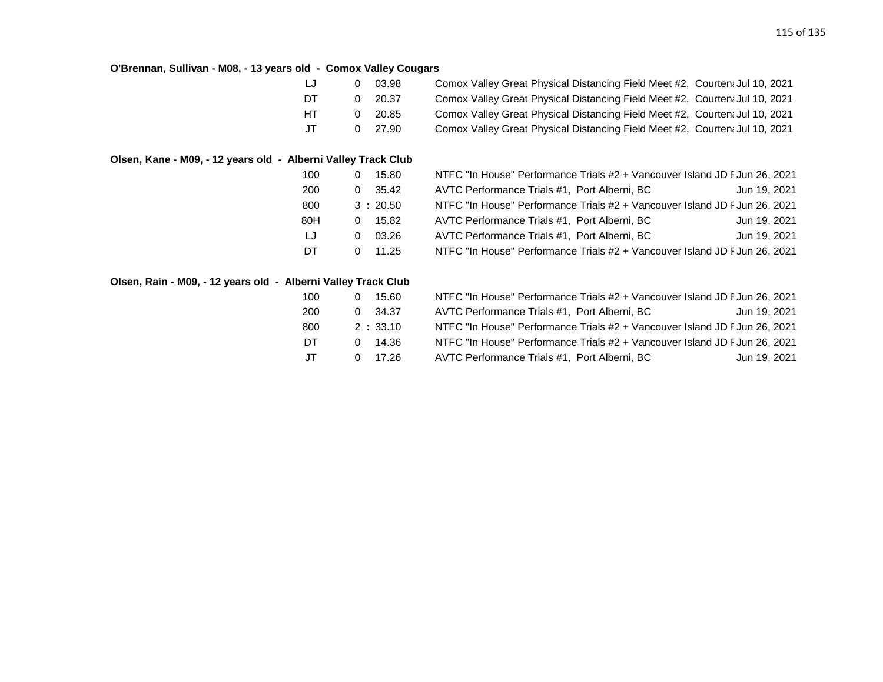**O'Brennan, Sullivan - M08, - 13 years old - Comox Valley Cougars**

| Event | Mark | Meet | Date |
|---|---|---|---|
| LJ | 0 03.98 | Comox Valley Great Physical Distancing Field Meet #2, Courten | Jul 10, 2021 |
| DT | 0 20.37 | Comox Valley Great Physical Distancing Field Meet #2, Courten | Jul 10, 2021 |
| HT | 0 20.85 | Comox Valley Great Physical Distancing Field Meet #2, Courten | Jul 10, 2021 |
| JT | 0 27.90 | Comox Valley Great Physical Distancing Field Meet #2, Courten | Jul 10, 2021 |

**Olsen, Kane - M09, - 12 years old - Alberni Valley Track Club**

| Event | Mark | Meet | Date |
|---|---|---|---|
| 100 | 0 15.80 | NTFC "In House" Performance Trials #2 + Vancouver Island JD F | Jun 26, 2021 |
| 200 | 0 35.42 | AVTC Performance Trials #1, Port Alberni, BC | Jun 19, 2021 |
| 800 | 3 : 20.50 | NTFC "In House" Performance Trials #2 + Vancouver Island JD F | Jun 26, 2021 |
| 80H | 0 15.82 | AVTC Performance Trials #1, Port Alberni, BC | Jun 19, 2021 |
| LJ | 0 03.26 | AVTC Performance Trials #1, Port Alberni, BC | Jun 19, 2021 |
| DT | 0 11.25 | NTFC "In House" Performance Trials #2 + Vancouver Island JD F | Jun 26, 2021 |

**Olsen, Rain - M09, - 12 years old - Alberni Valley Track Club**

| Event | Mark | Meet | Date |
|---|---|---|---|
| 100 | 0 15.60 | NTFC "In House" Performance Trials #2 + Vancouver Island JD F | Jun 26, 2021 |
| 200 | 0 34.37 | AVTC Performance Trials #1, Port Alberni, BC | Jun 19, 2021 |
| 800 | 2 : 33.10 | NTFC "In House" Performance Trials #2 + Vancouver Island JD F | Jun 26, 2021 |
| DT | 0 14.36 | NTFC "In House" Performance Trials #2 + Vancouver Island JD F | Jun 26, 2021 |
| JT | 0 17.26 | AVTC Performance Trials #1, Port Alberni, BC | Jun 19, 2021 |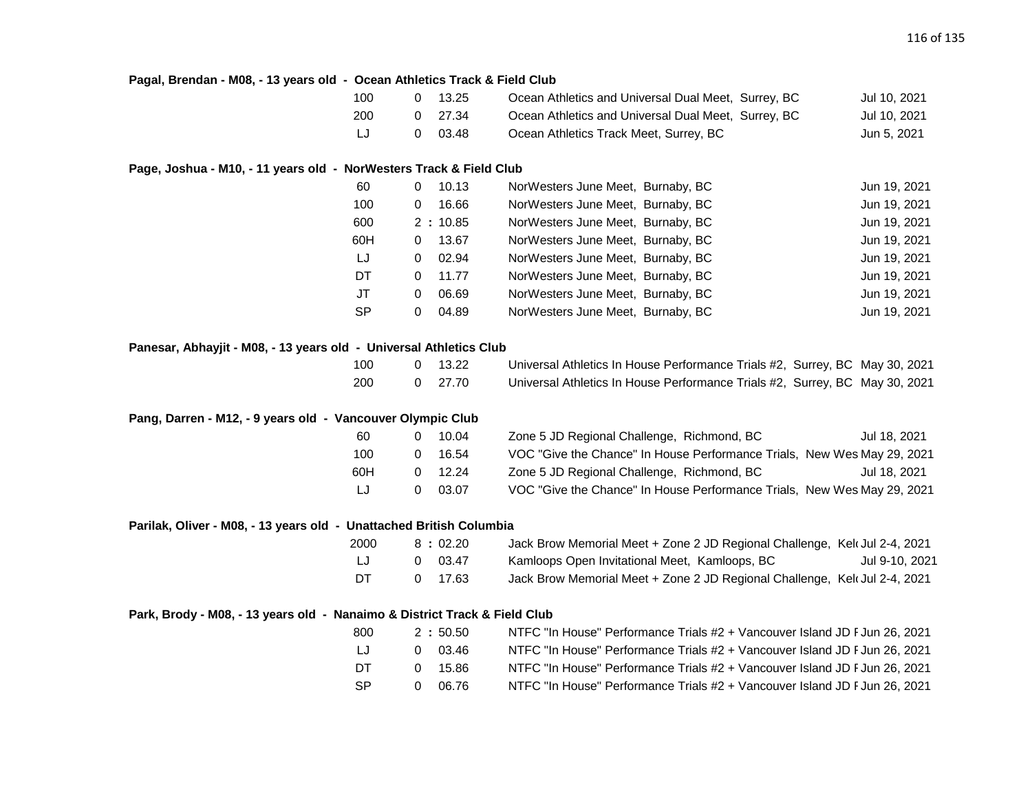**Pagal, Brendan - M08, - 13 years old - Ocean Athletics Track & Field Club**

| Event | Result | Meet | Date |
|---|---|---|---|
| 100 | 0 13.25 | Ocean Athletics and Universal Dual Meet, Surrey, BC | Jul 10, 2021 |
| 200 | 0 27.34 | Ocean Athletics and Universal Dual Meet, Surrey, BC | Jul 10, 2021 |
| LJ | 0 03.48 | Ocean Athletics Track Meet, Surrey, BC | Jun 5, 2021 |

**Page, Joshua - M10, - 11 years old - NorWesters Track & Field Club**

| Event | Result | Meet | Date |
|---|---|---|---|
| 60 | 0 10.13 | NorWesters June Meet, Burnaby, BC | Jun 19, 2021 |
| 100 | 0 16.66 | NorWesters June Meet, Burnaby, BC | Jun 19, 2021 |
| 600 | 2 : 10.85 | NorWesters June Meet, Burnaby, BC | Jun 19, 2021 |
| 60H | 0 13.67 | NorWesters June Meet, Burnaby, BC | Jun 19, 2021 |
| LJ | 0 02.94 | NorWesters June Meet, Burnaby, BC | Jun 19, 2021 |
| DT | 0 11.77 | NorWesters June Meet, Burnaby, BC | Jun 19, 2021 |
| JT | 0 06.69 | NorWesters June Meet, Burnaby, BC | Jun 19, 2021 |
| SP | 0 04.89 | NorWesters June Meet, Burnaby, BC | Jun 19, 2021 |

**Panesar, Abhayjit - M08, - 13 years old - Universal Athletics Club**

| Event | Result | Meet | Date |
|---|---|---|---|
| 100 | 0 13.22 | Universal Athletics In House Performance Trials #2, Surrey, BC | May 30, 2021 |
| 200 | 0 27.70 | Universal Athletics In House Performance Trials #2, Surrey, BC | May 30, 2021 |

**Pang, Darren - M12, - 9 years old - Vancouver Olympic Club**

| Event | Result | Meet | Date |
|---|---|---|---|
| 60 | 0 10.04 | Zone 5 JD Regional Challenge, Richmond, BC | Jul 18, 2021 |
| 100 | 0 16.54 | VOC "Give the Chance" In House Performance Trials, New Wes | May 29, 2021 |
| 60H | 0 12.24 | Zone 5 JD Regional Challenge, Richmond, BC | Jul 18, 2021 |
| LJ | 0 03.07 | VOC "Give the Chance" In House Performance Trials, New Wes | May 29, 2021 |

**Parilak, Oliver - M08, - 13 years old - Unattached British Columbia**

| Event | Result | Meet | Date |
|---|---|---|---|
| 2000 | 8 : 02.20 | Jack Brow Memorial Meet + Zone 2 JD Regional Challenge, Kel | Jul 2-4, 2021 |
| LJ | 0 03.47 | Kamloops Open Invitational Meet, Kamloops, BC | Jul 9-10, 2021 |
| DT | 0 17.63 | Jack Brow Memorial Meet + Zone 2 JD Regional Challenge, Kel | Jul 2-4, 2021 |

**Park, Brody - M08, - 13 years old - Nanaimo & District Track & Field Club**

| Event | Result | Meet | Date |
|---|---|---|---|
| 800 | 2 : 50.50 | NTFC "In House" Performance Trials #2 + Vancouver Island JD F | Jun 26, 2021 |
| LJ | 0 03.46 | NTFC "In House" Performance Trials #2 + Vancouver Island JD F | Jun 26, 2021 |
| DT | 0 15.86 | NTFC "In House" Performance Trials #2 + Vancouver Island JD F | Jun 26, 2021 |
| SP | 0 06.76 | NTFC "In House" Performance Trials #2 + Vancouver Island JD F | Jun 26, 2021 |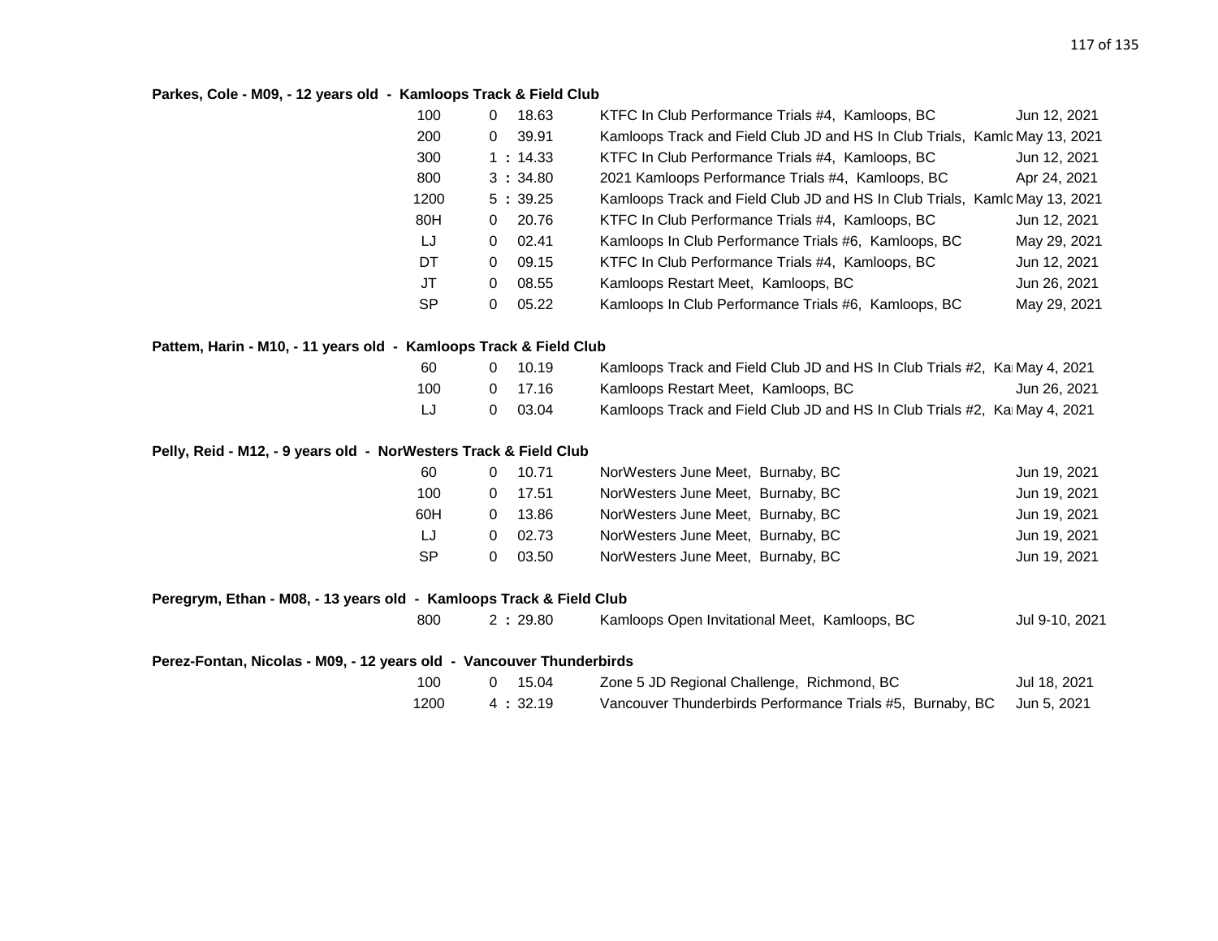**Parkes, Cole - M09, - 12 years old - Kamloops Track & Field Club**

| Event | | Mark | Meet | Date |
|---|---|---|---|---|
| 100 | 0 | 18.63 | KTFC In Club Performance Trials #4, Kamloops, BC | Jun 12, 2021 |
| 200 | 0 | 39.91 | Kamloops Track and Field Club JD and HS In Club Trials, Kamlo | May 13, 2021 |
| 300 | 1 : | 14.33 | KTFC In Club Performance Trials #4, Kamloops, BC | Jun 12, 2021 |
| 800 | 3 : | 34.80 | 2021 Kamloops Performance Trials #4, Kamloops, BC | Apr 24, 2021 |
| 1200 | 5 : | 39.25 | Kamloops Track and Field Club JD and HS In Club Trials, Kamlo | May 13, 2021 |
| 80H | 0 | 20.76 | KTFC In Club Performance Trials #4, Kamloops, BC | Jun 12, 2021 |
| LJ | 0 | 02.41 | Kamloops In Club Performance Trials #6, Kamloops, BC | May 29, 2021 |
| DT | 0 | 09.15 | KTFC In Club Performance Trials #4, Kamloops, BC | Jun 12, 2021 |
| JT | 0 | 08.55 | Kamloops Restart Meet, Kamloops, BC | Jun 26, 2021 |
| SP | 0 | 05.22 | Kamloops In Club Performance Trials #6, Kamloops, BC | May 29, 2021 |

**Pattem, Harin - M10, - 11 years old - Kamloops Track & Field Club**

| Event | | Mark | Meet | Date |
|---|---|---|---|---|
| 60 | 0 | 10.19 | Kamloops Track and Field Club JD and HS In Club Trials #2, Ka | May 4, 2021 |
| 100 | 0 | 17.16 | Kamloops Restart Meet, Kamloops, BC | Jun 26, 2021 |
| LJ | 0 | 03.04 | Kamloops Track and Field Club JD and HS In Club Trials #2, Ka | May 4, 2021 |

**Pelly, Reid - M12, - 9 years old - NorWesters Track & Field Club**

| Event | | Mark | Meet | Date |
|---|---|---|---|---|
| 60 | 0 | 10.71 | NorWesters June Meet, Burnaby, BC | Jun 19, 2021 |
| 100 | 0 | 17.51 | NorWesters June Meet, Burnaby, BC | Jun 19, 2021 |
| 60H | 0 | 13.86 | NorWesters June Meet, Burnaby, BC | Jun 19, 2021 |
| LJ | 0 | 02.73 | NorWesters June Meet, Burnaby, BC | Jun 19, 2021 |
| SP | 0 | 03.50 | NorWesters June Meet, Burnaby, BC | Jun 19, 2021 |

**Peregrym, Ethan - M08, - 13 years old - Kamloops Track & Field Club**

| Event | | Mark | Meet | Date |
|---|---|---|---|---|
| 800 | 2 : | 29.80 | Kamloops Open Invitational Meet, Kamloops, BC | Jul 9-10, 2021 |

**Perez-Fontan, Nicolas - M09, - 12 years old - Vancouver Thunderbirds**

| Event | | Mark | Meet | Date |
|---|---|---|---|---|
| 100 | 0 | 15.04 | Zone 5 JD Regional Challenge, Richmond, BC | Jul 18, 2021 |
| 1200 | 4 : | 32.19 | Vancouver Thunderbirds Performance Trials #5, Burnaby, BC | Jun 5, 2021 |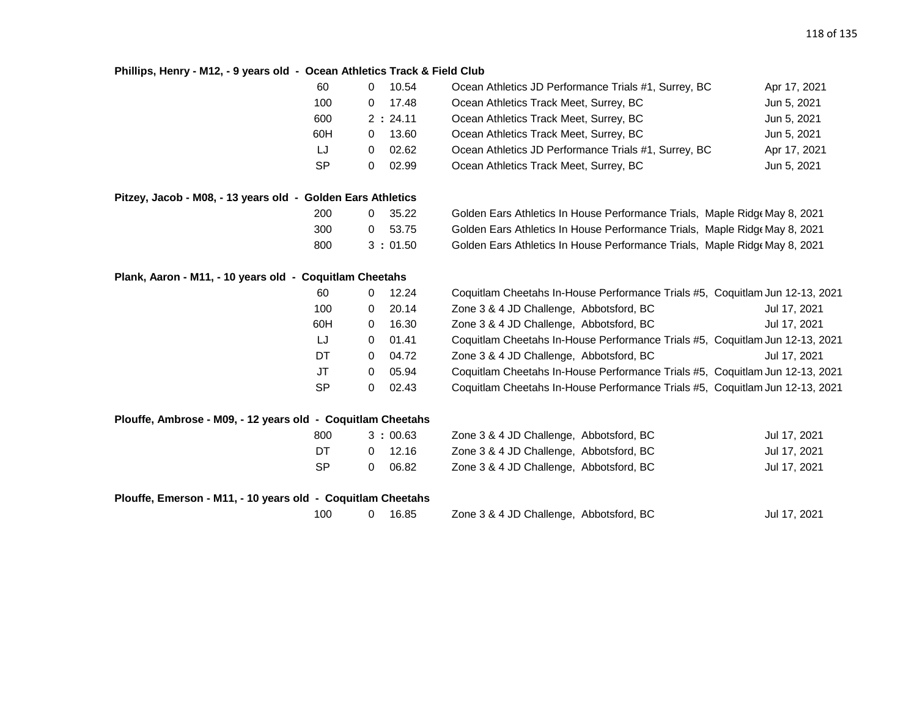**Phillips, Henry - M12, - 9 years old - Ocean Athletics Track & Field Club**

| Event | | Result | Meet | Date |
|---|---|---|---|---|
| 60 | 0 | 10.54 | Ocean Athletics JD Performance Trials #1, Surrey, BC | Apr 17, 2021 |
| 100 | 0 | 17.48 | Ocean Athletics Track Meet, Surrey, BC | Jun 5, 2021 |
| 600 | 2 : | 24.11 | Ocean Athletics Track Meet, Surrey, BC | Jun 5, 2021 |
| 60H | 0 | 13.60 | Ocean Athletics Track Meet, Surrey, BC | Jun 5, 2021 |
| LJ | 0 | 02.62 | Ocean Athletics JD Performance Trials #1, Surrey, BC | Apr 17, 2021 |
| SP | 0 | 02.99 | Ocean Athletics Track Meet, Surrey, BC | Jun 5, 2021 |

**Pitzey, Jacob - M08, - 13 years old - Golden Ears Athletics**

| Event | | Result | Meet | Date |
|---|---|---|---|---|
| 200 | 0 | 35.22 | Golden Ears Athletics In House Performance Trials, Maple Ridge | May 8, 2021 |
| 300 | 0 | 53.75 | Golden Ears Athletics In House Performance Trials, Maple Ridge | May 8, 2021 |
| 800 | 3 : | 01.50 | Golden Ears Athletics In House Performance Trials, Maple Ridge | May 8, 2021 |

**Plank, Aaron - M11, - 10 years old - Coquitlam Cheetahs**

| Event | | Result | Meet | Date |
|---|---|---|---|---|
| 60 | 0 | 12.24 | Coquitlam Cheetahs In-House Performance Trials #5, Coquitlam | Jun 12-13, 2021 |
| 100 | 0 | 20.14 | Zone 3 & 4 JD Challenge, Abbotsford, BC | Jul 17, 2021 |
| 60H | 0 | 16.30 | Zone 3 & 4 JD Challenge, Abbotsford, BC | Jul 17, 2021 |
| LJ | 0 | 01.41 | Coquitlam Cheetahs In-House Performance Trials #5, Coquitlam | Jun 12-13, 2021 |
| DT | 0 | 04.72 | Zone 3 & 4 JD Challenge, Abbotsford, BC | Jul 17, 2021 |
| JT | 0 | 05.94 | Coquitlam Cheetahs In-House Performance Trials #5, Coquitlam | Jun 12-13, 2021 |
| SP | 0 | 02.43 | Coquitlam Cheetahs In-House Performance Trials #5, Coquitlam | Jun 12-13, 2021 |

**Plouffe, Ambrose - M09, - 12 years old - Coquitlam Cheetahs**

| Event | | Result | Meet | Date |
|---|---|---|---|---|
| 800 | 3 : | 00.63 | Zone 3 & 4 JD Challenge, Abbotsford, BC | Jul 17, 2021 |
| DT | 0 | 12.16 | Zone 3 & 4 JD Challenge, Abbotsford, BC | Jul 17, 2021 |
| SP | 0 | 06.82 | Zone 3 & 4 JD Challenge, Abbotsford, BC | Jul 17, 2021 |

**Plouffe, Emerson - M11, - 10 years old - Coquitlam Cheetahs**

| Event | | Result | Meet | Date |
|---|---|---|---|---|
| 100 | 0 | 16.85 | Zone 3 & 4 JD Challenge, Abbotsford, BC | Jul 17, 2021 |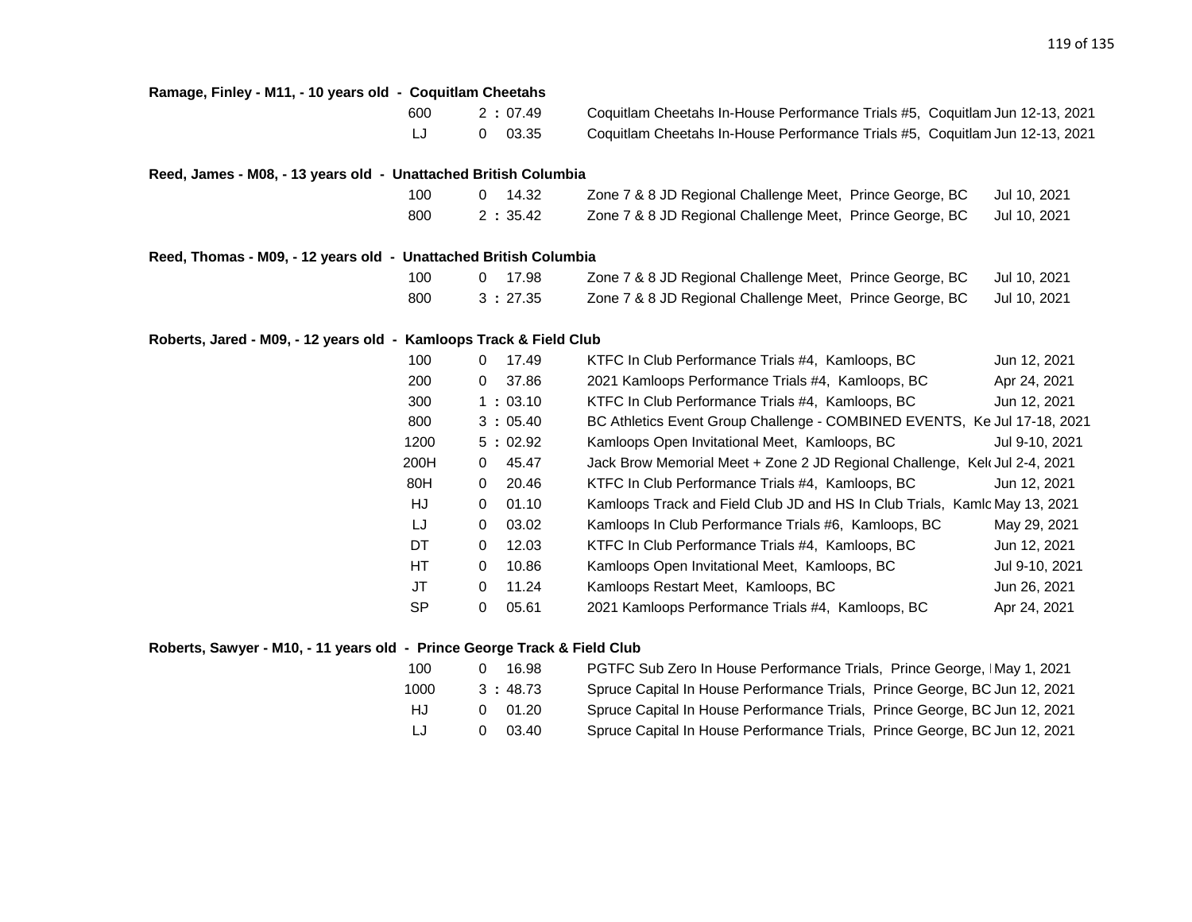**Ramage, Finley - M11, - 10 years old - Coquitlam Cheetahs**

| Event | Mark | Meet | Date |
|---|---|---|---|
| 600 | 2 : 07.49 | Coquitlam Cheetahs In-House Performance Trials #5, Coquitlam | Jun 12-13, 2021 |
| LJ | 0 03.35 | Coquitlam Cheetahs In-House Performance Trials #5, Coquitlam | Jun 12-13, 2021 |

**Reed, James - M08, - 13 years old - Unattached British Columbia**

| Event | Mark | Meet | Date |
|---|---|---|---|
| 100 | 0 14.32 | Zone 7 & 8 JD Regional Challenge Meet, Prince George, BC | Jul 10, 2021 |
| 800 | 2 : 35.42 | Zone 7 & 8 JD Regional Challenge Meet, Prince George, BC | Jul 10, 2021 |

**Reed, Thomas - M09, - 12 years old - Unattached British Columbia**

| Event | Mark | Meet | Date |
|---|---|---|---|
| 100 | 0 17.98 | Zone 7 & 8 JD Regional Challenge Meet, Prince George, BC | Jul 10, 2021 |
| 800 | 3 : 27.35 | Zone 7 & 8 JD Regional Challenge Meet, Prince George, BC | Jul 10, 2021 |

**Roberts, Jared - M09, - 12 years old - Kamloops Track & Field Club**

| Event | Mark | Meet | Date |
|---|---|---|---|
| 100 | 0 17.49 | KTFC In Club Performance Trials #4, Kamloops, BC | Jun 12, 2021 |
| 200 | 0 37.86 | 2021 Kamloops Performance Trials #4, Kamloops, BC | Apr 24, 2021 |
| 300 | 1 : 03.10 | KTFC In Club Performance Trials #4, Kamloops, BC | Jun 12, 2021 |
| 800 | 3 : 05.40 | BC Athletics Event Group Challenge - COMBINED EVENTS, Ke | Jul 17-18, 2021 |
| 1200 | 5 : 02.92 | Kamloops Open Invitational Meet, Kamloops, BC | Jul 9-10, 2021 |
| 200H | 0 45.47 | Jack Brow Memorial Meet + Zone 2 JD Regional Challenge, Kel | Jul 2-4, 2021 |
| 80H | 0 20.46 | KTFC In Club Performance Trials #4, Kamloops, BC | Jun 12, 2021 |
| HJ | 0 01.10 | Kamloops Track and Field Club JD and HS In Club Trials, Kamlo | May 13, 2021 |
| LJ | 0 03.02 | Kamloops In Club Performance Trials #6, Kamloops, BC | May 29, 2021 |
| DT | 0 12.03 | KTFC In Club Performance Trials #4, Kamloops, BC | Jun 12, 2021 |
| HT | 0 10.86 | Kamloops Open Invitational Meet, Kamloops, BC | Jul 9-10, 2021 |
| JT | 0 11.24 | Kamloops Restart Meet, Kamloops, BC | Jun 26, 2021 |
| SP | 0 05.61 | 2021 Kamloops Performance Trials #4, Kamloops, BC | Apr 24, 2021 |

**Roberts, Sawyer - M10, - 11 years old - Prince George Track & Field Club**

| Event | Mark | Meet | Date |
|---|---|---|---|
| 100 | 0 16.98 | PGTFC Sub Zero In House Performance Trials, Prince George, I | May 1, 2021 |
| 1000 | 3 : 48.73 | Spruce Capital In House Performance Trials, Prince George, BC | Jun 12, 2021 |
| HJ | 0 01.20 | Spruce Capital In House Performance Trials, Prince George, BC | Jun 12, 2021 |
| LJ | 0 03.40 | Spruce Capital In House Performance Trials, Prince George, BC | Jun 12, 2021 |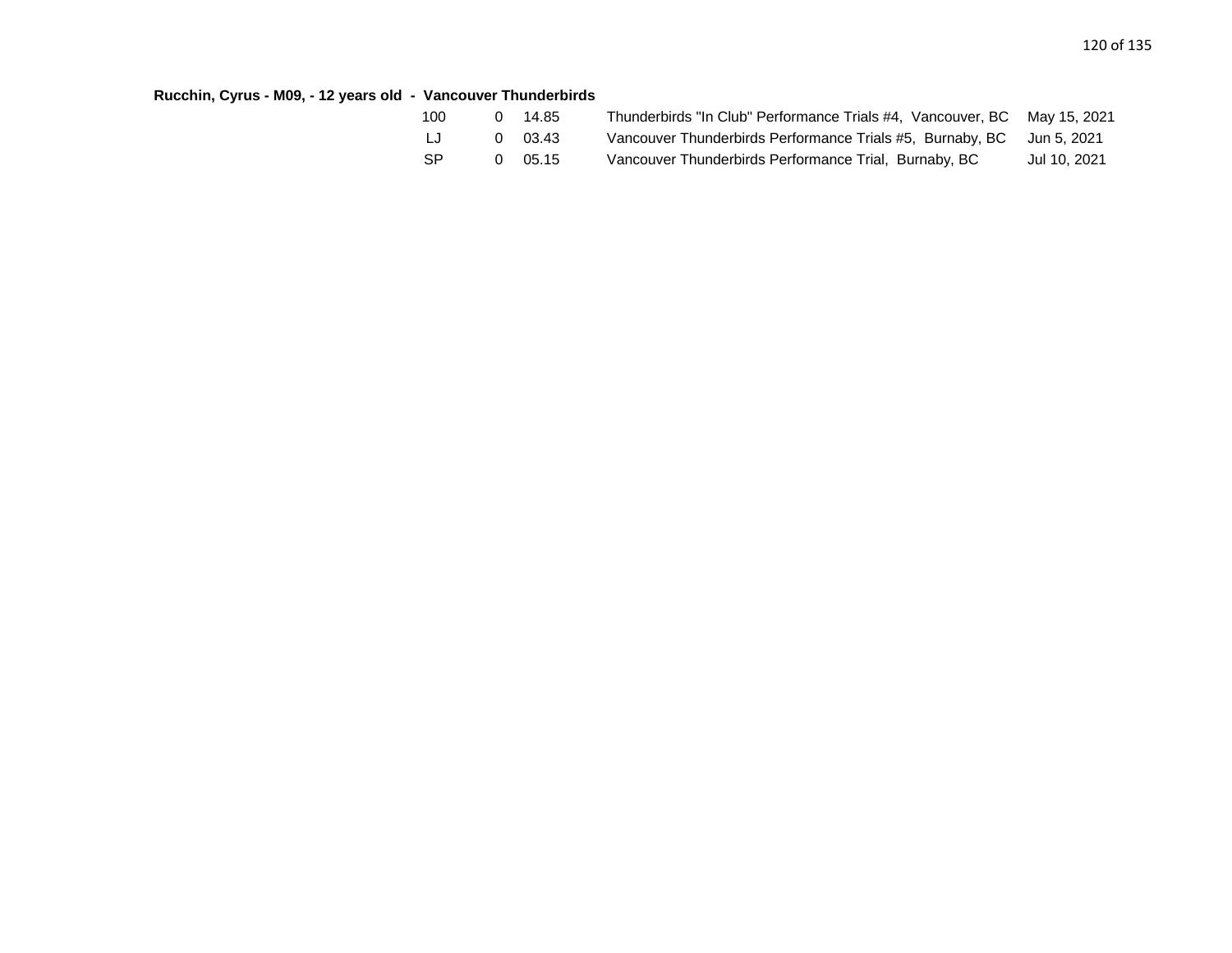**Rucchin, Cyrus - M09, - 12 years old - Vancouver Thunderbirds**

| | | | | |
|---|---|---|---|---|
| 100 | 0 | 14.85 | Thunderbirds "In Club" Performance Trials #4, Vancouver, BC | May 15, 2021 |
| LJ | 0 | 03.43 | Vancouver Thunderbirds Performance Trials #5, Burnaby, BC | Jun 5, 2021 |
| SP | 0 | 05.15 | Vancouver Thunderbirds Performance Trial, Burnaby, BC | Jul 10, 2021 |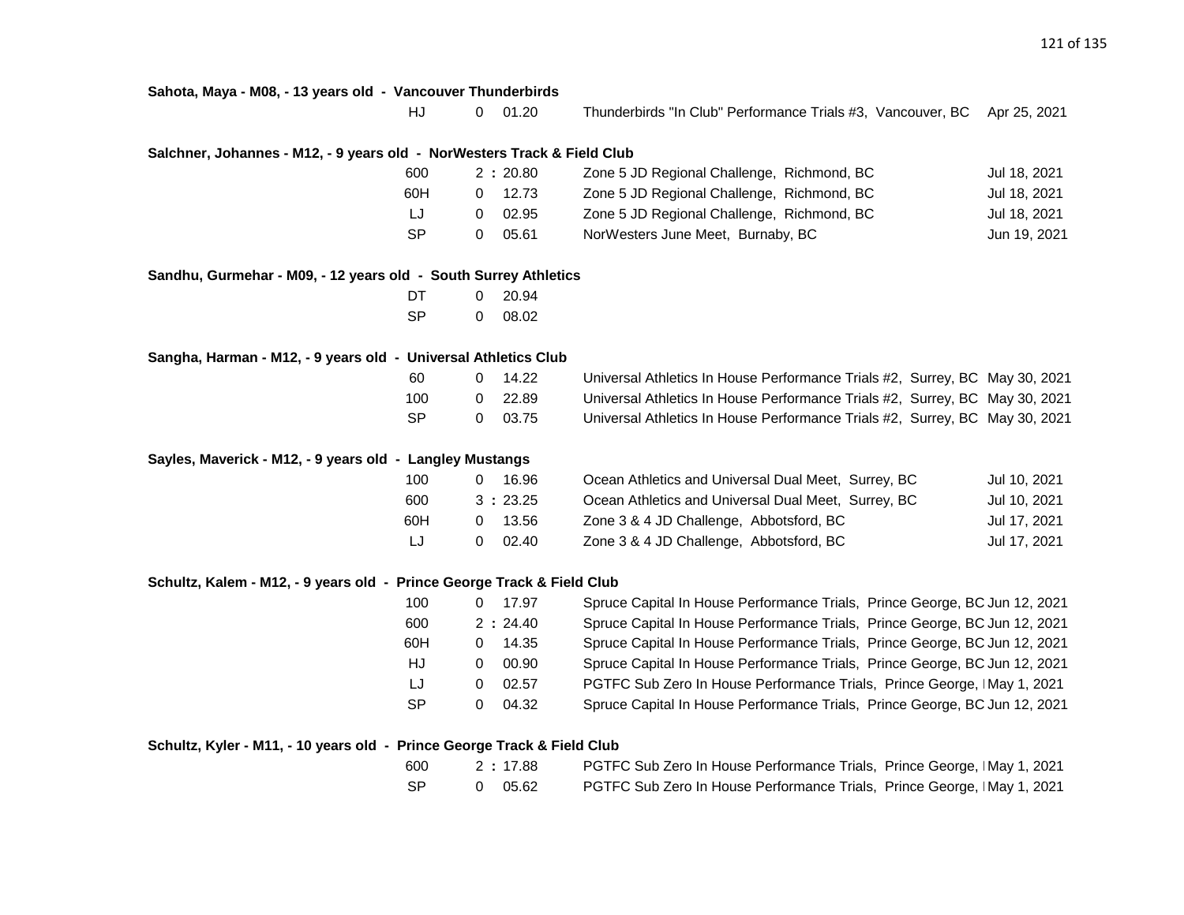**Sahota, Maya - M08, - 13 years old - Vancouver Thunderbirds**

| Event | Min | Mark | Competition | Date |
|---|---|---|---|---|
| HJ | 0 | 01.20 | Thunderbirds "In Club" Performance Trials #3, Vancouver, BC | Apr 25, 2021 |

**Salchner, Johannes - M12, - 9 years old - NorWesters Track & Field Club**

| Event | Min | Mark | Competition | Date |
|---|---|---|---|---|
| 600 | 2 : | 20.80 | Zone 5 JD Regional Challenge, Richmond, BC | Jul 18, 2021 |
| 60H | 0 | 12.73 | Zone 5 JD Regional Challenge, Richmond, BC | Jul 18, 2021 |
| LJ | 0 | 02.95 | Zone 5 JD Regional Challenge, Richmond, BC | Jul 18, 2021 |
| SP | 0 | 05.61 | NorWesters June Meet, Burnaby, BC | Jun 19, 2021 |

**Sandhu, Gurmehar - M09, - 12 years old - South Surrey Athletics**

| Event | Min | Mark | Competition | Date |
|---|---|---|---|---|
| DT | 0 | 20.94 | | |
| SP | 0 | 08.02 | | |

**Sangha, Harman - M12, - 9 years old - Universal Athletics Club**

| Event | Min | Mark | Competition | Date |
|---|---|---|---|---|
| 60 | 0 | 14.22 | Universal Athletics In House Performance Trials #2, Surrey, BC | May 30, 2021 |
| 100 | 0 | 22.89 | Universal Athletics In House Performance Trials #2, Surrey, BC | May 30, 2021 |
| SP | 0 | 03.75 | Universal Athletics In House Performance Trials #2, Surrey, BC | May 30, 2021 |

**Sayles, Maverick - M12, - 9 years old - Langley Mustangs**

| Event | Min | Mark | Competition | Date |
|---|---|---|---|---|
| 100 | 0 | 16.96 | Ocean Athletics and Universal Dual Meet, Surrey, BC | Jul 10, 2021 |
| 600 | 3 : | 23.25 | Ocean Athletics and Universal Dual Meet, Surrey, BC | Jul 10, 2021 |
| 60H | 0 | 13.56 | Zone 3 & 4 JD Challenge, Abbotsford, BC | Jul 17, 2021 |
| LJ | 0 | 02.40 | Zone 3 & 4 JD Challenge, Abbotsford, BC | Jul 17, 2021 |

**Schultz, Kalem - M12, - 9 years old - Prince George Track & Field Club**

| Event | Min | Mark | Competition | Date |
|---|---|---|---|---|
| 100 | 0 | 17.97 | Spruce Capital In House Performance Trials, Prince George, BC | Jun 12, 2021 |
| 600 | 2 : | 24.40 | Spruce Capital In House Performance Trials, Prince George, BC | Jun 12, 2021 |
| 60H | 0 | 14.35 | Spruce Capital In House Performance Trials, Prince George, BC | Jun 12, 2021 |
| HJ | 0 | 00.90 | Spruce Capital In House Performance Trials, Prince George, BC | Jun 12, 2021 |
| LJ | 0 | 02.57 | PGTFC Sub Zero In House Performance Trials, Prince George, I | May 1, 2021 |
| SP | 0 | 04.32 | Spruce Capital In House Performance Trials, Prince George, BC | Jun 12, 2021 |

**Schultz, Kyler - M11, - 10 years old - Prince George Track & Field Club**

| Event | Min | Mark | Competition | Date |
|---|---|---|---|---|
| 600 | 2 : | 17.88 | PGTFC Sub Zero In House Performance Trials, Prince George, I | May 1, 2021 |
| SP | 0 | 05.62 | PGTFC Sub Zero In House Performance Trials, Prince George, I | May 1, 2021 |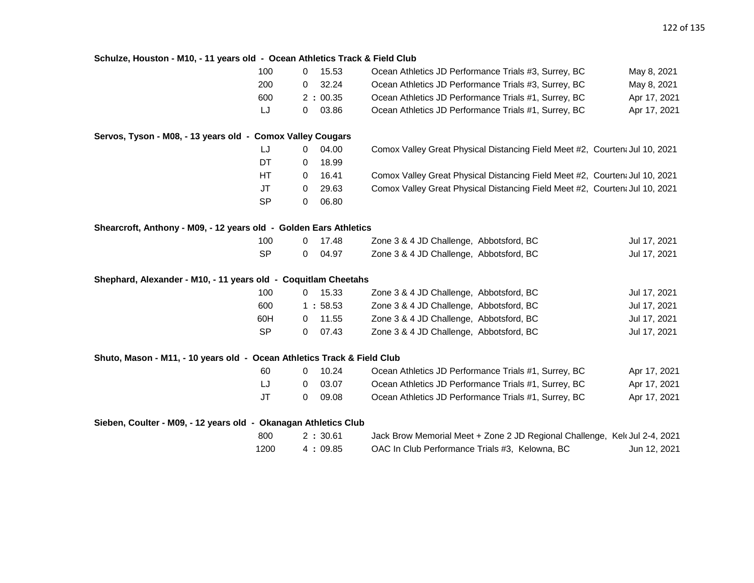**Schulze, Houston - M10, - 11 years old - Ocean Athletics Track & Field Club**

| Event | | Mark | Meet | Date |
|---|---|---|---|---|
| 100 | 0 | 15.53 | Ocean Athletics JD Performance Trials #3, Surrey, BC | May 8, 2021 |
| 200 | 0 | 32.24 | Ocean Athletics JD Performance Trials #3, Surrey, BC | May 8, 2021 |
| 600 | 2 : | 00.35 | Ocean Athletics JD Performance Trials #1, Surrey, BC | Apr 17, 2021 |
| LJ | 0 | 03.86 | Ocean Athletics JD Performance Trials #1, Surrey, BC | Apr 17, 2021 |

**Servos, Tyson - M08, - 13 years old - Comox Valley Cougars**

| Event | | Mark | Meet | Date |
|---|---|---|---|---|
| LJ | 0 | 04.00 | Comox Valley Great Physical Distancing Field Meet #2, Courtena | Jul 10, 2021 |
| DT | 0 | 18.99 | | |
| HT | 0 | 16.41 | Comox Valley Great Physical Distancing Field Meet #2, Courtena | Jul 10, 2021 |
| JT | 0 | 29.63 | Comox Valley Great Physical Distancing Field Meet #2, Courtena | Jul 10, 2021 |
| SP | 0 | 06.80 | | |

**Shearcroft, Anthony - M09, - 12 years old - Golden Ears Athletics**

| Event | | Mark | Meet | Date |
|---|---|---|---|---|
| 100 | 0 | 17.48 | Zone 3 & 4 JD Challenge, Abbotsford, BC | Jul 17, 2021 |
| SP | 0 | 04.97 | Zone 3 & 4 JD Challenge, Abbotsford, BC | Jul 17, 2021 |

**Shephard, Alexander - M10, - 11 years old - Coquitlam Cheetahs**

| Event | | Mark | Meet | Date |
|---|---|---|---|---|
| 100 | 0 | 15.33 | Zone 3 & 4 JD Challenge, Abbotsford, BC | Jul 17, 2021 |
| 600 | 1 : | 58.53 | Zone 3 & 4 JD Challenge, Abbotsford, BC | Jul 17, 2021 |
| 60H | 0 | 11.55 | Zone 3 & 4 JD Challenge, Abbotsford, BC | Jul 17, 2021 |
| SP | 0 | 07.43 | Zone 3 & 4 JD Challenge, Abbotsford, BC | Jul 17, 2021 |

**Shuto, Mason - M11, - 10 years old - Ocean Athletics Track & Field Club**

| Event | | Mark | Meet | Date |
|---|---|---|---|---|
| 60 | 0 | 10.24 | Ocean Athletics JD Performance Trials #1, Surrey, BC | Apr 17, 2021 |
| LJ | 0 | 03.07 | Ocean Athletics JD Performance Trials #1, Surrey, BC | Apr 17, 2021 |
| JT | 0 | 09.08 | Ocean Athletics JD Performance Trials #1, Surrey, BC | Apr 17, 2021 |

**Sieben, Coulter - M09, - 12 years old - Okanagan Athletics Club**

| Event | | Mark | Meet | Date |
|---|---|---|---|---|
| 800 | 2 : | 30.61 | Jack Brow Memorial Meet + Zone 2 JD Regional Challenge, Kel | Jul 2-4, 2021 |
| 1200 | 4 : | 09.85 | OAC In Club Performance Trials #3, Kelowna, BC | Jun 12, 2021 |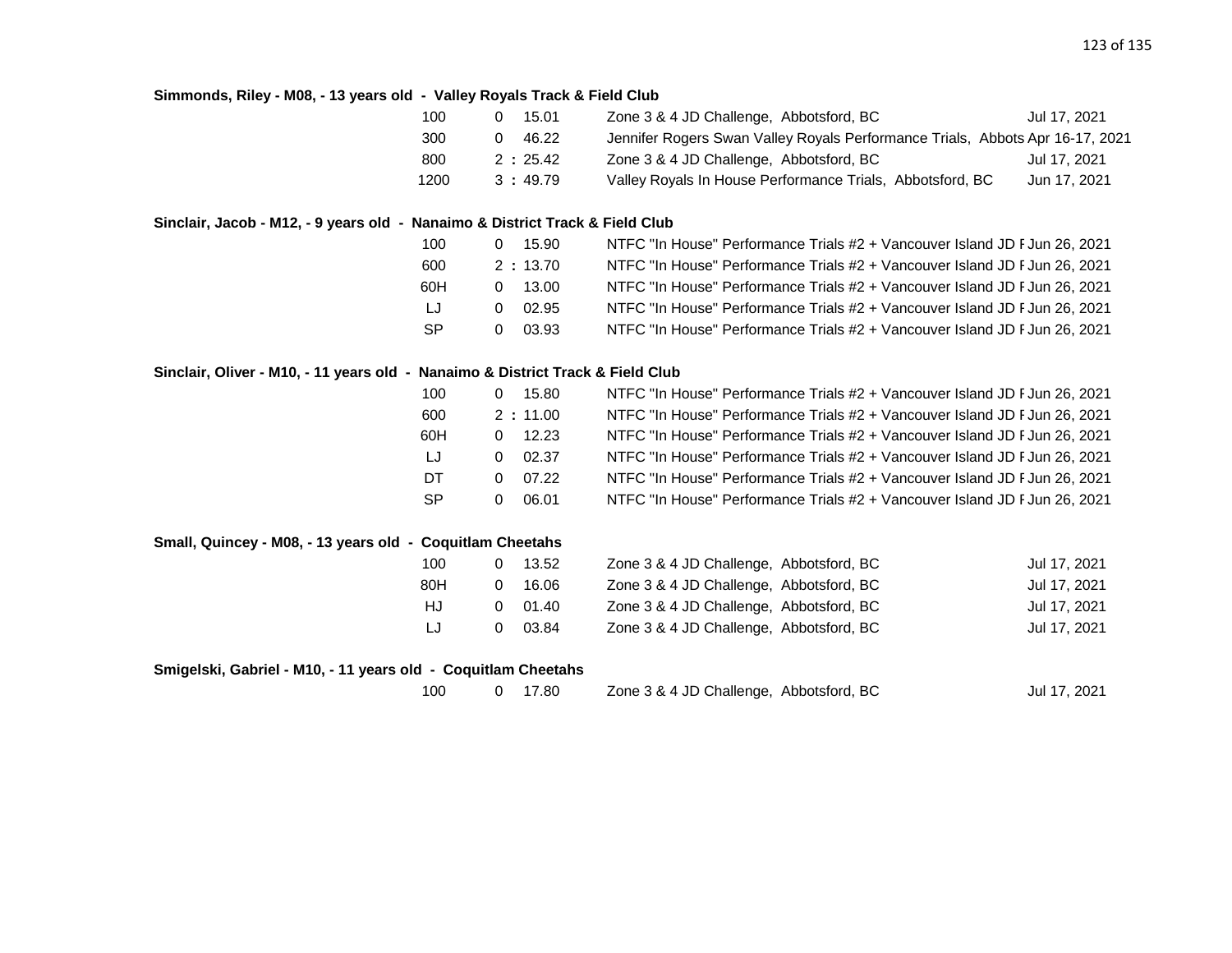**Simmonds, Riley - M08, - 13 years old - Valley Royals Track & Field Club**

| Event | Result | Competition | Date |
|---|---|---|---|
| 100 | 0 15.01 | Zone 3 & 4 JD Challenge, Abbotsford, BC | Jul 17, 2021 |
| 300 | 0 46.22 | Jennifer Rogers Swan Valley Royals Performance Trials, Abbots | Apr 16-17, 2021 |
| 800 | 2 : 25.42 | Zone 3 & 4 JD Challenge, Abbotsford, BC | Jul 17, 2021 |
| 1200 | 3 : 49.79 | Valley Royals In House Performance Trials, Abbotsford, BC | Jun 17, 2021 |

**Sinclair, Jacob - M12, - 9 years old - Nanaimo & District Track & Field Club**

| Event | Result | Competition | Date |
|---|---|---|---|
| 100 | 0 15.90 | NTFC "In House" Performance Trials #2 + Vancouver Island JD F | Jun 26, 2021 |
| 600 | 2 : 13.70 | NTFC "In House" Performance Trials #2 + Vancouver Island JD F | Jun 26, 2021 |
| 60H | 0 13.00 | NTFC "In House" Performance Trials #2 + Vancouver Island JD F | Jun 26, 2021 |
| LJ | 0 02.95 | NTFC "In House" Performance Trials #2 + Vancouver Island JD F | Jun 26, 2021 |
| SP | 0 03.93 | NTFC "In House" Performance Trials #2 + Vancouver Island JD F | Jun 26, 2021 |

**Sinclair, Oliver - M10, - 11 years old - Nanaimo & District Track & Field Club**

| Event | Result | Competition | Date |
|---|---|---|---|
| 100 | 0 15.80 | NTFC "In House" Performance Trials #2 + Vancouver Island JD F | Jun 26, 2021 |
| 600 | 2 : 11.00 | NTFC "In House" Performance Trials #2 + Vancouver Island JD F | Jun 26, 2021 |
| 60H | 0 12.23 | NTFC "In House" Performance Trials #2 + Vancouver Island JD F | Jun 26, 2021 |
| LJ | 0 02.37 | NTFC "In House" Performance Trials #2 + Vancouver Island JD F | Jun 26, 2021 |
| DT | 0 07.22 | NTFC "In House" Performance Trials #2 + Vancouver Island JD F | Jun 26, 2021 |
| SP | 0 06.01 | NTFC "In House" Performance Trials #2 + Vancouver Island JD F | Jun 26, 2021 |

**Small, Quincey - M08, - 13 years old - Coquitlam Cheetahs**

| Event | Result | Competition | Date |
|---|---|---|---|
| 100 | 0 13.52 | Zone 3 & 4 JD Challenge, Abbotsford, BC | Jul 17, 2021 |
| 80H | 0 16.06 | Zone 3 & 4 JD Challenge, Abbotsford, BC | Jul 17, 2021 |
| HJ | 0 01.40 | Zone 3 & 4 JD Challenge, Abbotsford, BC | Jul 17, 2021 |
| LJ | 0 03.84 | Zone 3 & 4 JD Challenge, Abbotsford, BC | Jul 17, 2021 |

**Smigelski, Gabriel - M10, - 11 years old - Coquitlam Cheetahs**

| Event | Result | Competition | Date |
|---|---|---|---|
| 100 | 0 17.80 | Zone 3 & 4 JD Challenge, Abbotsford, BC | Jul 17, 2021 |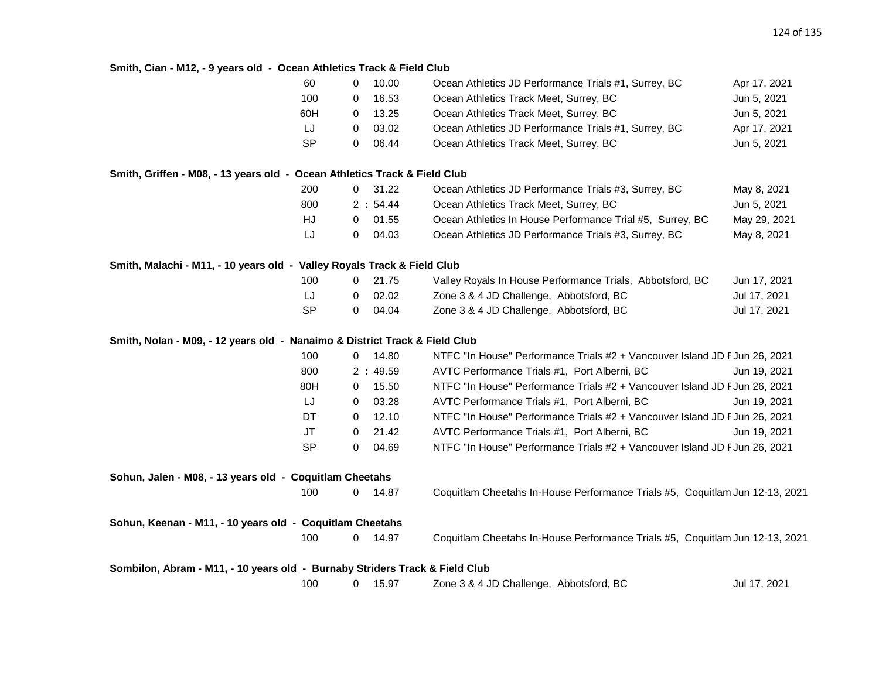**Smith, Cian - M12, - 9 years old - Ocean Athletics Track & Field Club**

| Event | | Result | Competition | Date |
|---|---|---|---|---|
| 60 | 0 | 10.00 | Ocean Athletics JD Performance Trials #1, Surrey, BC | Apr 17, 2021 |
| 100 | 0 | 16.53 | Ocean Athletics Track Meet, Surrey, BC | Jun 5, 2021 |
| 60H | 0 | 13.25 | Ocean Athletics Track Meet, Surrey, BC | Jun 5, 2021 |
| LJ | 0 | 03.02 | Ocean Athletics JD Performance Trials #1, Surrey, BC | Apr 17, 2021 |
| SP | 0 | 06.44 | Ocean Athletics Track Meet, Surrey, BC | Jun 5, 2021 |

**Smith, Griffen - M08, - 13 years old - Ocean Athletics Track & Field Club**

| Event | | Result | Competition | Date |
|---|---|---|---|---|
| 200 | 0 | 31.22 | Ocean Athletics JD Performance Trials #3, Surrey, BC | May 8, 2021 |
| 800 | 2 : | 54.44 | Ocean Athletics Track Meet, Surrey, BC | Jun 5, 2021 |
| HJ | 0 | 01.55 | Ocean Athletics In House Performance Trial #5, Surrey, BC | May 29, 2021 |
| LJ | 0 | 04.03 | Ocean Athletics JD Performance Trials #3, Surrey, BC | May 8, 2021 |

**Smith, Malachi - M11, - 10 years old - Valley Royals Track & Field Club**

| Event | | Result | Competition | Date |
|---|---|---|---|---|
| 100 | 0 | 21.75 | Valley Royals In House Performance Trials, Abbotsford, BC | Jun 17, 2021 |
| LJ | 0 | 02.02 | Zone 3 & 4 JD Challenge, Abbotsford, BC | Jul 17, 2021 |
| SP | 0 | 04.04 | Zone 3 & 4 JD Challenge, Abbotsford, BC | Jul 17, 2021 |

**Smith, Nolan - M09, - 12 years old - Nanaimo & District Track & Field Club**

| Event | | Result | Competition | Date |
|---|---|---|---|---|
| 100 | 0 | 14.80 | NTFC "In House" Performance Trials #2 + Vancouver Island JD F | Jun 26, 2021 |
| 800 | 2 : | 49.59 | AVTC Performance Trials #1, Port Alberni, BC | Jun 19, 2021 |
| 80H | 0 | 15.50 | NTFC "In House" Performance Trials #2 + Vancouver Island JD F | Jun 26, 2021 |
| LJ | 0 | 03.28 | AVTC Performance Trials #1, Port Alberni, BC | Jun 19, 2021 |
| DT | 0 | 12.10 | NTFC "In House" Performance Trials #2 + Vancouver Island JD F | Jun 26, 2021 |
| JT | 0 | 21.42 | AVTC Performance Trials #1, Port Alberni, BC | Jun 19, 2021 |
| SP | 0 | 04.69 | NTFC "In House" Performance Trials #2 + Vancouver Island JD F | Jun 26, 2021 |

**Sohun, Jalen - M08, - 13 years old - Coquitlam Cheetahs**

| Event | | Result | Competition | Date |
|---|---|---|---|---|
| 100 | 0 | 14.87 | Coquitlam Cheetahs In-House Performance Trials #5, Coquitlam | Jun 12-13, 2021 |

**Sohun, Keenan - M11, - 10 years old - Coquitlam Cheetahs**

| Event | | Result | Competition | Date |
|---|---|---|---|---|
| 100 | 0 | 14.97 | Coquitlam Cheetahs In-House Performance Trials #5, Coquitlam | Jun 12-13, 2021 |

**Sombilon, Abram - M11, - 10 years old - Burnaby Striders Track & Field Club**

| Event | | Result | Competition | Date |
|---|---|---|---|---|
| 100 | 0 | 15.97 | Zone 3 & 4 JD Challenge, Abbotsford, BC | Jul 17, 2021 |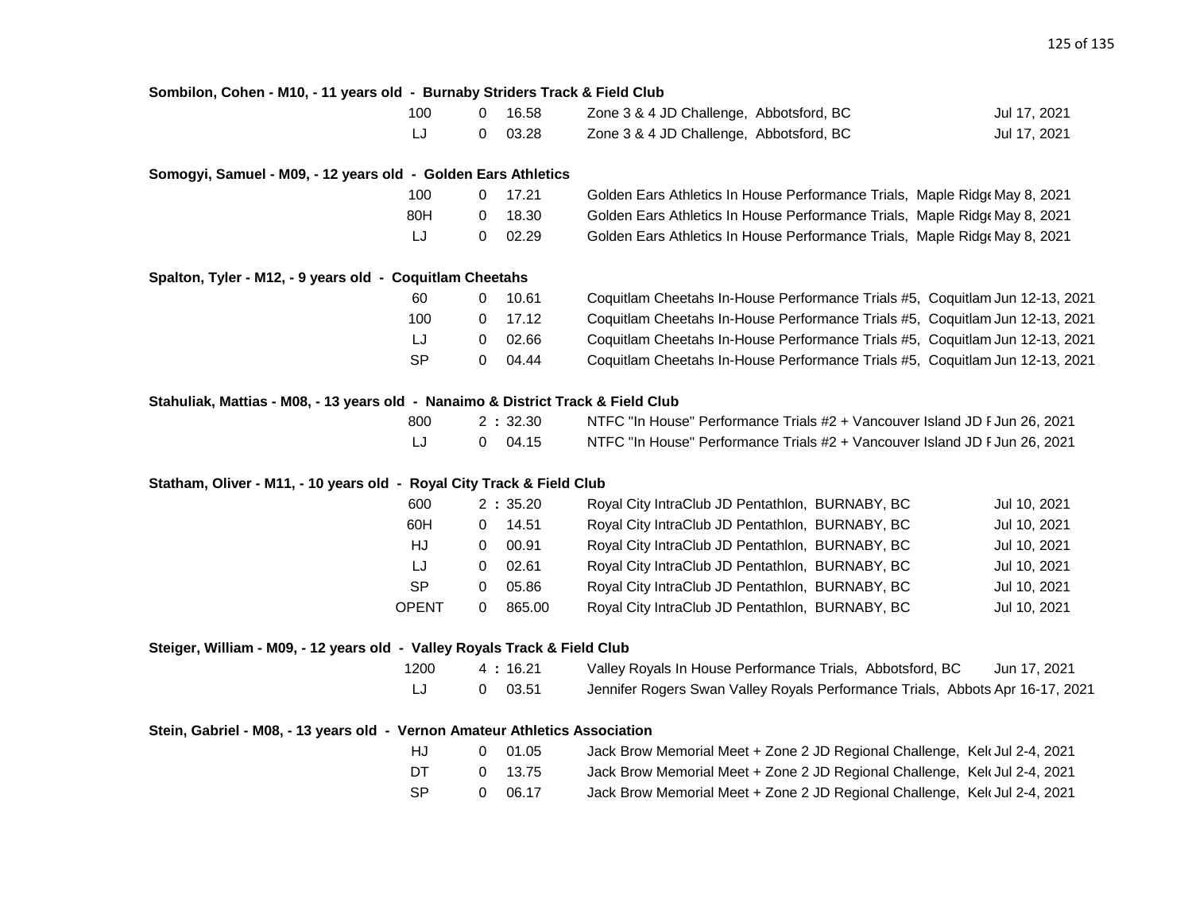**Sombilon, Cohen - M10, - 11 years old - Burnaby Striders Track & Field Club**

| | | | | |
|---|---|---|---|---|
| 100 | 0 | 16.58 | Zone 3 & 4 JD Challenge, Abbotsford, BC | Jul 17, 2021 |
| LJ | 0 | 03.28 | Zone 3 & 4 JD Challenge, Abbotsford, BC | Jul 17, 2021 |

**Somogyi, Samuel - M09, - 12 years old - Golden Ears Athletics**

| | | | | |
|---|---|---|---|---|
| 100 | 0 | 17.21 | Golden Ears Athletics In House Performance Trials, Maple Ridge | May 8, 2021 |
| 80H | 0 | 18.30 | Golden Ears Athletics In House Performance Trials, Maple Ridge | May 8, 2021 |
| LJ | 0 | 02.29 | Golden Ears Athletics In House Performance Trials, Maple Ridge | May 8, 2021 |

**Spalton, Tyler - M12, - 9 years old - Coquitlam Cheetahs**

| | | | | |
|---|---|---|---|---|
| 60 | 0 | 10.61 | Coquitlam Cheetahs In-House Performance Trials #5, Coquitlam | Jun 12-13, 2021 |
| 100 | 0 | 17.12 | Coquitlam Cheetahs In-House Performance Trials #5, Coquitlam | Jun 12-13, 2021 |
| LJ | 0 | 02.66 | Coquitlam Cheetahs In-House Performance Trials #5, Coquitlam | Jun 12-13, 2021 |
| SP | 0 | 04.44 | Coquitlam Cheetahs In-House Performance Trials #5, Coquitlam | Jun 12-13, 2021 |

**Stahuliak, Mattias - M08, - 13 years old - Nanaimo & District Track & Field Club**

| | | | | |
|---|---|---|---|---|
| 800 | 2 | : 32.30 | NTFC "In House" Performance Trials #2 + Vancouver Island JD F | Jun 26, 2021 |
| LJ | 0 | 04.15 | NTFC "In House" Performance Trials #2 + Vancouver Island JD F | Jun 26, 2021 |

**Statham, Oliver - M11, - 10 years old - Royal City Track & Field Club**

| | | | | |
|---|---|---|---|---|
| 600 | 2 | : 35.20 | Royal City IntraClub JD Pentathlon, BURNABY, BC | Jul 10, 2021 |
| 60H | 0 | 14.51 | Royal City IntraClub JD Pentathlon, BURNABY, BC | Jul 10, 2021 |
| HJ | 0 | 00.91 | Royal City IntraClub JD Pentathlon, BURNABY, BC | Jul 10, 2021 |
| LJ | 0 | 02.61 | Royal City IntraClub JD Pentathlon, BURNABY, BC | Jul 10, 2021 |
| SP | 0 | 05.86 | Royal City IntraClub JD Pentathlon, BURNABY, BC | Jul 10, 2021 |
| OPENT | 0 | 865.00 | Royal City IntraClub JD Pentathlon, BURNABY, BC | Jul 10, 2021 |

**Steiger, William - M09, - 12 years old - Valley Royals Track & Field Club**

| | | | | |
|---|---|---|---|---|
| 1200 | 4 | : 16.21 | Valley Royals In House Performance Trials, Abbotsford, BC | Jun 17, 2021 |
| LJ | 0 | 03.51 | Jennifer Rogers Swan Valley Royals Performance Trials, Abbots | Apr 16-17, 2021 |

**Stein, Gabriel - M08, - 13 years old - Vernon Amateur Athletics Association**

| | | | | |
|---|---|---|---|---|
| HJ | 0 | 01.05 | Jack Brow Memorial Meet + Zone 2 JD Regional Challenge, Kel | Jul 2-4, 2021 |
| DT | 0 | 13.75 | Jack Brow Memorial Meet + Zone 2 JD Regional Challenge, Kel | Jul 2-4, 2021 |
| SP | 0 | 06.17 | Jack Brow Memorial Meet + Zone 2 JD Regional Challenge, Kel | Jul 2-4, 2021 |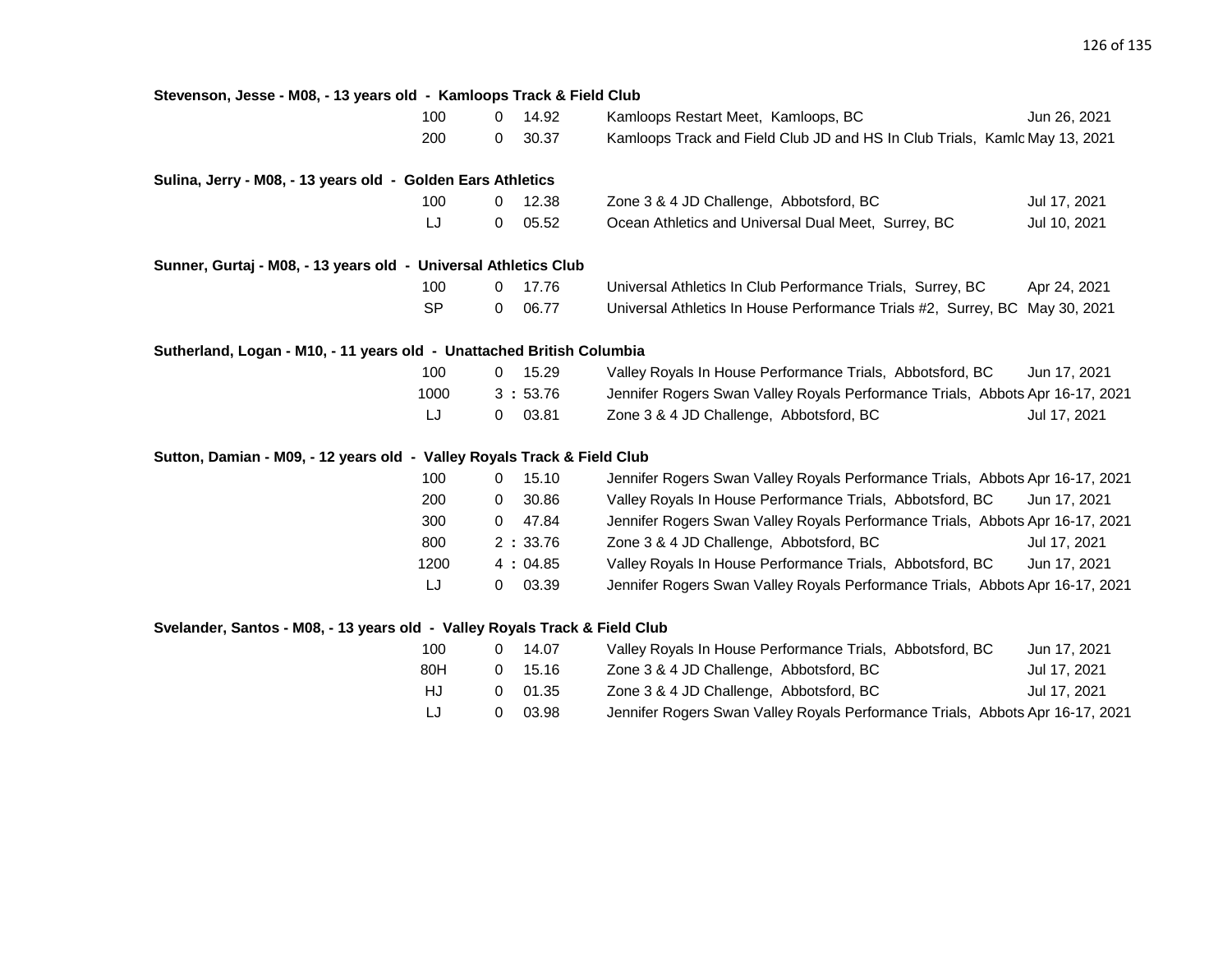**Stevenson, Jesse - M08, - 13 years old - Kamloops Track & Field Club**

| Event | | Mark | Meet | Date |
|---|---|---|---|---|
| 100 | 0 | 14.92 | Kamloops Restart Meet, Kamloops, BC | Jun 26, 2021 |
| 200 | 0 | 30.37 | Kamloops Track and Field Club JD and HS In Club Trials, Kamlc | May 13, 2021 |

**Sulina, Jerry - M08, - 13 years old - Golden Ears Athletics**

| Event | | Mark | Meet | Date |
|---|---|---|---|---|
| 100 | 0 | 12.38 | Zone 3 & 4 JD Challenge, Abbotsford, BC | Jul 17, 2021 |
| LJ | 0 | 05.52 | Ocean Athletics and Universal Dual Meet, Surrey, BC | Jul 10, 2021 |

**Sunner, Gurtaj - M08, - 13 years old - Universal Athletics Club**

| Event | | Mark | Meet | Date |
|---|---|---|---|---|
| 100 | 0 | 17.76 | Universal Athletics In Club Performance Trials, Surrey, BC | Apr 24, 2021 |
| SP | 0 | 06.77 | Universal Athletics In House Performance Trials #2, Surrey, BC | May 30, 2021 |

**Sutherland, Logan - M10, - 11 years old - Unattached British Columbia**

| Event | | Mark | Meet | Date |
|---|---|---|---|---|
| 100 | 0 | 15.29 | Valley Royals In House Performance Trials, Abbotsford, BC | Jun 17, 2021 |
| 1000 | 3 : | 53.76 | Jennifer Rogers Swan Valley Royals Performance Trials, Abbots | Apr 16-17, 2021 |
| LJ | 0 | 03.81 | Zone 3 & 4 JD Challenge, Abbotsford, BC | Jul 17, 2021 |

**Sutton, Damian - M09, - 12 years old - Valley Royals Track & Field Club**

| Event | | Mark | Meet | Date |
|---|---|---|---|---|
| 100 | 0 | 15.10 | Jennifer Rogers Swan Valley Royals Performance Trials, Abbots | Apr 16-17, 2021 |
| 200 | 0 | 30.86 | Valley Royals In House Performance Trials, Abbotsford, BC | Jun 17, 2021 |
| 300 | 0 | 47.84 | Jennifer Rogers Swan Valley Royals Performance Trials, Abbots | Apr 16-17, 2021 |
| 800 | 2 : | 33.76 | Zone 3 & 4 JD Challenge, Abbotsford, BC | Jul 17, 2021 |
| 1200 | 4 : | 04.85 | Valley Royals In House Performance Trials, Abbotsford, BC | Jun 17, 2021 |
| LJ | 0 | 03.39 | Jennifer Rogers Swan Valley Royals Performance Trials, Abbots | Apr 16-17, 2021 |

**Svelander, Santos - M08, - 13 years old - Valley Royals Track & Field Club**

| Event | | Mark | Meet | Date |
|---|---|---|---|---|
| 100 | 0 | 14.07 | Valley Royals In House Performance Trials, Abbotsford, BC | Jun 17, 2021 |
| 80H | 0 | 15.16 | Zone 3 & 4 JD Challenge, Abbotsford, BC | Jul 17, 2021 |
| HJ | 0 | 01.35 | Zone 3 & 4 JD Challenge, Abbotsford, BC | Jul 17, 2021 |
| LJ | 0 | 03.98 | Jennifer Rogers Swan Valley Royals Performance Trials, Abbots | Apr 16-17, 2021 |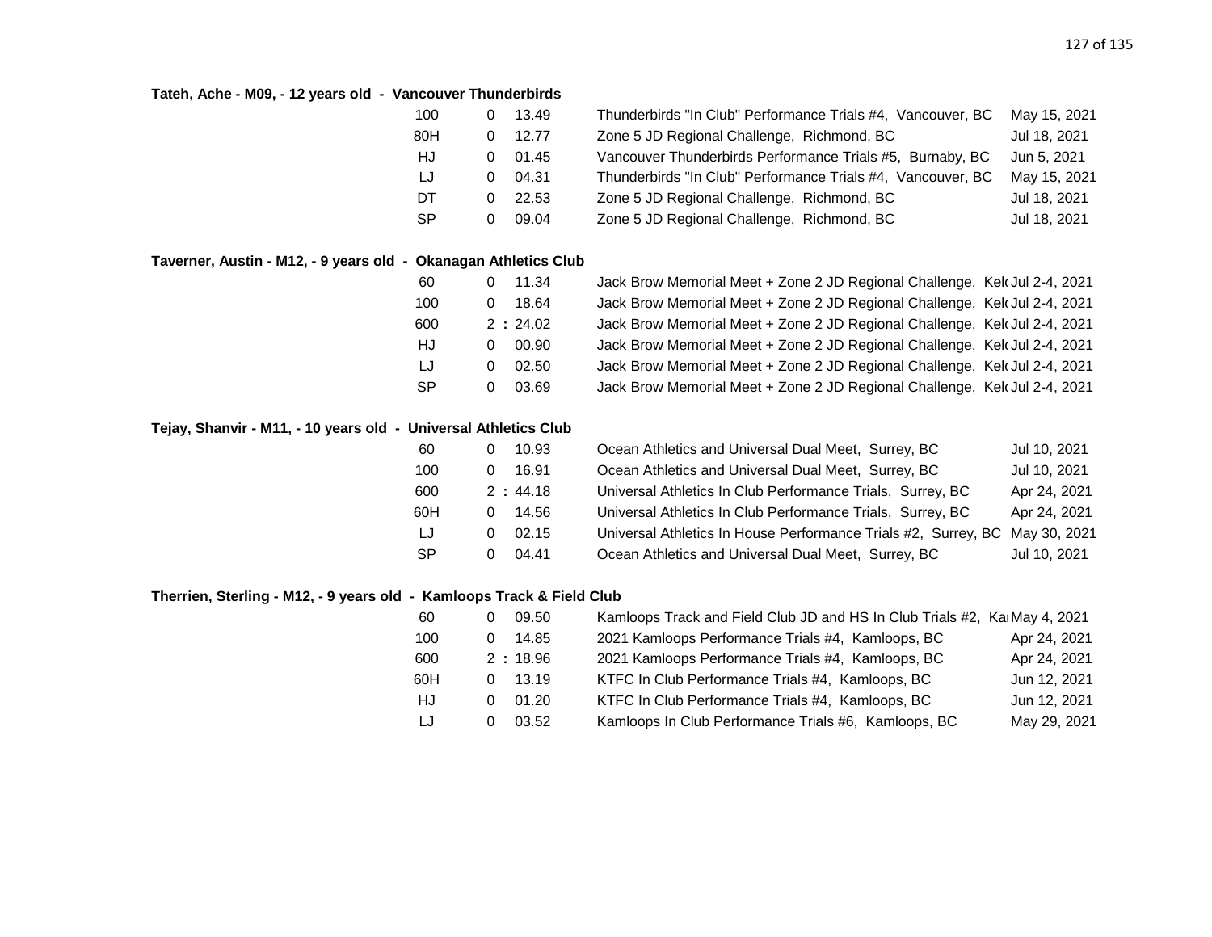**Tateh, Ache - M09, - 12 years old - Vancouver Thunderbirds**

| Event | | Mark | Meet | Date |
|---|---|---|---|---|
| 100 | 0 | 13.49 | Thunderbirds "In Club" Performance Trials #4, Vancouver, BC | May 15, 2021 |
| 80H | 0 | 12.77 | Zone 5 JD Regional Challenge, Richmond, BC | Jul 18, 2021 |
| HJ | 0 | 01.45 | Vancouver Thunderbirds Performance Trials #5, Burnaby, BC | Jun 5, 2021 |
| LJ | 0 | 04.31 | Thunderbirds "In Club" Performance Trials #4, Vancouver, BC | May 15, 2021 |
| DT | 0 | 22.53 | Zone 5 JD Regional Challenge, Richmond, BC | Jul 18, 2021 |
| SP | 0 | 09.04 | Zone 5 JD Regional Challenge, Richmond, BC | Jul 18, 2021 |

**Taverner, Austin - M12, - 9 years old - Okanagan Athletics Club**

| Event | | Mark | Meet | Date |
|---|---|---|---|---|
| 60 | 0 | 11.34 | Jack Brow Memorial Meet + Zone 2 JD Regional Challenge, Kel | Jul 2-4, 2021 |
| 100 | 0 | 18.64 | Jack Brow Memorial Meet + Zone 2 JD Regional Challenge, Kel | Jul 2-4, 2021 |
| 600 | 2 : | 24.02 | Jack Brow Memorial Meet + Zone 2 JD Regional Challenge, Kel | Jul 2-4, 2021 |
| HJ | 0 | 00.90 | Jack Brow Memorial Meet + Zone 2 JD Regional Challenge, Kel | Jul 2-4, 2021 |
| LJ | 0 | 02.50 | Jack Brow Memorial Meet + Zone 2 JD Regional Challenge, Kel | Jul 2-4, 2021 |
| SP | 0 | 03.69 | Jack Brow Memorial Meet + Zone 2 JD Regional Challenge, Kel | Jul 2-4, 2021 |

**Tejay, Shanvir - M11, - 10 years old - Universal Athletics Club**

| Event | | Mark | Meet | Date |
|---|---|---|---|---|
| 60 | 0 | 10.93 | Ocean Athletics and Universal Dual Meet, Surrey, BC | Jul 10, 2021 |
| 100 | 0 | 16.91 | Ocean Athletics and Universal Dual Meet, Surrey, BC | Jul 10, 2021 |
| 600 | 2 : | 44.18 | Universal Athletics In Club Performance Trials, Surrey, BC | Apr 24, 2021 |
| 60H | 0 | 14.56 | Universal Athletics In Club Performance Trials, Surrey, BC | Apr 24, 2021 |
| LJ | 0 | 02.15 | Universal Athletics In House Performance Trials #2, Surrey, BC | May 30, 2021 |
| SP | 0 | 04.41 | Ocean Athletics and Universal Dual Meet, Surrey, BC | Jul 10, 2021 |

**Therrien, Sterling - M12, - 9 years old - Kamloops Track & Field Club**

| Event | | Mark | Meet | Date |
|---|---|---|---|---|
| 60 | 0 | 09.50 | Kamloops Track and Field Club JD and HS In Club Trials #2, Ka | May 4, 2021 |
| 100 | 0 | 14.85 | 2021 Kamloops Performance Trials #4, Kamloops, BC | Apr 24, 2021 |
| 600 | 2 : | 18.96 | 2021 Kamloops Performance Trials #4, Kamloops, BC | Apr 24, 2021 |
| 60H | 0 | 13.19 | KTFC In Club Performance Trials #4, Kamloops, BC | Jun 12, 2021 |
| HJ | 0 | 01.20 | KTFC In Club Performance Trials #4, Kamloops, BC | Jun 12, 2021 |
| LJ | 0 | 03.52 | Kamloops In Club Performance Trials #6, Kamloops, BC | May 29, 2021 |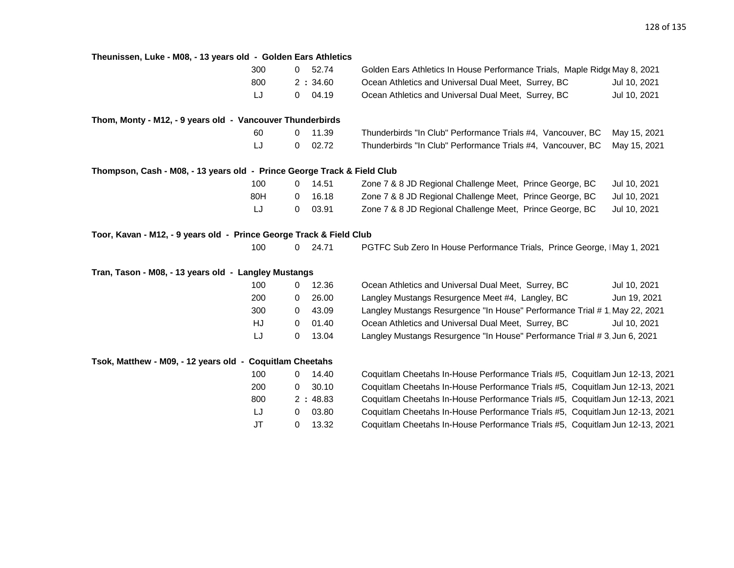**Theunissen, Luke - M08, - 13 years old - Golden Ears Athletics**

| Event | | Result | Meet | Date |
|---|---|---|---|---|
| 300 | 0 | 52.74 | Golden Ears Athletics In House Performance Trials, Maple Ridg | May 8, 2021 |
| 800 | 2 : | 34.60 | Ocean Athletics and Universal Dual Meet, Surrey, BC | Jul 10, 2021 |
| LJ | 0 | 04.19 | Ocean Athletics and Universal Dual Meet, Surrey, BC | Jul 10, 2021 |

**Thom, Monty - M12, - 9 years old - Vancouver Thunderbirds**

| Event | | Result | Meet | Date |
|---|---|---|---|---|
| 60 | 0 | 11.39 | Thunderbirds "In Club" Performance Trials #4, Vancouver, BC | May 15, 2021 |
| LJ | 0 | 02.72 | Thunderbirds "In Club" Performance Trials #4, Vancouver, BC | May 15, 2021 |

**Thompson, Cash - M08, - 13 years old - Prince George Track & Field Club**

| Event | | Result | Meet | Date |
|---|---|---|---|---|
| 100 | 0 | 14.51 | Zone 7 & 8 JD Regional Challenge Meet, Prince George, BC | Jul 10, 2021 |
| 80H | 0 | 16.18 | Zone 7 & 8 JD Regional Challenge Meet, Prince George, BC | Jul 10, 2021 |
| LJ | 0 | 03.91 | Zone 7 & 8 JD Regional Challenge Meet, Prince George, BC | Jul 10, 2021 |

**Toor, Kavan - M12, - 9 years old - Prince George Track & Field Club**

| Event | | Result | Meet | Date |
|---|---|---|---|---|
| 100 | 0 | 24.71 | PGTFC Sub Zero In House Performance Trials, Prince George, I | May 1, 2021 |

**Tran, Tason - M08, - 13 years old - Langley Mustangs**

| Event | | Result | Meet | Date |
|---|---|---|---|---|
| 100 | 0 | 12.36 | Ocean Athletics and Universal Dual Meet, Surrey, BC | Jul 10, 2021 |
| 200 | 0 | 26.00 | Langley Mustangs Resurgence Meet #4, Langley, BC | Jun 19, 2021 |
| 300 | 0 | 43.09 | Langley Mustangs Resurgence "In House" Performance Trial # 1, | May 22, 2021 |
| HJ | 0 | 01.40 | Ocean Athletics and Universal Dual Meet, Surrey, BC | Jul 10, 2021 |
| LJ | 0 | 13.04 | Langley Mustangs Resurgence "In House" Performance Trial # 3, | Jun 6, 2021 |

**Tsok, Matthew - M09, - 12 years old - Coquitlam Cheetahs**

| Event | | Result | Meet | Date |
|---|---|---|---|---|
| 100 | 0 | 14.40 | Coquitlam Cheetahs In-House Performance Trials #5, Coquitlam | Jun 12-13, 2021 |
| 200 | 0 | 30.10 | Coquitlam Cheetahs In-House Performance Trials #5, Coquitlam | Jun 12-13, 2021 |
| 800 | 2 : | 48.83 | Coquitlam Cheetahs In-House Performance Trials #5, Coquitlam | Jun 12-13, 2021 |
| LJ | 0 | 03.80 | Coquitlam Cheetahs In-House Performance Trials #5, Coquitlam | Jun 12-13, 2021 |
| JT | 0 | 13.32 | Coquitlam Cheetahs In-House Performance Trials #5, Coquitlam | Jun 12-13, 2021 |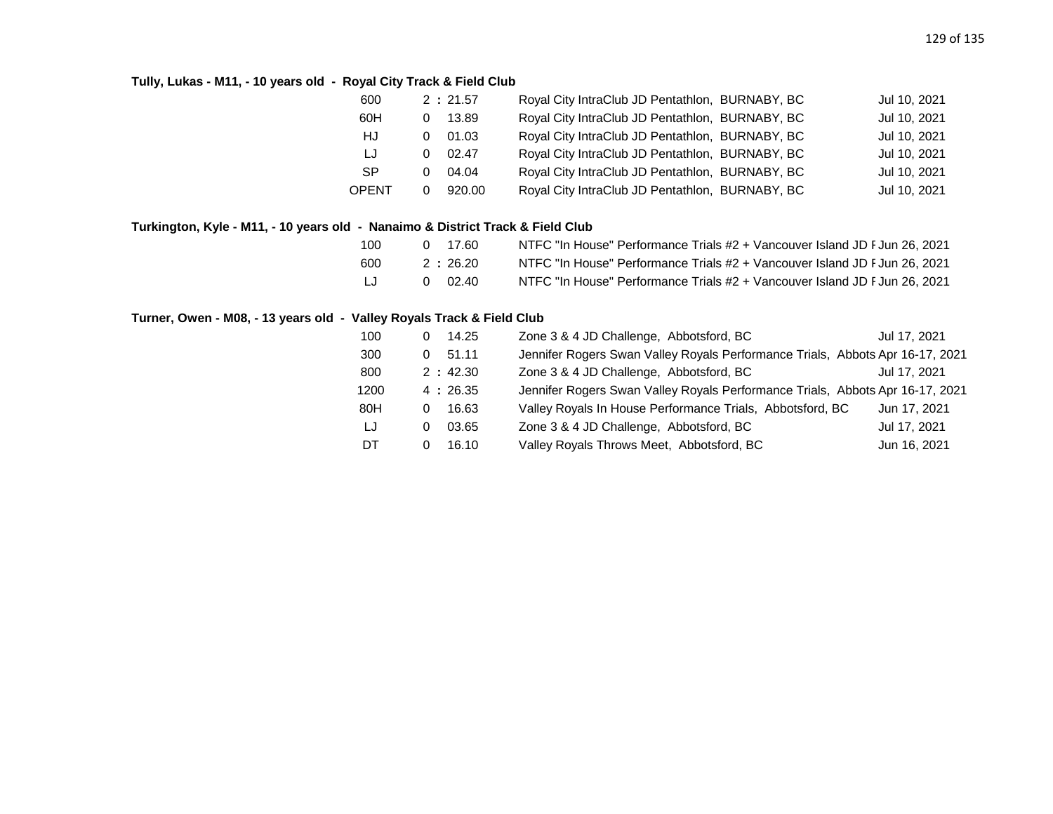**Tully, Lukas - M11, - 10 years old - Royal City Track & Field Club**

| Event | Result | Meet | Date |
|---|---|---|---|
| 600 | 2 : 21.57 | Royal City IntraClub JD Pentathlon, BURNABY, BC | Jul 10, 2021 |
| 60H | 0 13.89 | Royal City IntraClub JD Pentathlon, BURNABY, BC | Jul 10, 2021 |
| HJ | 0 01.03 | Royal City IntraClub JD Pentathlon, BURNABY, BC | Jul 10, 2021 |
| LJ | 0 02.47 | Royal City IntraClub JD Pentathlon, BURNABY, BC | Jul 10, 2021 |
| SP | 0 04.04 | Royal City IntraClub JD Pentathlon, BURNABY, BC | Jul 10, 2021 |
| OPENT | 0 920.00 | Royal City IntraClub JD Pentathlon, BURNABY, BC | Jul 10, 2021 |

**Turkington, Kyle - M11, - 10 years old - Nanaimo & District Track & Field Club**

| Event | Result | Meet | Date |
|---|---|---|---|
| 100 | 0 17.60 | NTFC "In House" Performance Trials #2 + Vancouver Island JD F | Jun 26, 2021 |
| 600 | 2 : 26.20 | NTFC "In House" Performance Trials #2 + Vancouver Island JD F | Jun 26, 2021 |
| LJ | 0 02.40 | NTFC "In House" Performance Trials #2 + Vancouver Island JD F | Jun 26, 2021 |

**Turner, Owen - M08, - 13 years old - Valley Royals Track & Field Club**

| Event | Result | Meet | Date |
|---|---|---|---|
| 100 | 0 14.25 | Zone 3 & 4 JD Challenge, Abbotsford, BC | Jul 17, 2021 |
| 300 | 0 51.11 | Jennifer Rogers Swan Valley Royals Performance Trials, Abbots | Apr 16-17, 2021 |
| 800 | 2 : 42.30 | Zone 3 & 4 JD Challenge, Abbotsford, BC | Jul 17, 2021 |
| 1200 | 4 : 26.35 | Jennifer Rogers Swan Valley Royals Performance Trials, Abbots | Apr 16-17, 2021 |
| 80H | 0 16.63 | Valley Royals In House Performance Trials, Abbotsford, BC | Jun 17, 2021 |
| LJ | 0 03.65 | Zone 3 & 4 JD Challenge, Abbotsford, BC | Jul 17, 2021 |
| DT | 0 16.10 | Valley Royals Throws Meet, Abbotsford, BC | Jun 16, 2021 |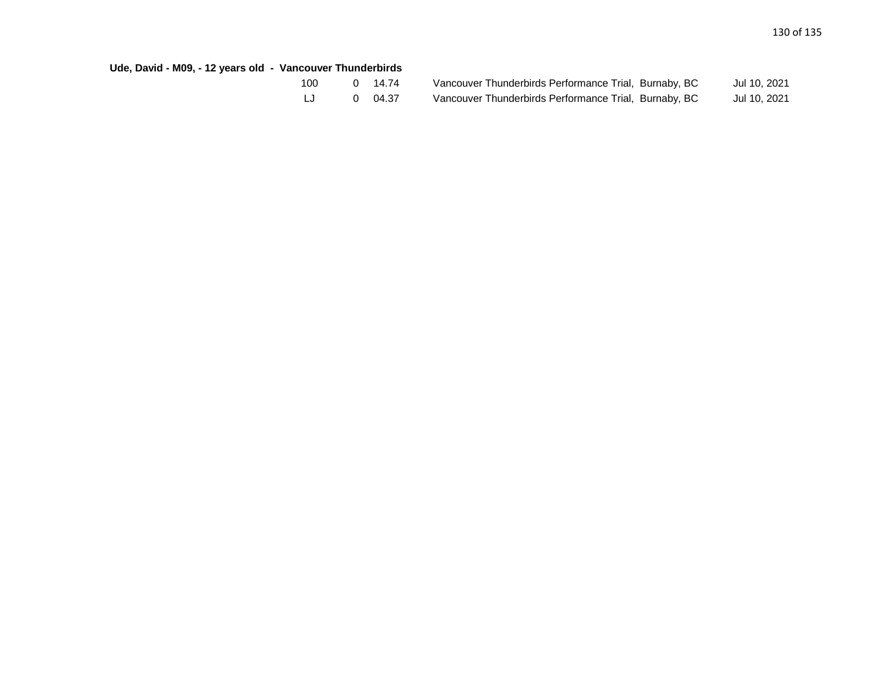**Ude, David - M09, - 12 years old - Vancouver Thunderbirds**

| Event | | Result | Meet | Date |
|---|---|---|---|---|
| 100 | 0 | 14.74 | Vancouver Thunderbirds Performance Trial, Burnaby, BC | Jul 10, 2021 |
| LJ | 0 | 04.37 | Vancouver Thunderbirds Performance Trial, Burnaby, BC | Jul 10, 2021 |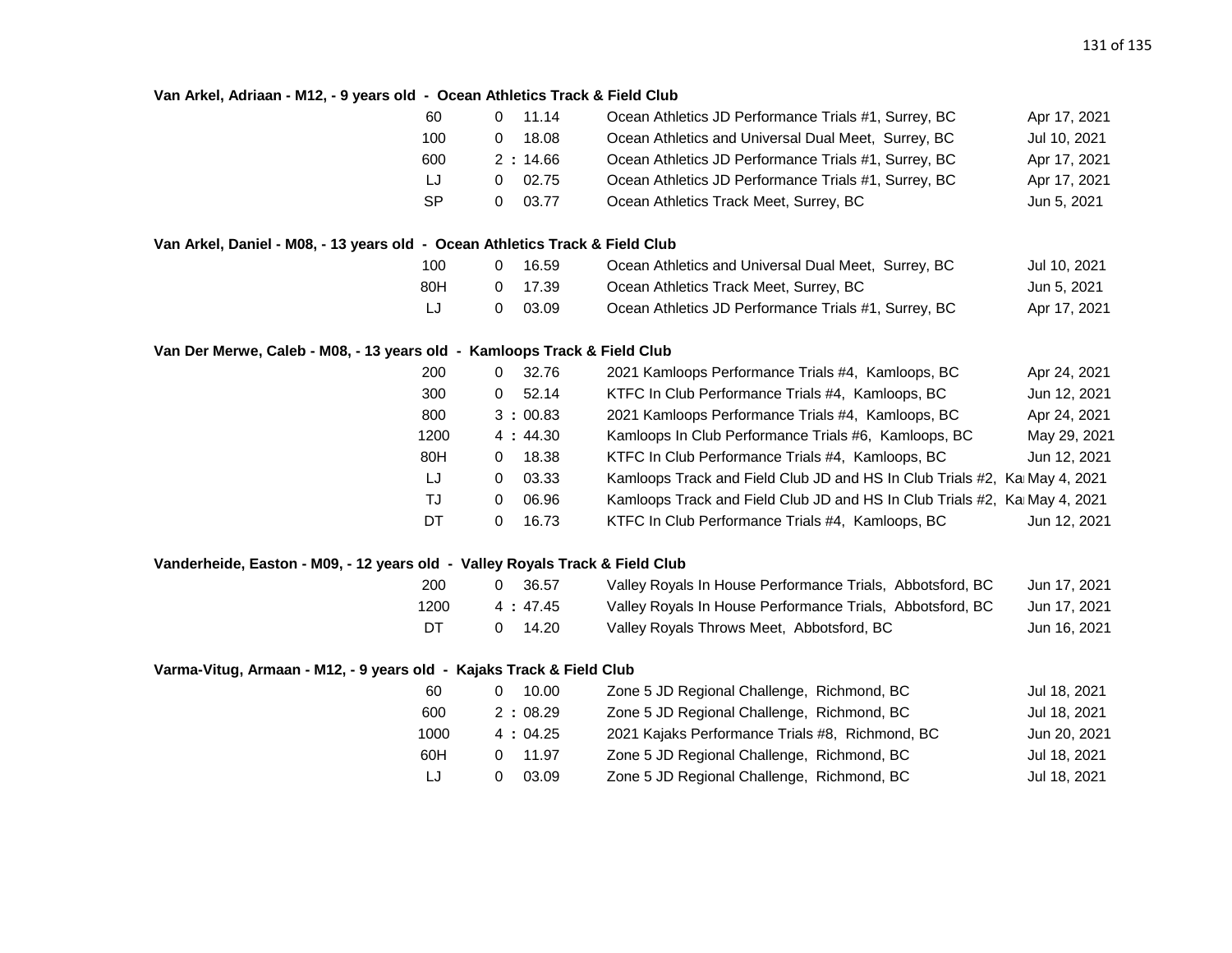**Van Arkel, Adriaan - M12, - 9 years old - Ocean Athletics Track & Field Club**

| Event | Result | Meet | Date |
|---|---|---|---|
| 60 | 0 11.14 | Ocean Athletics JD Performance Trials #1, Surrey, BC | Apr 17, 2021 |
| 100 | 0 18.08 | Ocean Athletics and Universal Dual Meet, Surrey, BC | Jul 10, 2021 |
| 600 | 2 : 14.66 | Ocean Athletics JD Performance Trials #1, Surrey, BC | Apr 17, 2021 |
| LJ | 0 02.75 | Ocean Athletics JD Performance Trials #1, Surrey, BC | Apr 17, 2021 |
| SP | 0 03.77 | Ocean Athletics Track Meet, Surrey, BC | Jun 5, 2021 |

**Van Arkel, Daniel - M08, - 13 years old - Ocean Athletics Track & Field Club**

| Event | Result | Meet | Date |
|---|---|---|---|
| 100 | 0 16.59 | Ocean Athletics and Universal Dual Meet, Surrey, BC | Jul 10, 2021 |
| 80H | 0 17.39 | Ocean Athletics Track Meet, Surrey, BC | Jun 5, 2021 |
| LJ | 0 03.09 | Ocean Athletics JD Performance Trials #1, Surrey, BC | Apr 17, 2021 |

**Van Der Merwe, Caleb - M08, - 13 years old - Kamloops Track & Field Club**

| Event | Result | Meet | Date |
|---|---|---|---|
| 200 | 0 32.76 | 2021 Kamloops Performance Trials #4, Kamloops, BC | Apr 24, 2021 |
| 300 | 0 52.14 | KTFC In Club Performance Trials #4, Kamloops, BC | Jun 12, 2021 |
| 800 | 3 : 00.83 | 2021 Kamloops Performance Trials #4, Kamloops, BC | Apr 24, 2021 |
| 1200 | 4 : 44.30 | Kamloops In Club Performance Trials #6, Kamloops, BC | May 29, 2021 |
| 80H | 0 18.38 | KTFC In Club Performance Trials #4, Kamloops, BC | Jun 12, 2021 |
| LJ | 0 03.33 | Kamloops Track and Field Club JD and HS In Club Trials #2, Ka | May 4, 2021 |
| TJ | 0 06.96 | Kamloops Track and Field Club JD and HS In Club Trials #2, Ka | May 4, 2021 |
| DT | 0 16.73 | KTFC In Club Performance Trials #4, Kamloops, BC | Jun 12, 2021 |

**Vanderheide, Easton - M09, - 12 years old - Valley Royals Track & Field Club**

| Event | Result | Meet | Date |
|---|---|---|---|
| 200 | 0 36.57 | Valley Royals In House Performance Trials, Abbotsford, BC | Jun 17, 2021 |
| 1200 | 4 : 47.45 | Valley Royals In House Performance Trials, Abbotsford, BC | Jun 17, 2021 |
| DT | 0 14.20 | Valley Royals Throws Meet, Abbotsford, BC | Jun 16, 2021 |

**Varma-Vitug, Armaan - M12, - 9 years old - Kajaks Track & Field Club**

| Event | Result | Meet | Date |
|---|---|---|---|
| 60 | 0 10.00 | Zone 5 JD Regional Challenge, Richmond, BC | Jul 18, 2021 |
| 600 | 2 : 08.29 | Zone 5 JD Regional Challenge, Richmond, BC | Jul 18, 2021 |
| 1000 | 4 : 04.25 | 2021 Kajaks Performance Trials #8, Richmond, BC | Jun 20, 2021 |
| 60H | 0 11.97 | Zone 5 JD Regional Challenge, Richmond, BC | Jul 18, 2021 |
| LJ | 0 03.09 | Zone 5 JD Regional Challenge, Richmond, BC | Jul 18, 2021 |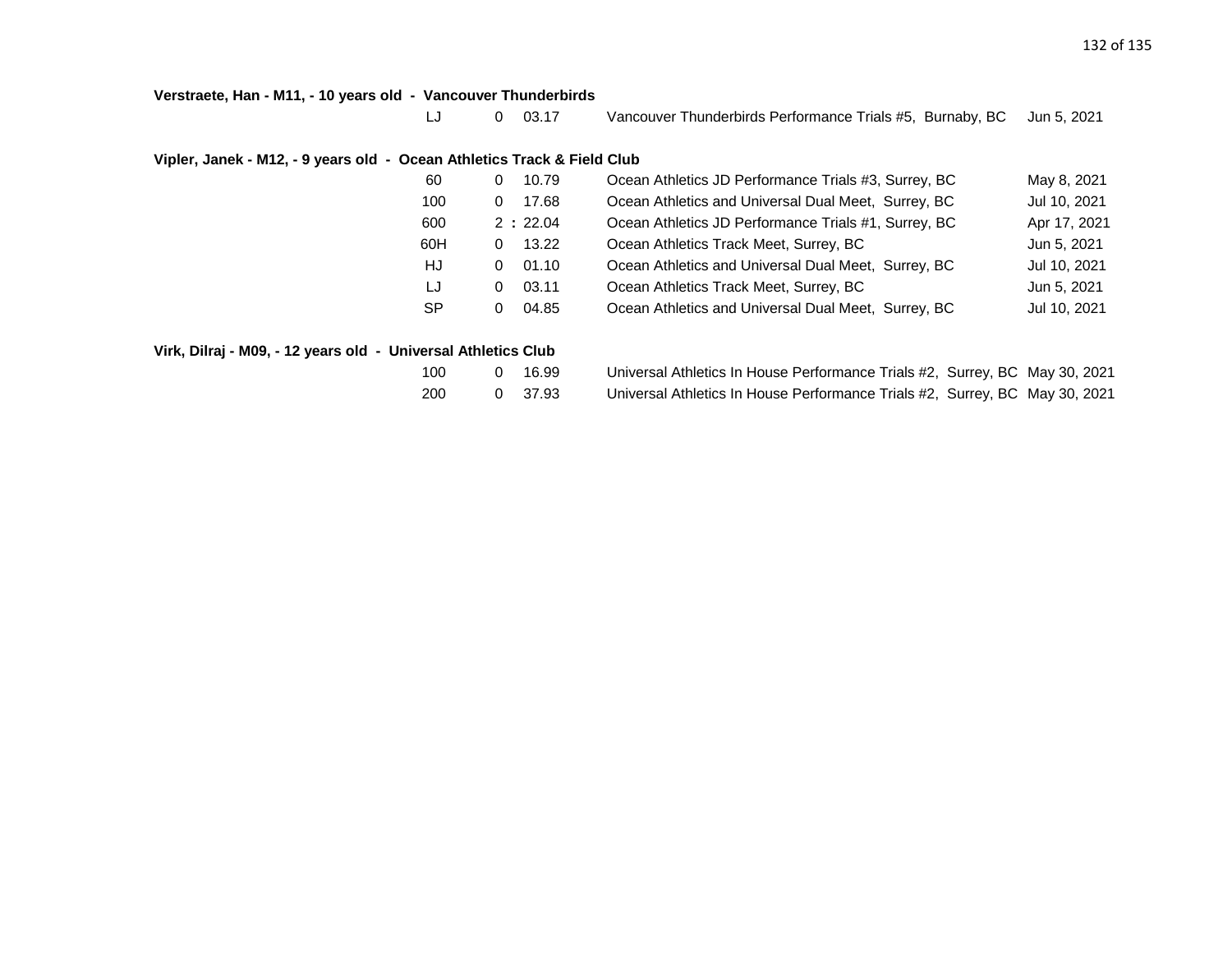**Verstraete, Han - M11, - 10 years old - Vancouver Thunderbirds**

| Event | | Mark | Meet | Date |
|---|---|---|---|---|
| LJ | 0 | 03.17 | Vancouver Thunderbirds Performance Trials #5, Burnaby, BC | Jun 5, 2021 |

**Vipler, Janek - M12, - 9 years old - Ocean Athletics Track & Field Club**

| Event | | Mark | Meet | Date |
|---|---|---|---|---|
| 60 | 0 | 10.79 | Ocean Athletics JD Performance Trials #3, Surrey, BC | May 8, 2021 |
| 100 | 0 | 17.68 | Ocean Athletics and Universal Dual Meet, Surrey, BC | Jul 10, 2021 |
| 600 | 2 : | 22.04 | Ocean Athletics JD Performance Trials #1, Surrey, BC | Apr 17, 2021 |
| 60H | 0 | 13.22 | Ocean Athletics Track Meet, Surrey, BC | Jun 5, 2021 |
| HJ | 0 | 01.10 | Ocean Athletics and Universal Dual Meet, Surrey, BC | Jul 10, 2021 |
| LJ | 0 | 03.11 | Ocean Athletics Track Meet, Surrey, BC | Jun 5, 2021 |
| SP | 0 | 04.85 | Ocean Athletics and Universal Dual Meet, Surrey, BC | Jul 10, 2021 |

**Virk, Dilraj - M09, - 12 years old - Universal Athletics Club**

| Event | | Mark | Meet | Date |
|---|---|---|---|---|
| 100 | 0 | 16.99 | Universal Athletics In House Performance Trials #2, Surrey, BC | May 30, 2021 |
| 200 | 0 | 37.93 | Universal Athletics In House Performance Trials #2, Surrey, BC | May 30, 2021 |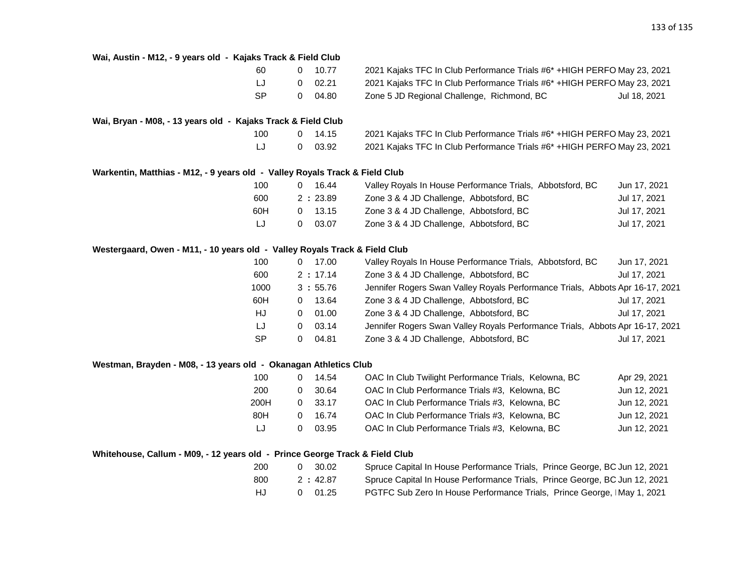**Wai, Austin - M12, - 9 years old - Kajaks Track & Field Club**

| | | | | |
|---|---|---|---|---|
| 60 | 0 | 10.77 | 2021 Kajaks TFC In Club Performance Trials #6* +HIGH PERFO | May 23, 2021 |
| LJ | 0 | 02.21 | 2021 Kajaks TFC In Club Performance Trials #6* +HIGH PERFO | May 23, 2021 |
| SP | 0 | 04.80 | Zone 5 JD Regional Challenge, Richmond, BC | Jul 18, 2021 |

**Wai, Bryan - M08, - 13 years old - Kajaks Track & Field Club**

| | | | | |
|---|---|---|---|---|
| 100 | 0 | 14.15 | 2021 Kajaks TFC In Club Performance Trials #6* +HIGH PERFO | May 23, 2021 |
| LJ | 0 | 03.92 | 2021 Kajaks TFC In Club Performance Trials #6* +HIGH PERFO | May 23, 2021 |

**Warkentin, Matthias - M12, - 9 years old - Valley Royals Track & Field Club**

| | | | | |
|---|---|---|---|---|
| 100 | 0 | 16.44 | Valley Royals In House Performance Trials, Abbotsford, BC | Jun 17, 2021 |
| 600 | 2 : | 23.89 | Zone 3 & 4 JD Challenge, Abbotsford, BC | Jul 17, 2021 |
| 60H | 0 | 13.15 | Zone 3 & 4 JD Challenge, Abbotsford, BC | Jul 17, 2021 |
| LJ | 0 | 03.07 | Zone 3 & 4 JD Challenge, Abbotsford, BC | Jul 17, 2021 |

**Westergaard, Owen - M11, - 10 years old - Valley Royals Track & Field Club**

| | | | | |
|---|---|---|---|---|
| 100 | 0 | 17.00 | Valley Royals In House Performance Trials, Abbotsford, BC | Jun 17, 2021 |
| 600 | 2 : | 17.14 | Zone 3 & 4 JD Challenge, Abbotsford, BC | Jul 17, 2021 |
| 1000 | 3 : | 55.76 | Jennifer Rogers Swan Valley Royals Performance Trials, Abbots | Apr 16-17, 2021 |
| 60H | 0 | 13.64 | Zone 3 & 4 JD Challenge, Abbotsford, BC | Jul 17, 2021 |
| HJ | 0 | 01.00 | Zone 3 & 4 JD Challenge, Abbotsford, BC | Jul 17, 2021 |
| LJ | 0 | 03.14 | Jennifer Rogers Swan Valley Royals Performance Trials, Abbots | Apr 16-17, 2021 |
| SP | 0 | 04.81 | Zone 3 & 4 JD Challenge, Abbotsford, BC | Jul 17, 2021 |

**Westman, Brayden - M08, - 13 years old - Okanagan Athletics Club**

| | | | | |
|---|---|---|---|---|
| 100 | 0 | 14.54 | OAC In Club Twilight Performance Trials, Kelowna, BC | Apr 29, 2021 |
| 200 | 0 | 30.64 | OAC In Club Performance Trials #3, Kelowna, BC | Jun 12, 2021 |
| 200H | 0 | 33.17 | OAC In Club Performance Trials #3, Kelowna, BC | Jun 12, 2021 |
| 80H | 0 | 16.74 | OAC In Club Performance Trials #3, Kelowna, BC | Jun 12, 2021 |
| LJ | 0 | 03.95 | OAC In Club Performance Trials #3, Kelowna, BC | Jun 12, 2021 |

**Whitehouse, Callum - M09, - 12 years old - Prince George Track & Field Club**

| | | | | |
|---|---|---|---|---|
| 200 | 0 | 30.02 | Spruce Capital In House Performance Trials, Prince George, BC | Jun 12, 2021 |
| 800 | 2 : | 42.87 | Spruce Capital In House Performance Trials, Prince George, BC | Jun 12, 2021 |
| HJ | 0 | 01.25 | PGTFC Sub Zero In House Performance Trials, Prince George, I | May 1, 2021 |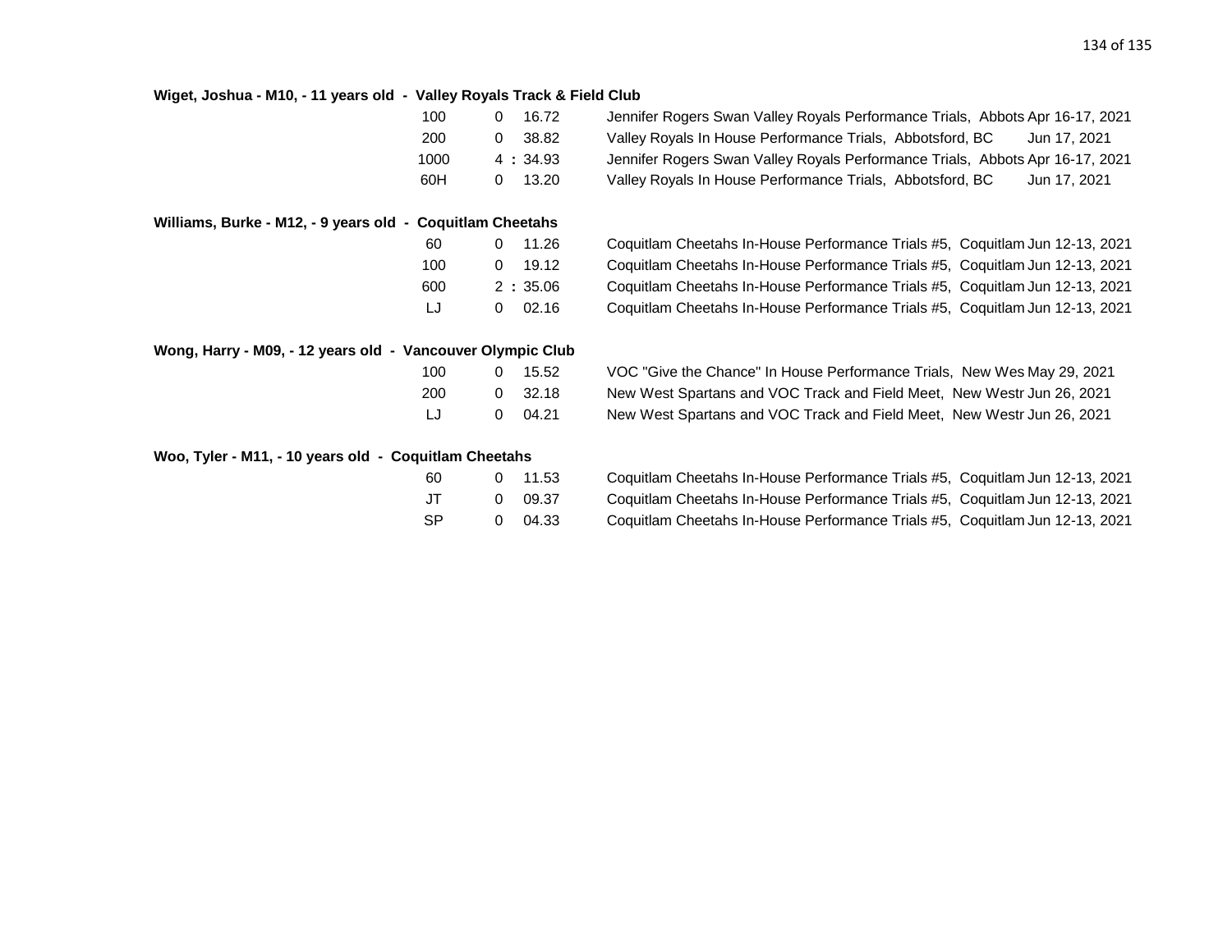**Wiget, Joshua - M10, - 11 years old - Valley Royals Track & Field Club**

| Event | | Mark | Meet | Date |
|---|---|---|---|---|
| 100 | 0 | 16.72 | Jennifer Rogers Swan Valley Royals Performance Trials, Abbots | Apr 16-17, 2021 |
| 200 | 0 | 38.82 | Valley Royals In House Performance Trials, Abbotsford, BC | Jun 17, 2021 |
| 1000 | 4 : | 34.93 | Jennifer Rogers Swan Valley Royals Performance Trials, Abbots | Apr 16-17, 2021 |
| 60H | 0 | 13.20 | Valley Royals In House Performance Trials, Abbotsford, BC | Jun 17, 2021 |

**Williams, Burke - M12, - 9 years old - Coquitlam Cheetahs**

| Event | | Mark | Meet | Date |
|---|---|---|---|---|
| 60 | 0 | 11.26 | Coquitlam Cheetahs In-House Performance Trials #5, Coquitlam | Jun 12-13, 2021 |
| 100 | 0 | 19.12 | Coquitlam Cheetahs In-House Performance Trials #5, Coquitlam | Jun 12-13, 2021 |
| 600 | 2 : | 35.06 | Coquitlam Cheetahs In-House Performance Trials #5, Coquitlam | Jun 12-13, 2021 |
| LJ | 0 | 02.16 | Coquitlam Cheetahs In-House Performance Trials #5, Coquitlam | Jun 12-13, 2021 |

**Wong, Harry - M09, - 12 years old - Vancouver Olympic Club**

| Event | | Mark | Meet | Date |
|---|---|---|---|---|
| 100 | 0 | 15.52 | VOC "Give the Chance" In House Performance Trials, New Wes | May 29, 2021 |
| 200 | 0 | 32.18 | New West Spartans and VOC Track and Field Meet, New Westr | Jun 26, 2021 |
| LJ | 0 | 04.21 | New West Spartans and VOC Track and Field Meet, New Westr | Jun 26, 2021 |

**Woo, Tyler - M11, - 10 years old - Coquitlam Cheetahs**

| Event | | Mark | Meet | Date |
|---|---|---|---|---|
| 60 | 0 | 11.53 | Coquitlam Cheetahs In-House Performance Trials #5, Coquitlam | Jun 12-13, 2021 |
| JT | 0 | 09.37 | Coquitlam Cheetahs In-House Performance Trials #5, Coquitlam | Jun 12-13, 2021 |
| SP | 0 | 04.33 | Coquitlam Cheetahs In-House Performance Trials #5, Coquitlam | Jun 12-13, 2021 |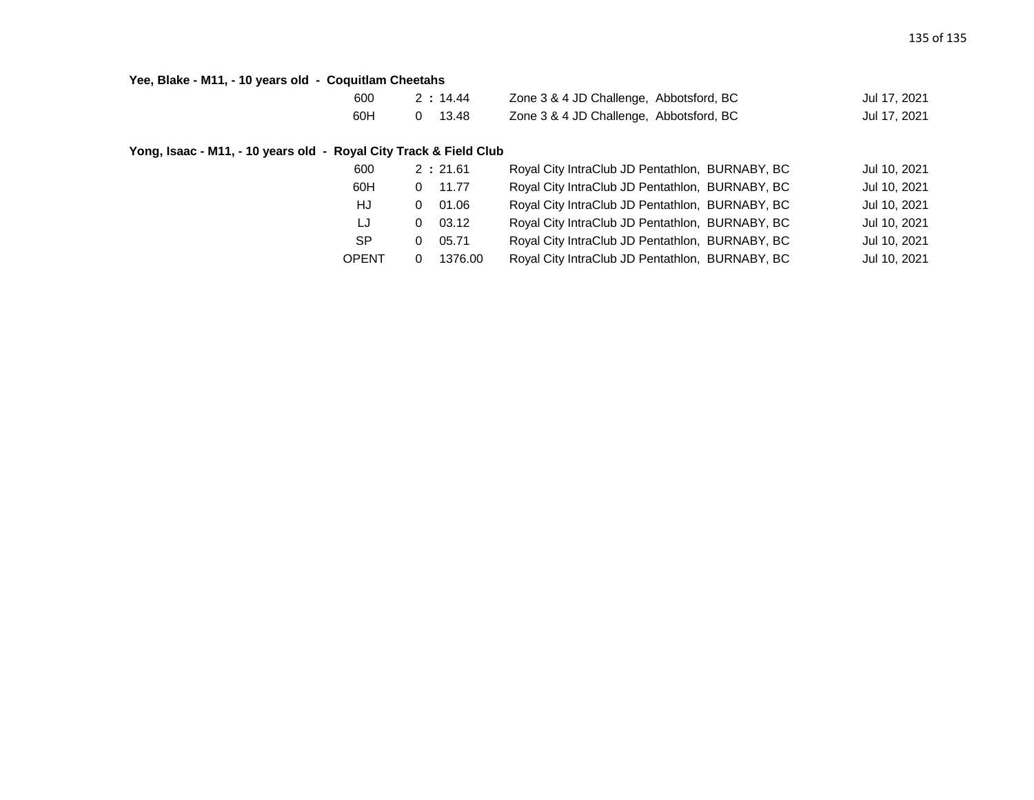**Yee, Blake - M11, - 10 years old - Coquitlam Cheetahs**

| | | | | |
|---|---|---|---|---|
| 600 | 2 | : 14.44 | Zone 3 & 4 JD Challenge, Abbotsford, BC | Jul 17, 2021 |
| 60H | 0 | 13.48 | Zone 3 & 4 JD Challenge, Abbotsford, BC | Jul 17, 2021 |

**Yong, Isaac - M11, - 10 years old - Royal City Track & Field Club**

| | | | | |
|---|---|---|---|---|
| 600 | 2 | : 21.61 | Royal City IntraClub JD Pentathlon, BURNABY, BC | Jul 10, 2021 |
| 60H | 0 | 11.77 | Royal City IntraClub JD Pentathlon, BURNABY, BC | Jul 10, 2021 |
| HJ | 0 | 01.06 | Royal City IntraClub JD Pentathlon, BURNABY, BC | Jul 10, 2021 |
| LJ | 0 | 03.12 | Royal City IntraClub JD Pentathlon, BURNABY, BC | Jul 10, 2021 |
| SP | 0 | 05.71 | Royal City IntraClub JD Pentathlon, BURNABY, BC | Jul 10, 2021 |
| OPENT | 0 | 1376.00 | Royal City IntraClub JD Pentathlon, BURNABY, BC | Jul 10, 2021 |